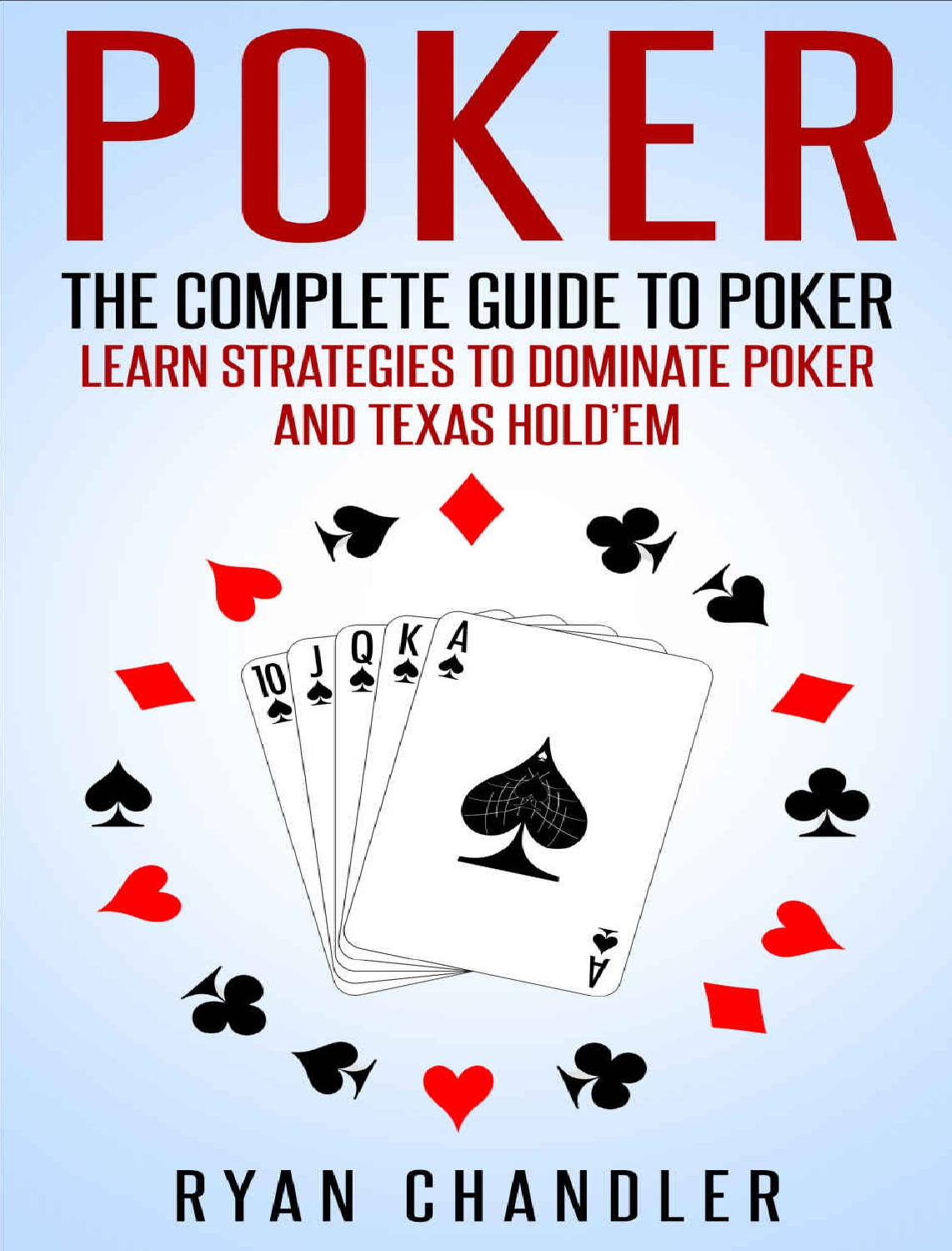# POKER

## THE COMPLETE GUIDE TO POKER

### LEARN STRATEGIES TO DOMINATE POKER AND TEXAS HOLD'EM

RYAN CHANDLER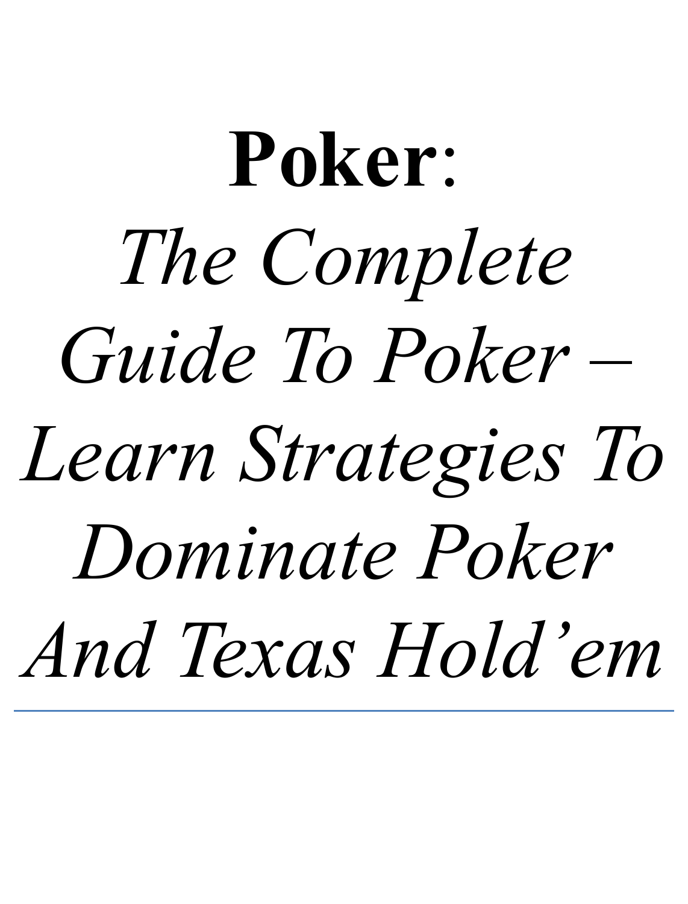# **Poker**:

# *The Complete Guide To Poker – Learn Strategies To Dominate Poker And Texas Hold'em*

---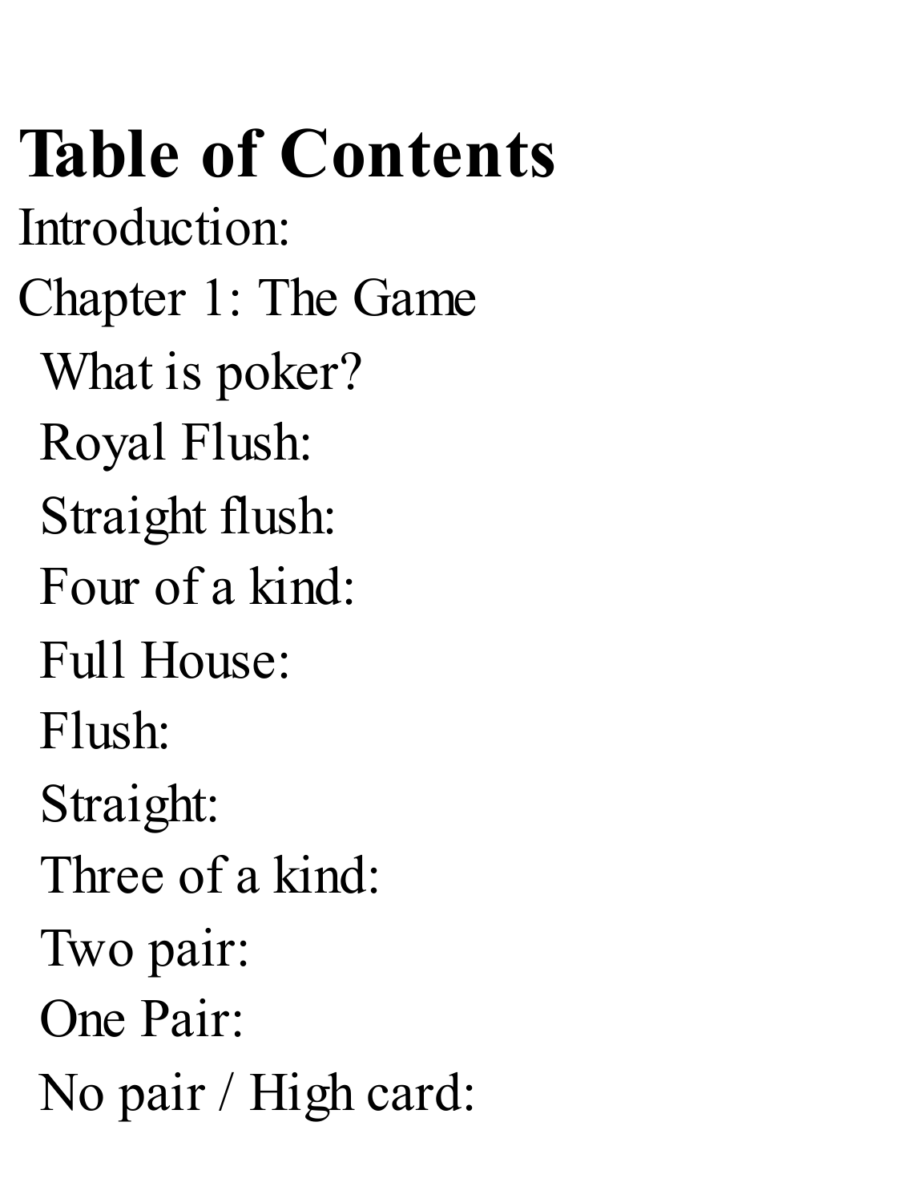# Table of Contents

Introduction:

Chapter 1: The Game

- What is poker?
- Royal Flush:
- Straight flush:
- Four of a kind:
- Full House:
- Flush:
- Straight:
- Three of a kind:
- Two pair:
- One Pair:
- No pair / High card: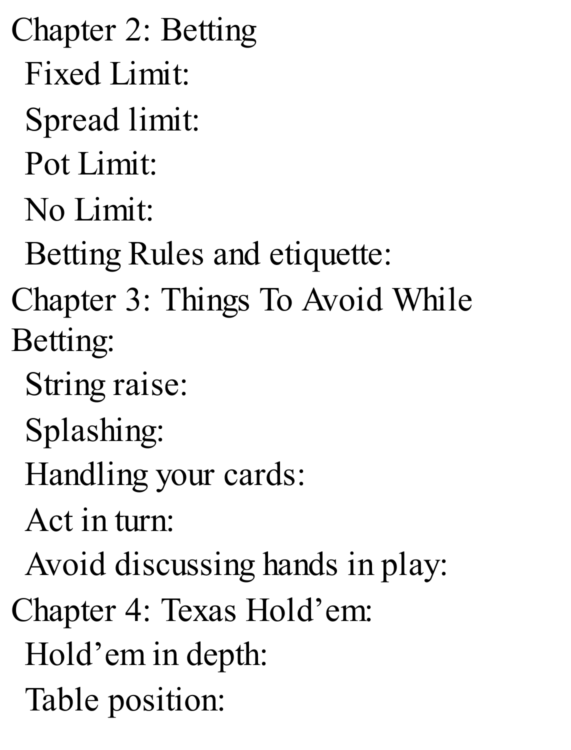Chapter 2: Betting

- Fixed Limit:
- Spread limit:
- Pot Limit:
- No Limit:
- Betting Rules and etiquette:

Chapter 3: Things To Avoid While Betting:

- String raise:
- Splashing:
- Handling your cards:
- Act in turn:
- Avoid discussing hands in play:

Chapter 4: Texas Hold’em:

- Hold’em in depth:
- Table position: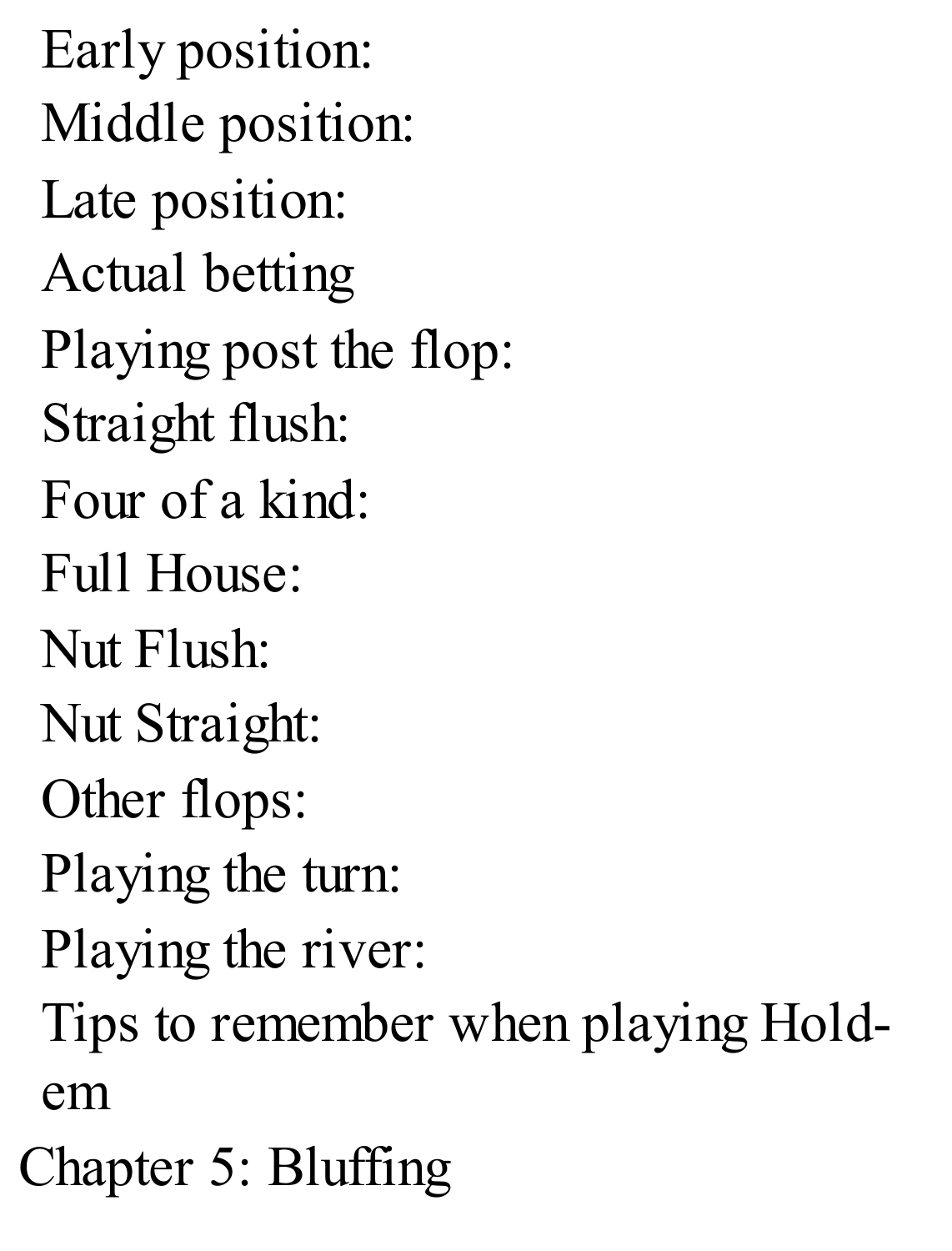- Early position:
- Middle position:
- Late position:
- Actual betting
- Playing post the flop:
- Straight flush:
- Four of a kind:
- Full House:
- Nut Flush:
- Nut Straight:
- Other flops:
- Playing the turn:
- Playing the river:
- Tips to remember when playing Hold-em

Chapter 5: Bluffing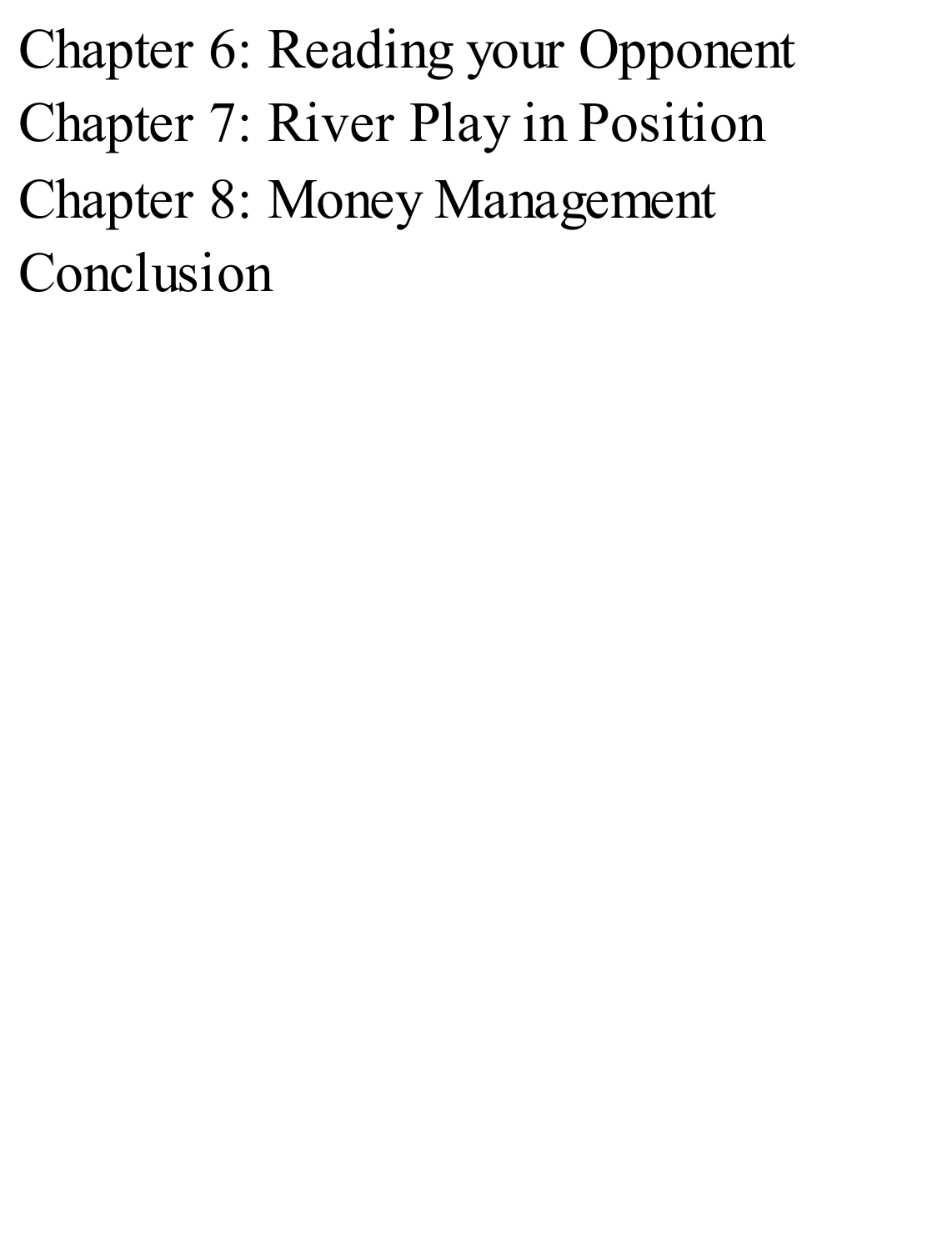Chapter 6: Reading your Opponent
Chapter 7: River Play in Position
Chapter 8: Money Management
Conclusion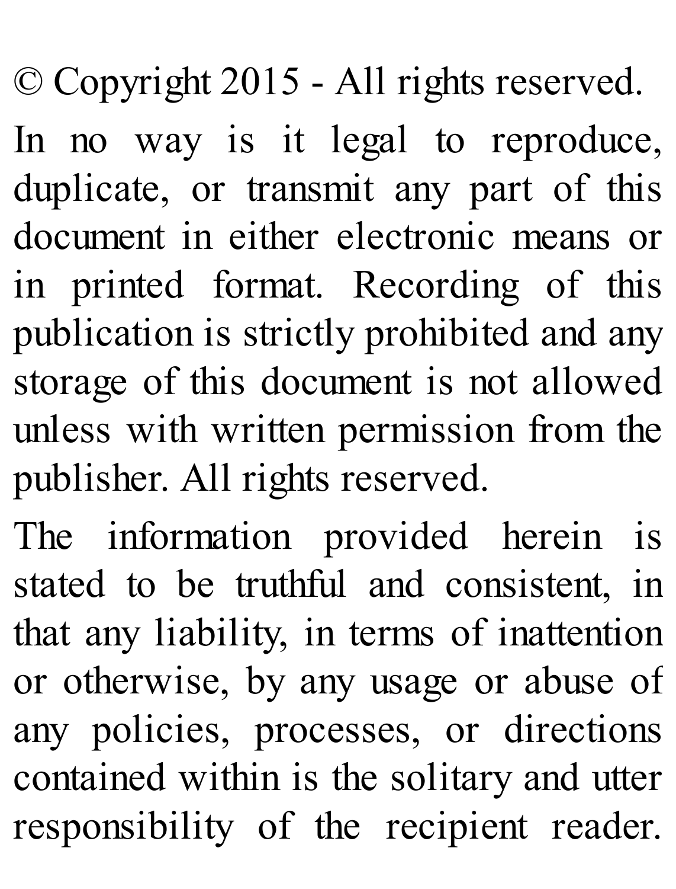© Copyright 2015 - All rights reserved.

In no way is it legal to reproduce, duplicate, or transmit any part of this document in either electronic means or in printed format. Recording of this publication is strictly prohibited and any storage of this document is not allowed unless with written permission from the publisher. All rights reserved.

The information provided herein is stated to be truthful and consistent, in that any liability, in terms of inattention or otherwise, by any usage or abuse of any policies, processes, or directions contained within is the solitary and utter responsibility of the recipient reader.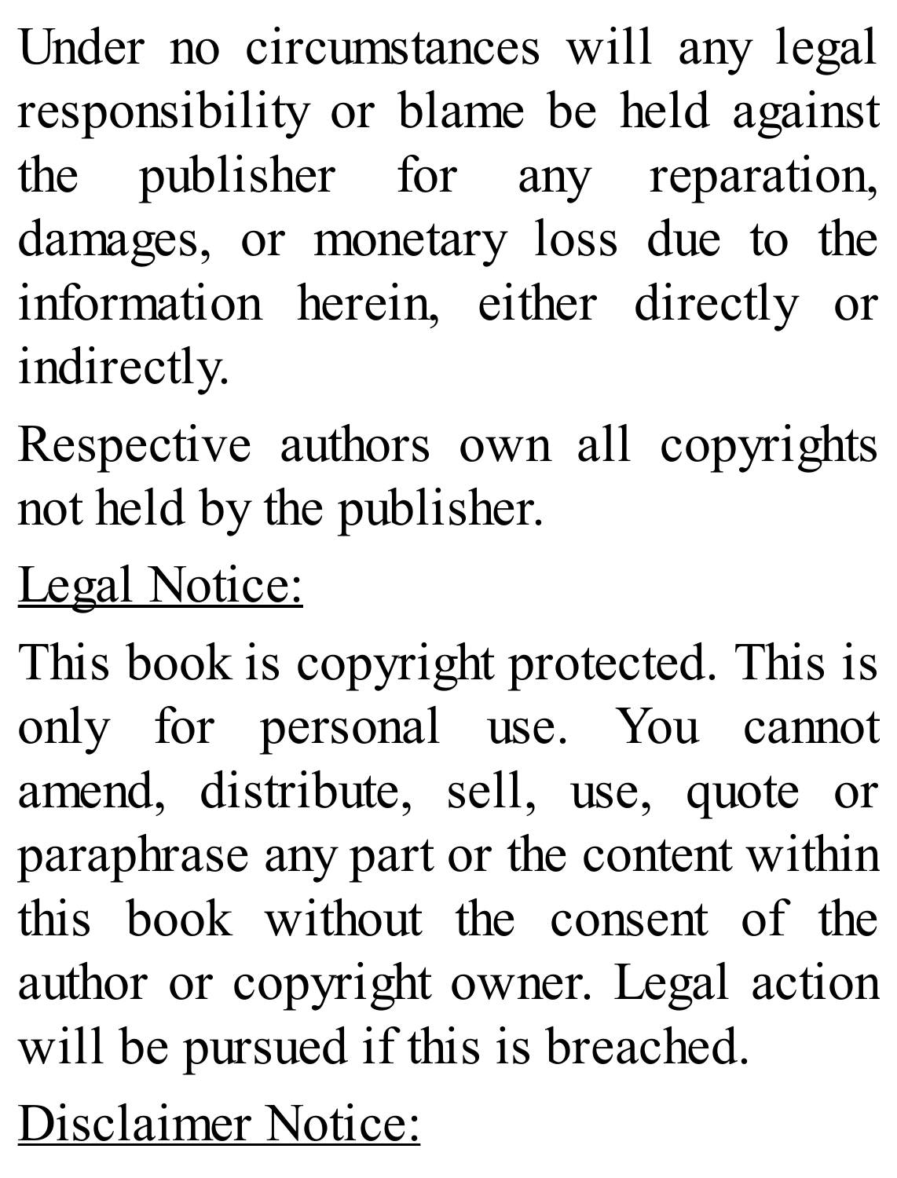Under no circumstances will any legal responsibility or blame be held against the publisher for any reparation, damages, or monetary loss due to the information herein, either directly or indirectly.

Respective authors own all copyrights not held by the publisher.

<u>Legal Notice:</u>

This book is copyright protected. This is only for personal use. You cannot amend, distribute, sell, use, quote or paraphrase any part or the content within this book without the consent of the author or copyright owner. Legal action will be pursued if this is breached.

<u>Disclaimer Notice:</u>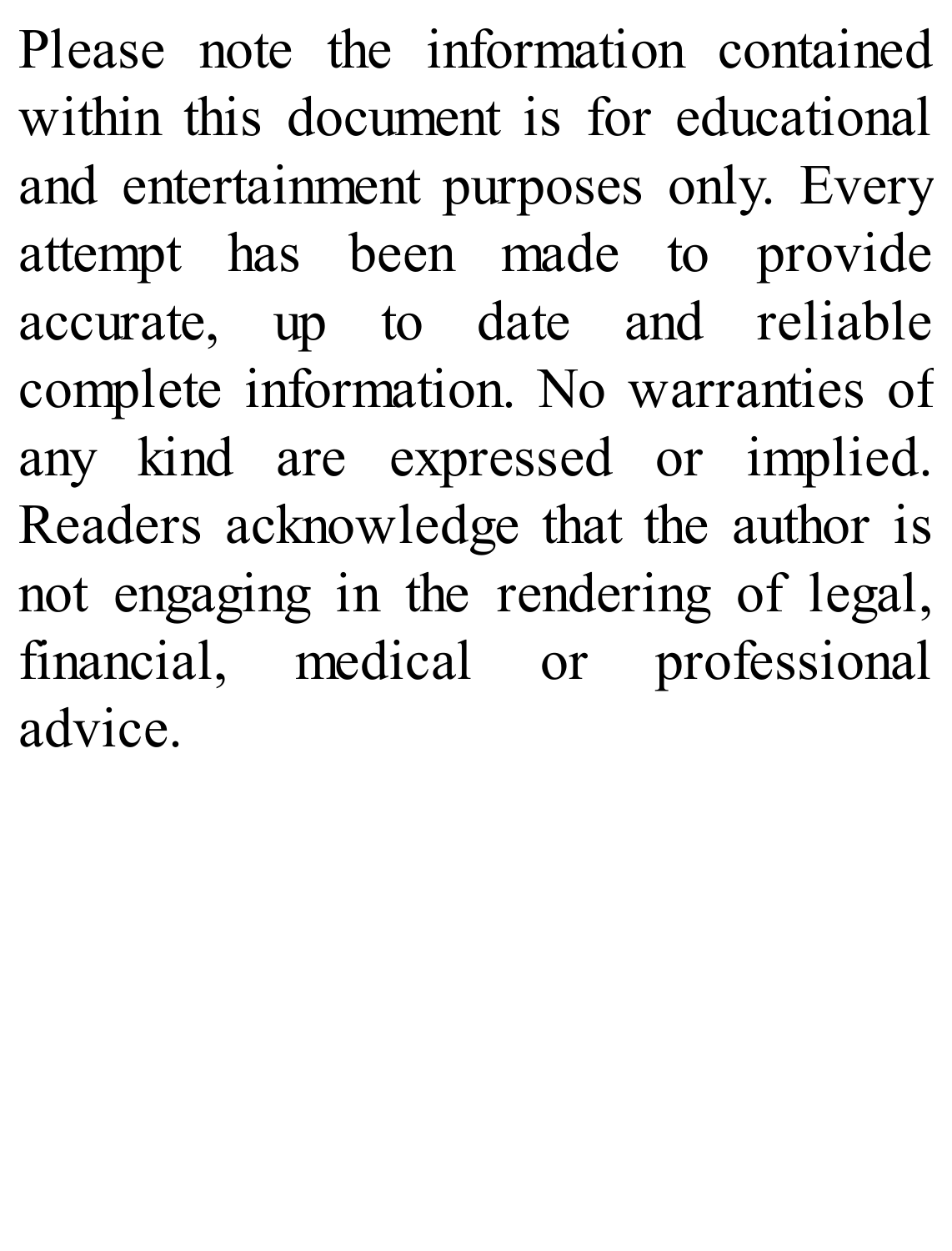Please note the information contained within this document is for educational and entertainment purposes only. Every attempt has been made to provide accurate, up to date and reliable complete information. No warranties of any kind are expressed or implied. Readers acknowledge that the author is not engaging in the rendering of legal, financial, medical or professional advice.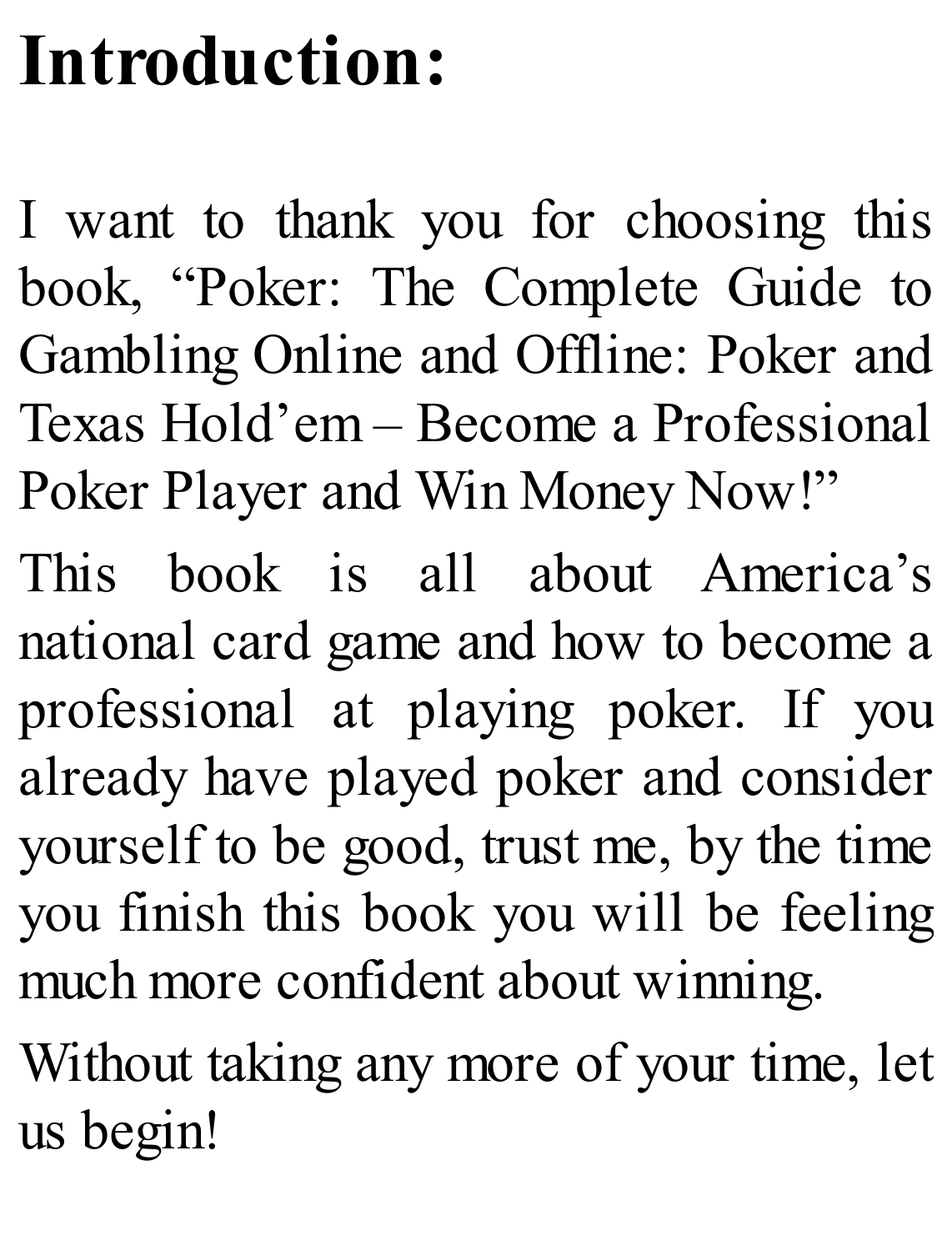# Introduction:

I want to thank you for choosing this book, “Poker: The Complete Guide to Gambling Online and Offline: Poker and Texas Hold’em – Become a Professional Poker Player and Win Money Now!”

This book is all about America’s national card game and how to become a professional at playing poker. If you already have played poker and consider yourself to be good, trust me, by the time you finish this book you will be feeling much more confident about winning.

Without taking any more of your time, let us begin!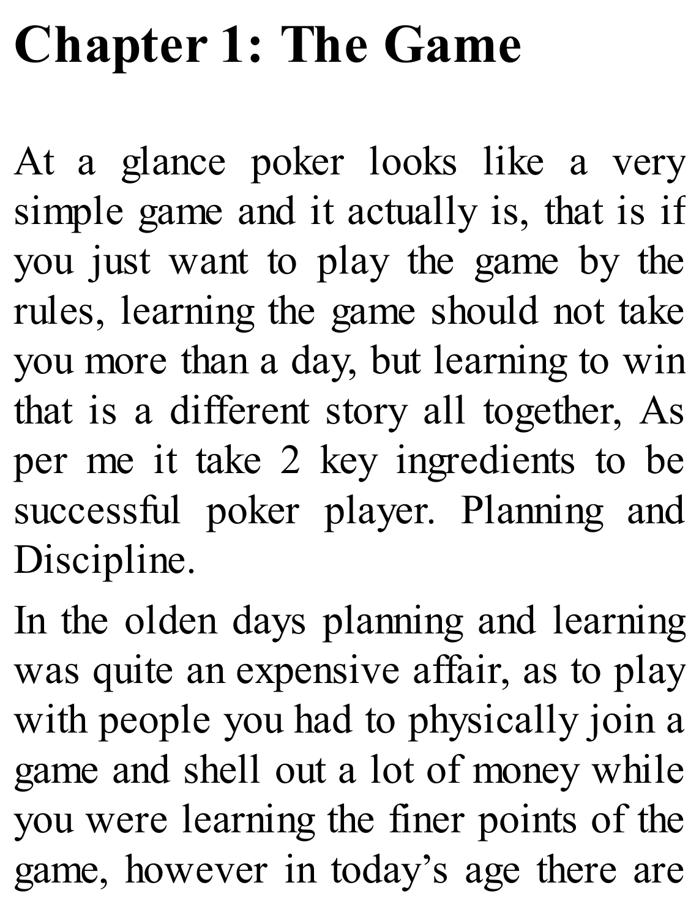# Chapter 1: The Game

At a glance poker looks like a very simple game and it actually is, that is if you just want to play the game by the rules, learning the game should not take you more than a day, but learning to win that is a different story all together, As per me it take 2 key ingredients to be successful poker player. Planning and Discipline.

In the olden days planning and learning was quite an expensive affair, as to play with people you had to physically join a game and shell out a lot of money while you were learning the finer points of the game, however in today's age there are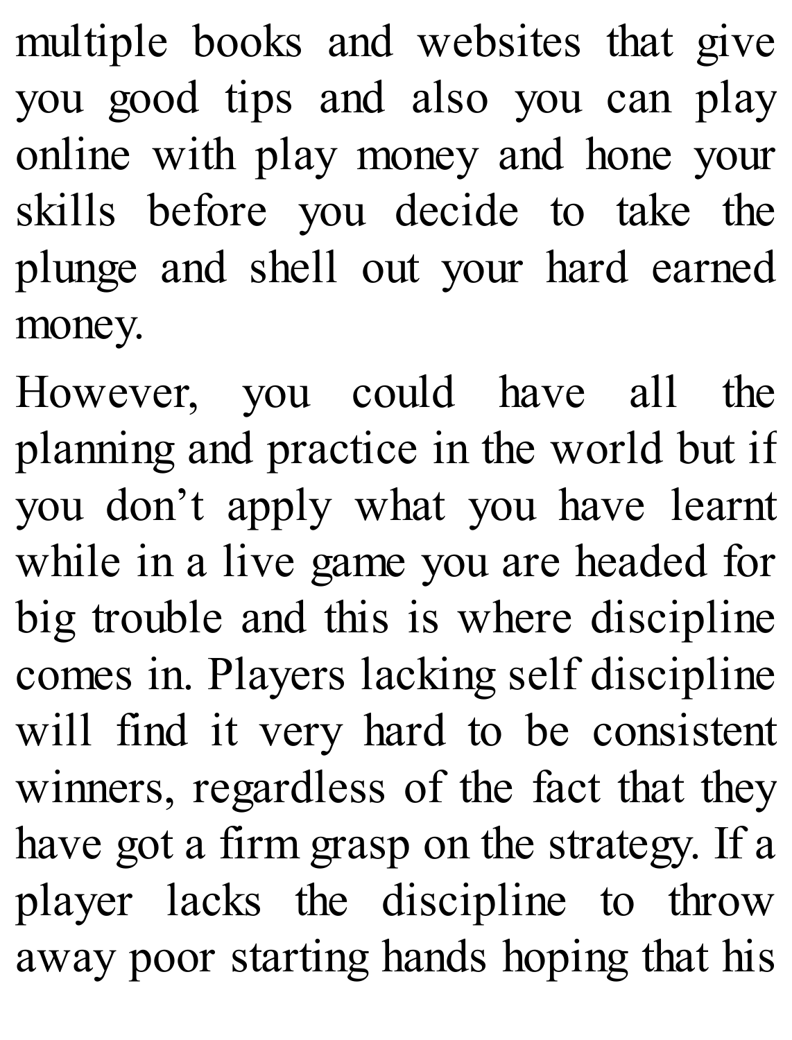multiple books and websites that give you good tips and also you can play online with play money and hone your skills before you decide to take the plunge and shell out your hard earned money.

However, you could have all the planning and practice in the world but if you don't apply what you have learnt while in a live game you are headed for big trouble and this is where discipline comes in. Players lacking self discipline will find it very hard to be consistent winners, regardless of the fact that they have got a firm grasp on the strategy. If a player lacks the discipline to throw away poor starting hands hoping that his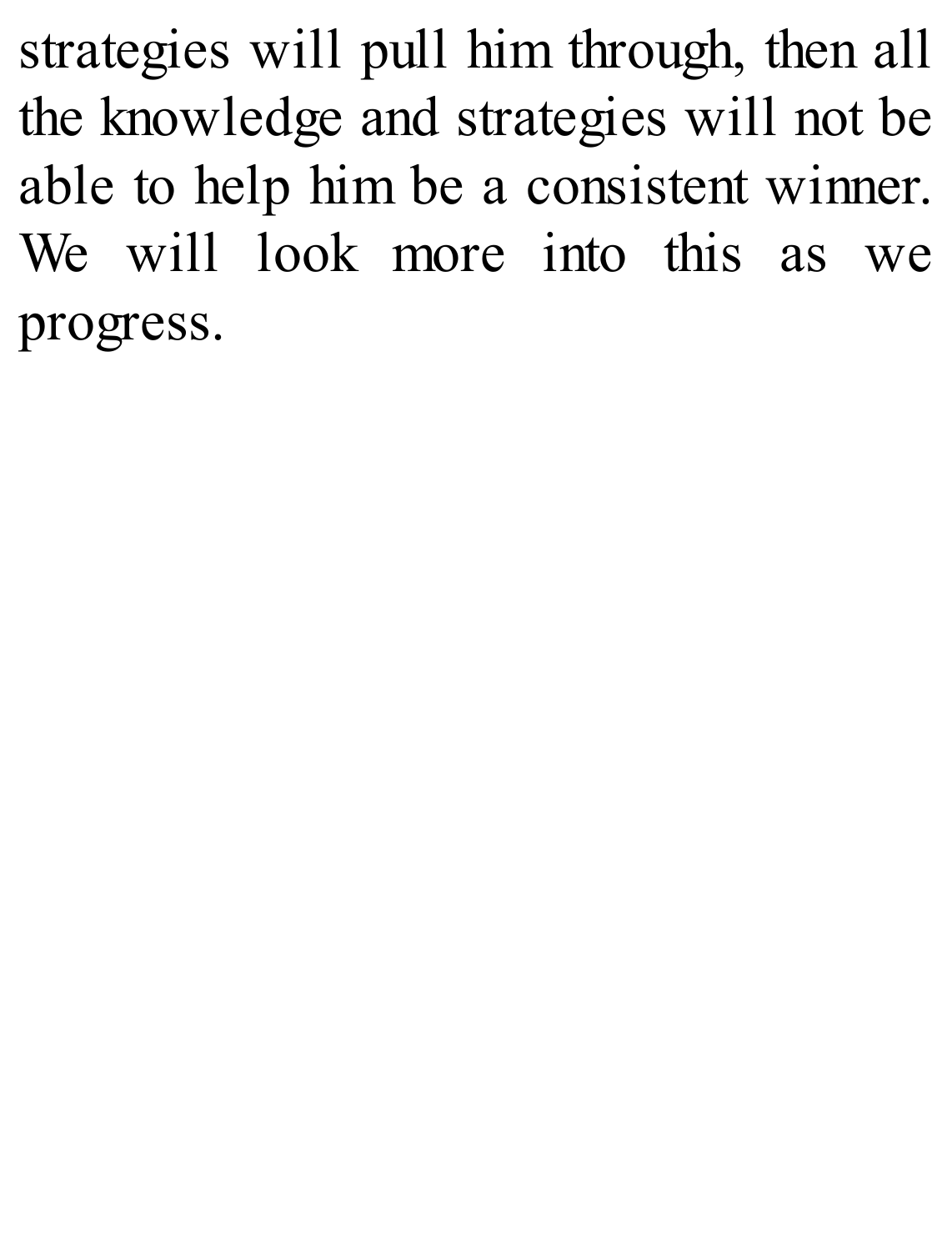strategies will pull him through, then all the knowledge and strategies will not be able to help him be a consistent winner. We will look more into this as we progress.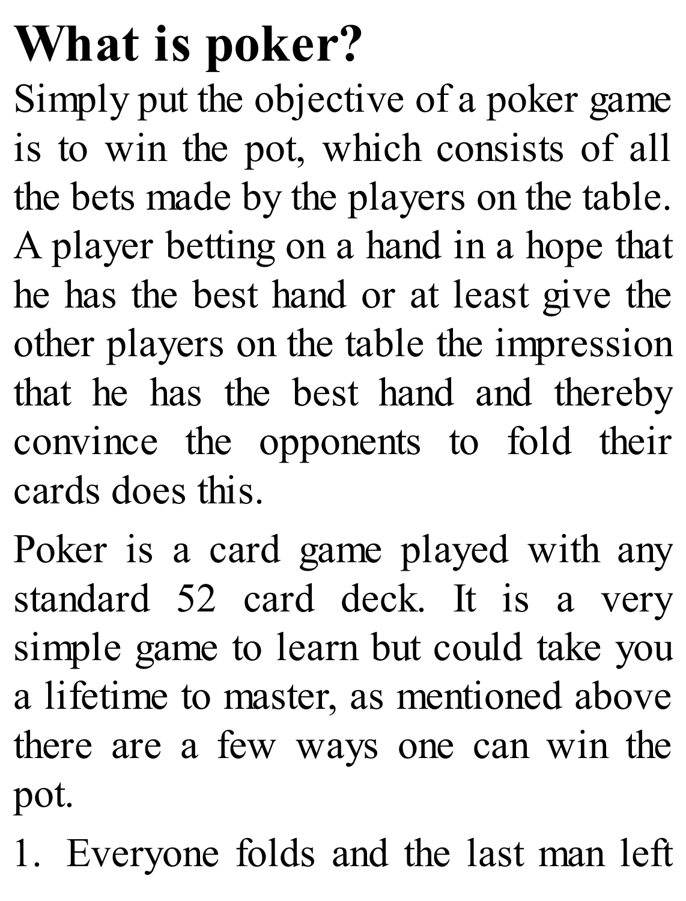# What is poker?

Simply put the objective of a poker game is to win the pot, which consists of all the bets made by the players on the table. A player betting on a hand in a hope that he has the best hand or at least give the other players on the table the impression that he has the best hand and thereby convince the opponents to fold their cards does this.

Poker is a card game played with any standard 52 card deck. It is a very simple game to learn but could take you a lifetime to master, as mentioned above there are a few ways one can win the pot.

1. Everyone folds and the last man left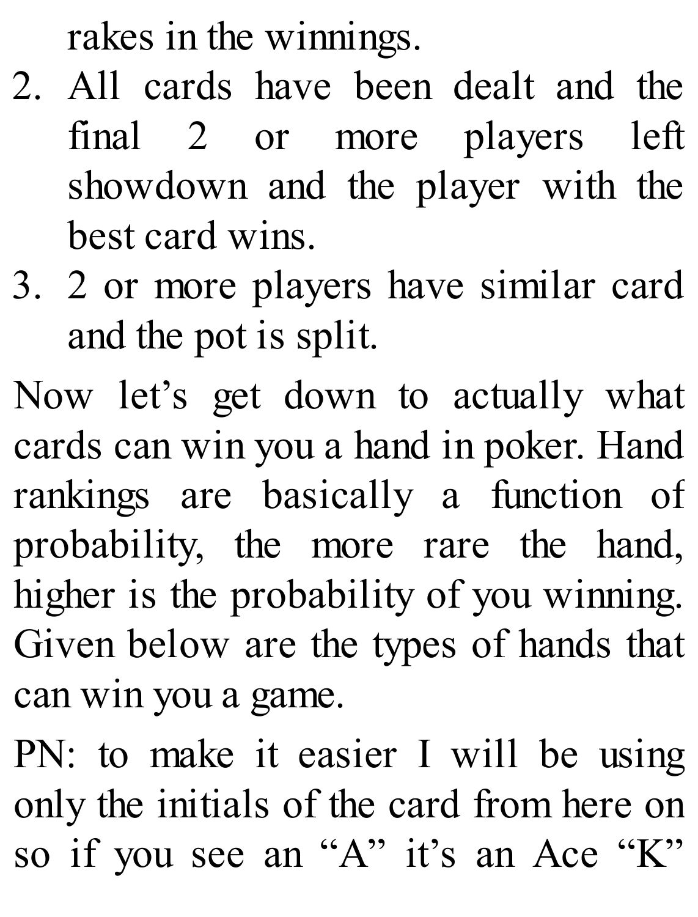rakes in the winnings.

2. All cards have been dealt and the final 2 or more players left showdown and the player with the best card wins.
3. 2 or more players have similar card and the pot is split.

Now let’s get down to actually what cards can win you a hand in poker. Hand rankings are basically a function of probability, the more rare the hand, higher is the probability of you winning. Given below are the types of hands that can win you a game.

PN: to make it easier I will be using only the initials of the card from here on so if you see an “A” it’s an Ace “K”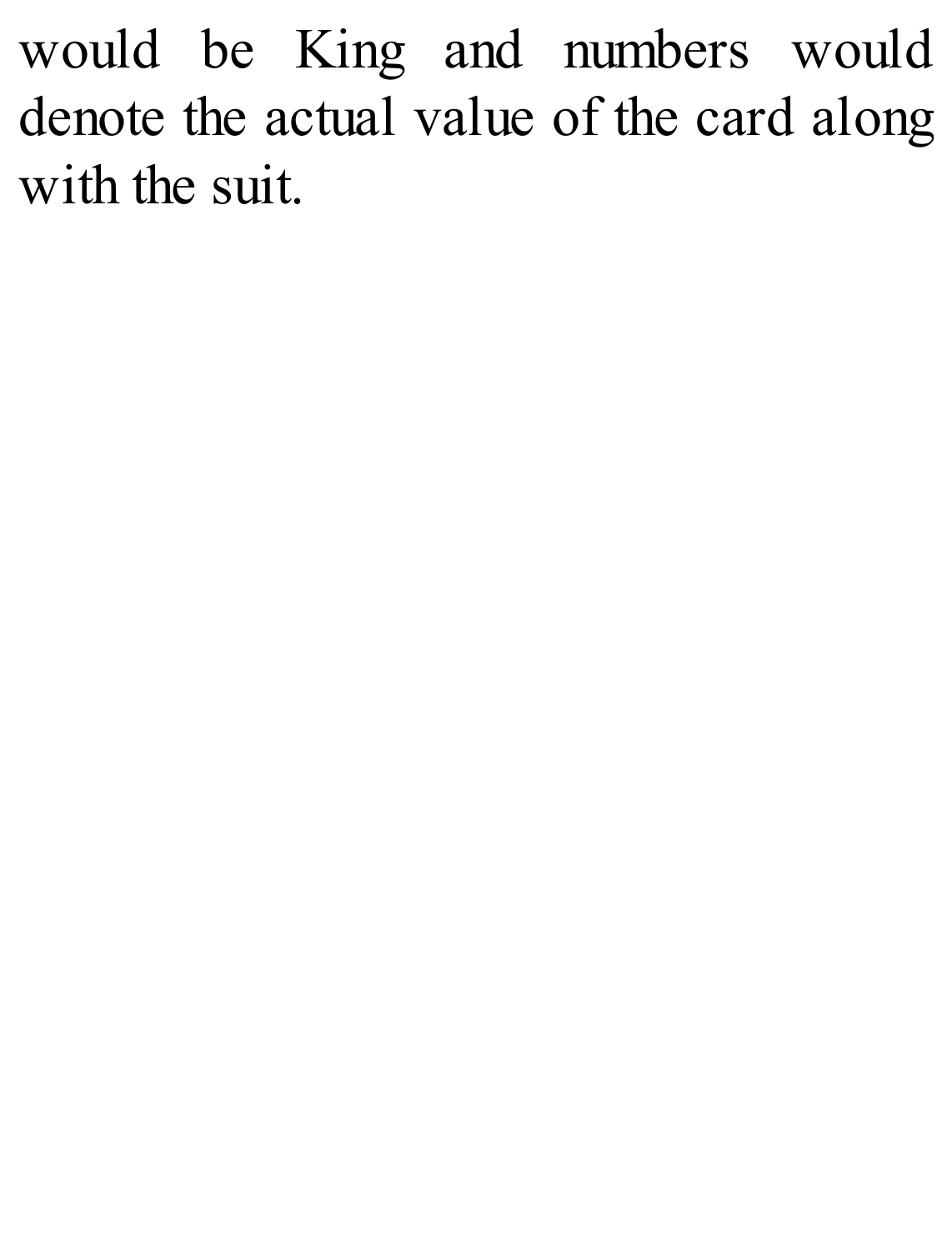would be King and numbers would denote the actual value of the card along with the suit.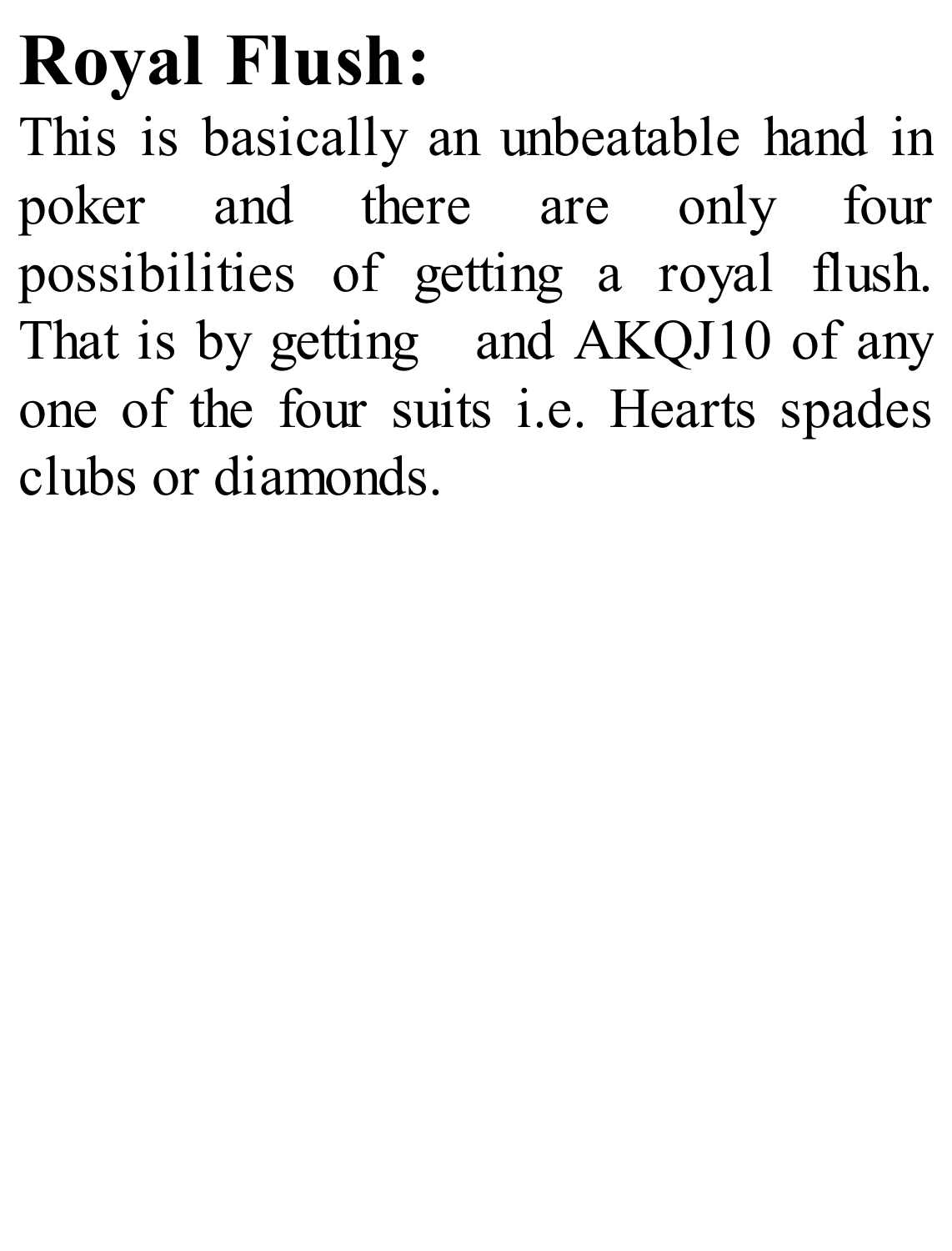# Royal Flush:

This is basically an unbeatable hand in poker and there are only four possibilities of getting a royal flush. That is by getting  and AKQJ10 of any one of the four suits i.e. Hearts spades clubs or diamonds.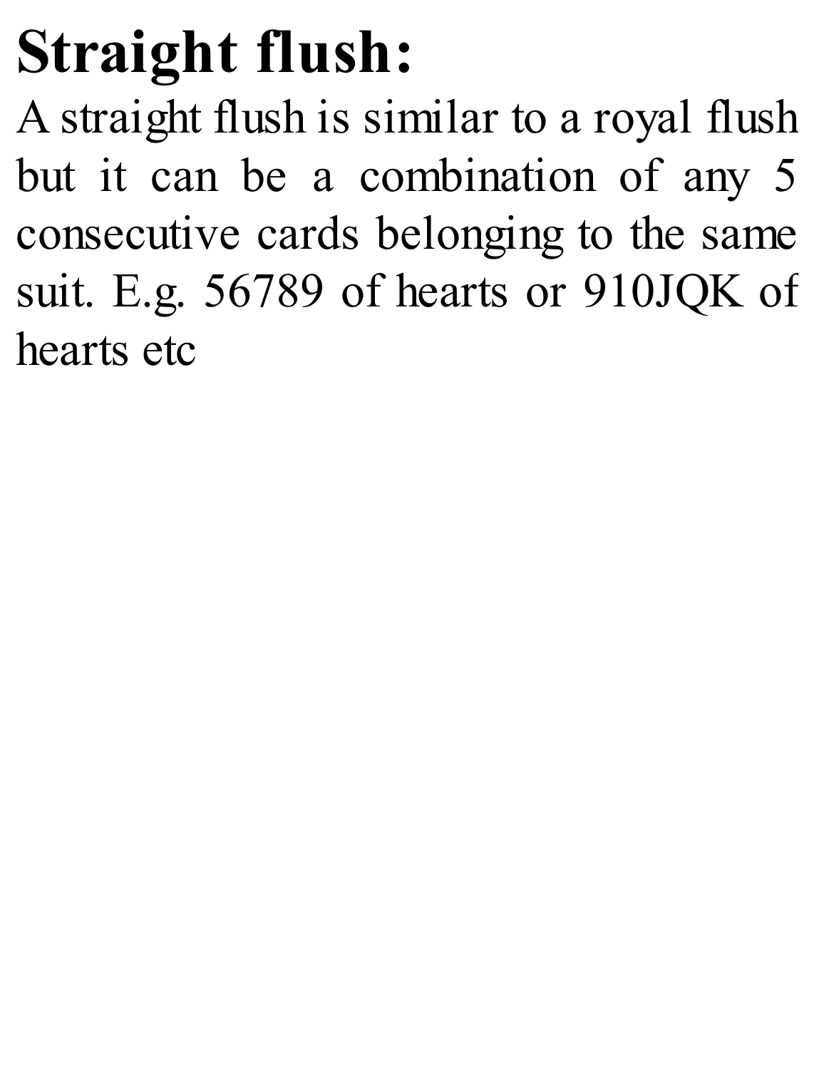# Straight flush:

A straight flush is similar to a royal flush but it can be a combination of any 5 consecutive cards belonging to the same suit. E.g. 56789 of hearts or 910JQK of hearts etc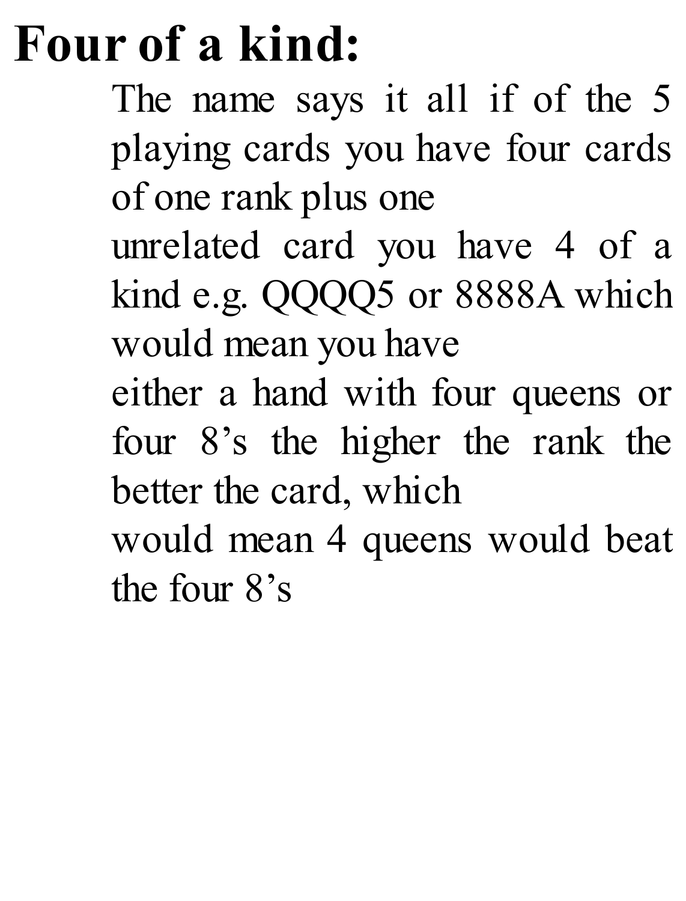# Four of a kind:

The name says it all if of the 5 playing cards you have four cards of one rank plus one
unrelated card you have 4 of a kind e.g. QQQQ5 or 8888A which would mean you have
either a hand with four queens or four 8's the higher the rank the better the card, which
would mean 4 queens would beat the four 8's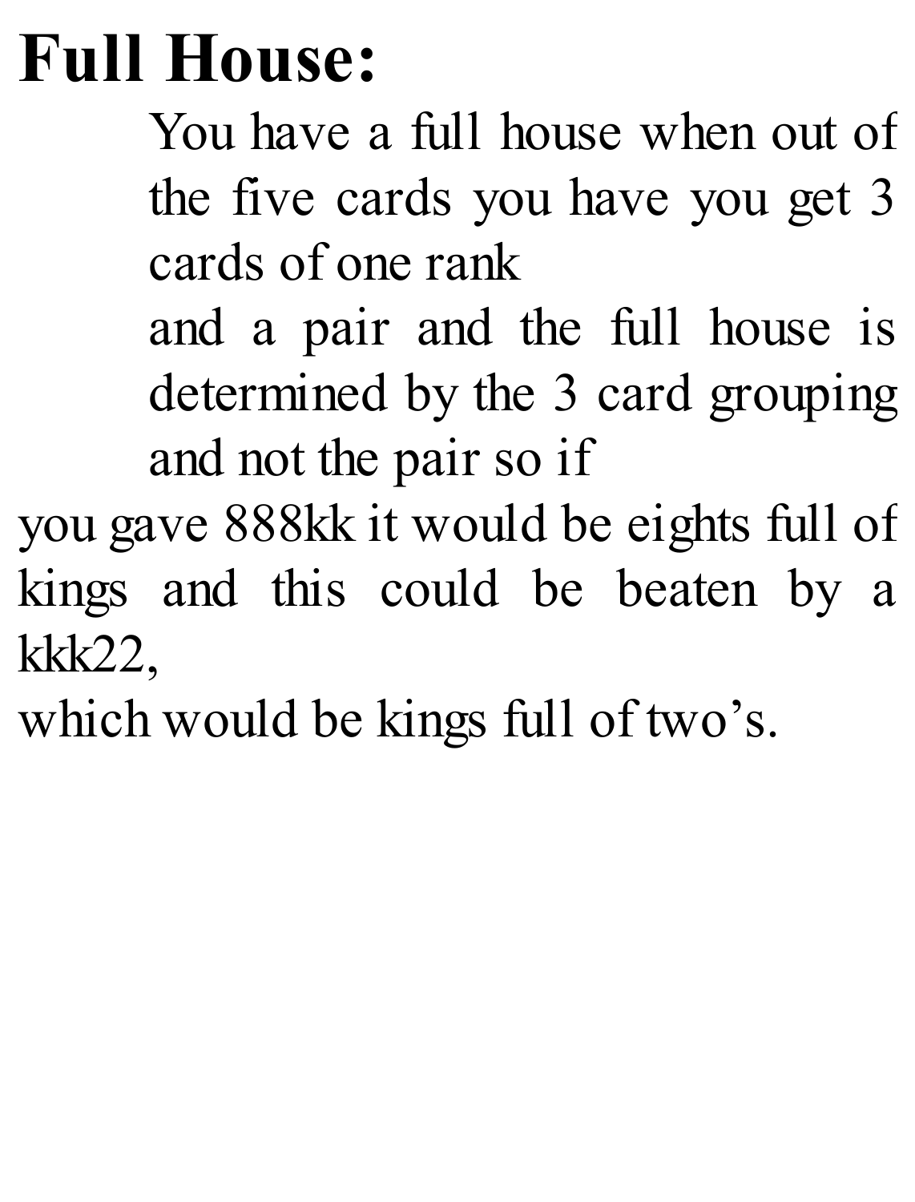# Full House:

You have a full house when out of the five cards you have you get 3 cards of one rank

and a pair and the full house is determined by the 3 card grouping and not the pair so if

you gave 888kk it would be eights full of kings and this could be beaten by a kkk22,

which would be kings full of two's.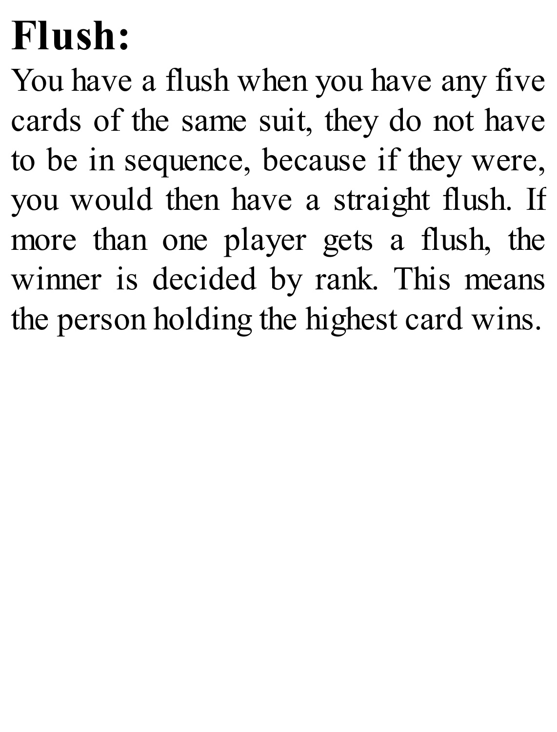# Flush:

You have a flush when you have any five cards of the same suit, they do not have to be in sequence, because if they were, you would then have a straight flush. If more than one player gets a flush, the winner is decided by rank. This means the person holding the highest card wins.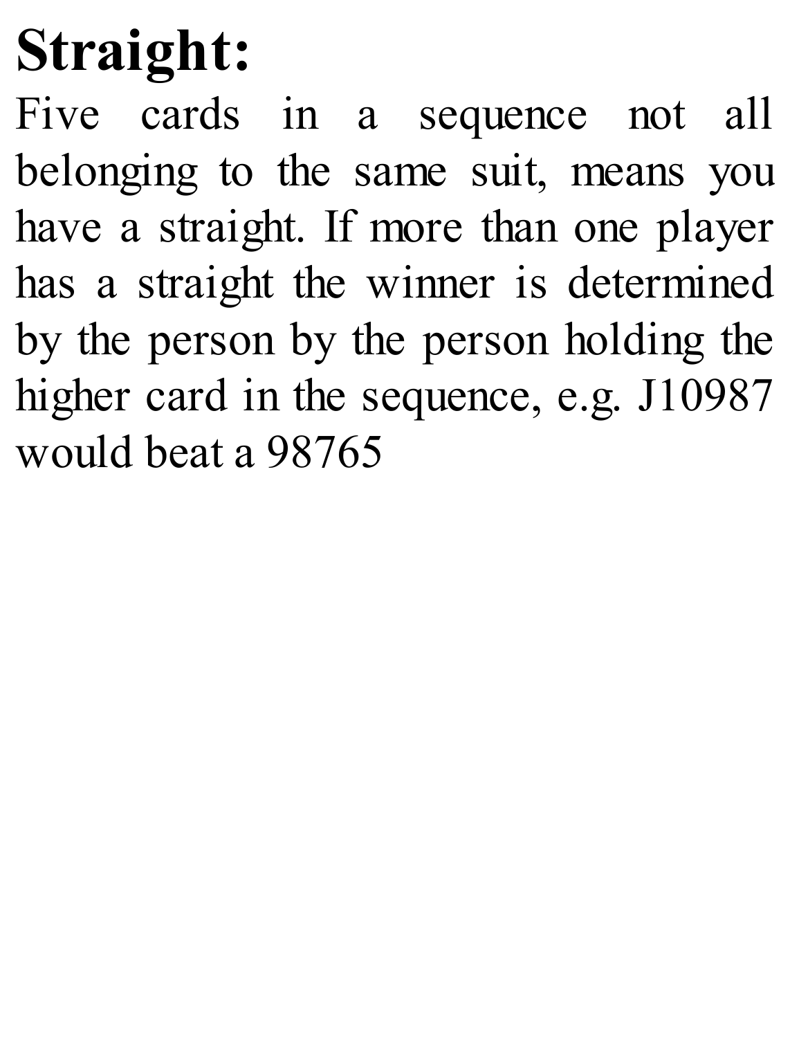# Straight:

Five cards in a sequence not all belonging to the same suit, means you have a straight. If more than one player has a straight the winner is determined by the person by the person holding the higher card in the sequence, e.g. J10987 would beat a 98765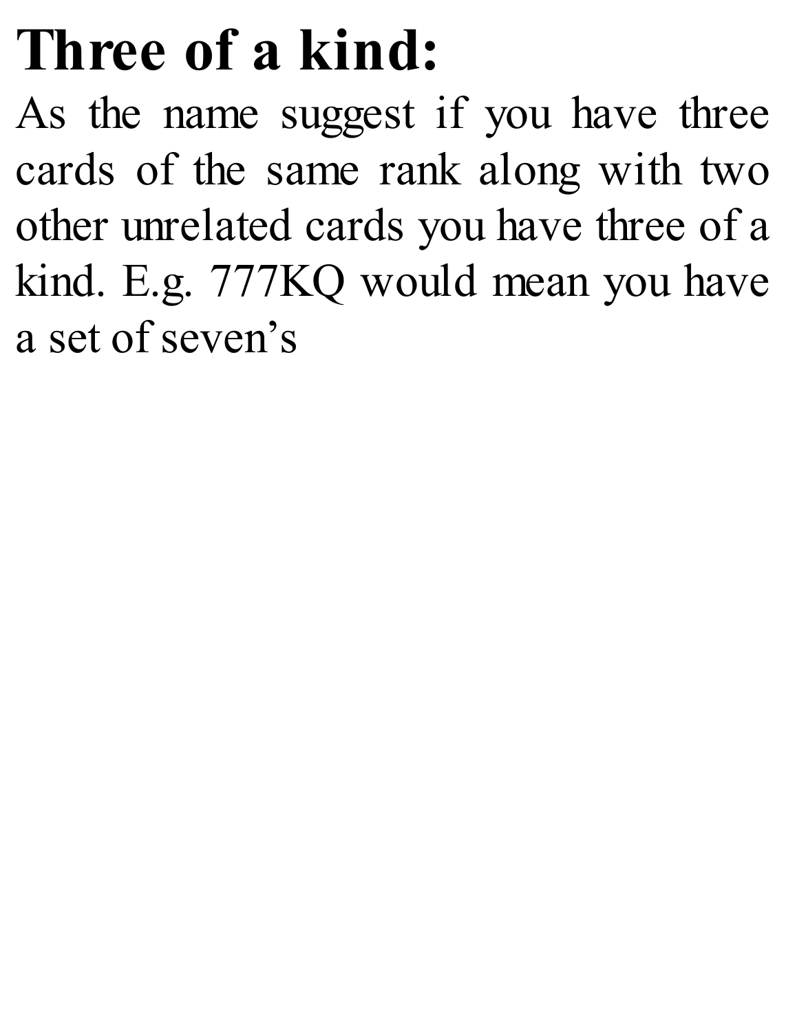# Three of a kind:

As the name suggest if you have three cards of the same rank along with two other unrelated cards you have three of a kind. E.g. 777KQ would mean you have a set of seven's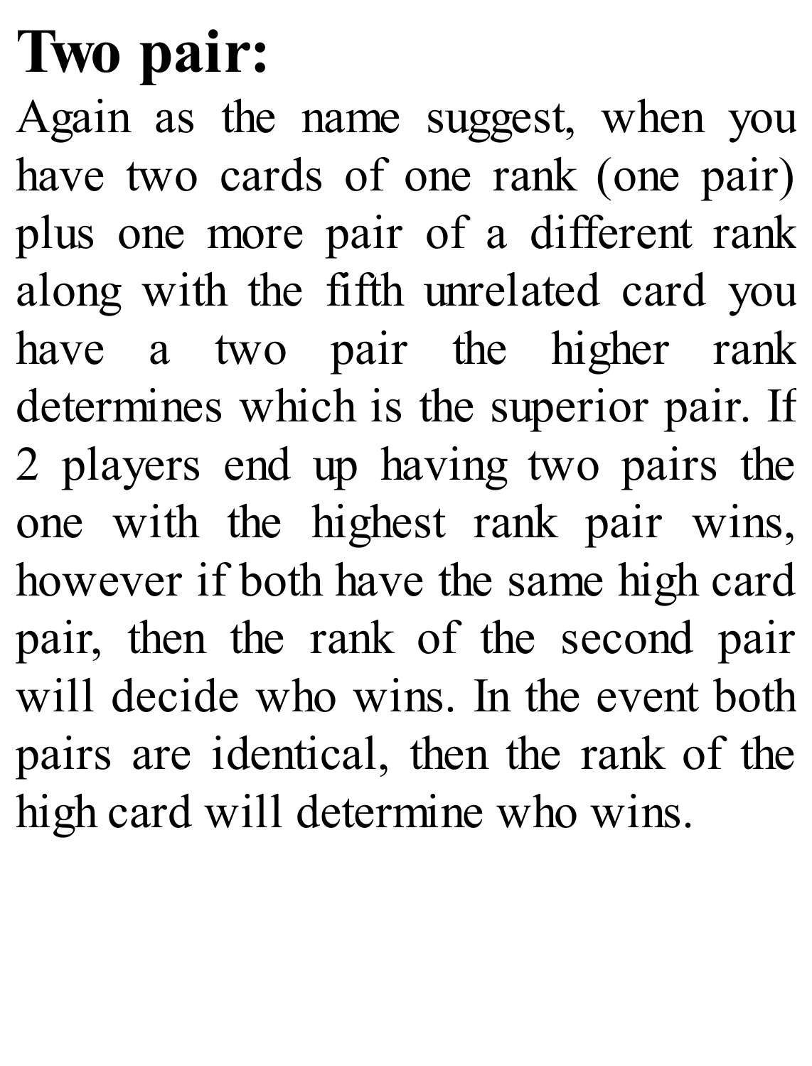# Two pair:

Again as the name suggest, when you have two cards of one rank (one pair) plus one more pair of a different rank along with the fifth unrelated card you have a two pair the higher rank determines which is the superior pair. If 2 players end up having two pairs the one with the highest rank pair wins, however if both have the same high card pair, then the rank of the second pair will decide who wins. In the event both pairs are identical, then the rank of the high card will determine who wins.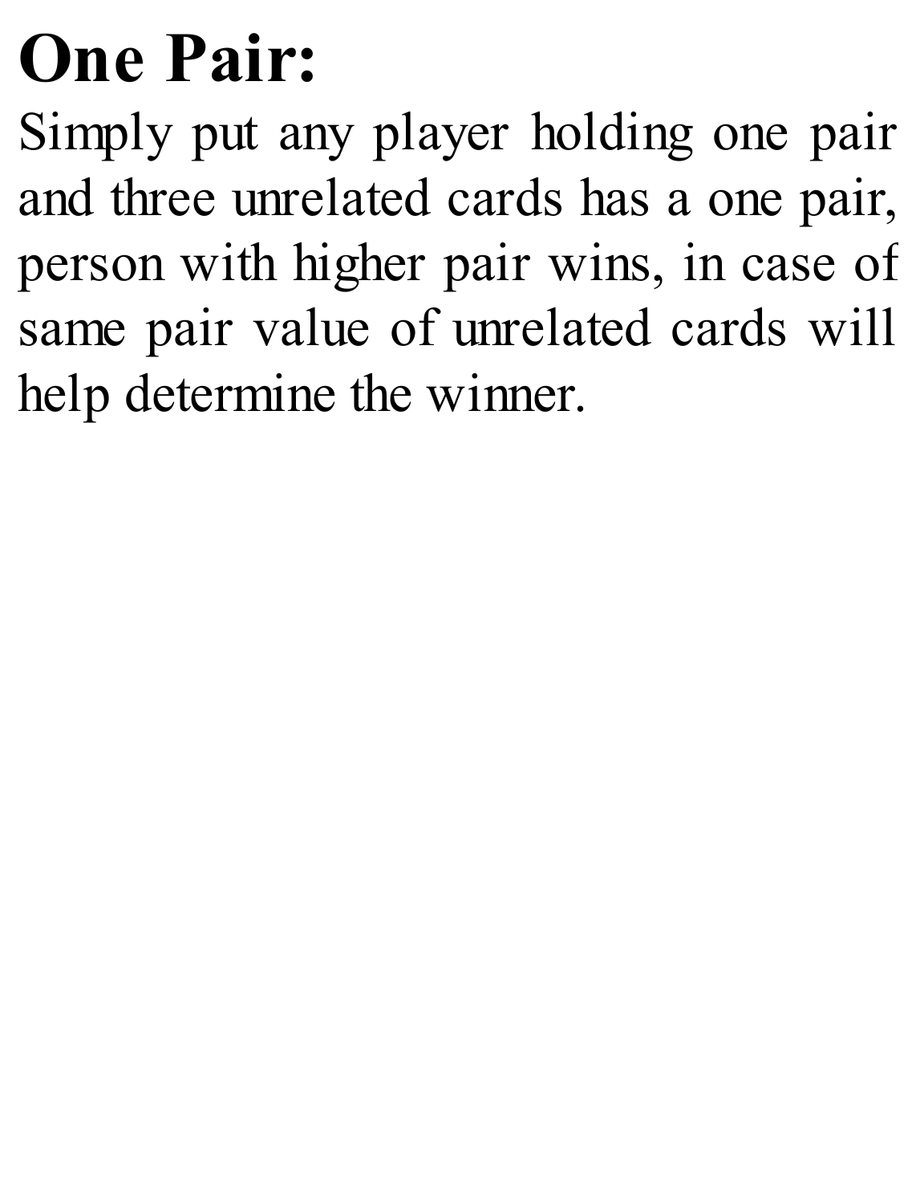# One Pair:

Simply put any player holding one pair and three unrelated cards has a one pair, person with higher pair wins, in case of same pair value of unrelated cards will help determine the winner.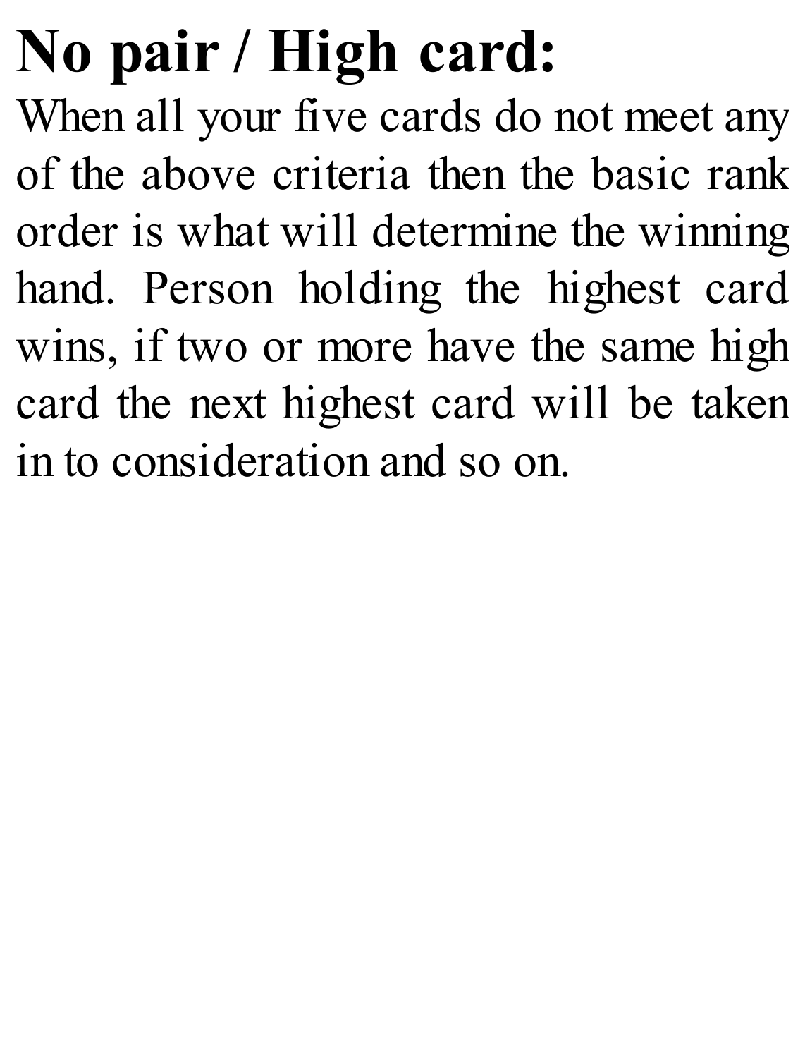# No pair / High card:

When all your five cards do not meet any of the above criteria then the basic rank order is what will determine the winning hand. Person holding the highest card wins, if two or more have the same high card the next highest card will be taken in to consideration and so on.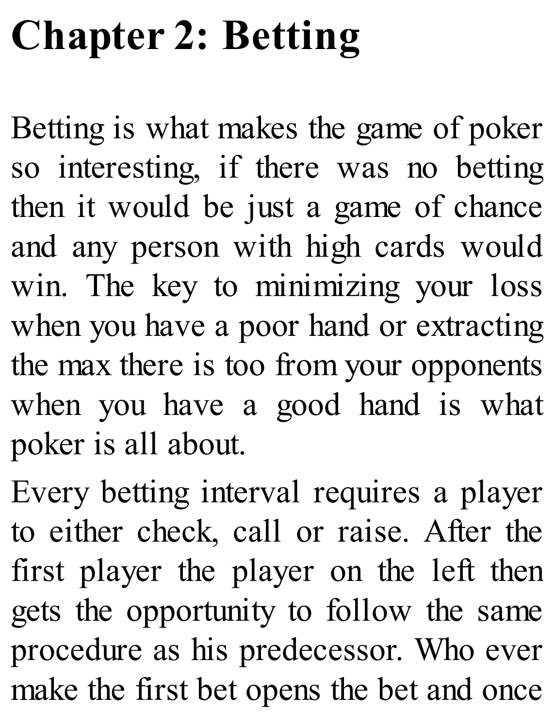# Chapter 2: Betting

Betting is what makes the game of poker so interesting, if there was no betting then it would be just a game of chance and any person with high cards would win. The key to minimizing your loss when you have a poor hand or extracting the max there is too from your opponents when you have a good hand is what poker is all about.

Every betting interval requires a player to either check, call or raise. After the first player the player on the left then gets the opportunity to follow the same procedure as his predecessor. Who ever make the first bet opens the bet and once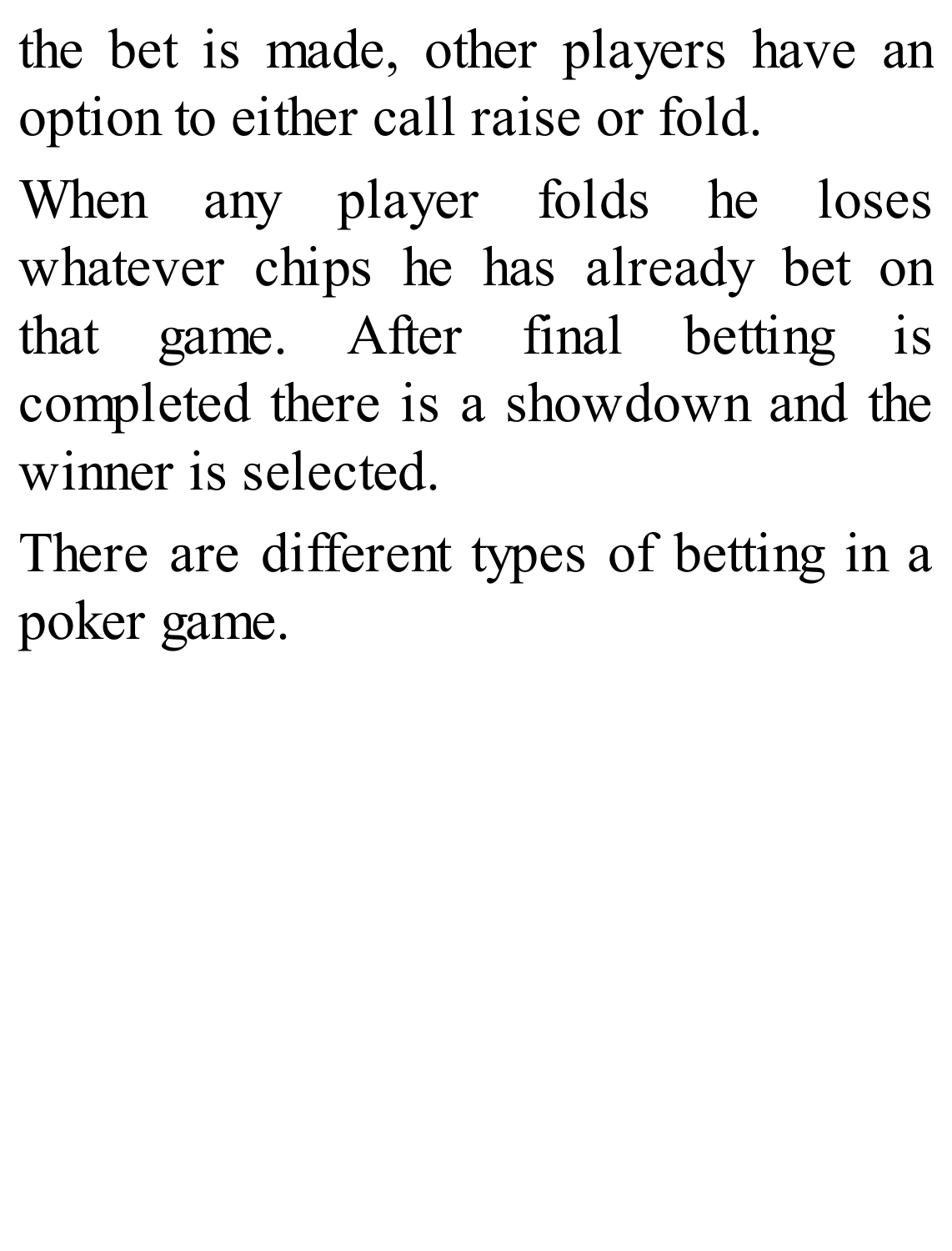the bet is made, other players have an option to either call raise or fold.

When any player folds he loses whatever chips he has already bet on that game. After final betting is completed there is a showdown and the winner is selected.

There are different types of betting in a poker game.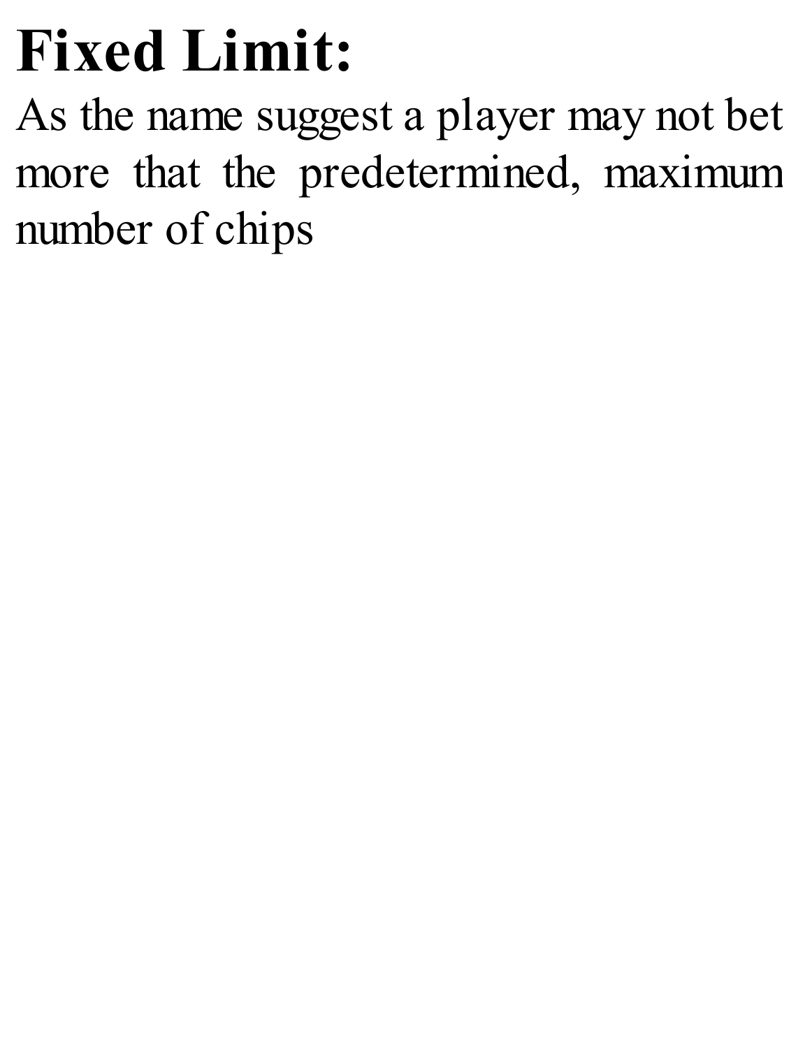# Fixed Limit:

As the name suggest a player may not bet more that the predetermined, maximum number of chips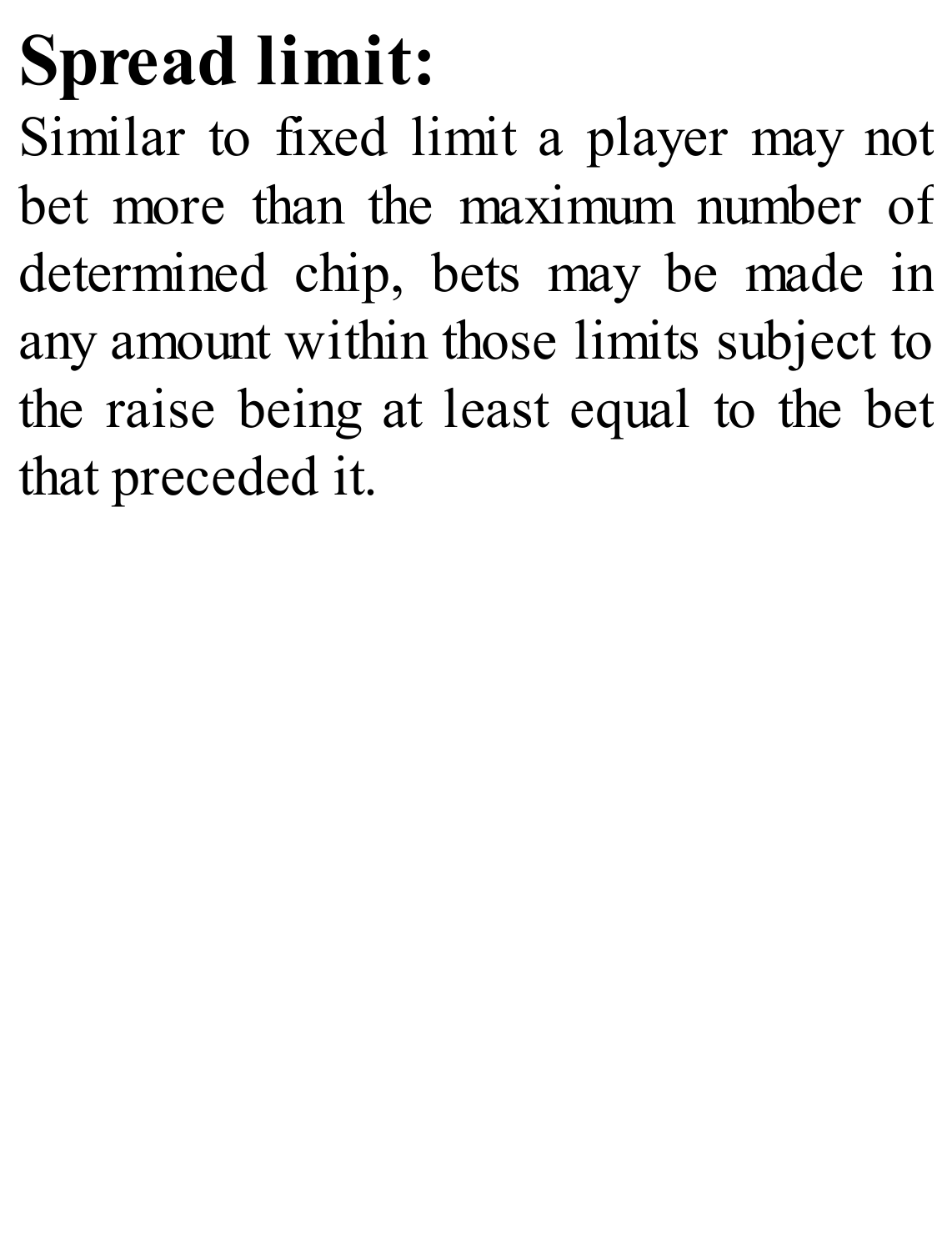# Spread limit:

Similar to fixed limit a player may not bet more than the maximum number of determined chip, bets may be made in any amount within those limits subject to the raise being at least equal to the bet that preceded it.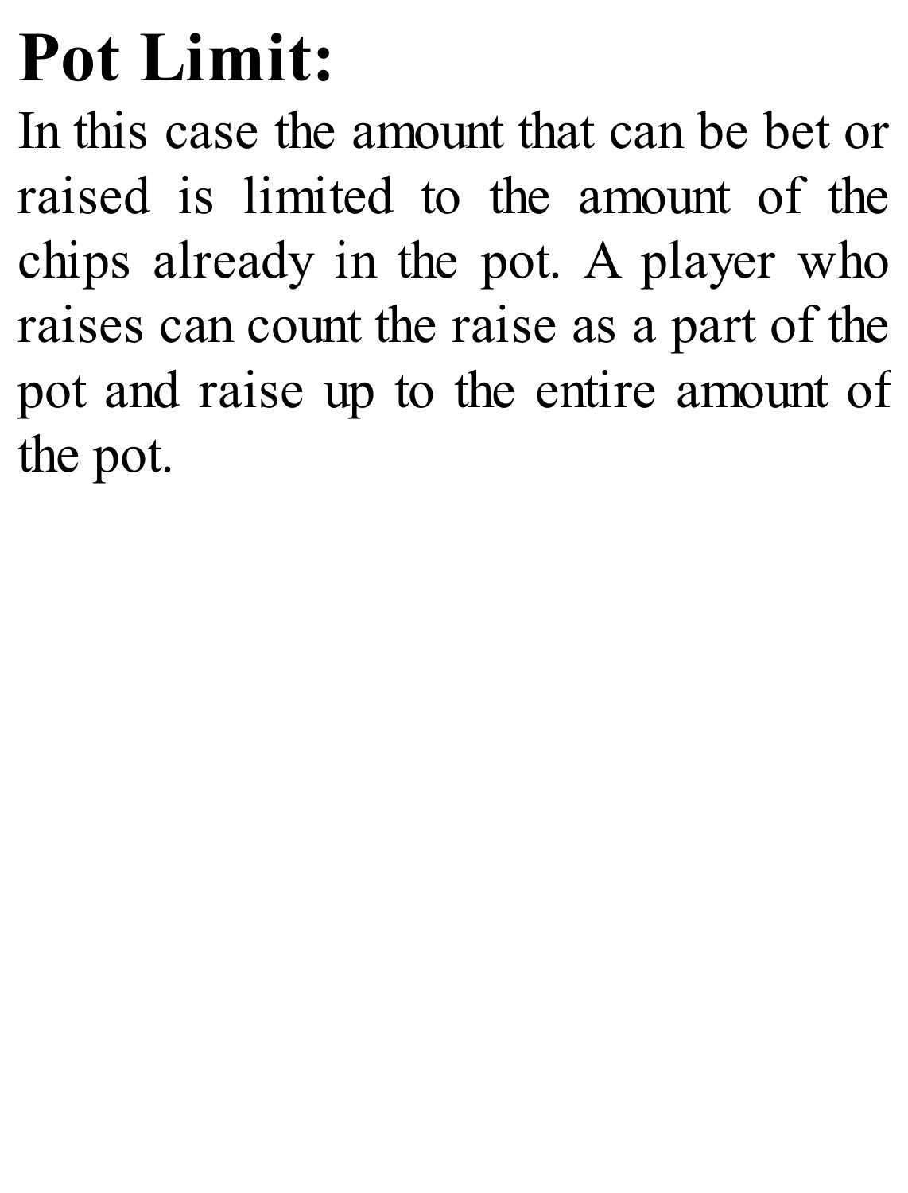# Pot Limit:

In this case the amount that can be bet or raised is limited to the amount of the chips already in the pot. A player who raises can count the raise as a part of the pot and raise up to the entire amount of the pot.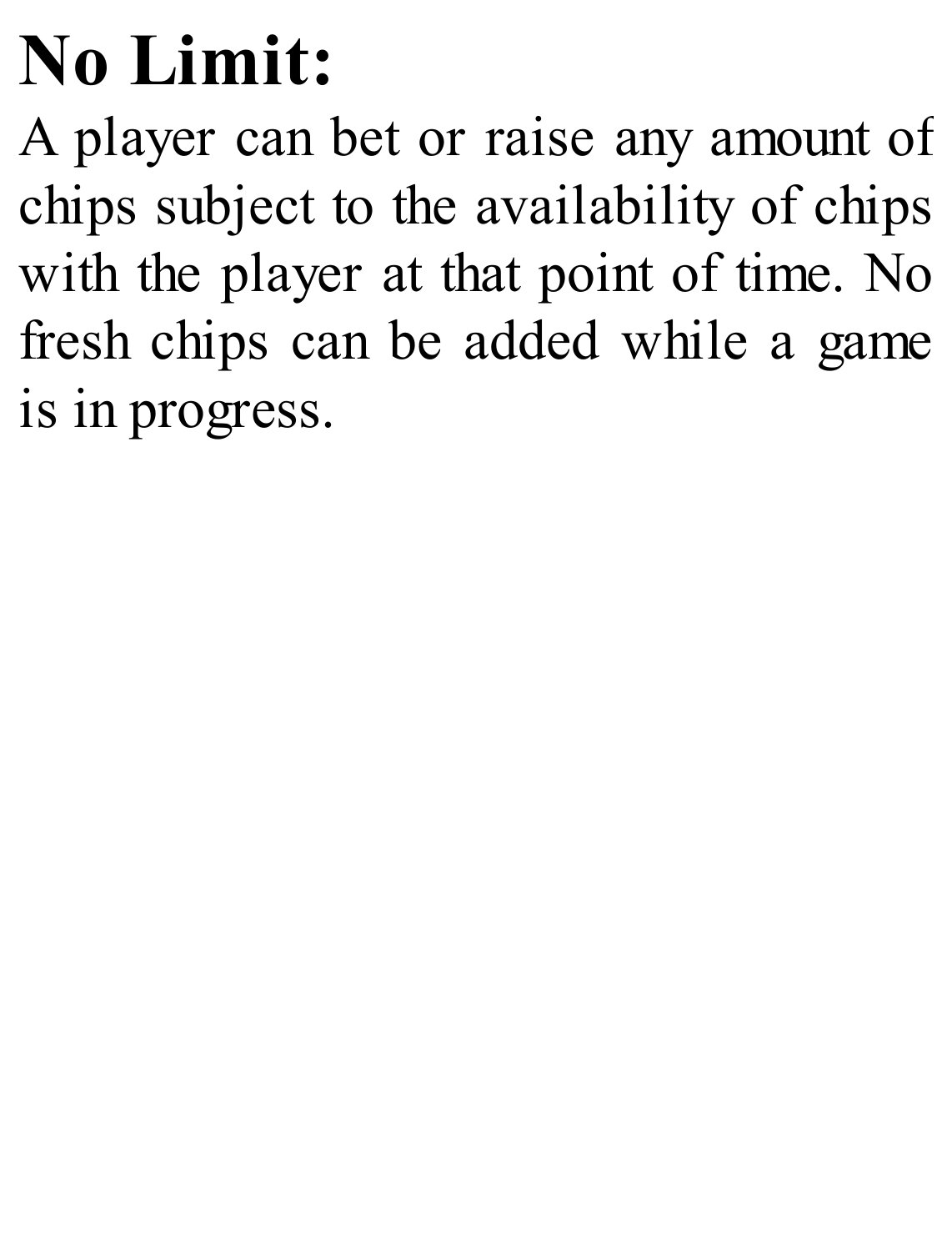**No Limit:**

A player can bet or raise any amount of chips subject to the availability of chips with the player at that point of time. No fresh chips can be added while a game is in progress.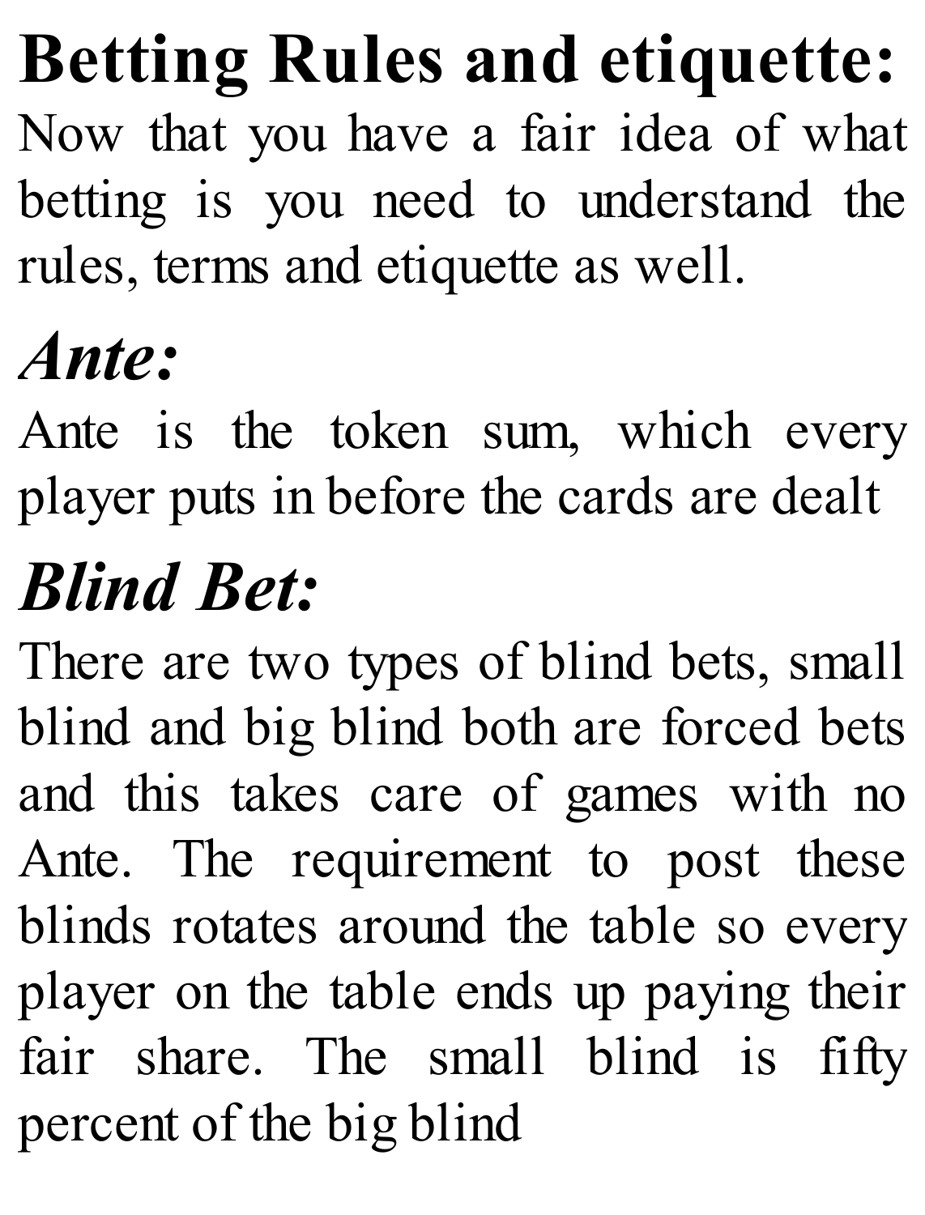# Betting Rules and etiquette:

Now that you have a fair idea of what betting is you need to understand the rules, terms and etiquette as well.

## *Ante:*

Ante is the token sum, which every player puts in before the cards are dealt

## *Blind Bet:*

There are two types of blind bets, small blind and big blind both are forced bets and this takes care of games with no Ante. The requirement to post these blinds rotates around the table so every player on the table ends up paying their fair share. The small blind is fifty percent of the big blind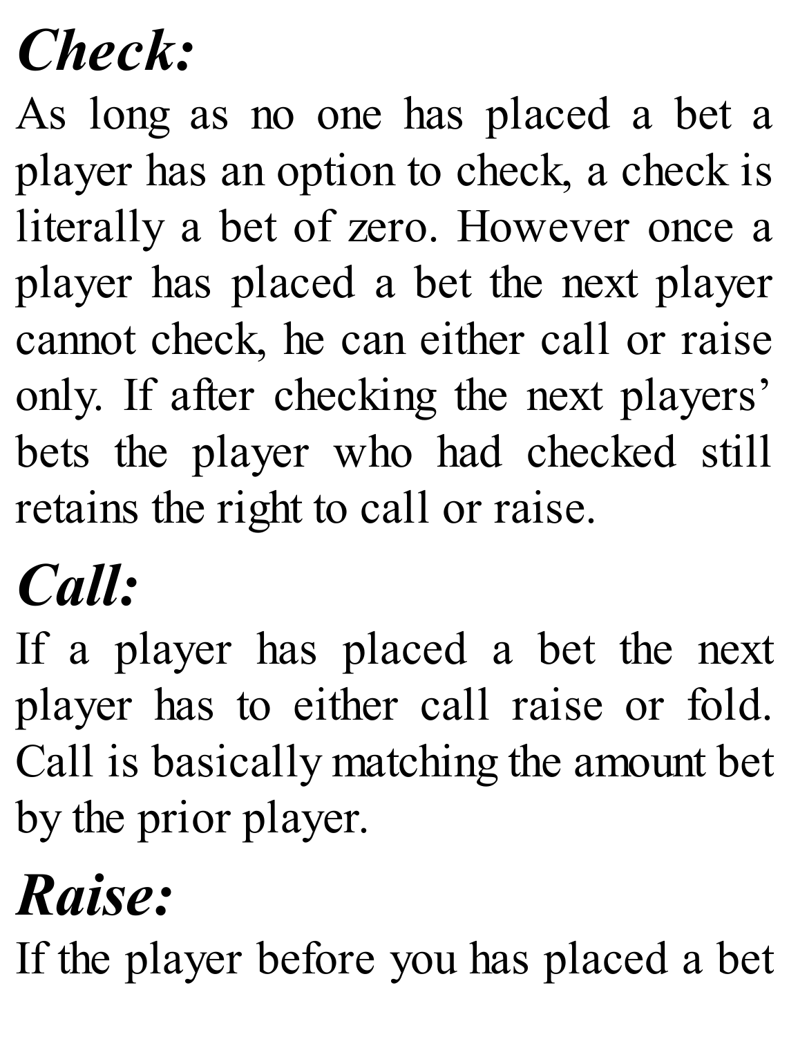## *Check:*

As long as no one has placed a bet a player has an option to check, a check is literally a bet of zero. However once a player has placed a bet the next player cannot check, he can either call or raise only. If after checking the next players' bets the player who had checked still retains the right to call or raise.

## *Call:*

If a player has placed a bet the next player has to either call raise or fold. Call is basically matching the amount bet by the prior player.

## *Raise:*

If the player before you has placed a bet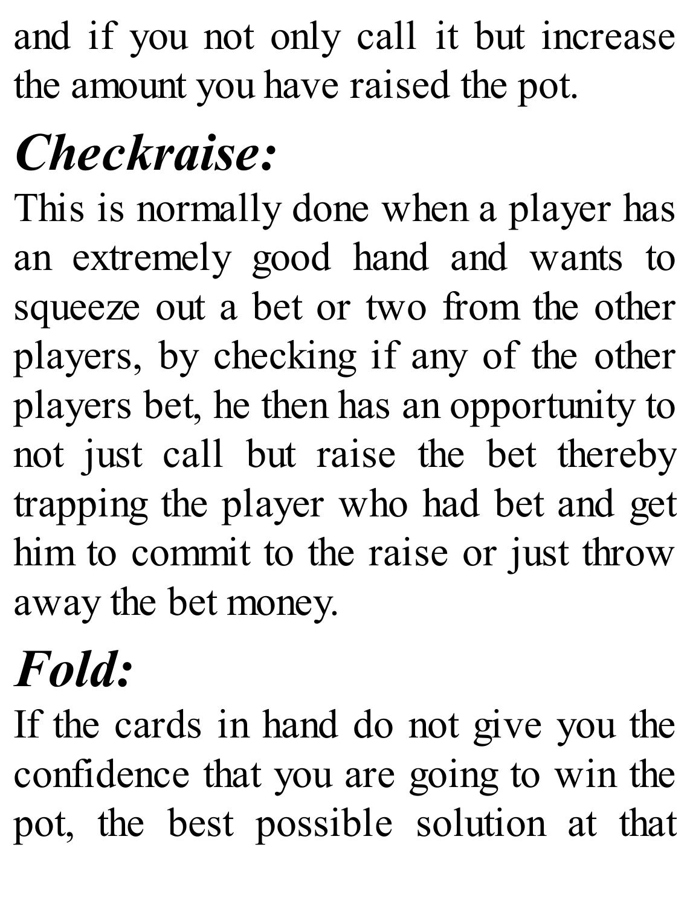and if you not only call it but increase the amount you have raised the pot.

## *Checkraise:*

This is normally done when a player has an extremely good hand and wants to squeeze out a bet or two from the other players, by checking if any of the other players bet, he then has an opportunity to not just call but raise the bet thereby trapping the player who had bet and get him to commit to the raise or just throw away the bet money.

## *Fold:*

If the cards in hand do not give you the confidence that you are going to win the pot, the best possible solution at that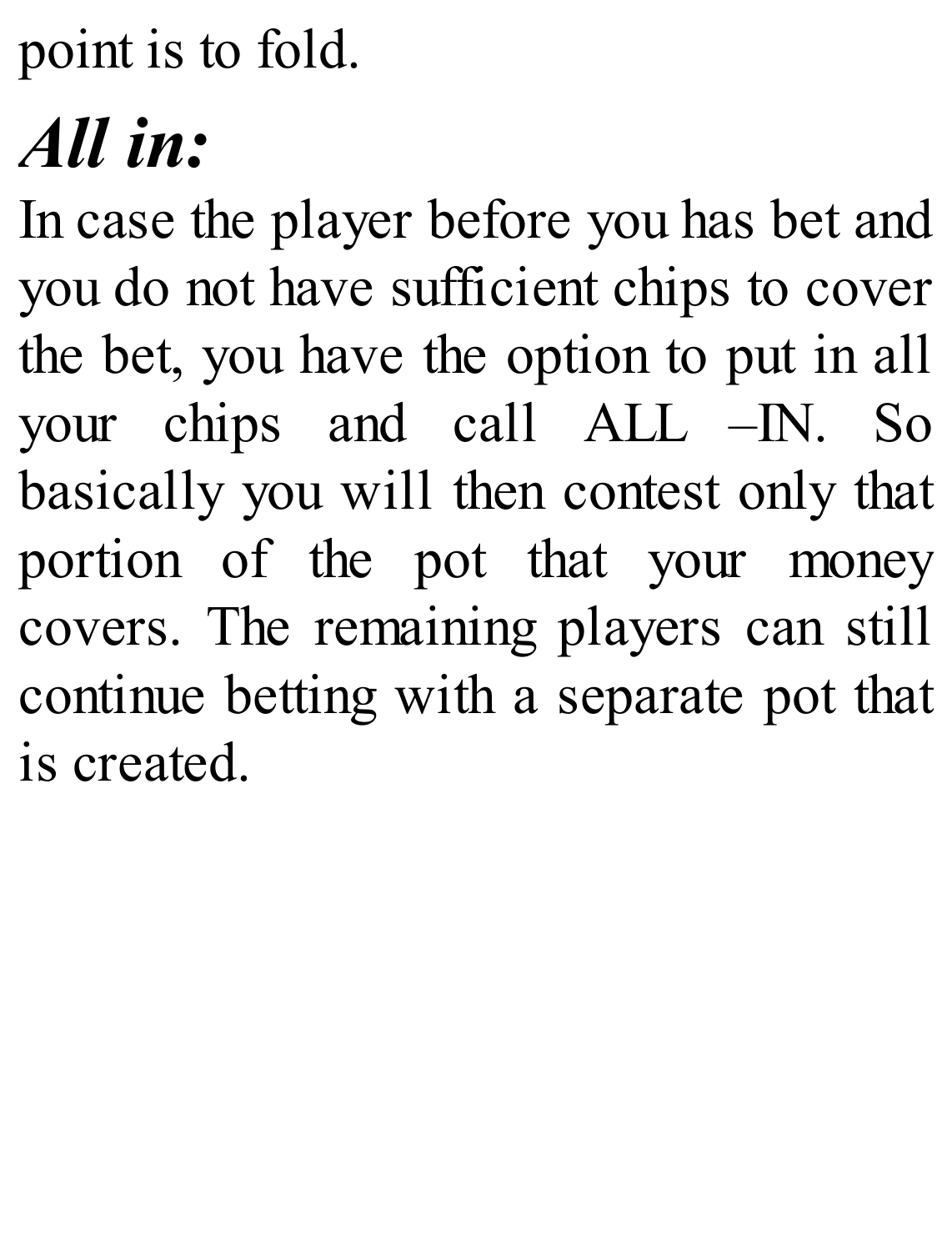point is to fold.

## *All in:*

In case the player before you has bet and you do not have sufficient chips to cover the bet, you have the option to put in all your chips and call ALL –IN. So basically you will then contest only that portion of the pot that your money covers. The remaining players can still continue betting with a separate pot that is created.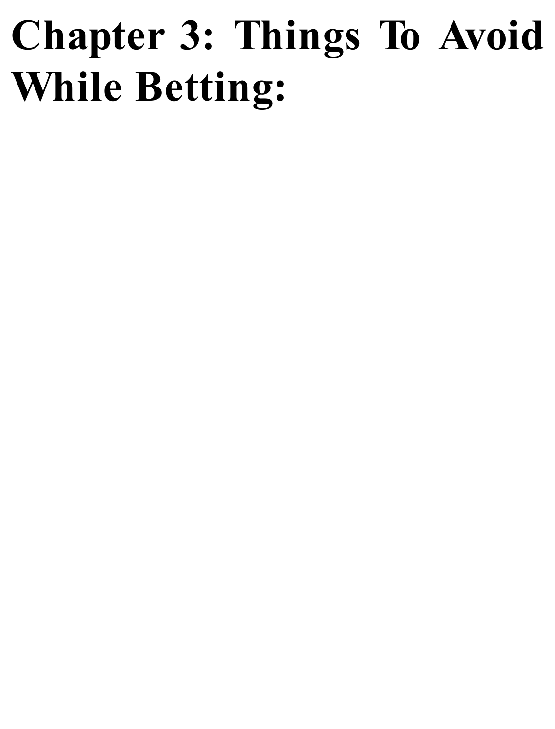# Chapter 3: Things To Avoid While Betting: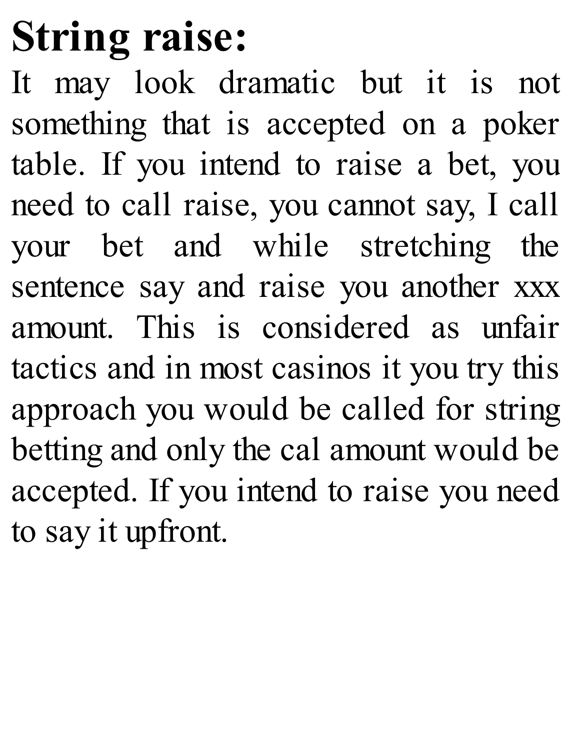# String raise:

It may look dramatic but it is not something that is accepted on a poker table. If you intend to raise a bet, you need to call raise, you cannot say, I call your bet and while stretching the sentence say and raise you another xxx amount. This is considered as unfair tactics and in most casinos it you try this approach you would be called for string betting and only the cal amount would be accepted. If you intend to raise you need to say it upfront.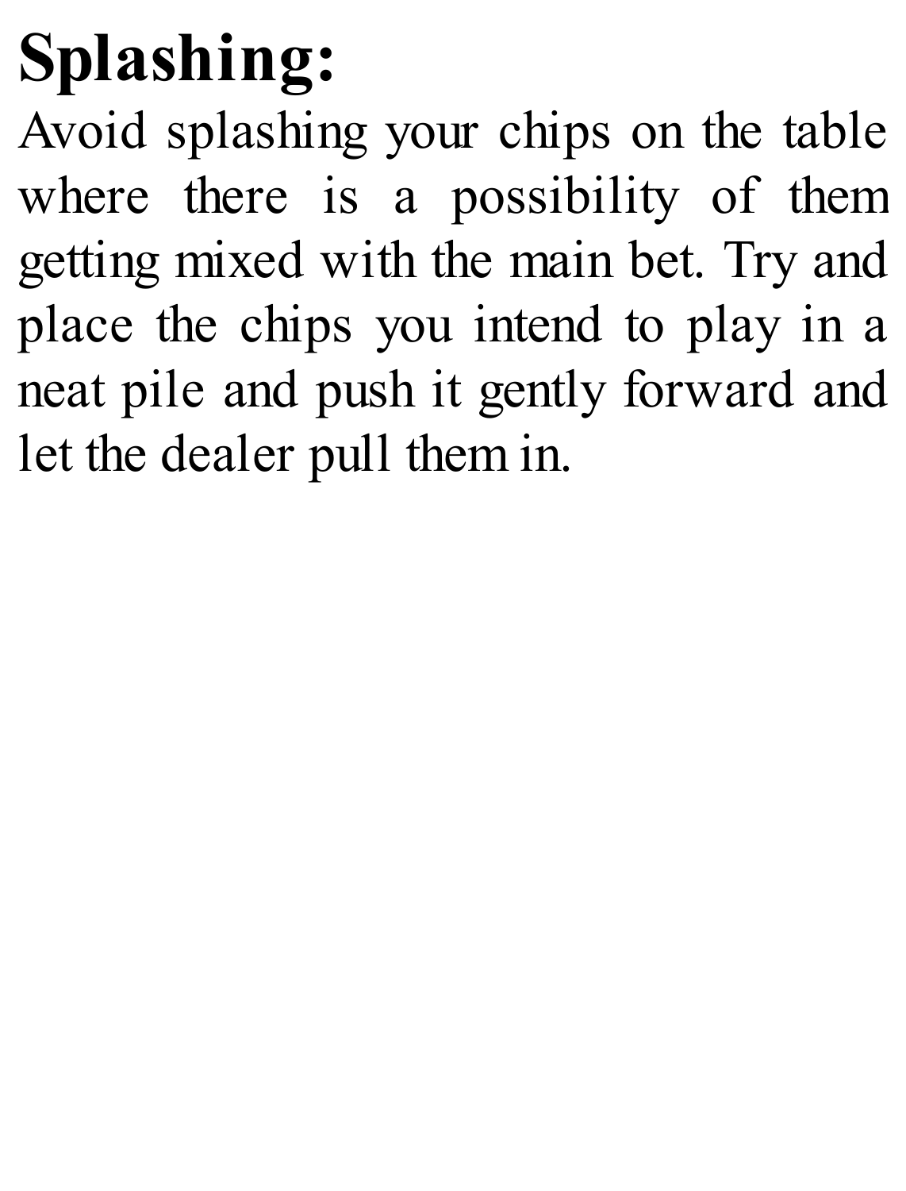**Splashing:**

Avoid splashing your chips on the table where there is a possibility of them getting mixed with the main bet. Try and place the chips you intend to play in a neat pile and push it gently forward and let the dealer pull them in.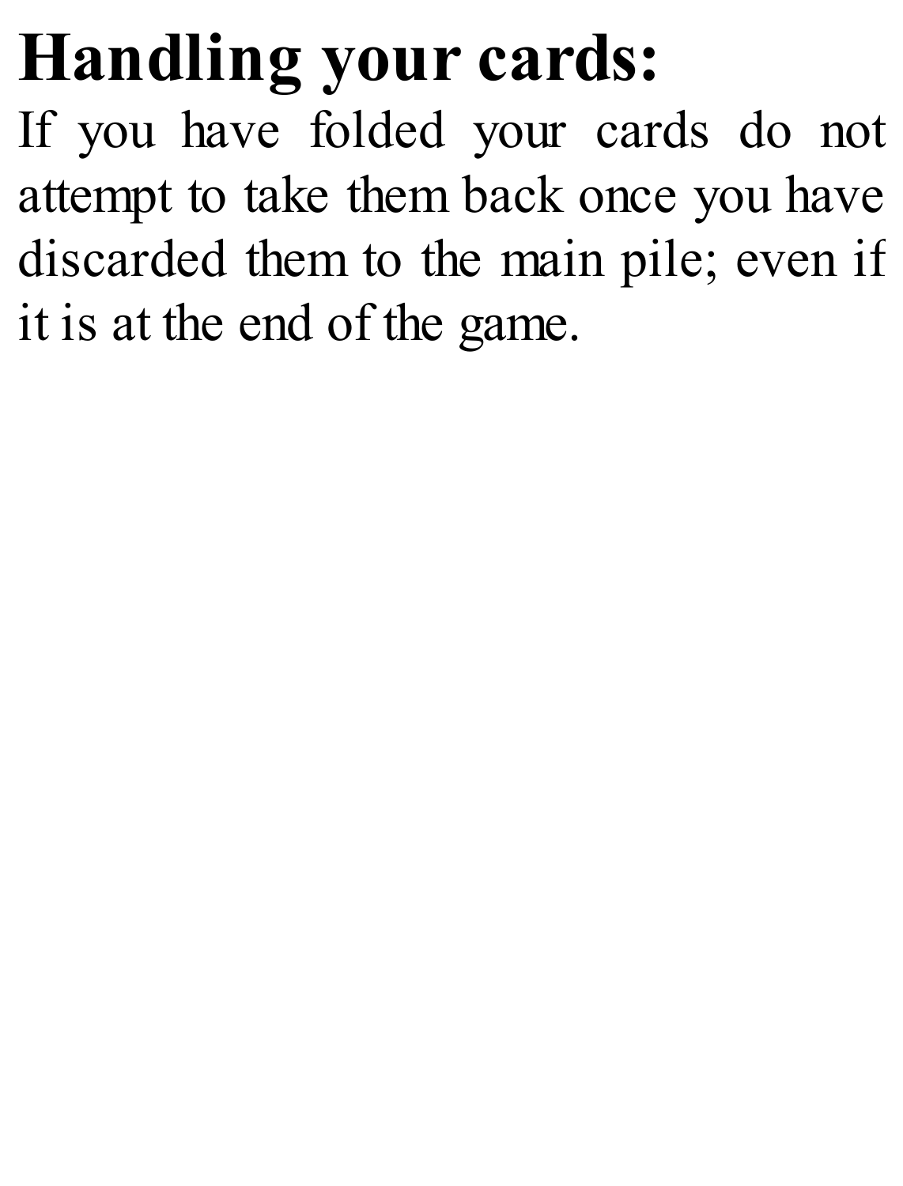## Handling your cards:

If you have folded your cards do not attempt to take them back once you have discarded them to the main pile; even if it is at the end of the game.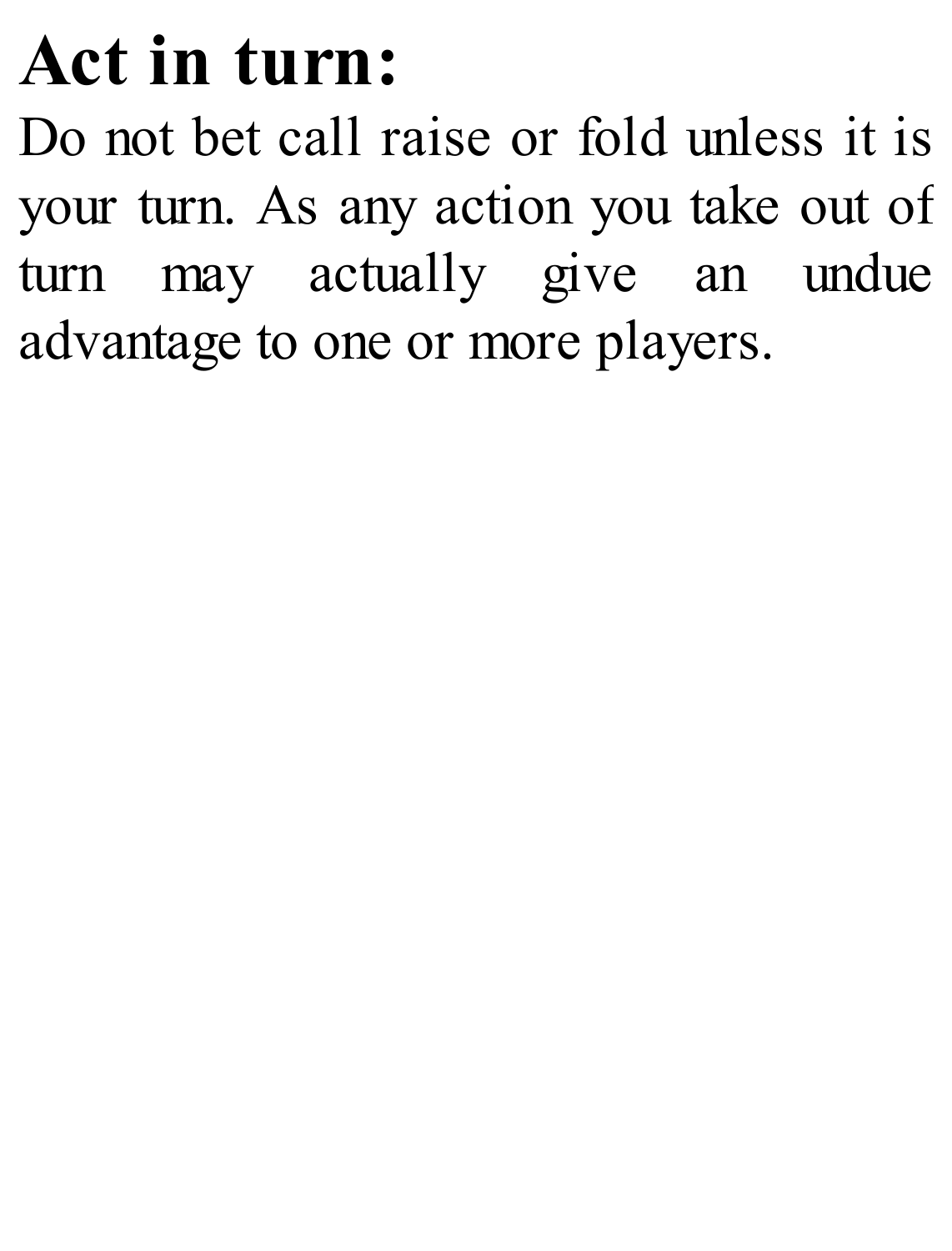# Act in turn:

Do not bet call raise or fold unless it is your turn. As any action you take out of turn may actually give an undue advantage to one or more players.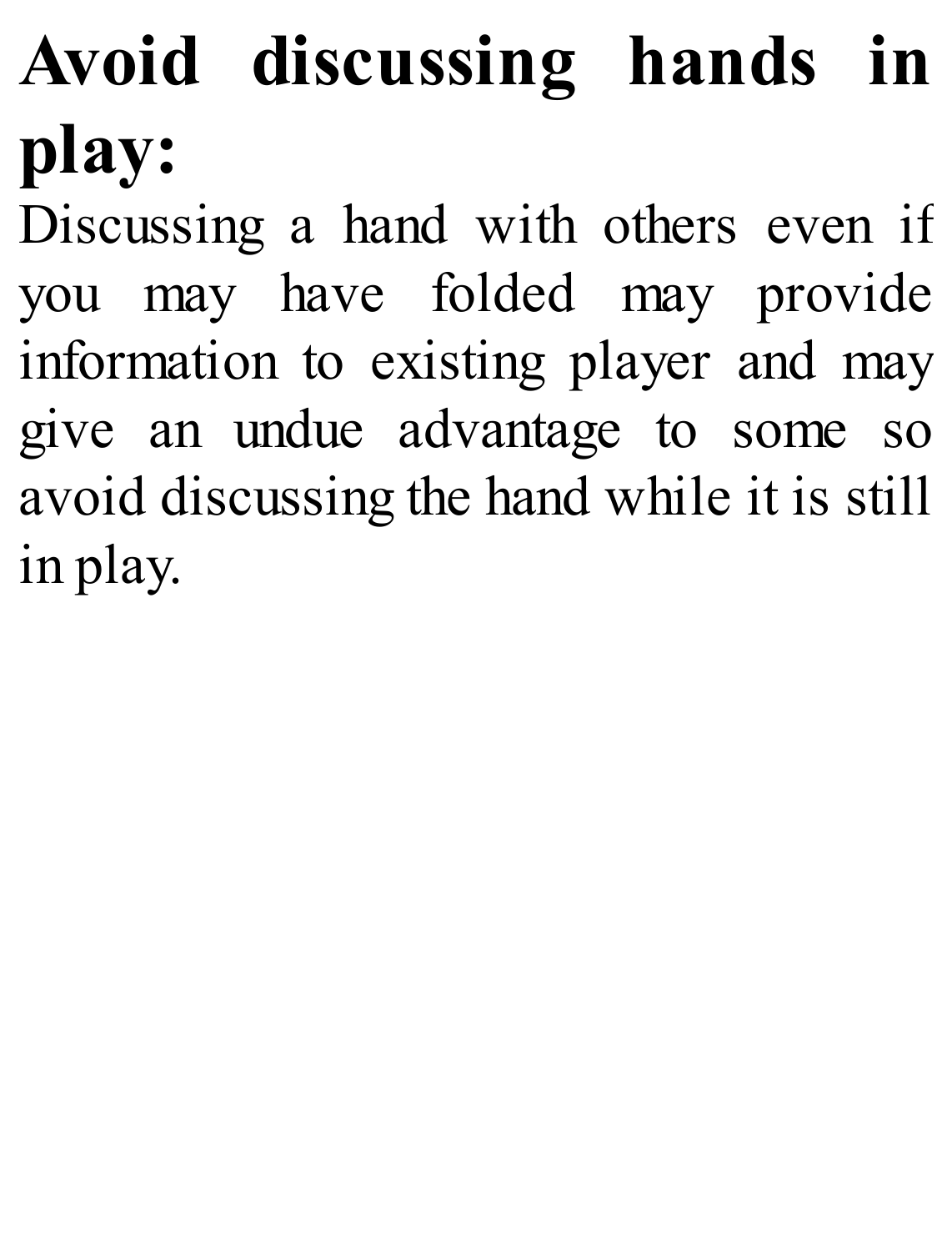# Avoid discussing hands in play:

Discussing a hand with others even if you may have folded may provide information to existing player and may give an undue advantage to some so avoid discussing the hand while it is still in play.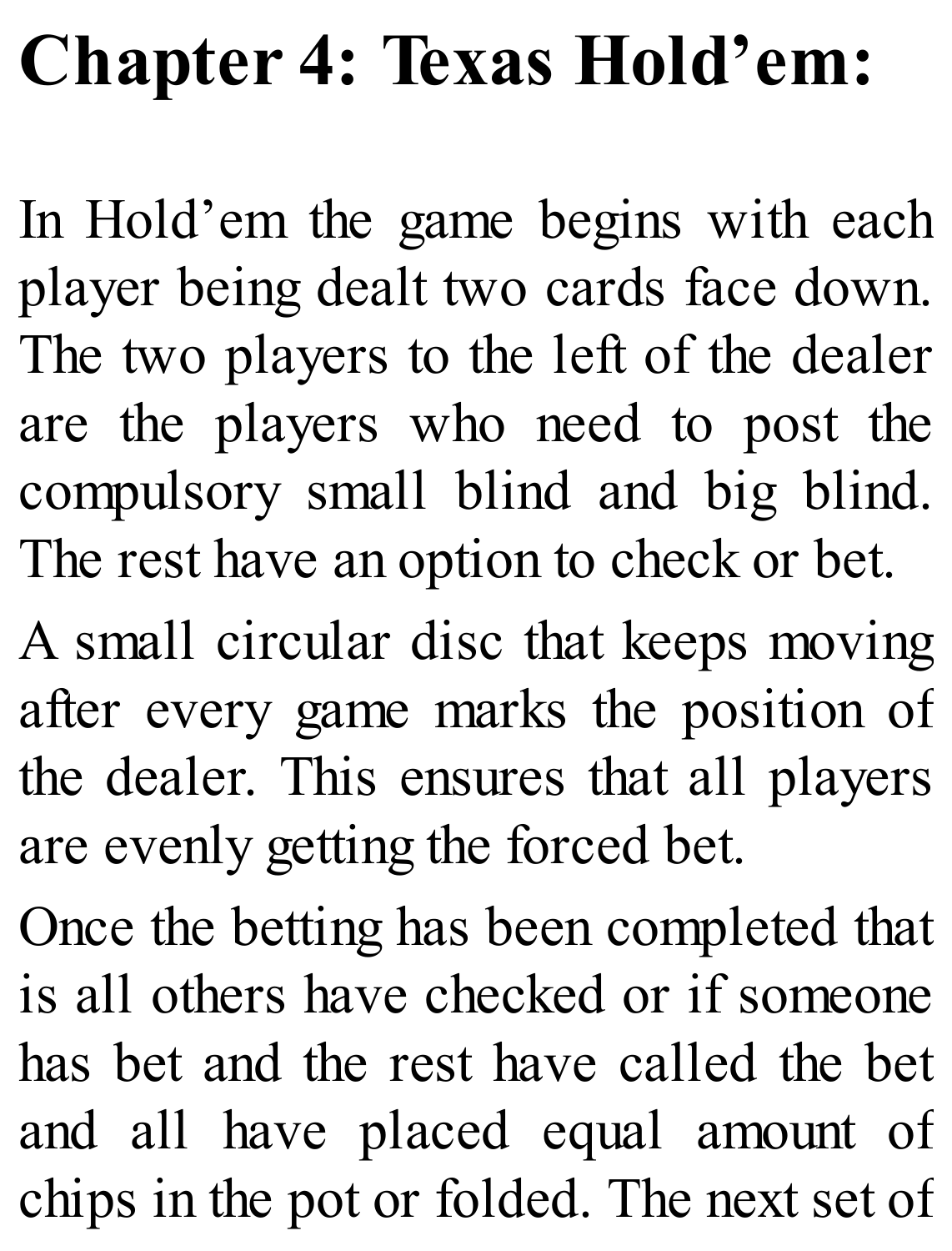# Chapter 4: Texas Hold'em:

In Hold'em the game begins with each player being dealt two cards face down. The two players to the left of the dealer are the players who need to post the compulsory small blind and big blind. The rest have an option to check or bet.

A small circular disc that keeps moving after every game marks the position of the dealer. This ensures that all players are evenly getting the forced bet.

Once the betting has been completed that is all others have checked or if someone has bet and the rest have called the bet and all have placed equal amount of chips in the pot or folded. The next set of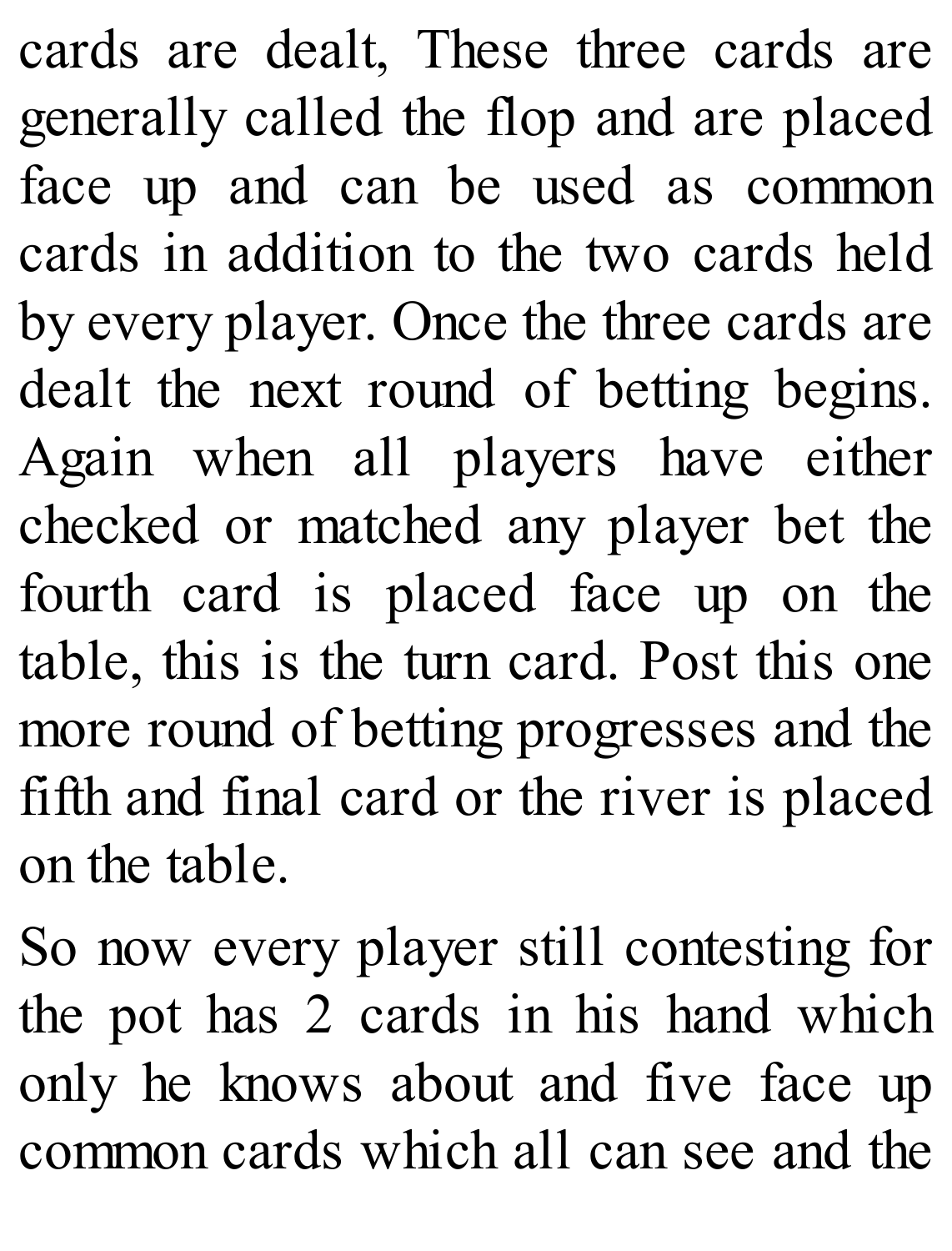cards are dealt, These three cards are generally called the flop and are placed face up and can be used as common cards in addition to the two cards held by every player. Once the three cards are dealt the next round of betting begins. Again when all players have either checked or matched any player bet the fourth card is placed face up on the table, this is the turn card. Post this one more round of betting progresses and the fifth and final card or the river is placed on the table.

So now every player still contesting for the pot has 2 cards in his hand which only he knows about and five face up common cards which all can see and the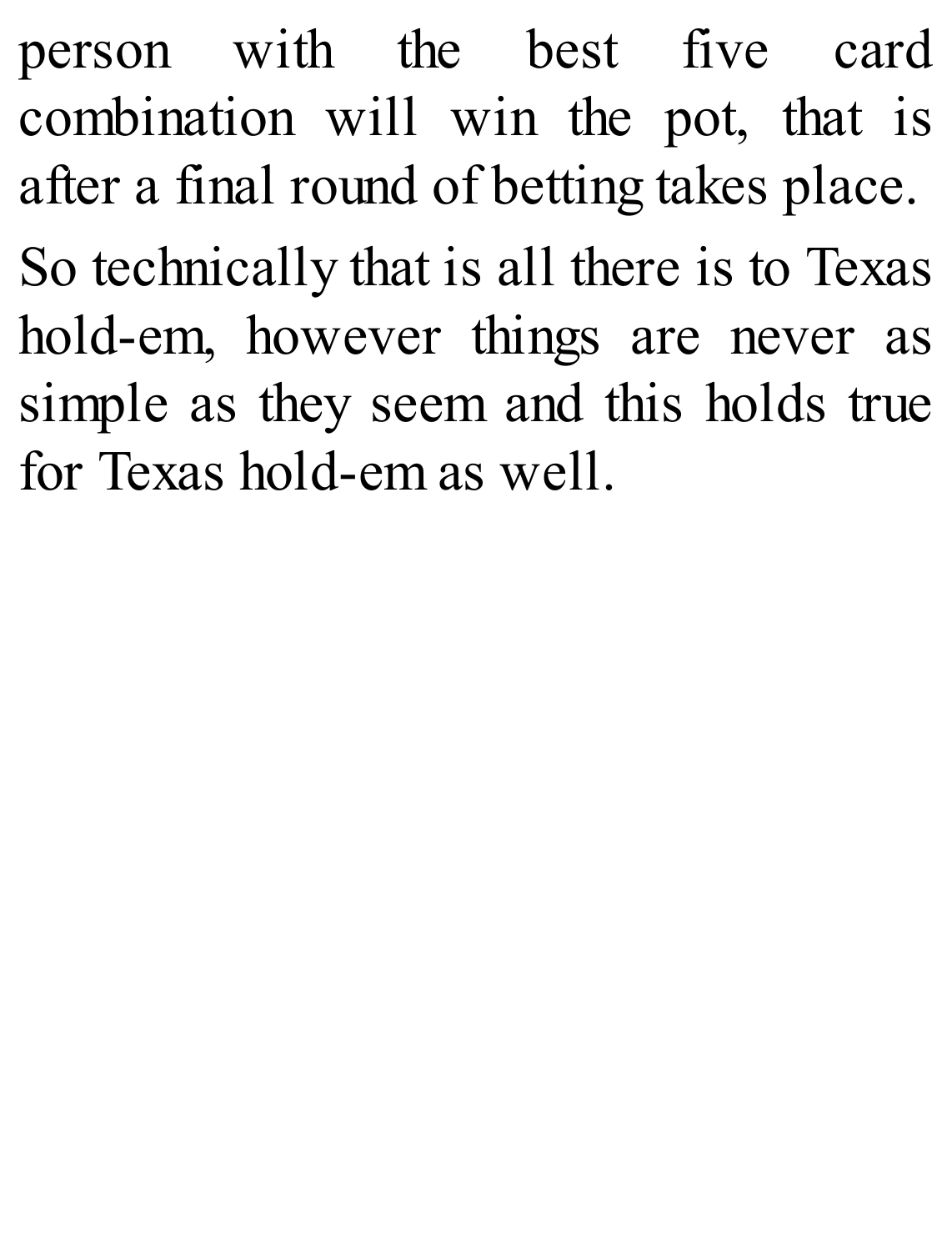person with the best five card combination will win the pot, that is after a final round of betting takes place.

So technically that is all there is to Texas hold-em, however things are never as simple as they seem and this holds true for Texas hold-em as well.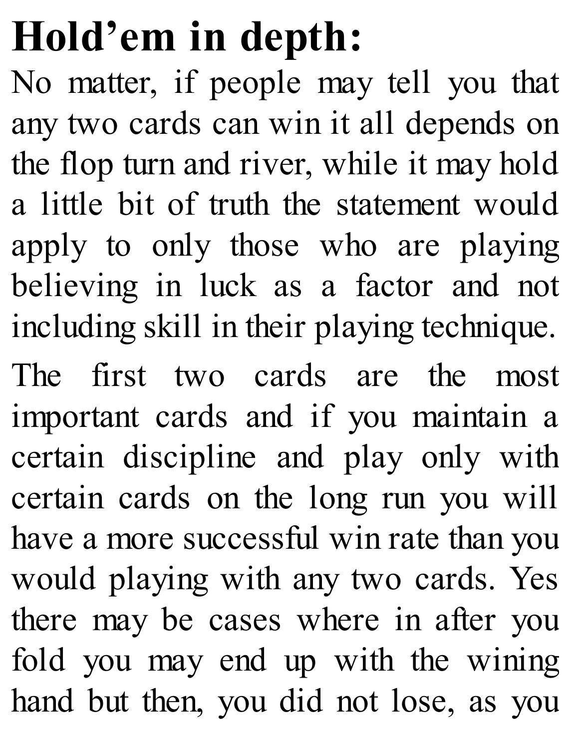# Hold'em in depth:

No matter, if people may tell you that any two cards can win it all depends on the flop turn and river, while it may hold a little bit of truth the statement would apply to only those who are playing believing in luck as a factor and not including skill in their playing technique.

The first two cards are the most important cards and if you maintain a certain discipline and play only with certain cards on the long run you will have a more successful win rate than you would playing with any two cards. Yes there may be cases where in after you fold you may end up with the wining hand but then, you did not lose, as you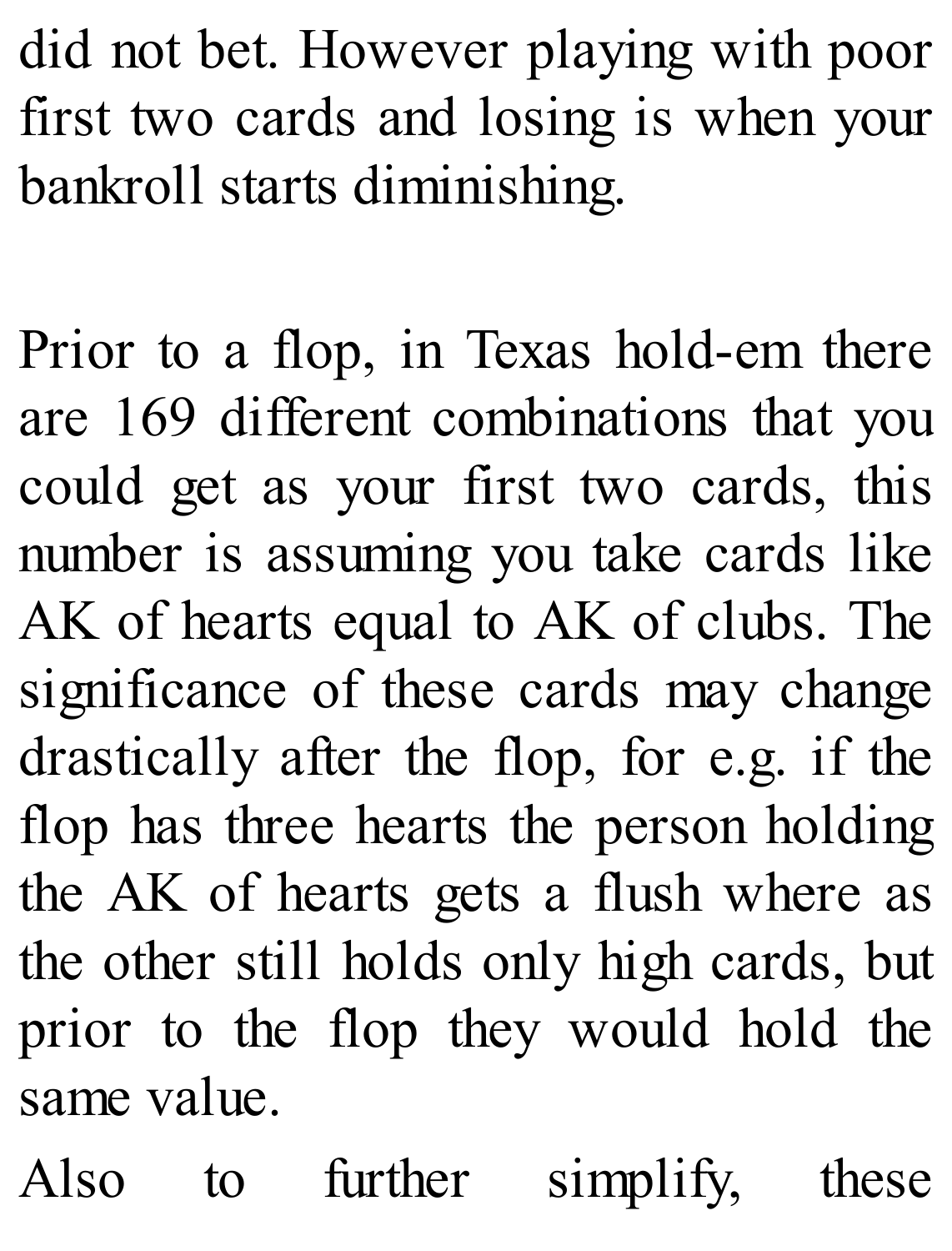did not bet. However playing with poor first two cards and losing is when your bankroll starts diminishing.

Prior to a flop, in Texas hold-em there are 169 different combinations that you could get as your first two cards, this number is assuming you take cards like AK of hearts equal to AK of clubs. The significance of these cards may change drastically after the flop, for e.g. if the flop has three hearts the person holding the AK of hearts gets a flush where as the other still holds only high cards, but prior to the flop they would hold the same value.

Also to further simplify, these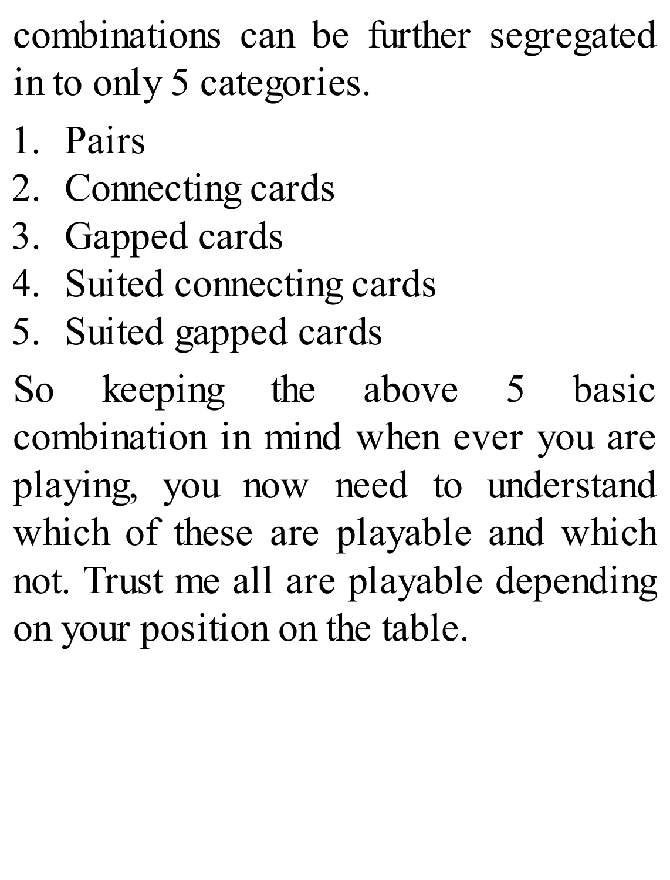combinations can be further segregated in to only 5 categories.

1. Pairs
2. Connecting cards
3. Gapped cards
4. Suited connecting cards
5. Suited gapped cards

So keeping the above 5 basic combination in mind when ever you are playing, you now need to understand which of these are playable and which not. Trust me all are playable depending on your position on the table.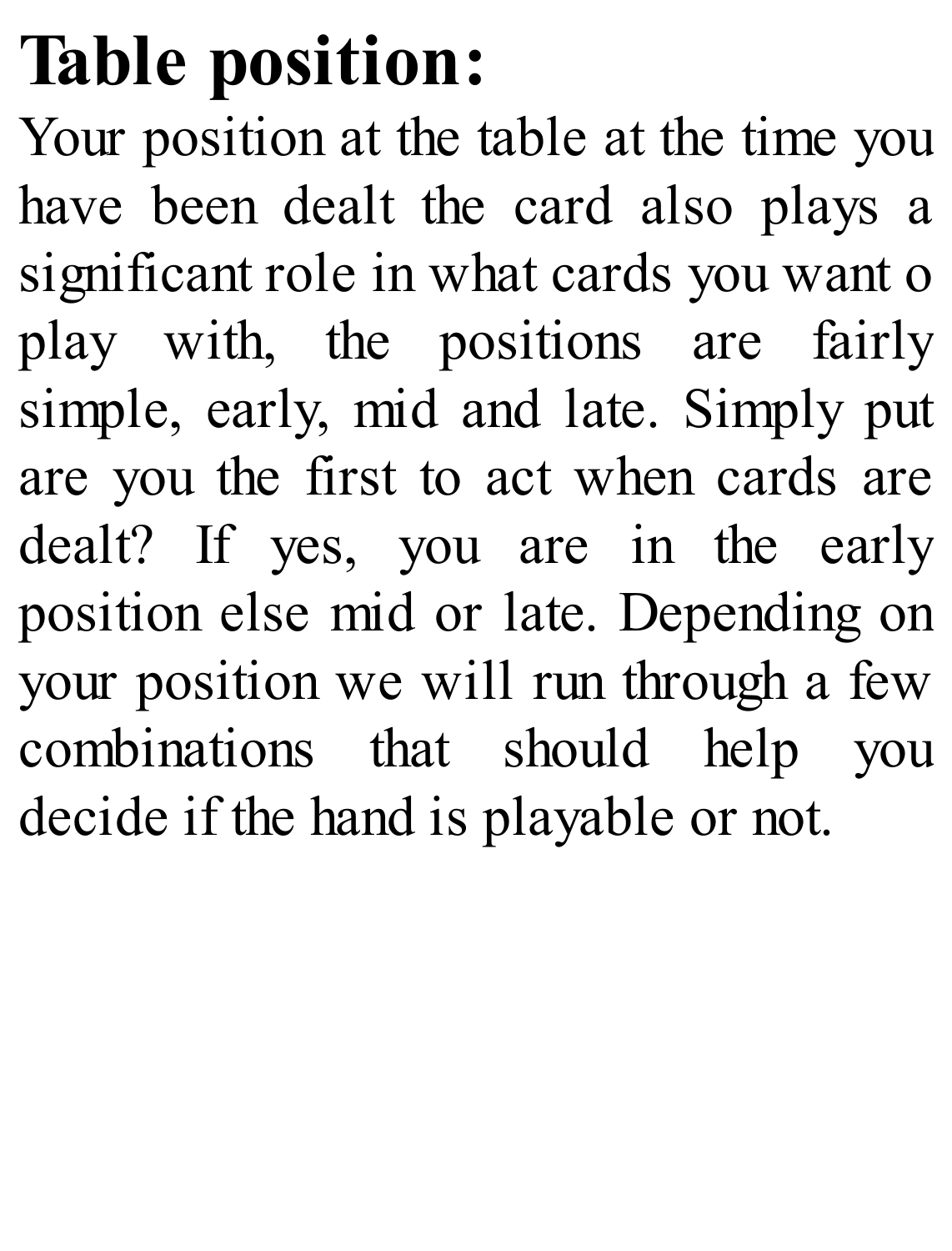# Table position:

Your position at the table at the time you have been dealt the card also plays a significant role in what cards you want o play with, the positions are fairly simple, early, mid and late. Simply put are you the first to act when cards are dealt? If yes, you are in the early position else mid or late. Depending on your position we will run through a few combinations that should help you decide if the hand is playable or not.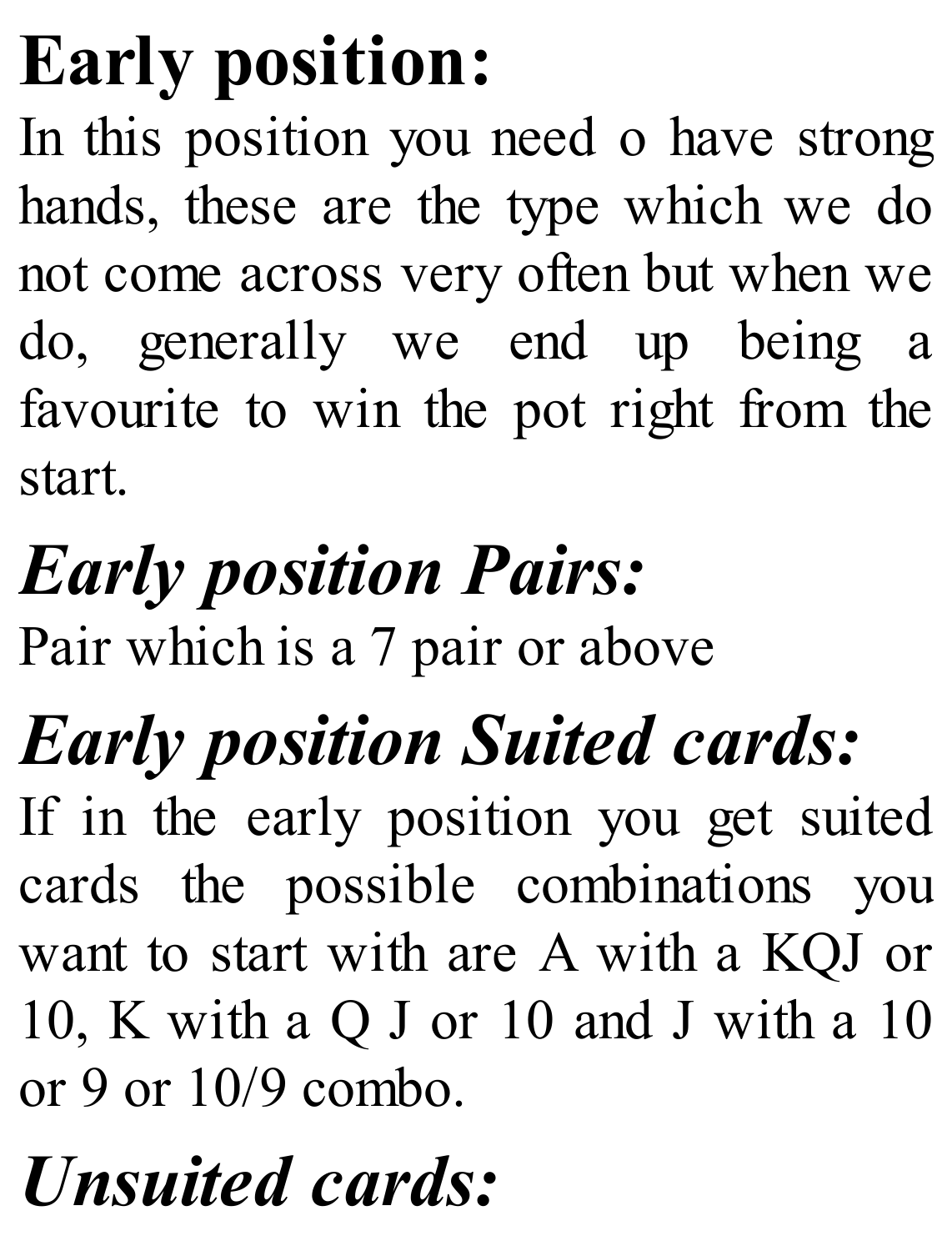# Early position:

In this position you need o have strong hands, these are the type which we do not come across very often but when we do, generally we end up being a favourite to win the pot right from the start.

## *Early position Pairs:*

Pair which is a 7 pair or above

## *Early position Suited cards:*

If in the early position you get suited cards the possible combinations you want to start with are A with a KQJ or 10, K with a Q J or 10 and J with a 10 or 9 or 10/9 combo.

## *Unsuited cards:*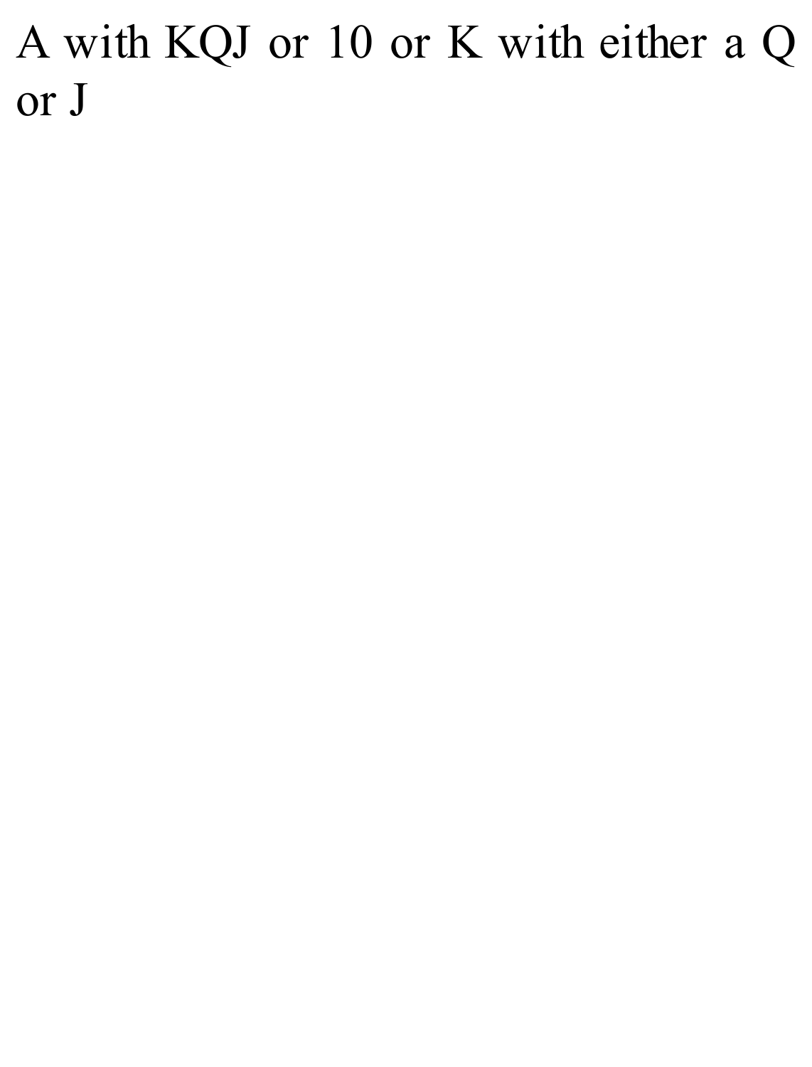A with KQJ or 10 or K with either a Q or J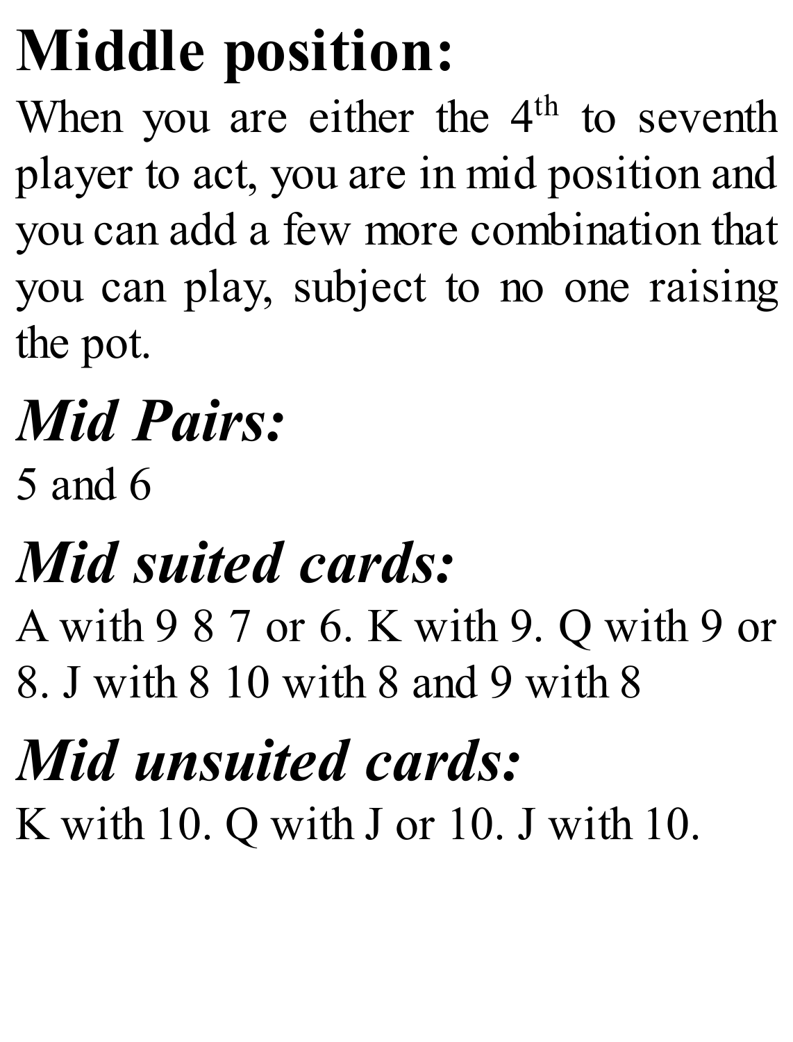# Middle position:

When you are either the 4th to seventh player to act, you are in mid position and you can add a few more combination that you can play, subject to no one raising the pot.

## *Mid Pairs:*

5 and 6

## *Mid suited cards:*

A with 9 8 7 or 6. K with 9. Q with 9 or 8. J with 8 10 with 8 and 9 with 8

## *Mid unsuited cards:*

K with 10. Q with J or 10. J with 10.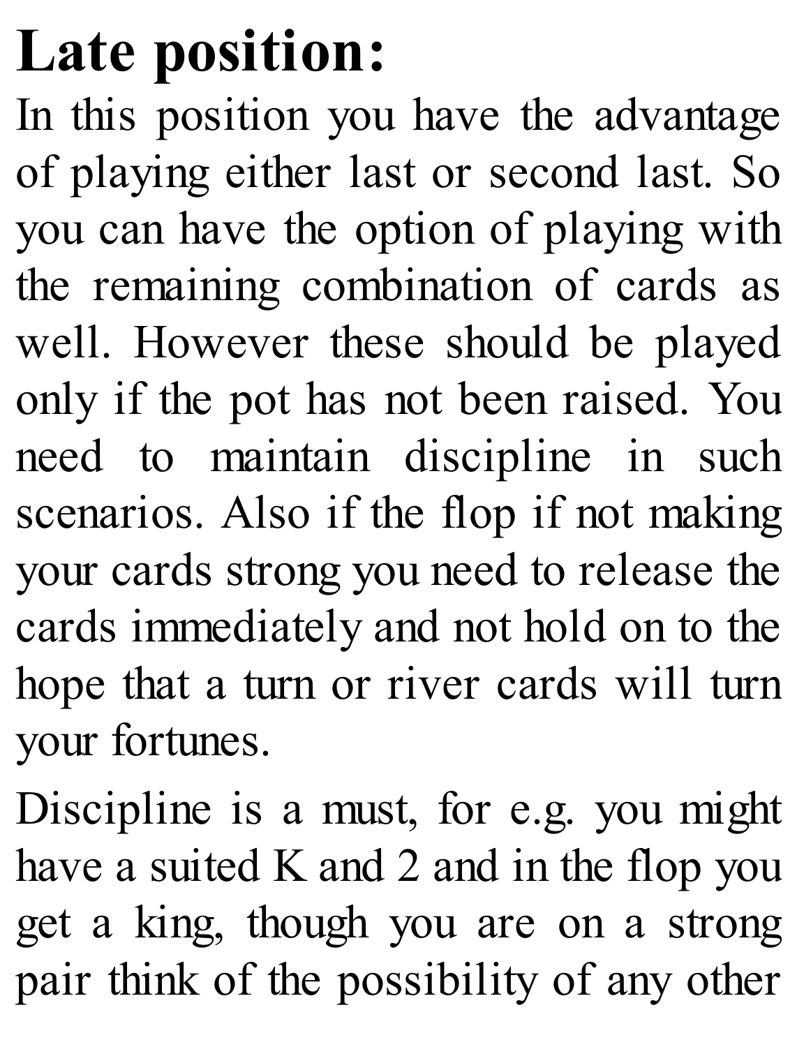# Late position:

In this position you have the advantage of playing either last or second last. So you can have the option of playing with the remaining combination of cards as well. However these should be played only if the pot has not been raised. You need to maintain discipline in such scenarios. Also if the flop if not making your cards strong you need to release the cards immediately and not hold on to the hope that a turn or river cards will turn your fortunes.

Discipline is a must, for e.g. you might have a suited K and 2 and in the flop you get a king, though you are on a strong pair think of the possibility of any other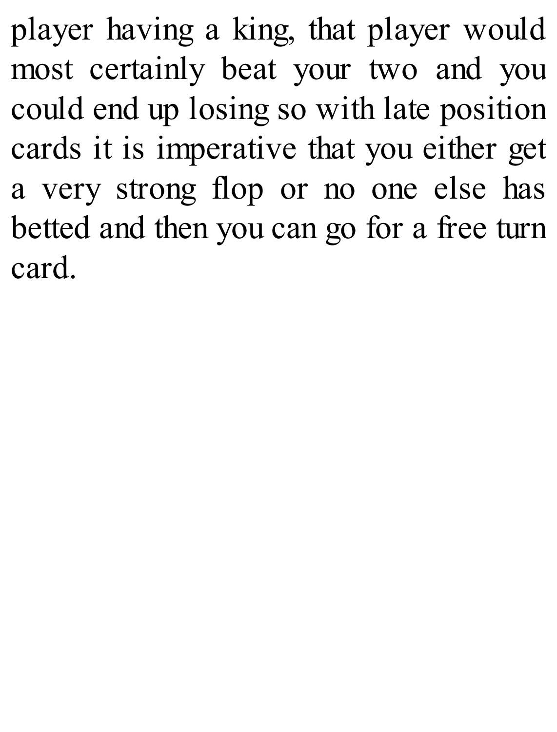player having a king, that player would most certainly beat your two and you could end up losing so with late position cards it is imperative that you either get a very strong flop or no one else has betted and then you can go for a free turn card.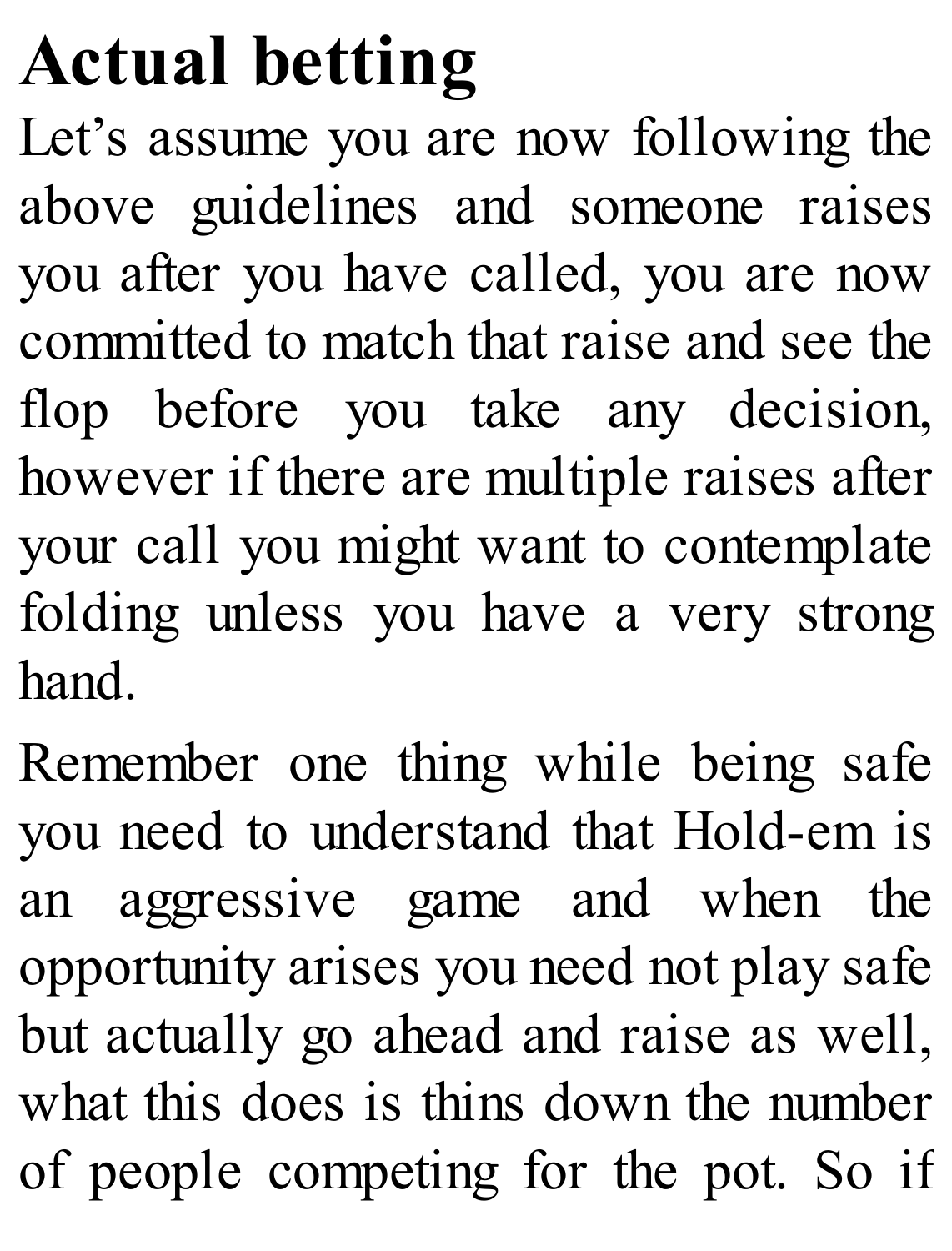# Actual betting

Let's assume you are now following the above guidelines and someone raises you after you have called, you are now committed to match that raise and see the flop before you take any decision, however if there are multiple raises after your call you might want to contemplate folding unless you have a very strong hand.

Remember one thing while being safe you need to understand that Hold-em is an aggressive game and when the opportunity arises you need not play safe but actually go ahead and raise as well, what this does is thins down the number of people competing for the pot. So if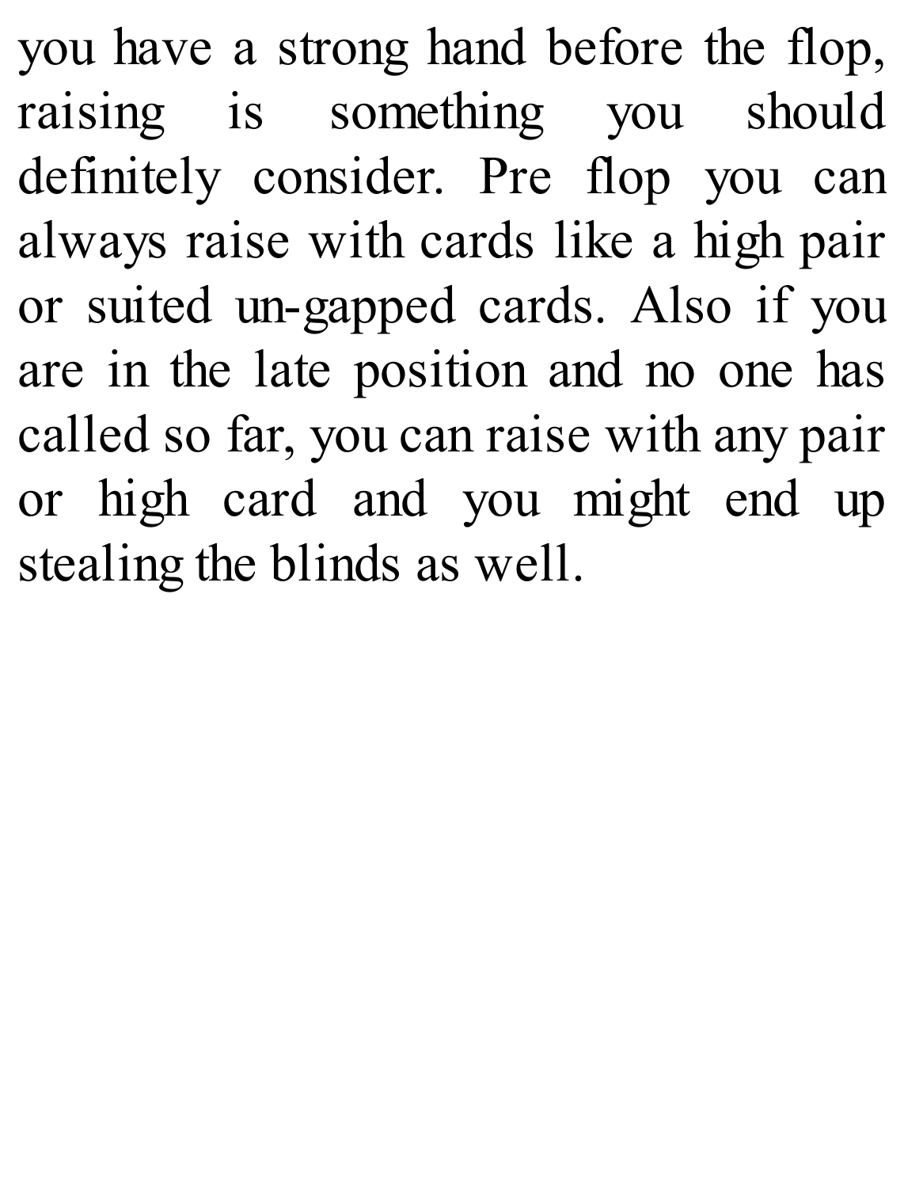you have a strong hand before the flop, raising is something you should definitely consider. Pre flop you can always raise with cards like a high pair or suited un-gapped cards. Also if you are in the late position and no one has called so far, you can raise with any pair or high card and you might end up stealing the blinds as well.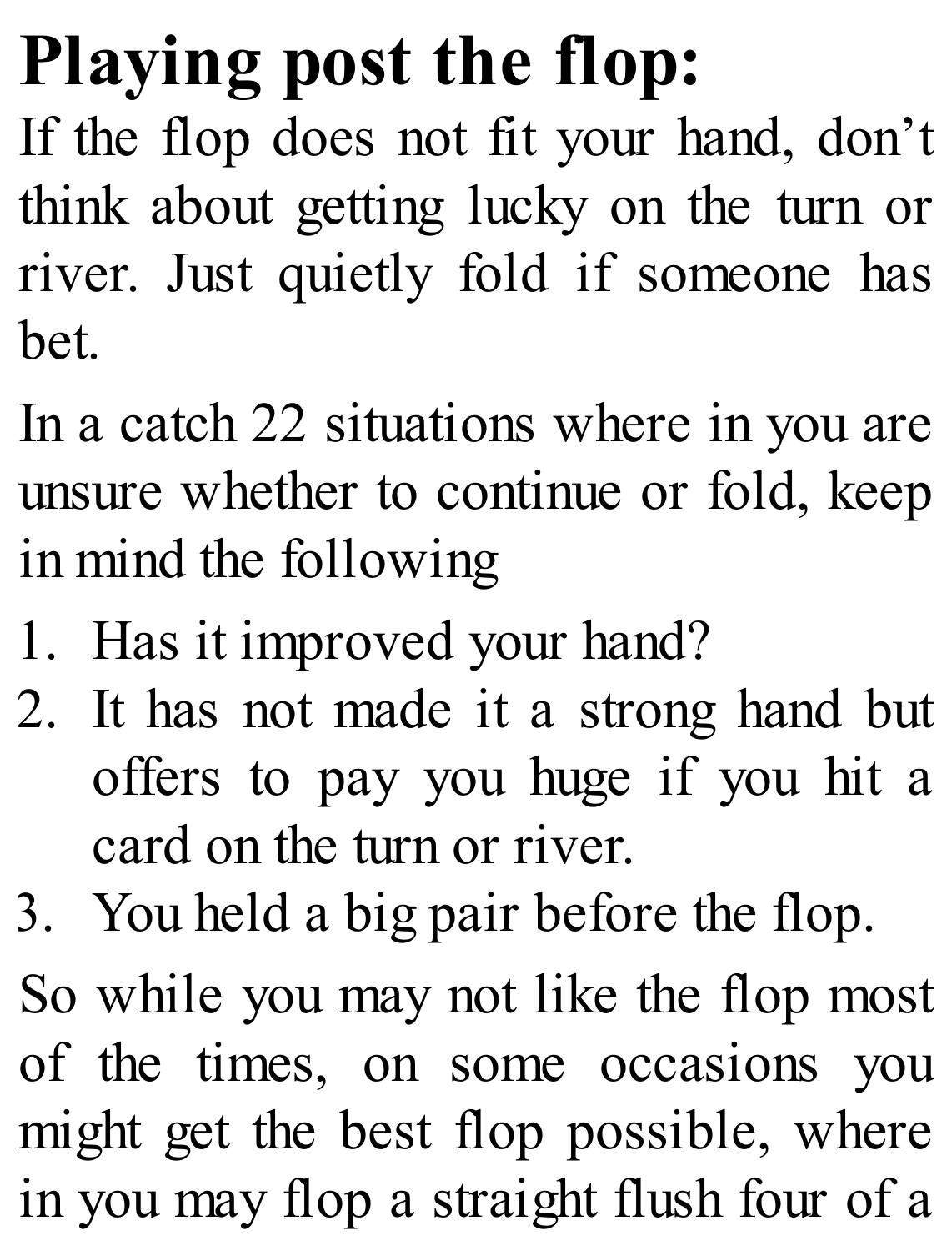# Playing post the flop:

If the flop does not fit your hand, don't think about getting lucky on the turn or river. Just quietly fold if someone has bet.

In a catch 22 situations where in you are unsure whether to continue or fold, keep in mind the following

1. Has it improved your hand?
2. It has not made it a strong hand but offers to pay you huge if you hit a card on the turn or river.
3. You held a big pair before the flop.

So while you may not like the flop most of the times, on some occasions you might get the best flop possible, where in you may flop a straight flush four of a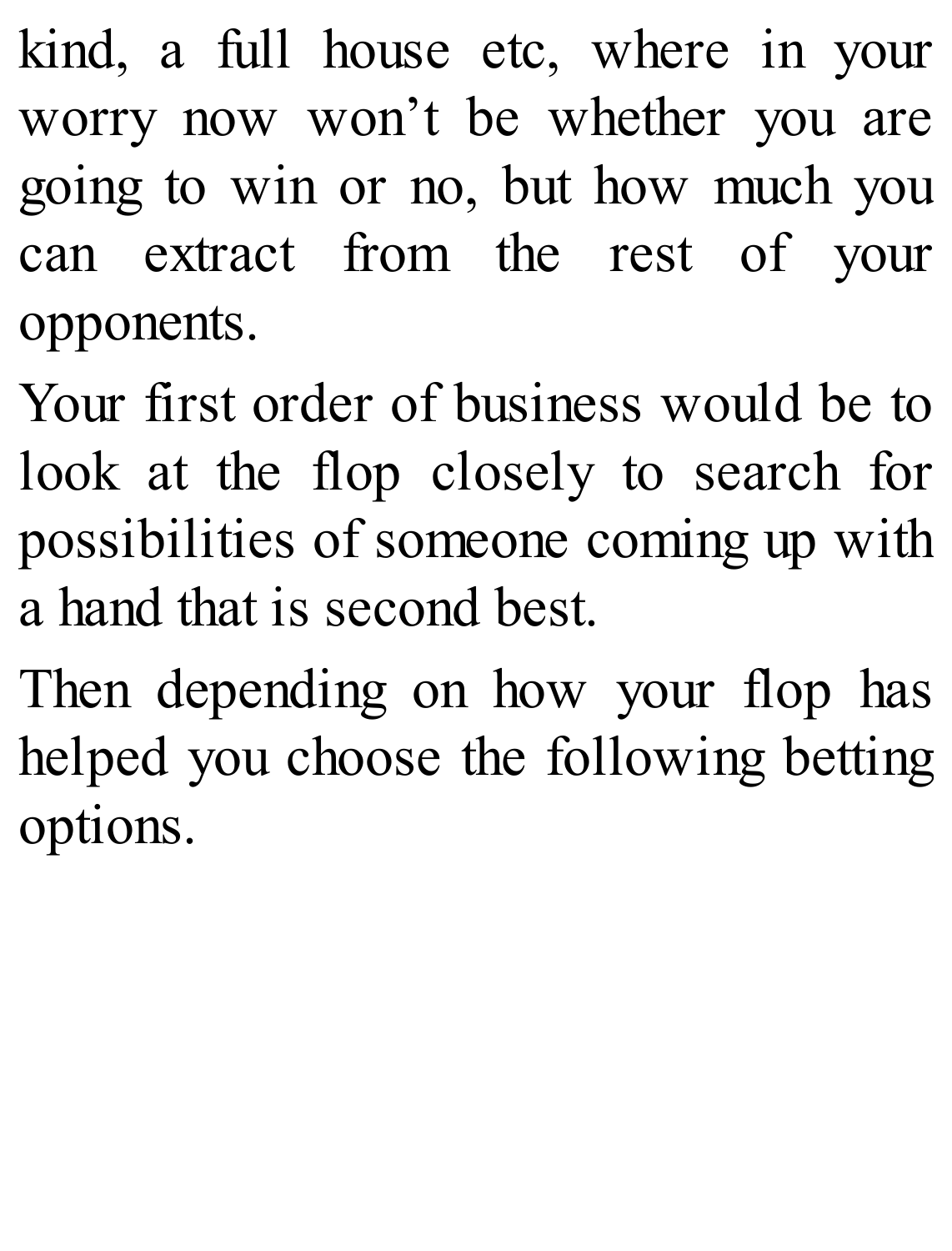kind, a full house etc, where in your worry now won’t be whether you are going to win or no, but how much you can extract from the rest of your opponents.

Your first order of business would be to look at the flop closely to search for possibilities of someone coming up with a hand that is second best.

Then depending on how your flop has helped you choose the following betting options.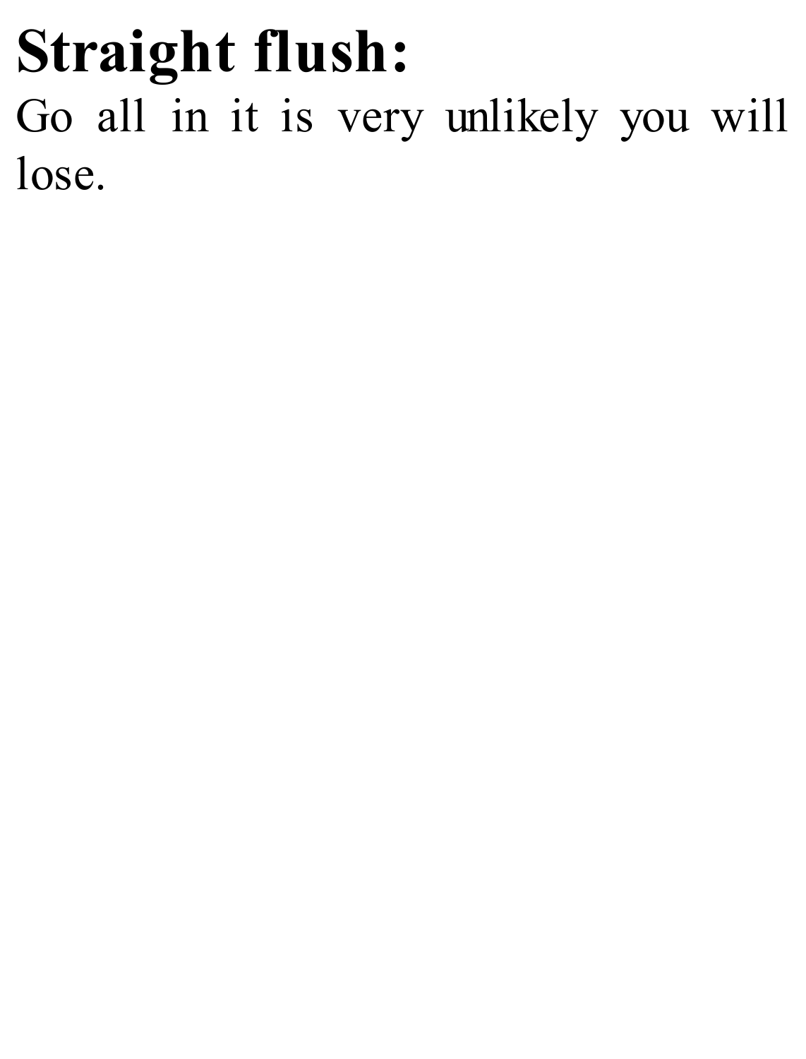# Straight flush:

Go all in it is very unlikely you will lose.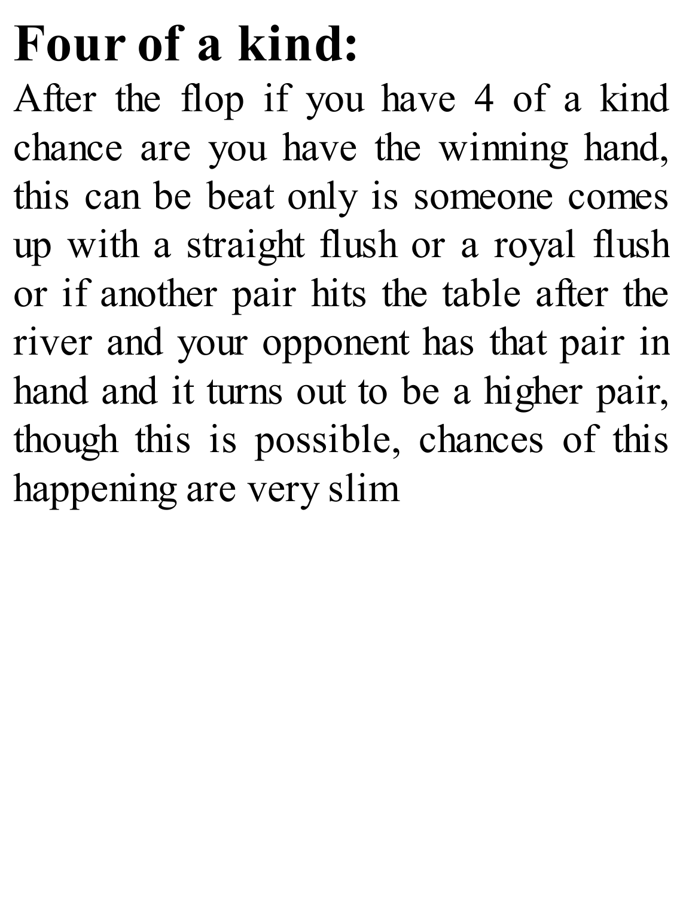# Four of a kind:

After the flop if you have 4 of a kind chance are you have the winning hand, this can be beat only is someone comes up with a straight flush or a royal flush or if another pair hits the table after the river and your opponent has that pair in hand and it turns out to be a higher pair, though this is possible, chances of this happening are very slim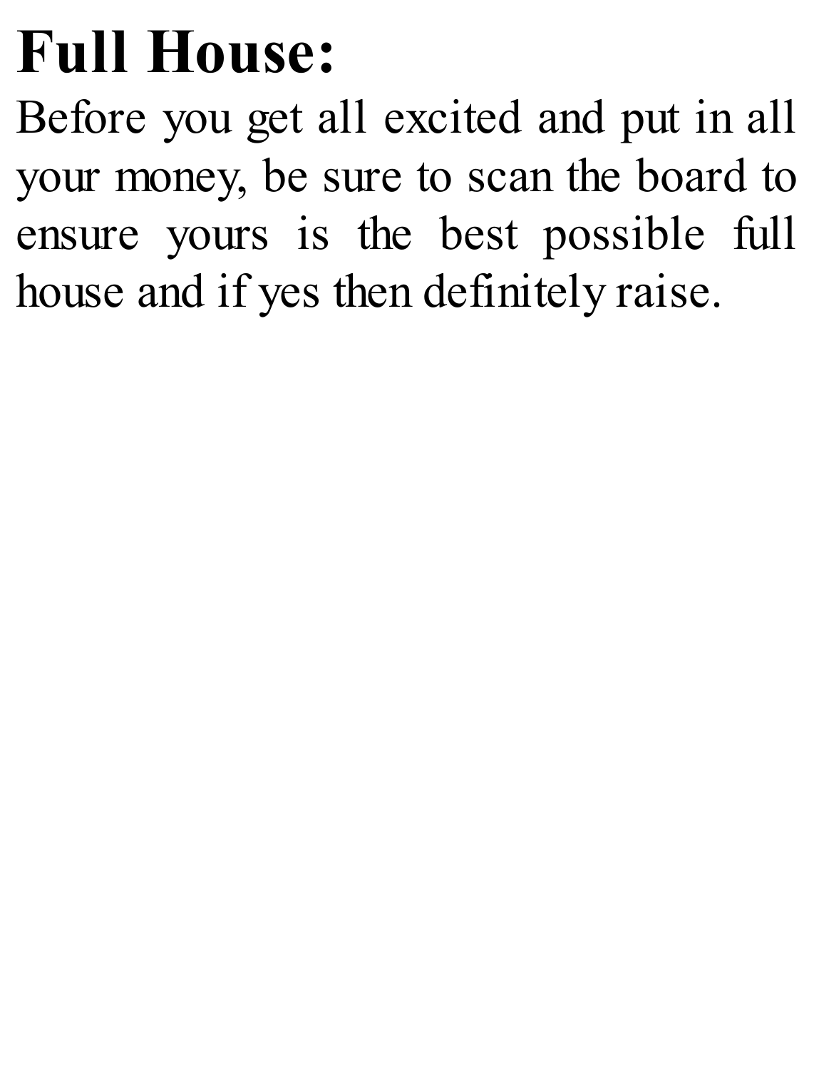## Full House:

Before you get all excited and put in all your money, be sure to scan the board to ensure yours is the best possible full house and if yes then definitely raise.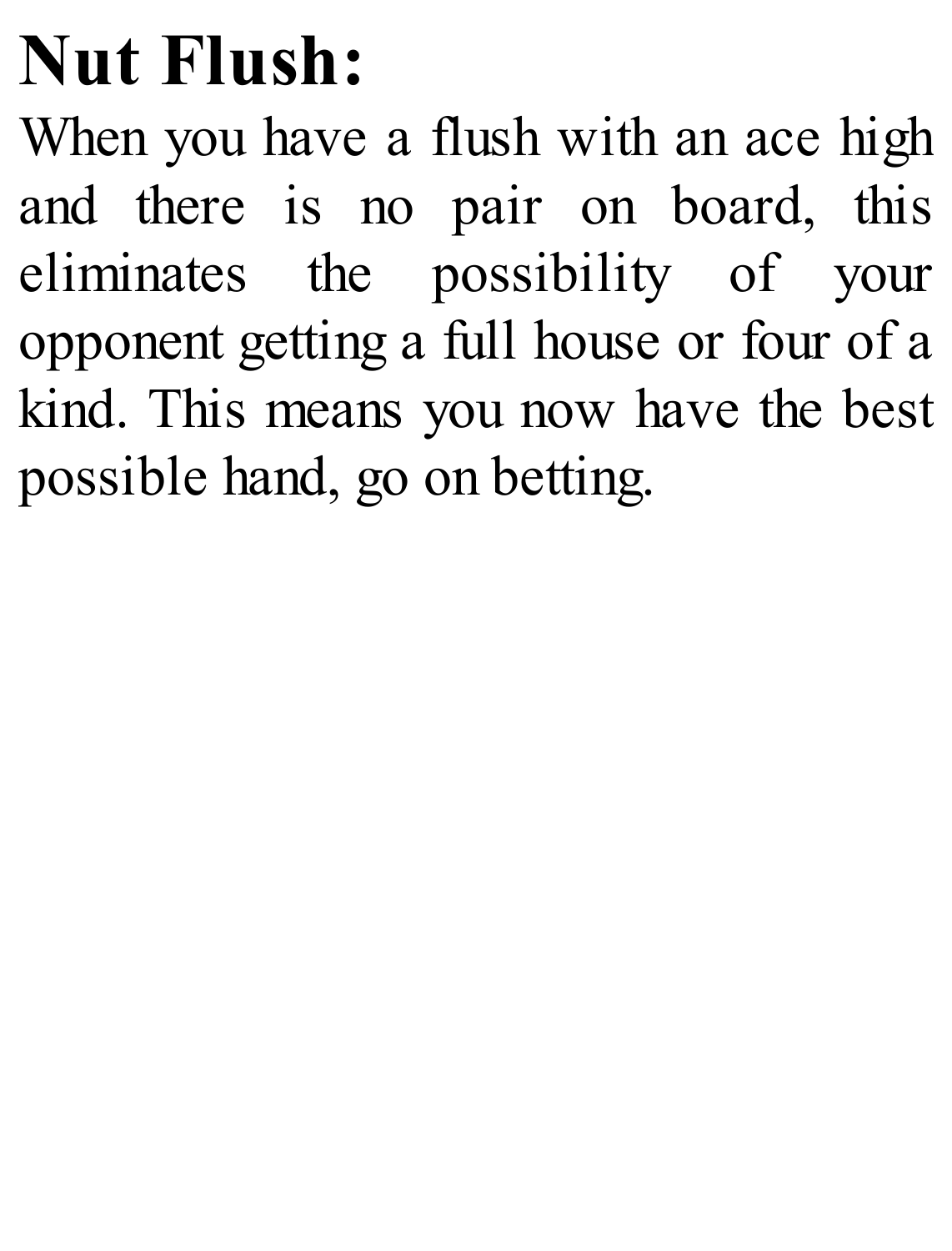**Nut Flush:**

When you have a flush with an ace high and there is no pair on board, this eliminates the possibility of your opponent getting a full house or four of a kind. This means you now have the best possible hand, go on betting.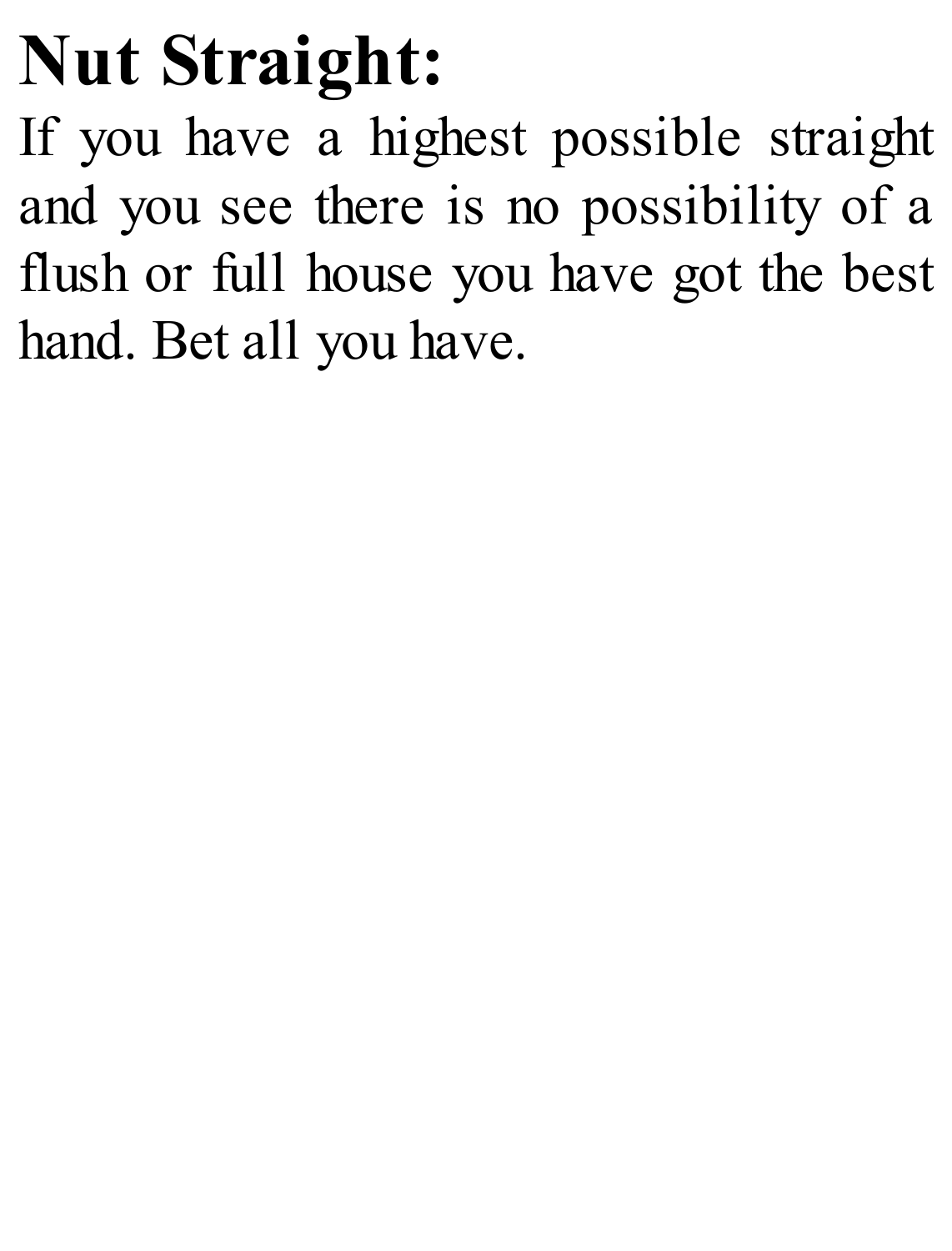# Nut Straight:

If you have a highest possible straight and you see there is no possibility of a flush or full house you have got the best hand. Bet all you have.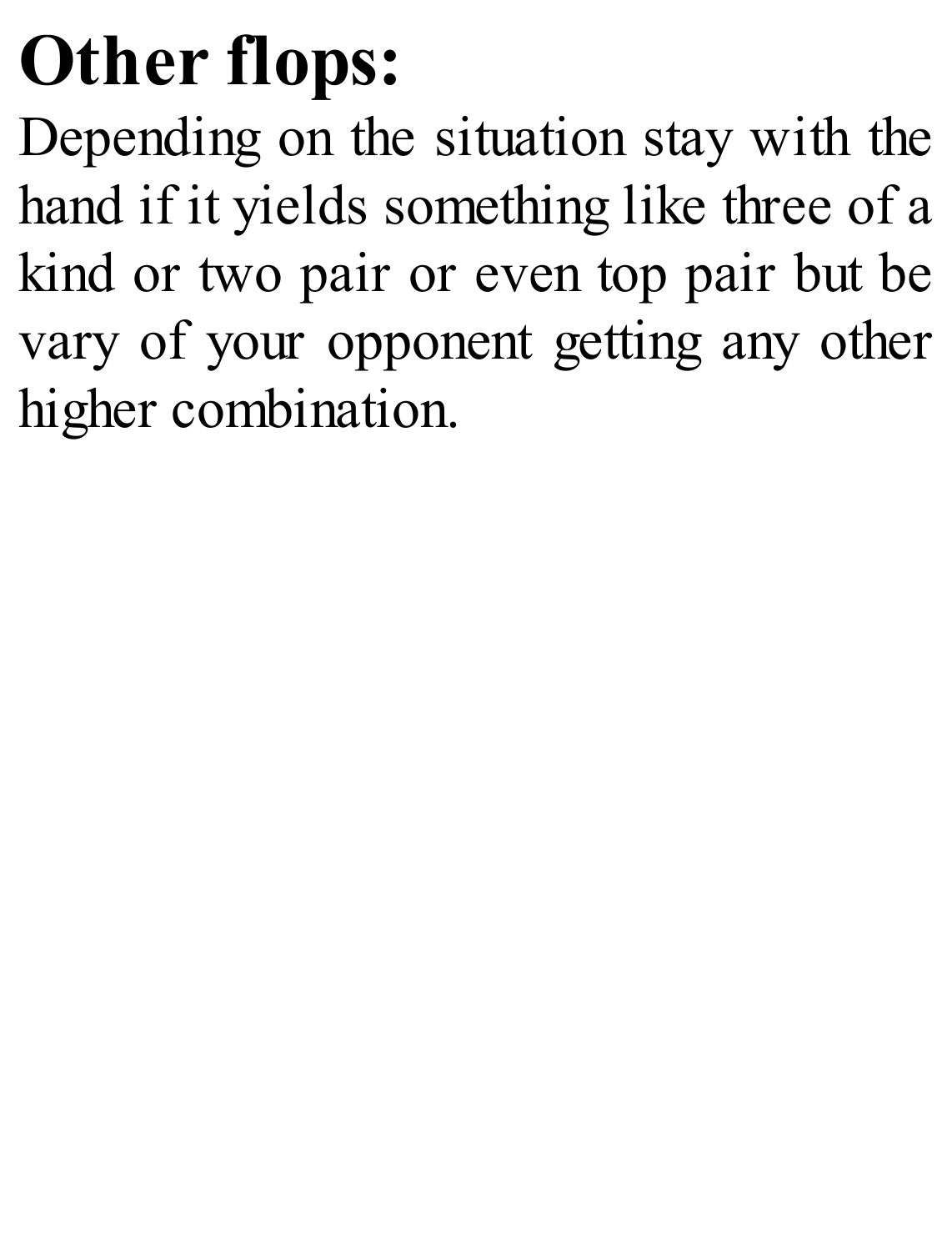# Other flops:

Depending on the situation stay with the hand if it yields something like three of a kind or two pair or even top pair but be vary of your opponent getting any other higher combination.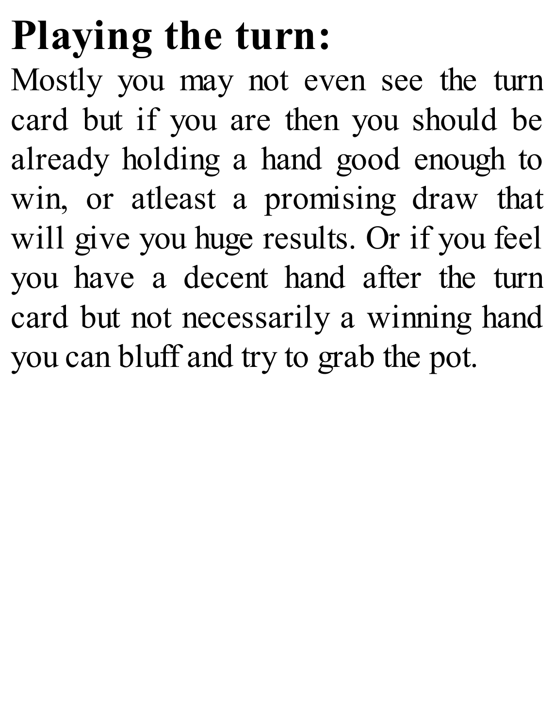## Playing the turn:

Mostly you may not even see the turn card but if you are then you should be already holding a hand good enough to win, or atleast a promising draw that will give you huge results. Or if you feel you have a decent hand after the turn card but not necessarily a winning hand you can bluff and try to grab the pot.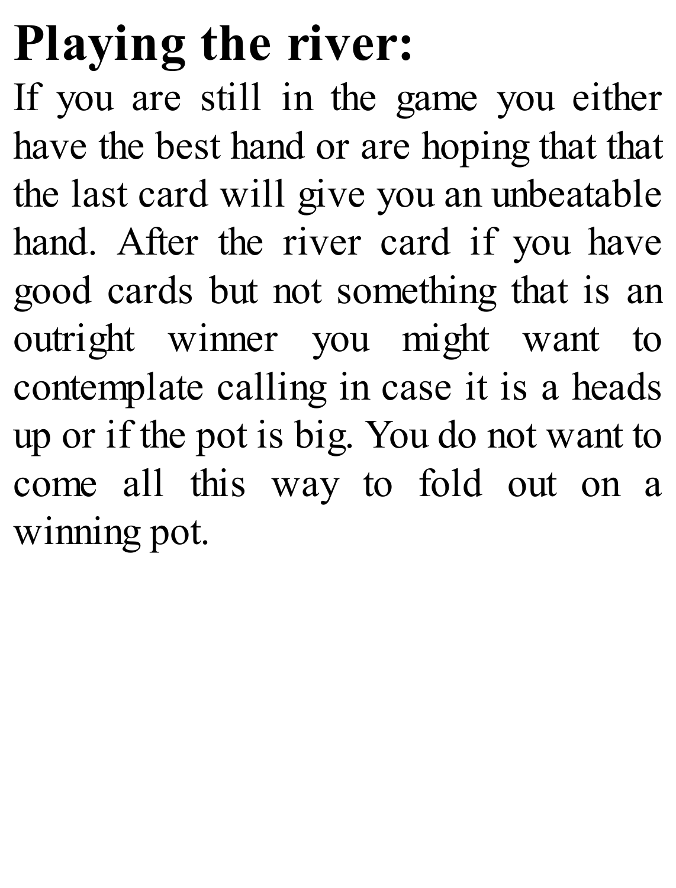# Playing the river:

If you are still in the game you either have the best hand or are hoping that that the last card will give you an unbeatable hand. After the river card if you have good cards but not something that is an outright winner you might want to contemplate calling in case it is a heads up or if the pot is big. You do not want to come all this way to fold out on a winning pot.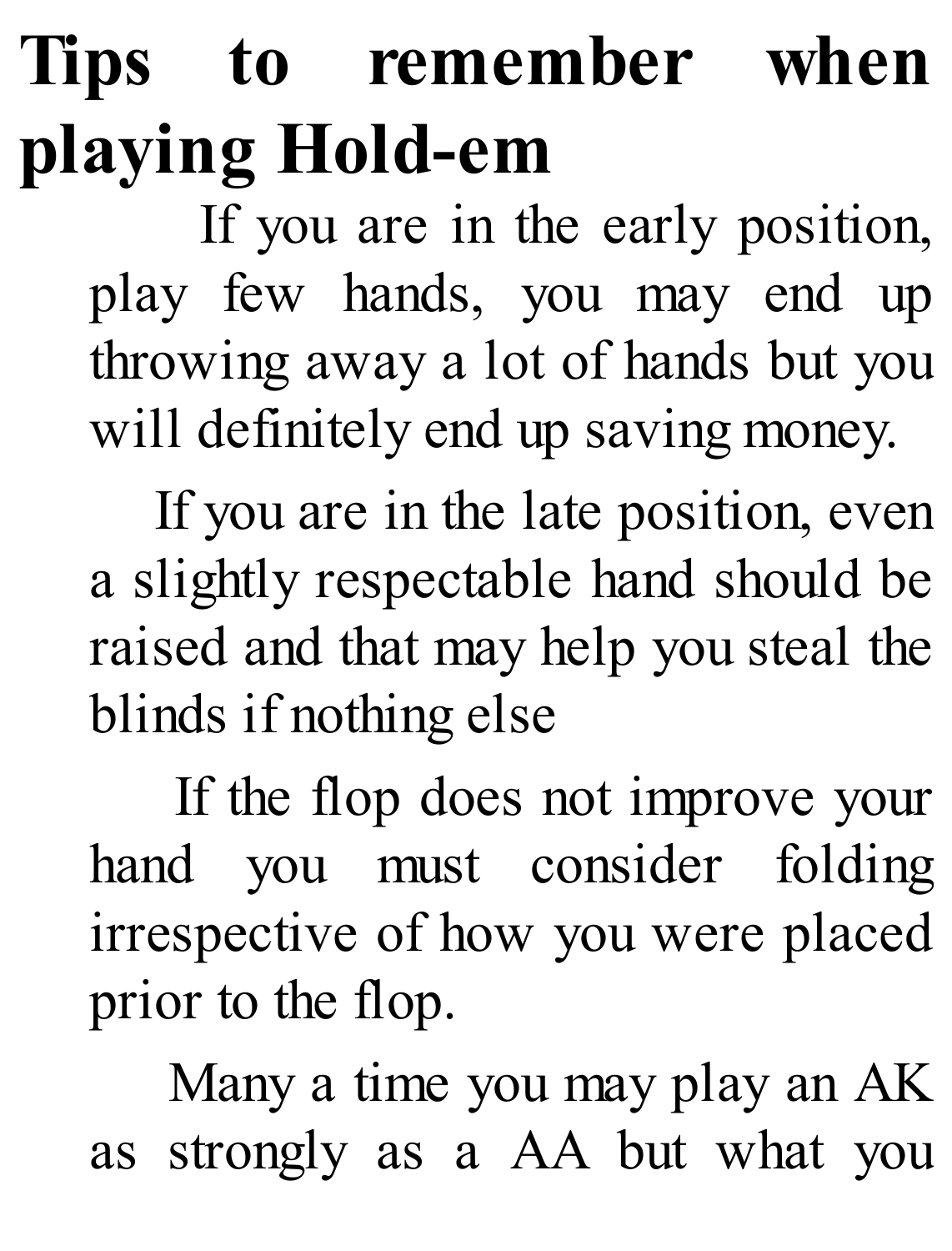# Tips to remember when playing Hold-em

If you are in the early position, play few hands, you may end up throwing away a lot of hands but you will definitely end up saving money.

If you are in the late position, even a slightly respectable hand should be raised and that may help you steal the blinds if nothing else

If the flop does not improve your hand you must consider folding irrespective of how you were placed prior to the flop.

Many a time you may play an AK as strongly as a AA but what you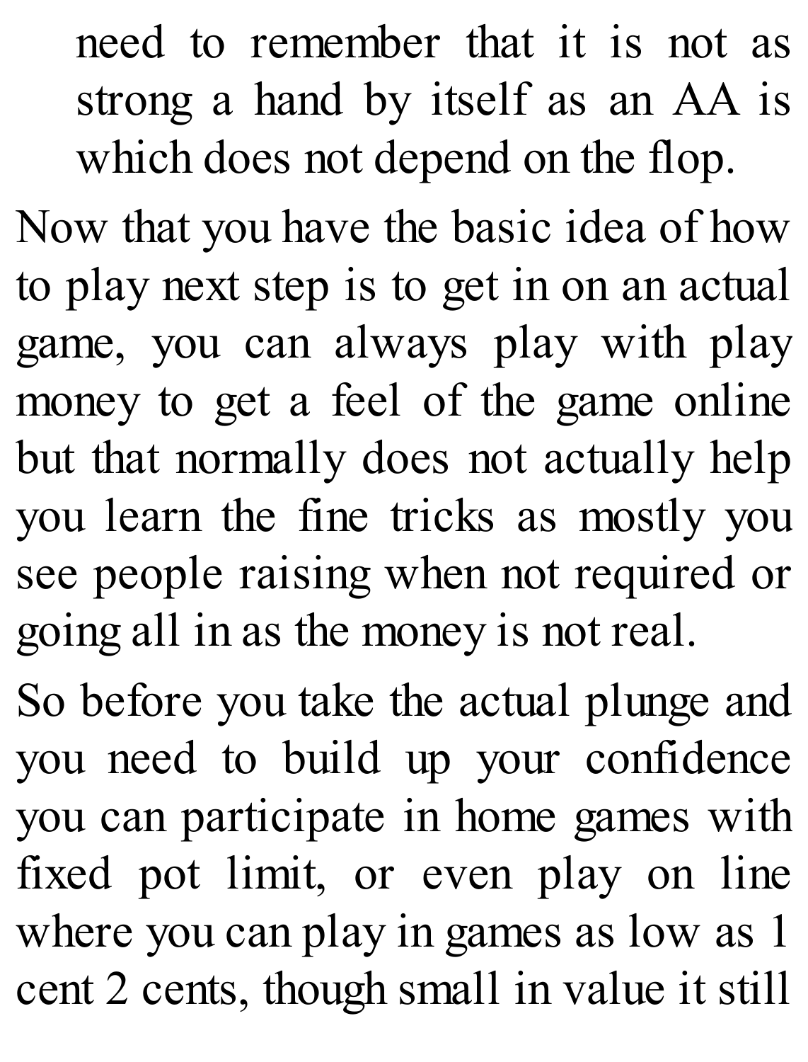need to remember that it is not as strong a hand by itself as an AA is which does not depend on the flop.

Now that you have the basic idea of how to play next step is to get in on an actual game, you can always play with play money to get a feel of the game online but that normally does not actually help you learn the fine tricks as mostly you see people raising when not required or going all in as the money is not real.

So before you take the actual plunge and you need to build up your confidence you can participate in home games with fixed pot limit, or even play on line where you can play in games as low as 1 cent 2 cents, though small in value it still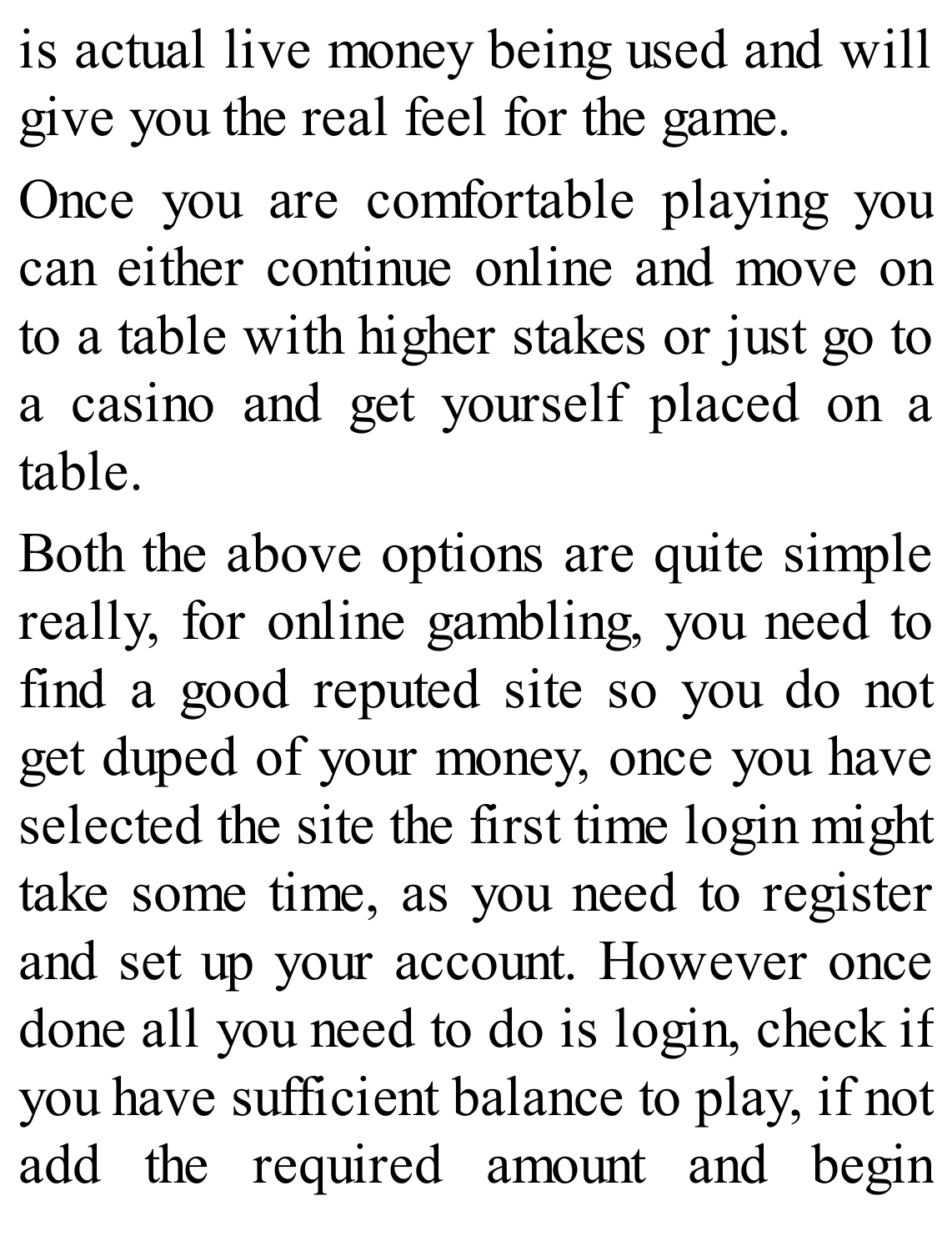is actual live money being used and will give you the real feel for the game.

Once you are comfortable playing you can either continue online and move on to a table with higher stakes or just go to a casino and get yourself placed on a table.

Both the above options are quite simple really, for online gambling, you need to find a good reputed site so you do not get duped of your money, once you have selected the site the first time login might take some time, as you need to register and set up your account. However once done all you need to do is login, check if you have sufficient balance to play, if not add the required amount and begin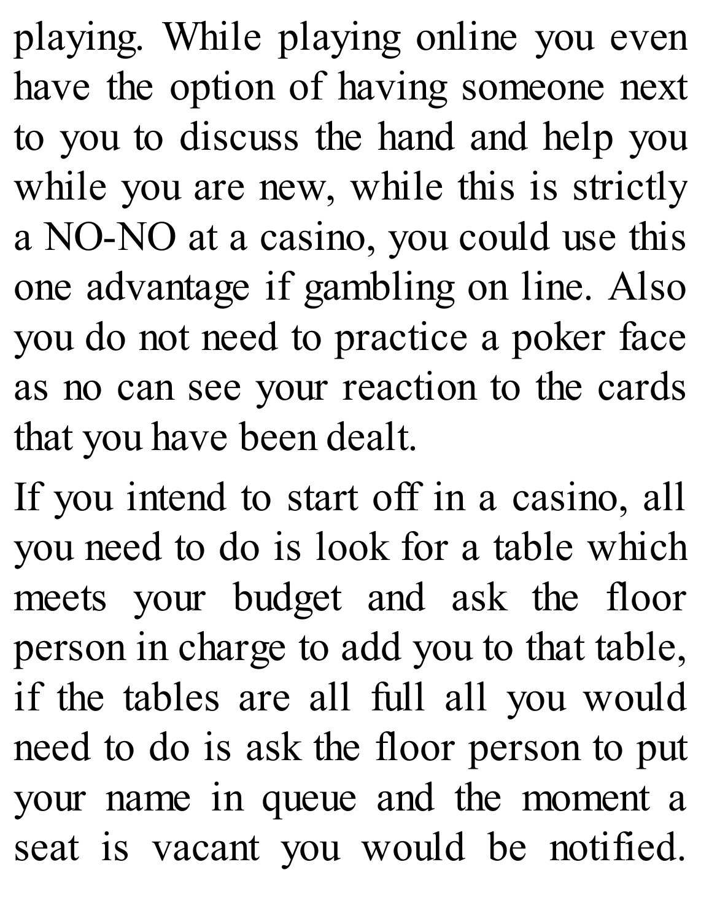playing. While playing online you even have the option of having someone next to you to discuss the hand and help you while you are new, while this is strictly a NO-NO at a casino, you could use this one advantage if gambling on line. Also you do not need to practice a poker face as no can see your reaction to the cards that you have been dealt.

If you intend to start off in a casino, all you need to do is look for a table which meets your budget and ask the floor person in charge to add you to that table, if the tables are all full all you would need to do is ask the floor person to put your name in queue and the moment a seat is vacant you would be notified.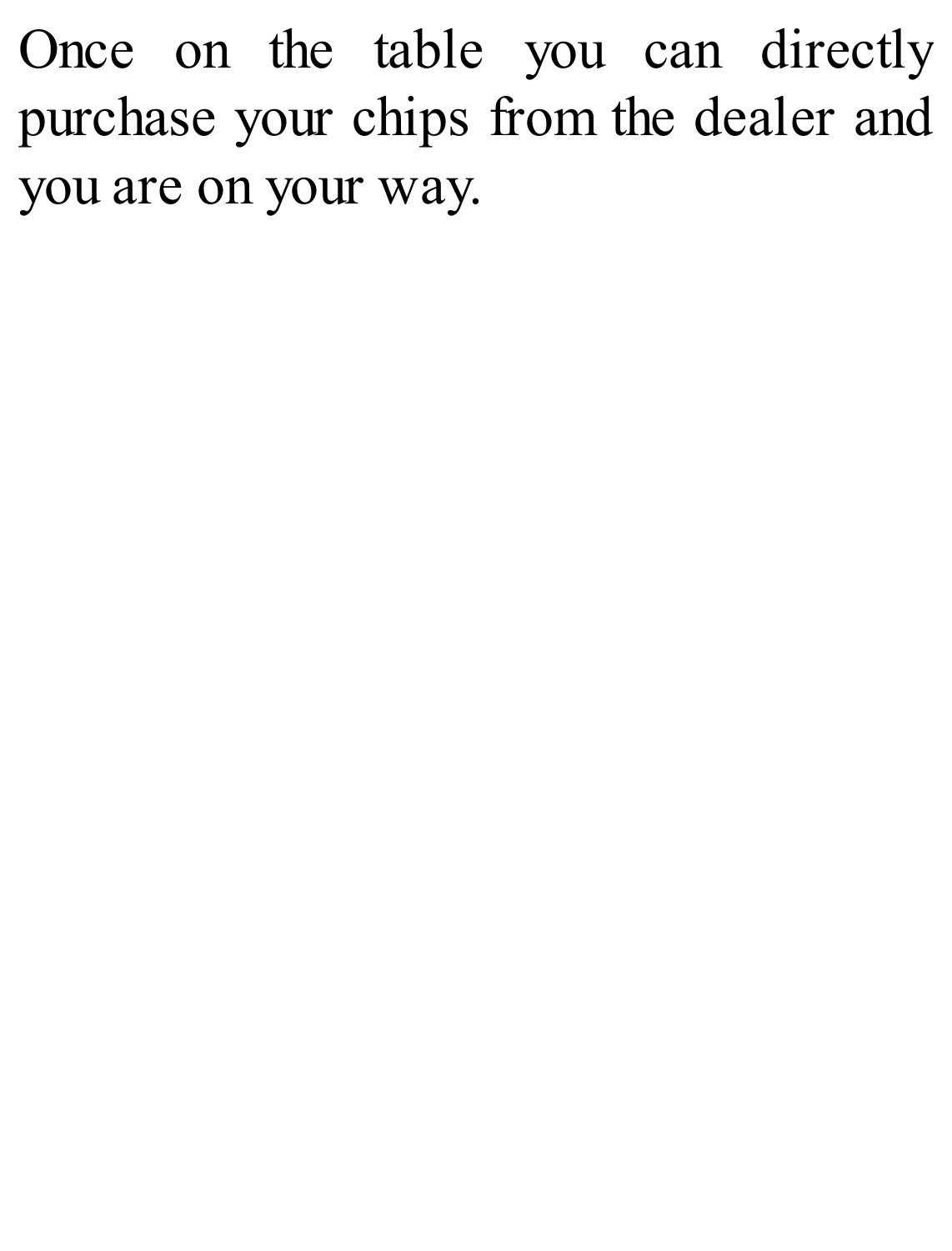Once on the table you can directly purchase your chips from the dealer and you are on your way.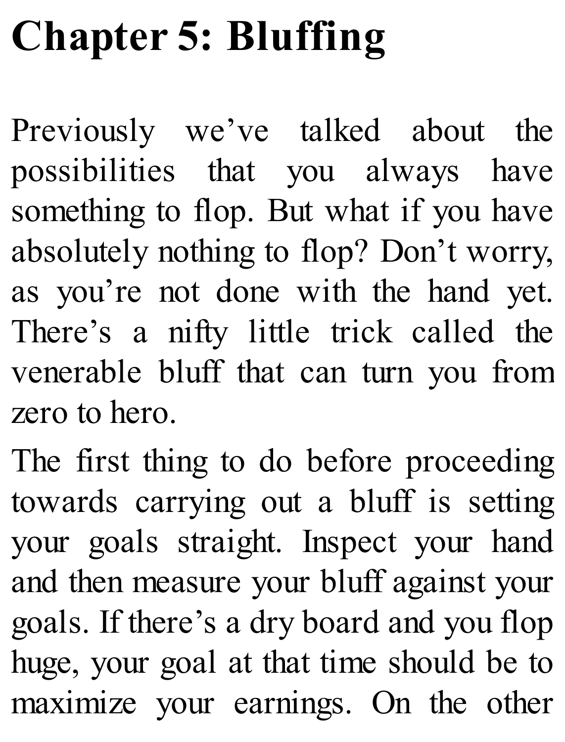# Chapter 5: Bluffing

Previously we've talked about the possibilities that you always have something to flop. But what if you have absolutely nothing to flop? Don't worry, as you're not done with the hand yet. There's a nifty little trick called the venerable bluff that can turn you from zero to hero.

The first thing to do before proceeding towards carrying out a bluff is setting your goals straight. Inspect your hand and then measure your bluff against your goals. If there's a dry board and you flop huge, your goal at that time should be to maximize your earnings. On the other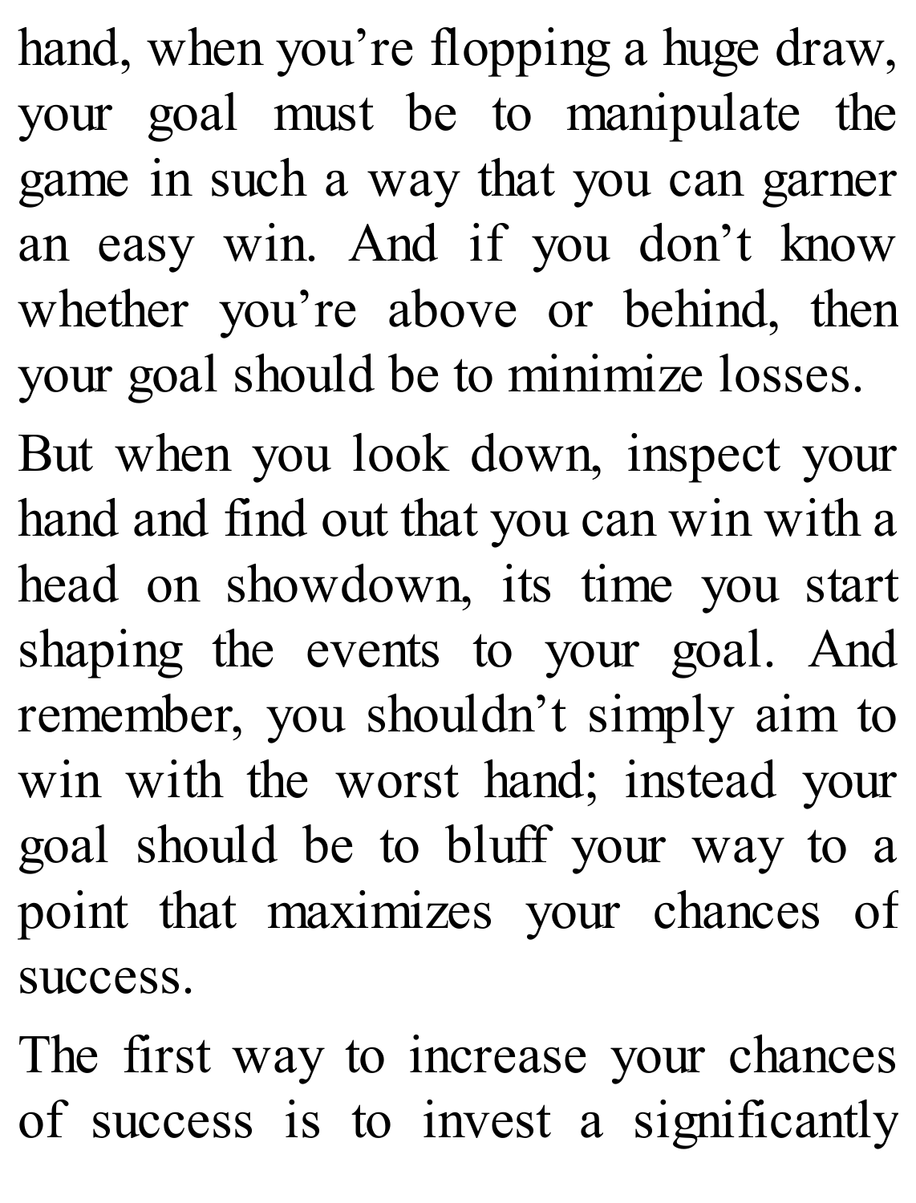hand, when you’re flopping a huge draw, your goal must be to manipulate the game in such a way that you can garner an easy win. And if you don’t know whether you’re above or behind, then your goal should be to minimize losses.

But when you look down, inspect your hand and find out that you can win with a head on showdown, its time you start shaping the events to your goal. And remember, you shouldn’t simply aim to win with the worst hand; instead your goal should be to bluff your way to a point that maximizes your chances of success.

The first way to increase your chances of success is to invest a significantly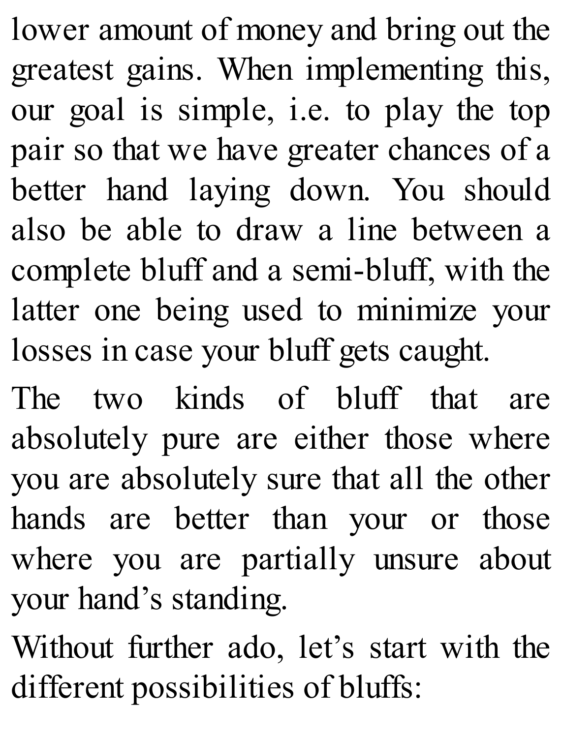lower amount of money and bring out the greatest gains. When implementing this, our goal is simple, i.e. to play the top pair so that we have greater chances of a better hand laying down. You should also be able to draw a line between a complete bluff and a semi-bluff, with the latter one being used to minimize your losses in case your bluff gets caught.

The two kinds of bluff that are absolutely pure are either those where you are absolutely sure that all the other hands are better than your or those where you are partially unsure about your hand's standing.

Without further ado, let's start with the different possibilities of bluffs: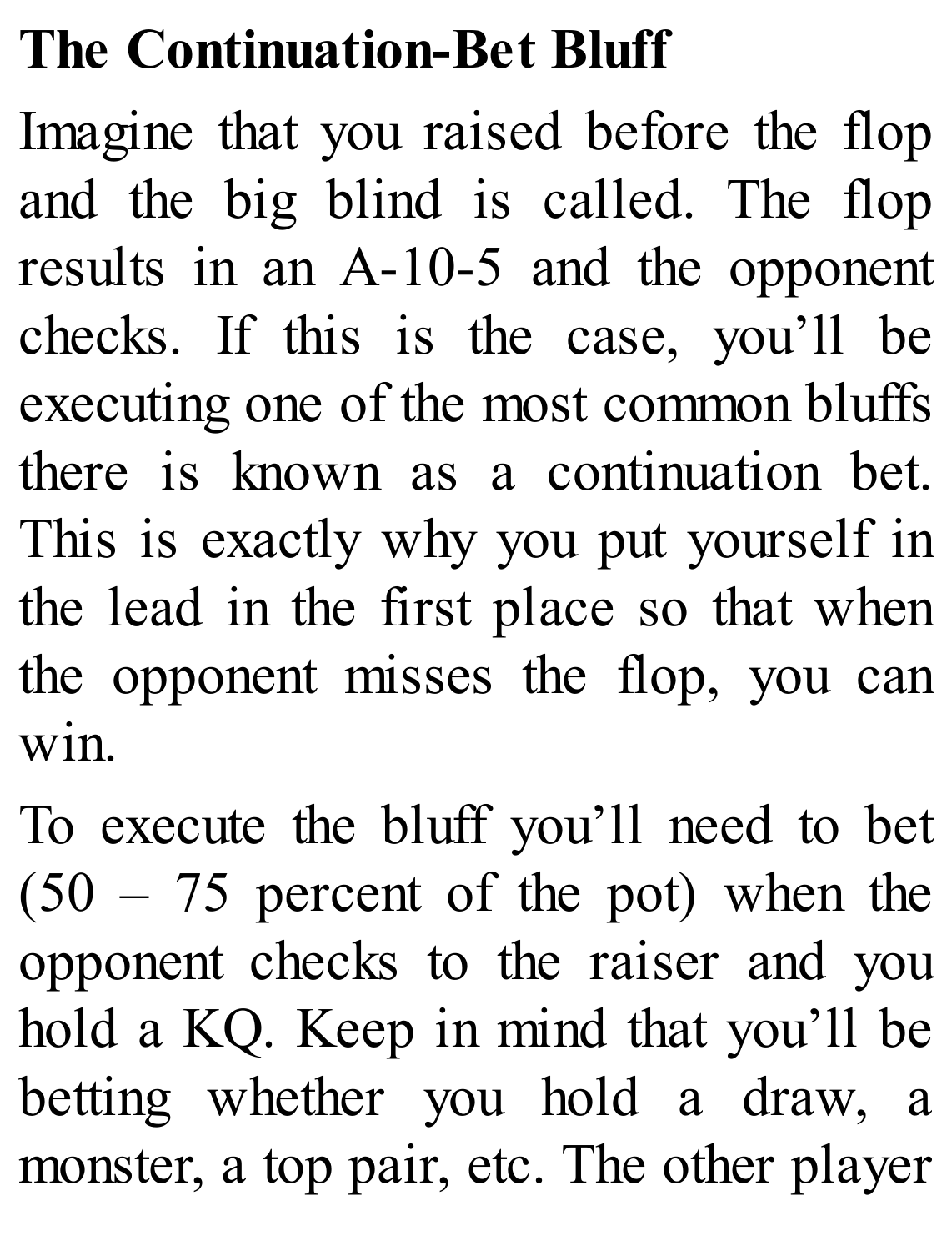## The Continuation-Bet Bluff

Imagine that you raised before the flop and the big blind is called. The flop results in an A-10-5 and the opponent checks. If this is the case, you'll be executing one of the most common bluffs there is known as a continuation bet. This is exactly why you put yourself in the lead in the first place so that when the opponent misses the flop, you can win.

To execute the bluff you'll need to bet (50 – 75 percent of the pot) when the opponent checks to the raiser and you hold a KQ. Keep in mind that you'll be betting whether you hold a draw, a monster, a top pair, etc. The other player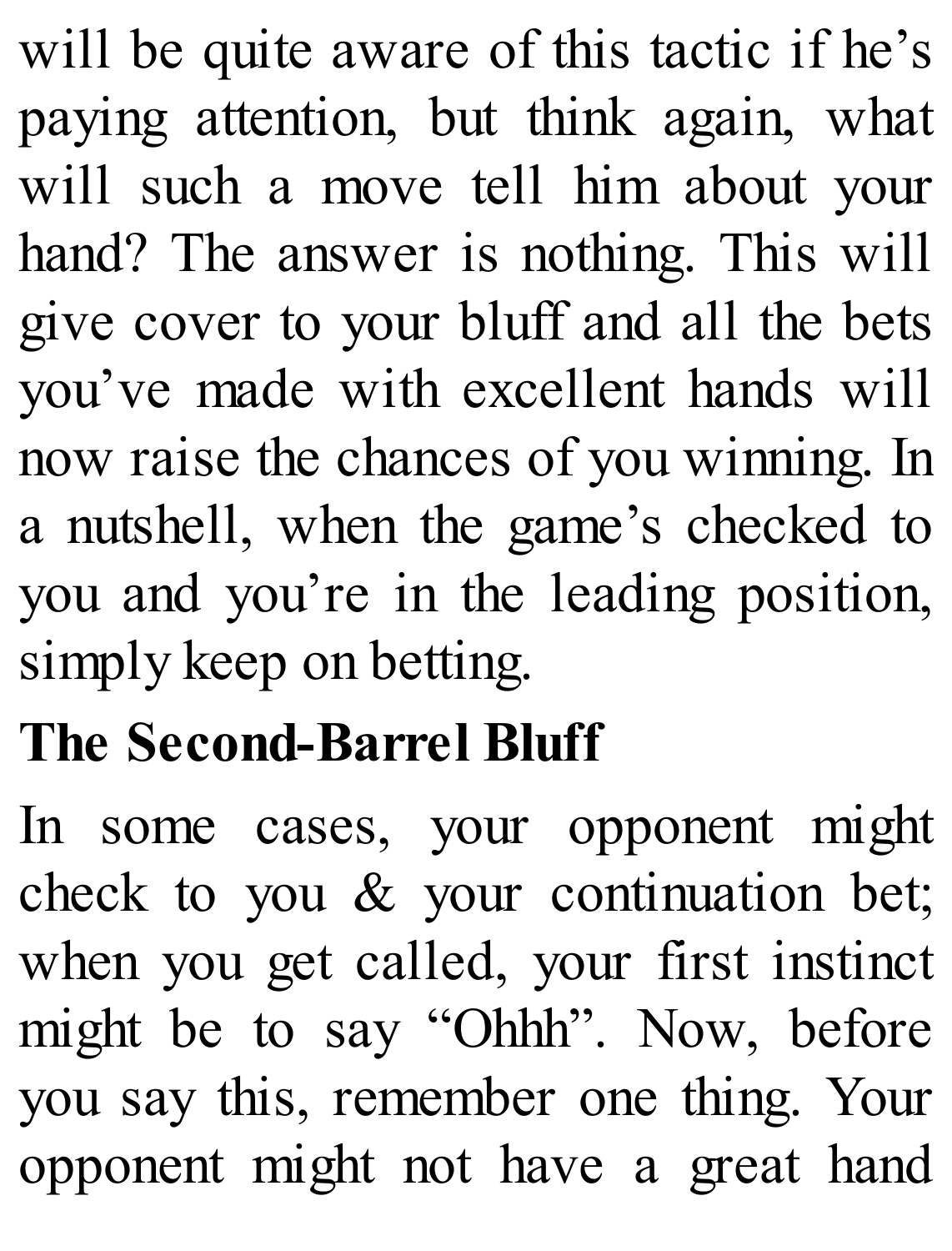will be quite aware of this tactic if he's paying attention, but think again, what will such a move tell him about your hand? The answer is nothing. This will give cover to your bluff and all the bets you've made with excellent hands will now raise the chances of you winning. In a nutshell, when the game's checked to you and you're in the leading position, simply keep on betting.

## The Second-Barrel Bluff

In some cases, your opponent might check to you & your continuation bet; when you get called, your first instinct might be to say "Ohhh". Now, before you say this, remember one thing. Your opponent might not have a great hand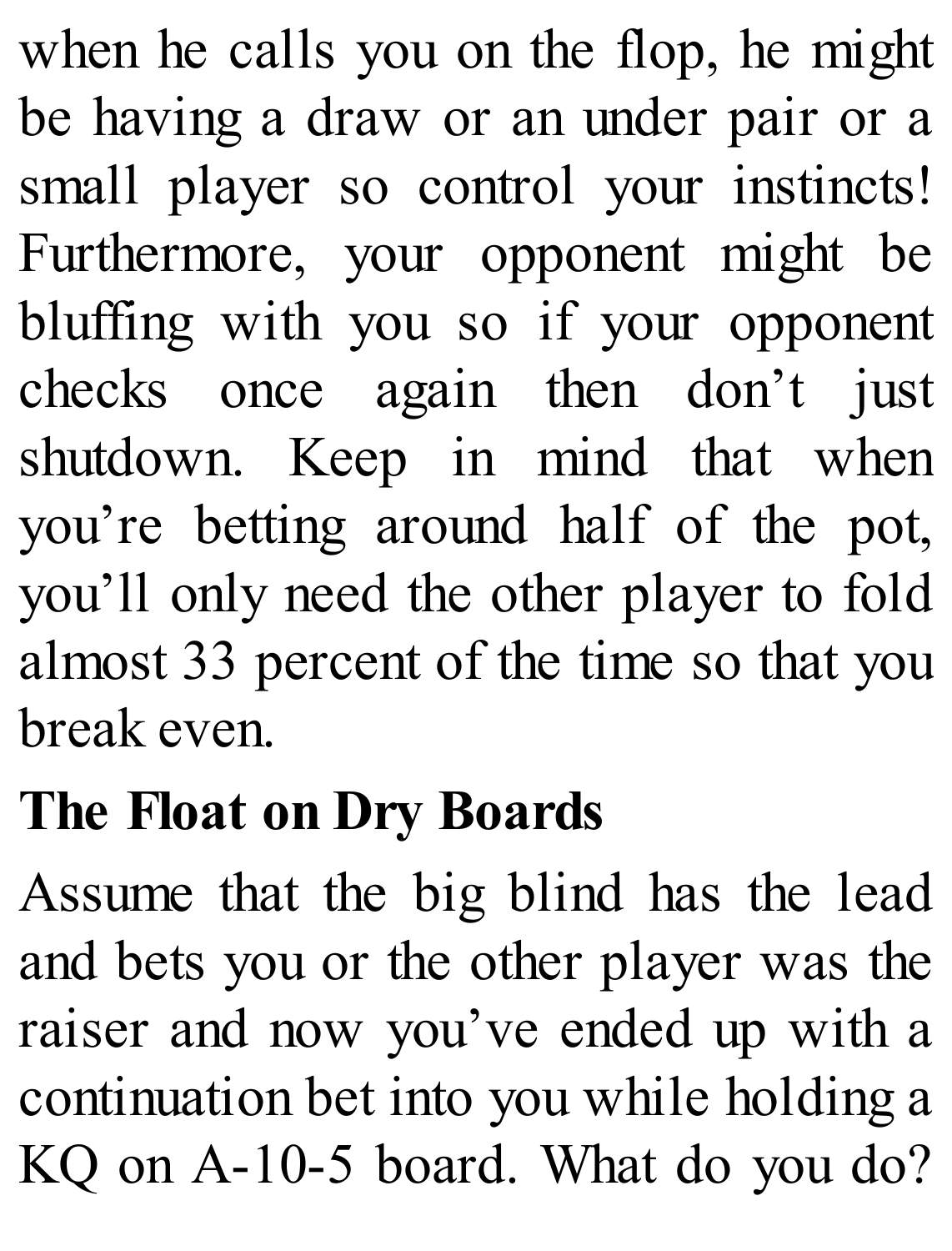when he calls you on the flop, he might be having a draw or an under pair or a small player so control your instincts! Furthermore, your opponent might be bluffing with you so if your opponent checks once again then don't just shutdown. Keep in mind that when you're betting around half of the pot, you'll only need the other player to fold almost 33 percent of the time so that you break even.

## The Float on Dry Boards

Assume that the big blind has the lead and bets you or the other player was the raiser and now you've ended up with a continuation bet into you while holding a KQ on A-10-5 board. What do you do?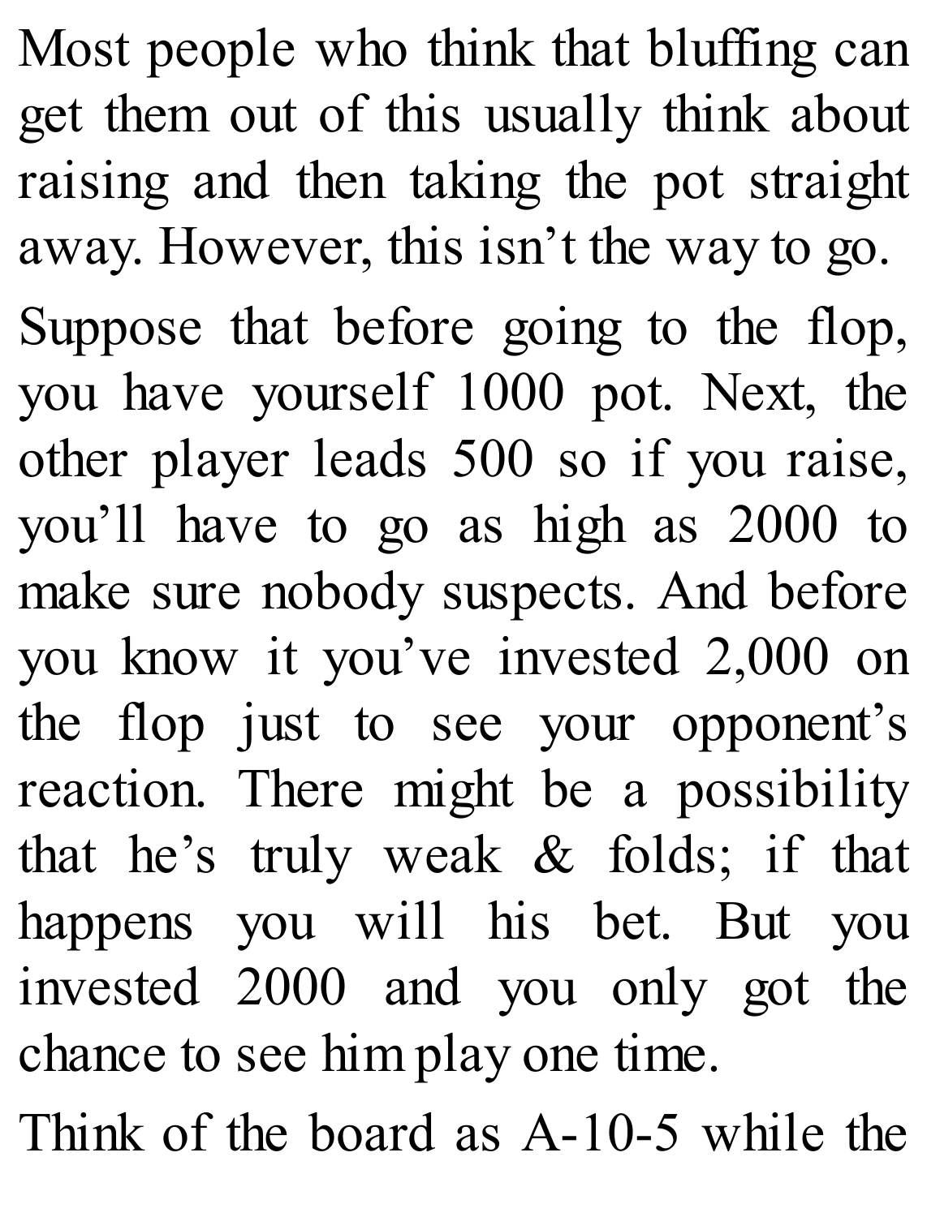Most people who think that bluffing can get them out of this usually think about raising and then taking the pot straight away. However, this isn't the way to go.

Suppose that before going to the flop, you have yourself 1000 pot. Next, the other player leads 500 so if you raise, you'll have to go as high as 2000 to make sure nobody suspects. And before you know it you've invested 2,000 on the flop just to see your opponent's reaction. There might be a possibility that he's truly weak & folds; if that happens you will his bet. But you invested 2000 and you only got the chance to see him play one time.

Think of the board as A-10-5 while the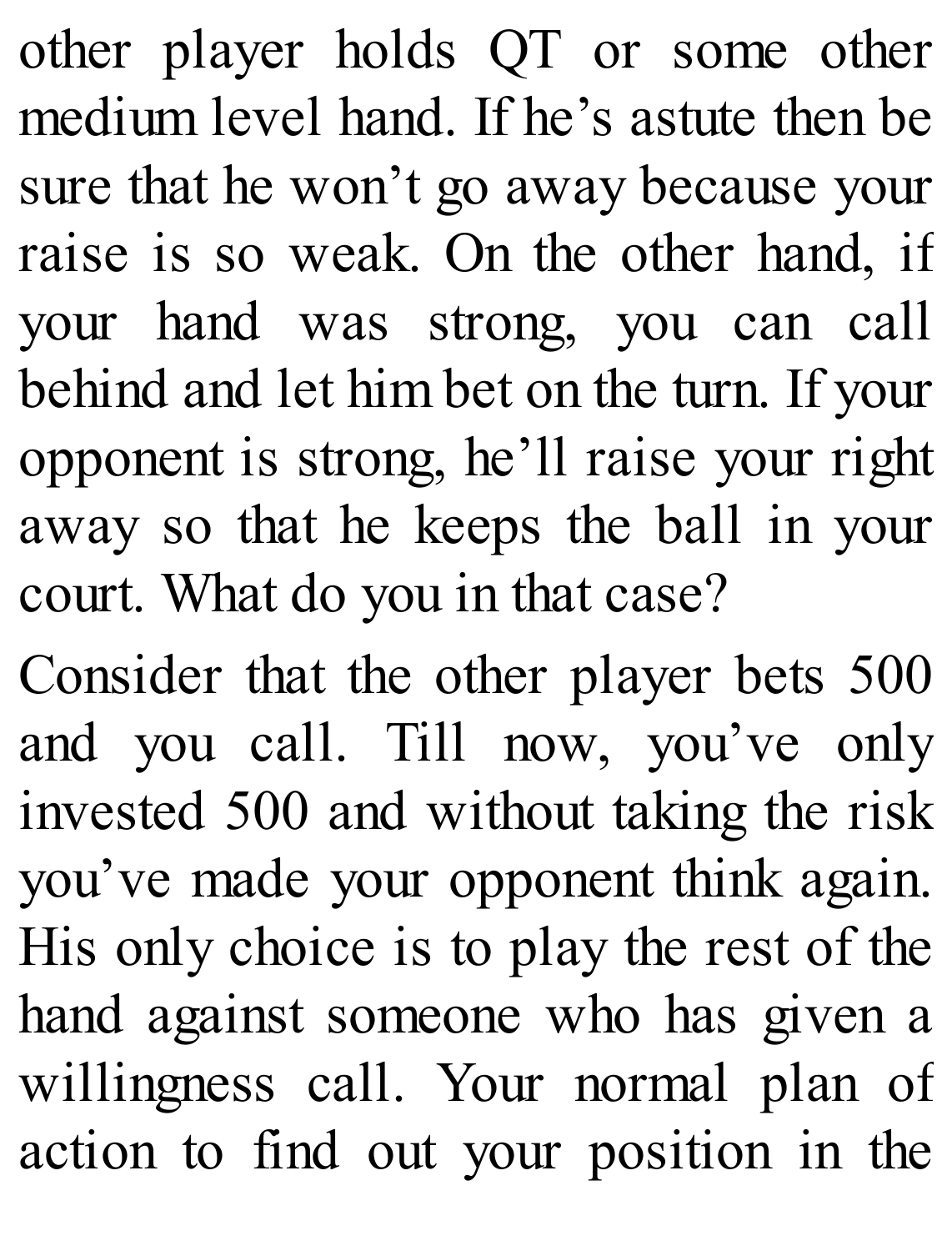other player holds QT or some other medium level hand. If he's astute then be sure that he won't go away because your raise is so weak. On the other hand, if your hand was strong, you can call behind and let him bet on the turn. If your opponent is strong, he'll raise your right away so that he keeps the ball in your court. What do you in that case?

Consider that the other player bets 500 and you call. Till now, you've only invested 500 and without taking the risk you've made your opponent think again. His only choice is to play the rest of the hand against someone who has given a willingness call. Your normal plan of action to find out your position in the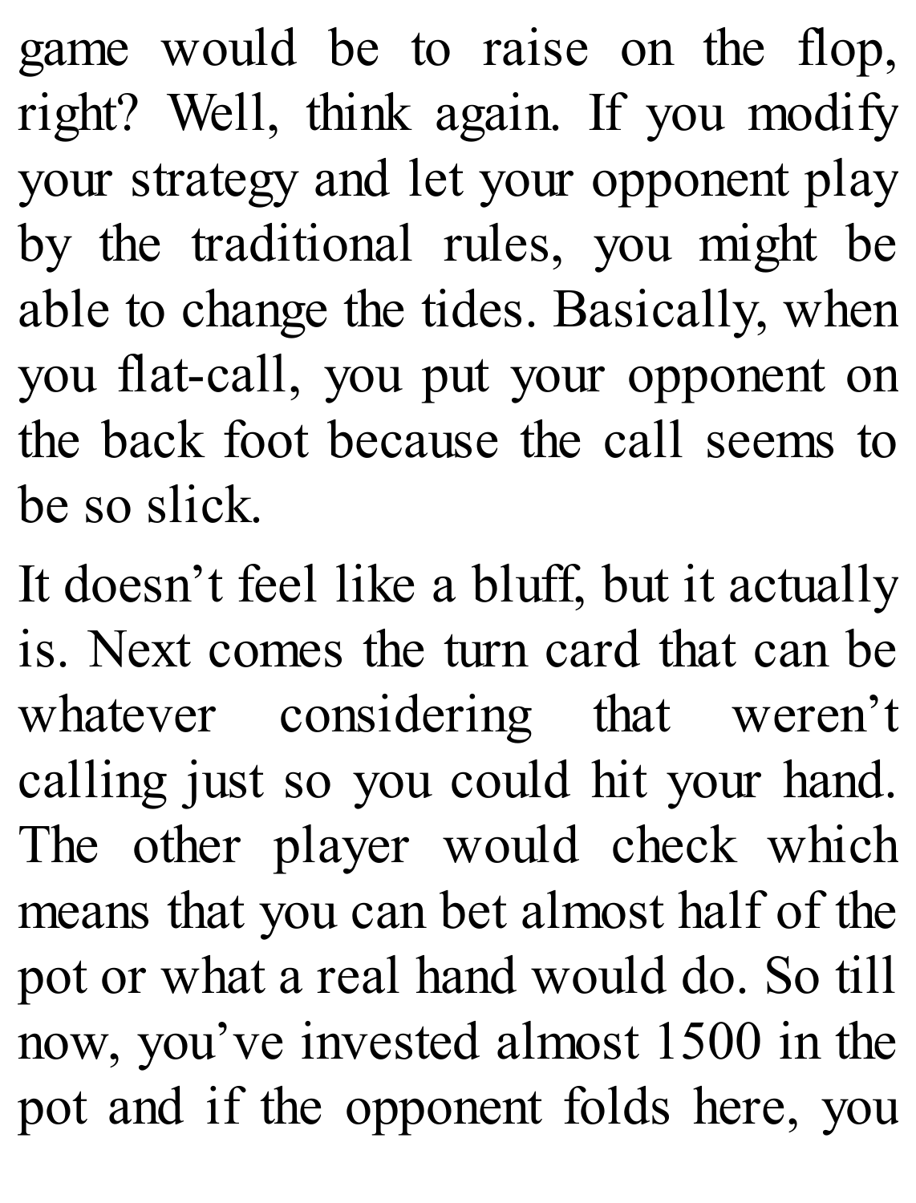game would be to raise on the flop, right? Well, think again. If you modify your strategy and let your opponent play by the traditional rules, you might be able to change the tides. Basically, when you flat-call, you put your opponent on the back foot because the call seems to be so slick.

It doesn't feel like a bluff, but it actually is. Next comes the turn card that can be whatever considering that weren't calling just so you could hit your hand. The other player would check which means that you can bet almost half of the pot or what a real hand would do. So till now, you've invested almost 1500 in the pot and if the opponent folds here, you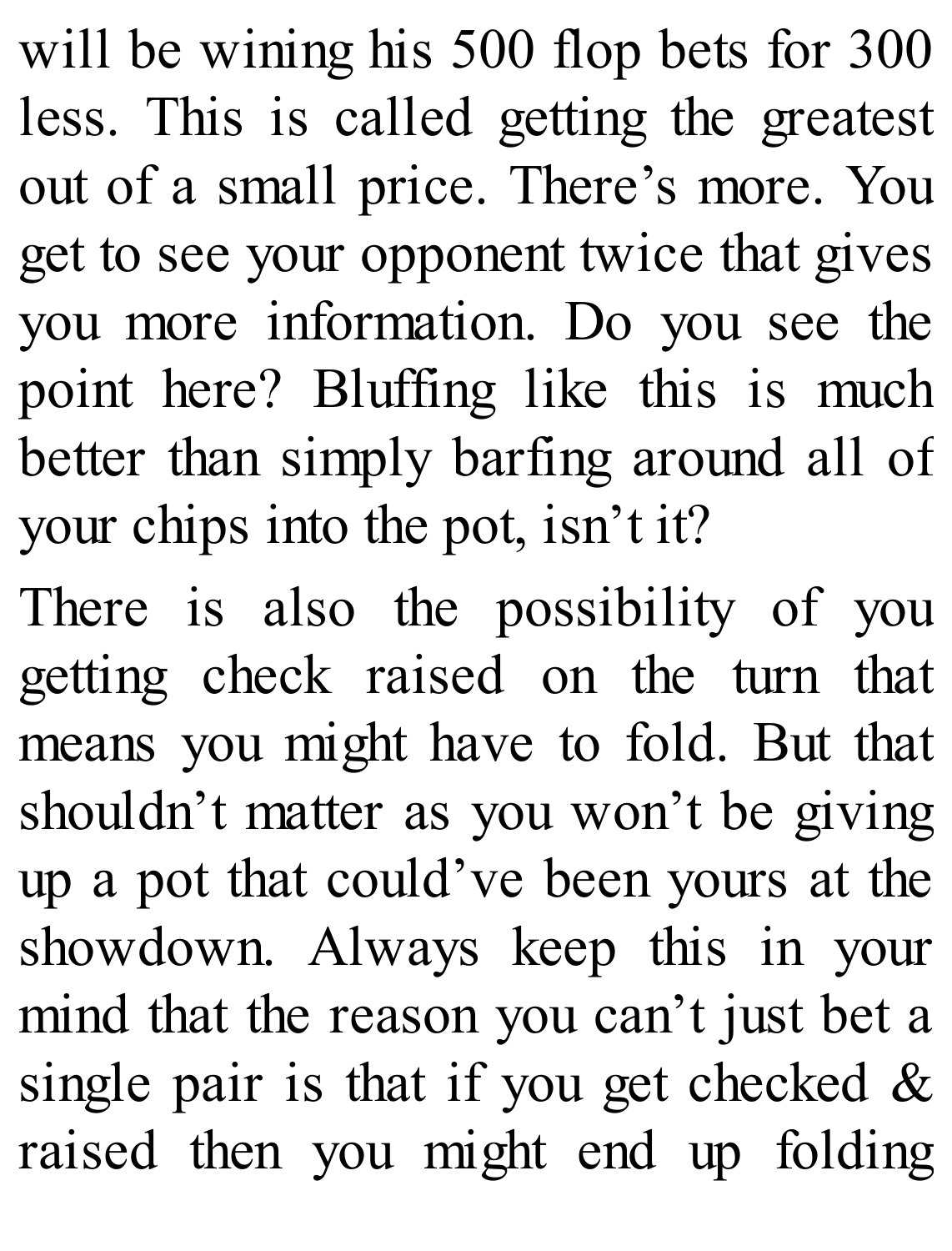will be wining his 500 flop bets for 300 less. This is called getting the greatest out of a small price. There's more. You get to see your opponent twice that gives you more information. Do you see the point here? Bluffing like this is much better than simply barfing around all of your chips into the pot, isn't it?

There is also the possibility of you getting check raised on the turn that means you might have to fold. But that shouldn't matter as you won't be giving up a pot that could've been yours at the showdown. Always keep this in your mind that the reason you can't just bet a single pair is that if you get checked & raised then you might end up folding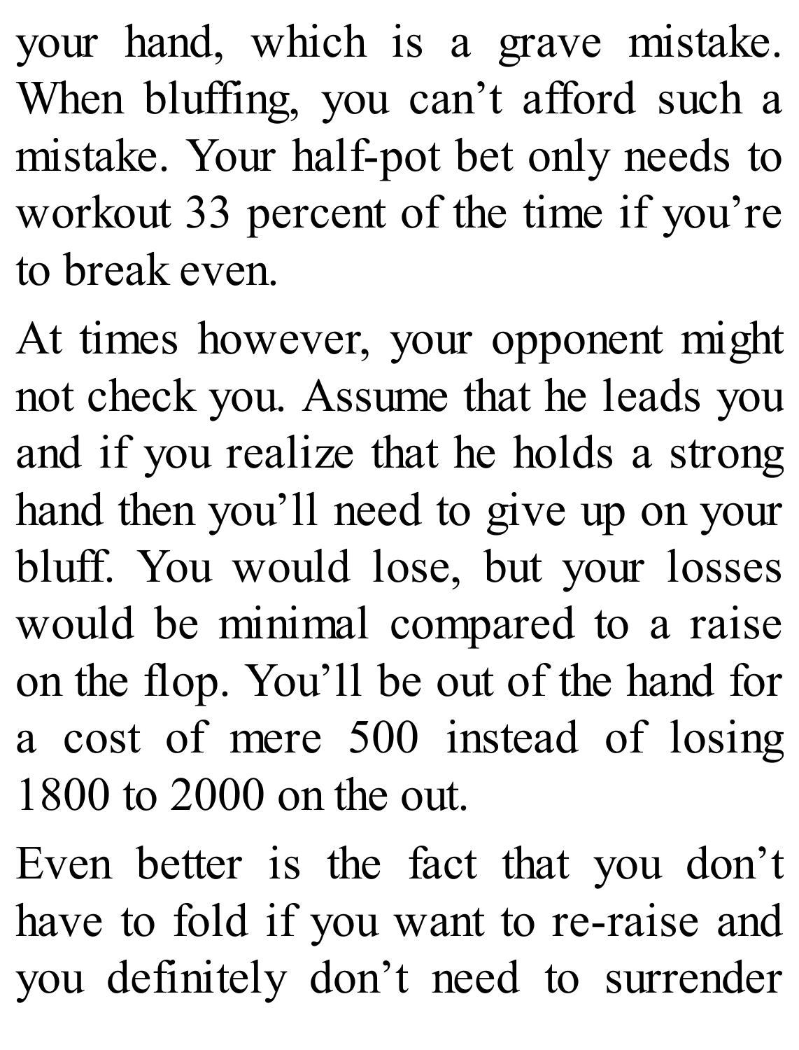your hand, which is a grave mistake. When bluffing, you can’t afford such a mistake. Your half-pot bet only needs to workout 33 percent of the time if you’re to break even.

At times however, your opponent might not check you. Assume that he leads you and if you realize that he holds a strong hand then you’ll need to give up on your bluff. You would lose, but your losses would be minimal compared to a raise on the flop. You’ll be out of the hand for a cost of mere 500 instead of losing 1800 to 2000 on the out.

Even better is the fact that you don’t have to fold if you want to re-raise and you definitely don’t need to surrender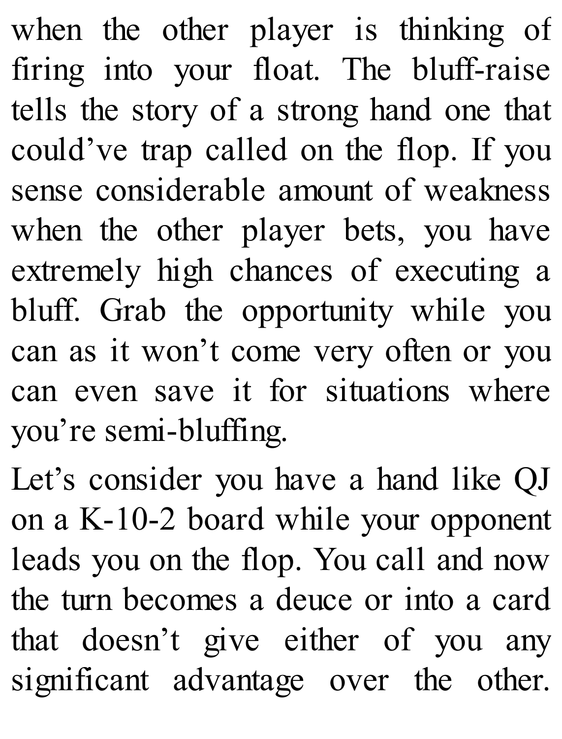when the other player is thinking of firing into your float. The bluff-raise tells the story of a strong hand one that could've trap called on the flop. If you sense considerable amount of weakness when the other player bets, you have extremely high chances of executing a bluff. Grab the opportunity while you can as it won't come very often or you can even save it for situations where you're semi-bluffing.

Let's consider you have a hand like QJ on a K-10-2 board while your opponent leads you on the flop. You call and now the turn becomes a deuce or into a card that doesn't give either of you any significant advantage over the other.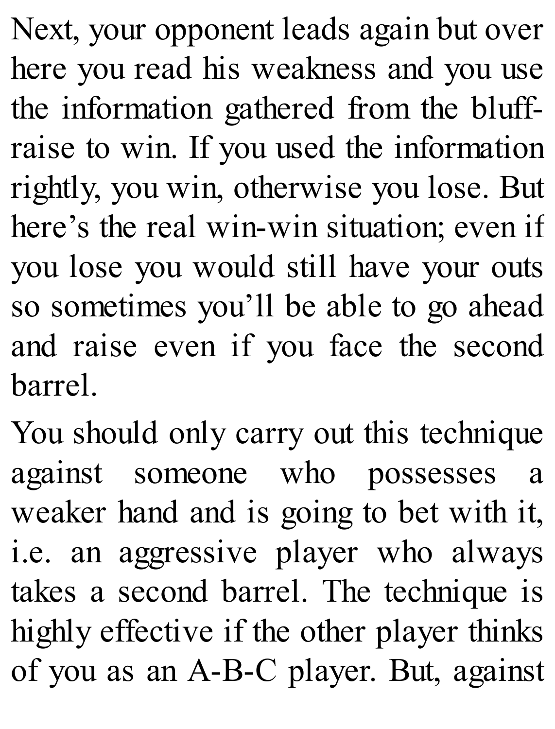Next, your opponent leads again but over here you read his weakness and you use the information gathered from the bluff-raise to win. If you used the information rightly, you win, otherwise you lose. But here's the real win-win situation; even if you lose you would still have your outs so sometimes you'll be able to go ahead and raise even if you face the second barrel.

You should only carry out this technique against someone who possesses a weaker hand and is going to bet with it, i.e. an aggressive player who always takes a second barrel. The technique is highly effective if the other player thinks of you as an A-B-C player. But, against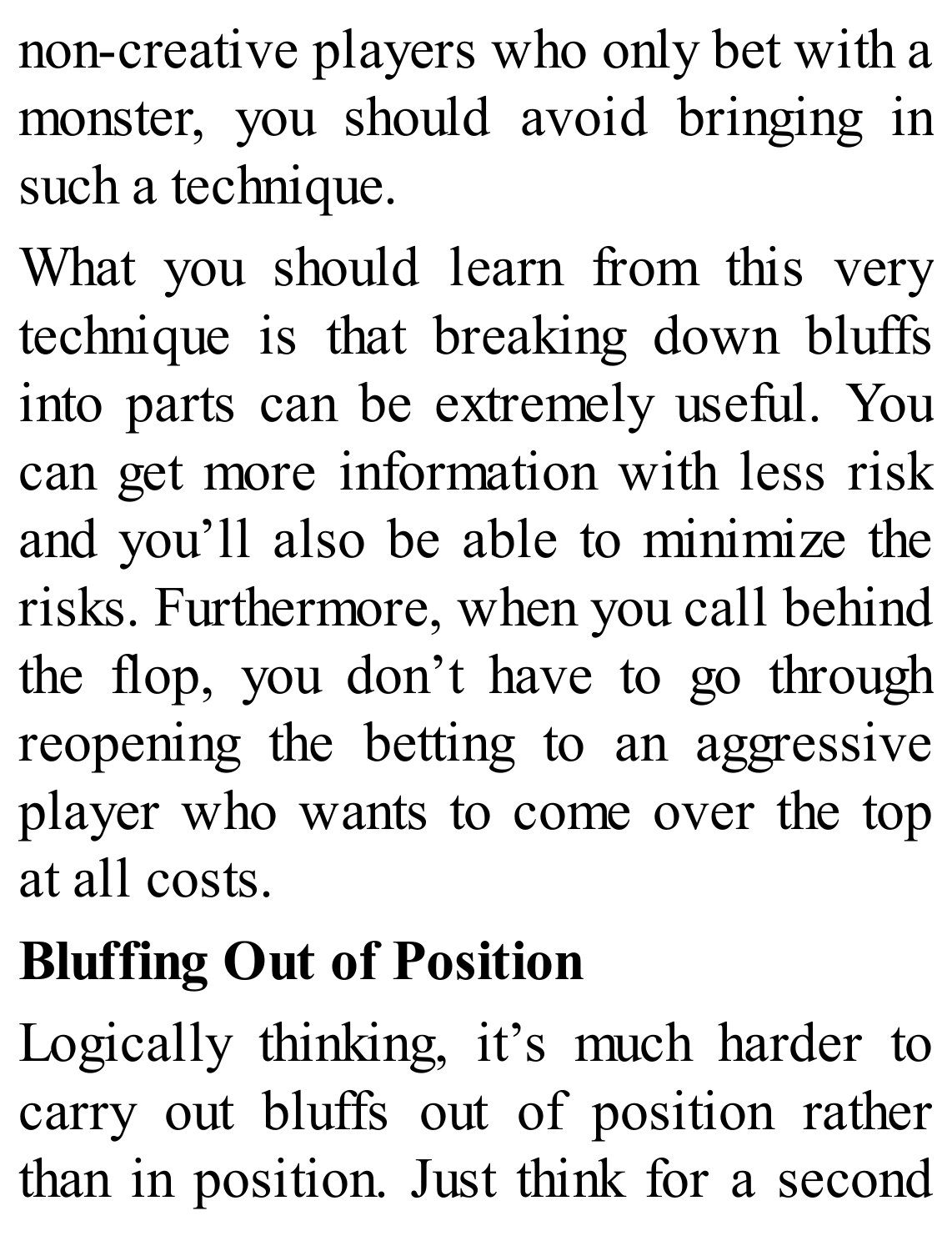non-creative players who only bet with a monster, you should avoid bringing in such a technique.

What you should learn from this very technique is that breaking down bluffs into parts can be extremely useful. You can get more information with less risk and you'll also be able to minimize the risks. Furthermore, when you call behind the flop, you don't have to go through reopening the betting to an aggressive player who wants to come over the top at all costs.

## Bluffing Out of Position

Logically thinking, it's much harder to carry out bluffs out of position rather than in position. Just think for a second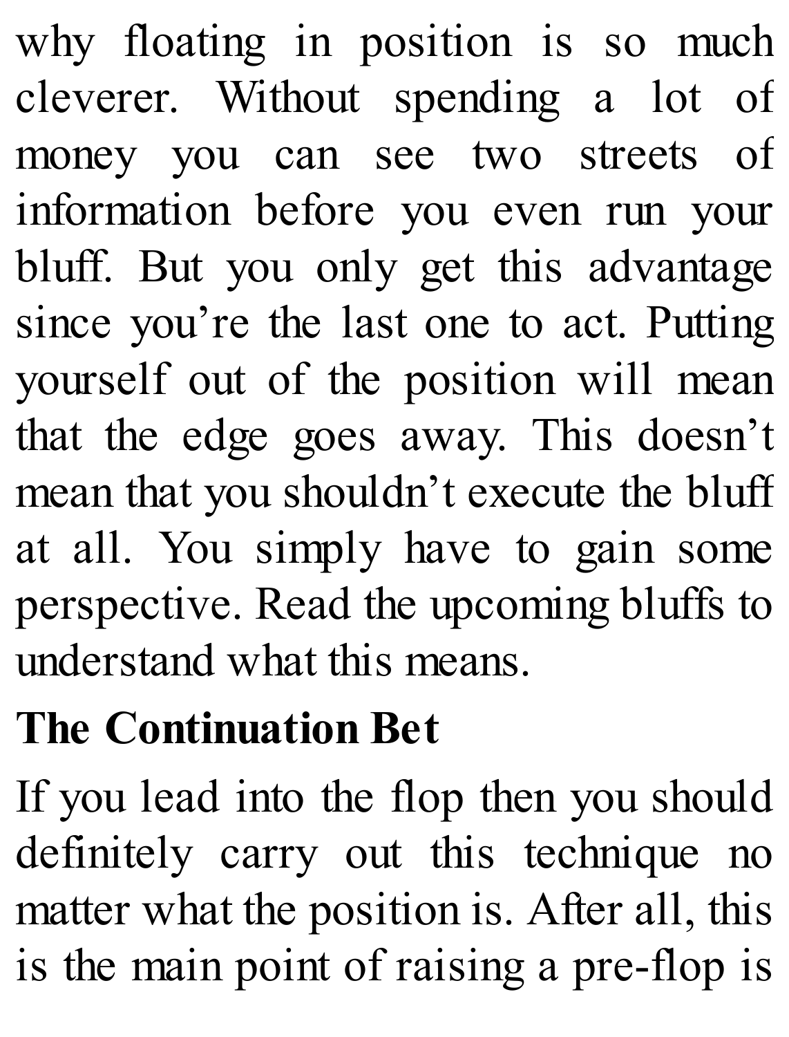why floating in position is so much cleverer. Without spending a lot of money you can see two streets of information before you even run your bluff. But you only get this advantage since you're the last one to act. Putting yourself out of the position will mean that the edge goes away. This doesn't mean that you shouldn't execute the bluff at all. You simply have to gain some perspective. Read the upcoming bluffs to understand what this means.

## The Continuation Bet

If you lead into the flop then you should definitely carry out this technique no matter what the position is. After all, this is the main point of raising a pre-flop is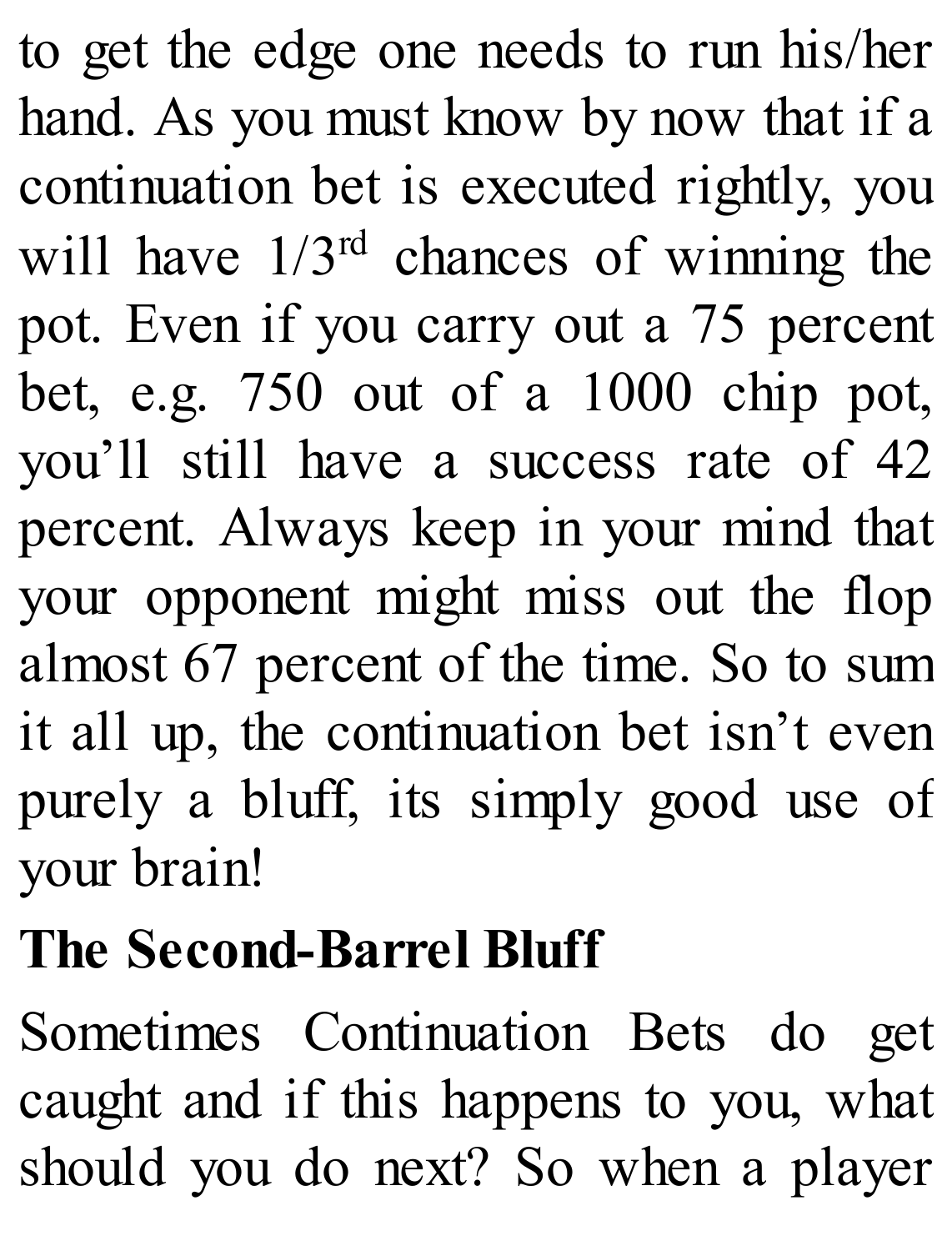to get the edge one needs to run his/her hand. As you must know by now that if a continuation bet is executed rightly, you will have 1/3rd chances of winning the pot. Even if you carry out a 75 percent bet, e.g. 750 out of a 1000 chip pot, you'll still have a success rate of 42 percent. Always keep in your mind that your opponent might miss out the flop almost 67 percent of the time. So to sum it all up, the continuation bet isn't even purely a bluff, its simply good use of your brain!

## The Second-Barrel Bluff

Sometimes Continuation Bets do get caught and if this happens to you, what should you do next? So when a player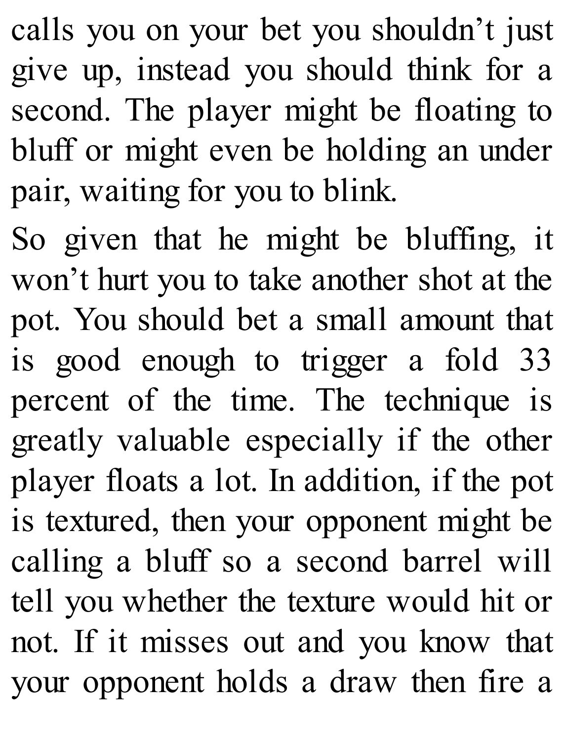calls you on your bet you shouldn't just give up, instead you should think for a second. The player might be floating to bluff or might even be holding an under pair, waiting for you to blink.

So given that he might be bluffing, it won't hurt you to take another shot at the pot. You should bet a small amount that is good enough to trigger a fold 33 percent of the time. The technique is greatly valuable especially if the other player floats a lot. In addition, if the pot is textured, then your opponent might be calling a bluff so a second barrel will tell you whether the texture would hit or not. If it misses out and you know that your opponent holds a draw then fire a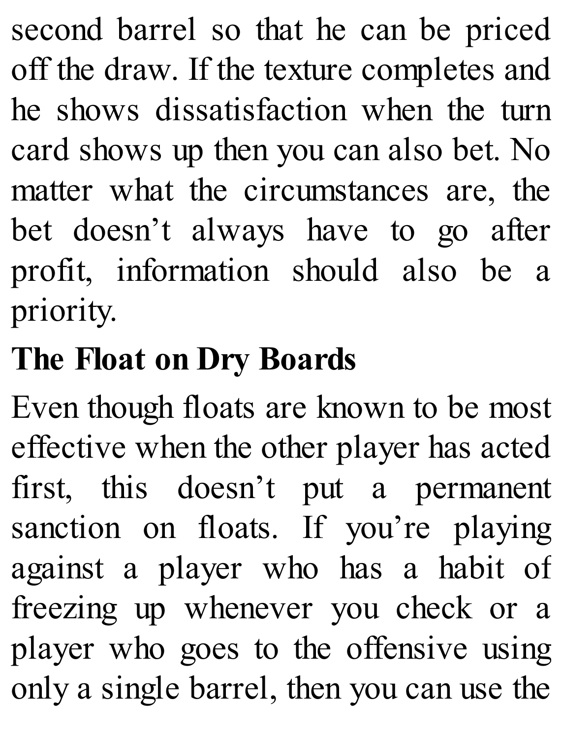second barrel so that he can be priced off the draw. If the texture completes and he shows dissatisfaction when the turn card shows up then you can also bet. No matter what the circumstances are, the bet doesn't always have to go after profit, information should also be a priority.

## The Float on Dry Boards

Even though floats are known to be most effective when the other player has acted first, this doesn't put a permanent sanction on floats. If you're playing against a player who has a habit of freezing up whenever you check or a player who goes to the offensive using only a single barrel, then you can use the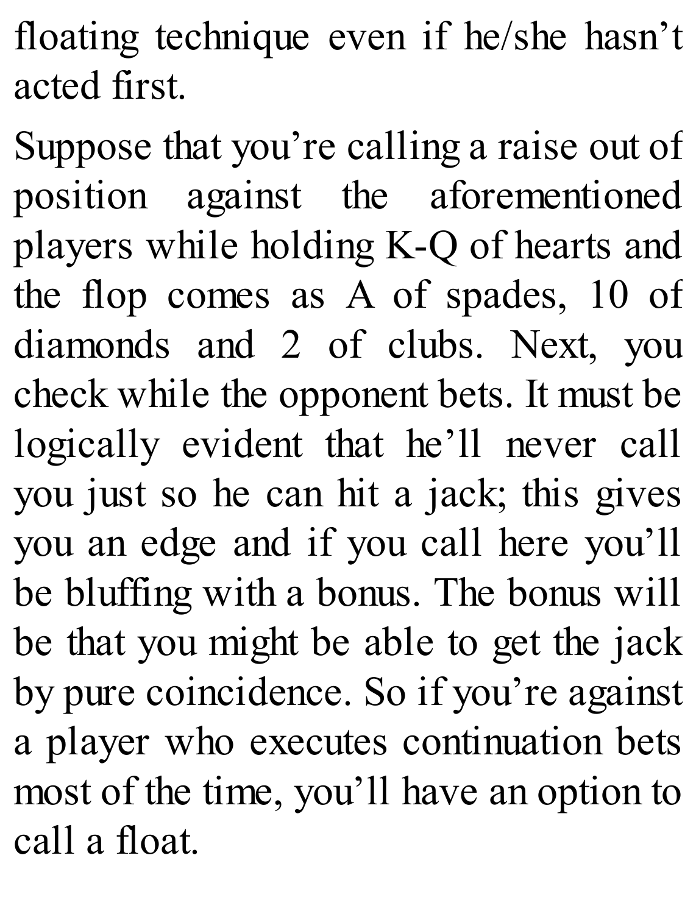floating technique even if he/she hasn't acted first.

Suppose that you're calling a raise out of position against the aforementioned players while holding K-Q of hearts and the flop comes as A of spades, 10 of diamonds and 2 of clubs. Next, you check while the opponent bets. It must be logically evident that he'll never call you just so he can hit a jack; this gives you an edge and if you call here you'll be bluffing with a bonus. The bonus will be that you might be able to get the jack by pure coincidence. So if you're against a player who executes continuation bets most of the time, you'll have an option to call a float.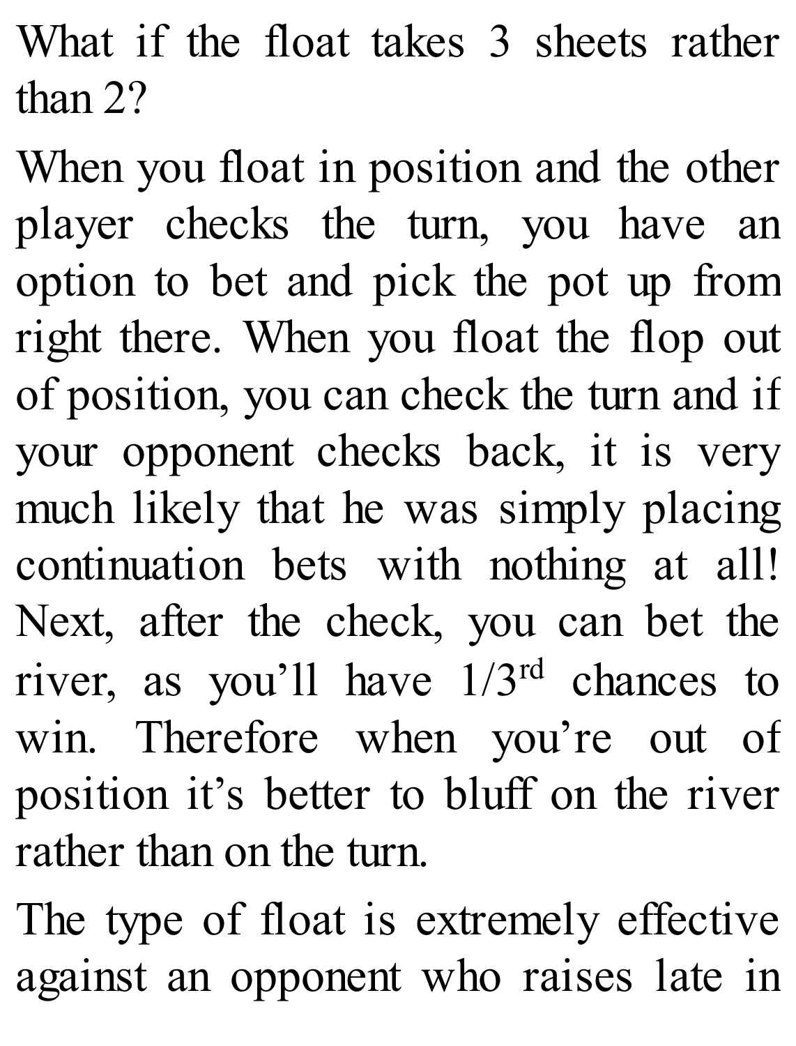What if the float takes 3 sheets rather than 2?

When you float in position and the other player checks the turn, you have an option to bet and pick the pot up from right there. When you float the flop out of position, you can check the turn and if your opponent checks back, it is very much likely that he was simply placing continuation bets with nothing at all! Next, after the check, you can bet the river, as you'll have 1/3rd chances to win. Therefore when you're out of position it's better to bluff on the river rather than on the turn.

The type of float is extremely effective against an opponent who raises late in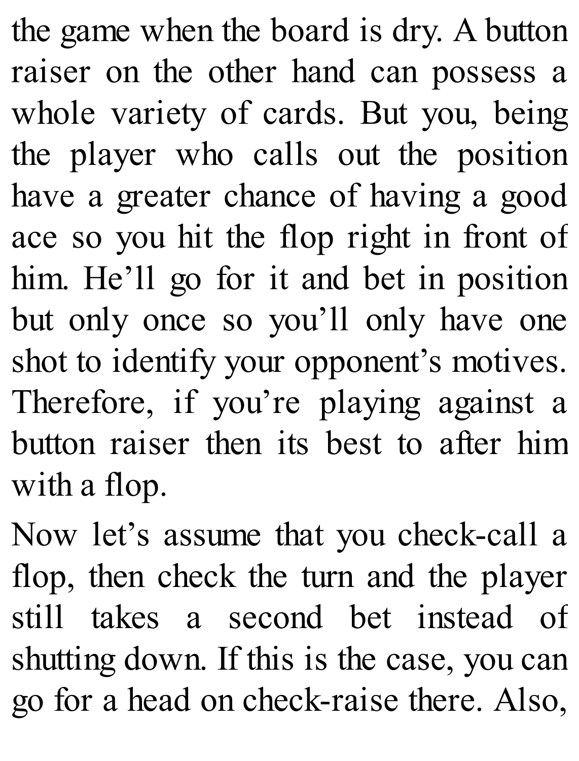the game when the board is dry. A button raiser on the other hand can possess a whole variety of cards. But you, being the player who calls out the position have a greater chance of having a good ace so you hit the flop right in front of him. He'll go for it and bet in position but only once so you'll only have one shot to identify your opponent's motives. Therefore, if you're playing against a button raiser then its best to after him with a flop.

Now let's assume that you check-call a flop, then check the turn and the player still takes a second bet instead of shutting down. If this is the case, you can go for a head on check-raise there. Also,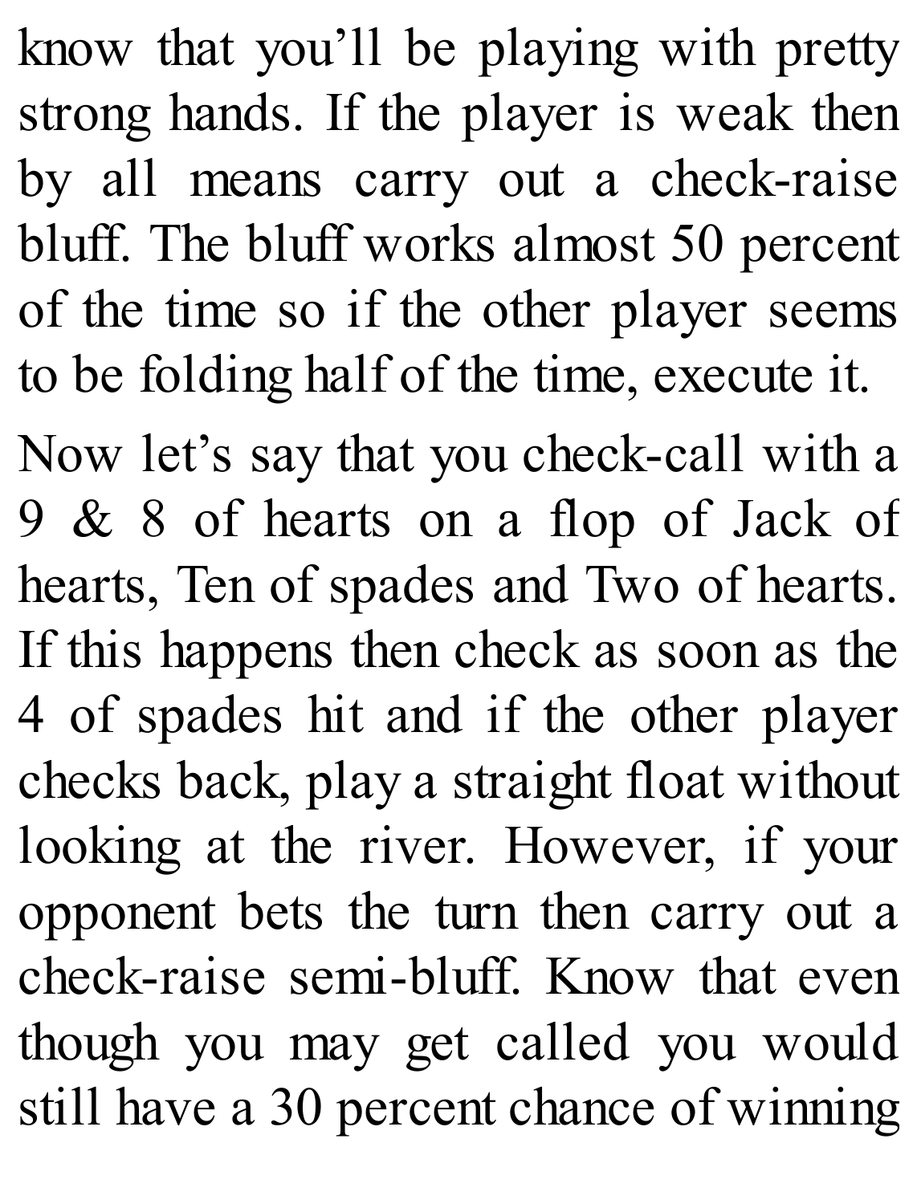know that you'll be playing with pretty strong hands. If the player is weak then by all means carry out a check-raise bluff. The bluff works almost 50 percent of the time so if the other player seems to be folding half of the time, execute it.

Now let's say that you check-call with a 9 & 8 of hearts on a flop of Jack of hearts, Ten of spades and Two of hearts. If this happens then check as soon as the 4 of spades hit and if the other player checks back, play a straight float without looking at the river. However, if your opponent bets the turn then carry out a check-raise semi-bluff. Know that even though you may get called you would still have a 30 percent chance of winning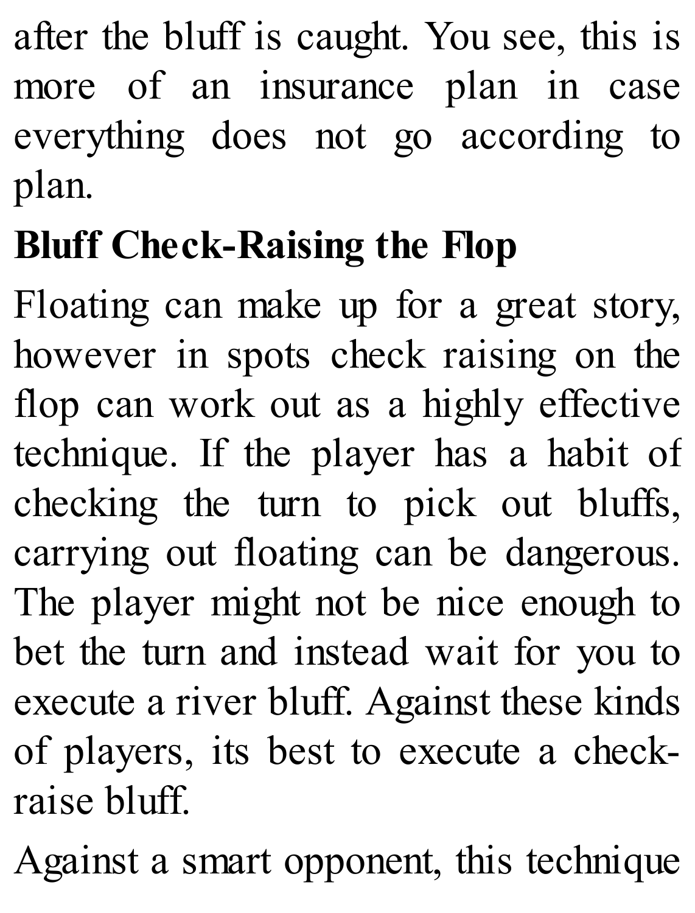after the bluff is caught. You see, this is more of an insurance plan in case everything does not go according to plan.

**Bluff Check-Raising the Flop**

Floating can make up for a great story, however in spots check raising on the flop can work out as a highly effective technique. If the player has a habit of checking the turn to pick out bluffs, carrying out floating can be dangerous. The player might not be nice enough to bet the turn and instead wait for you to execute a river bluff. Against these kinds of players, its best to execute a check-raise bluff.

Against a smart opponent, this technique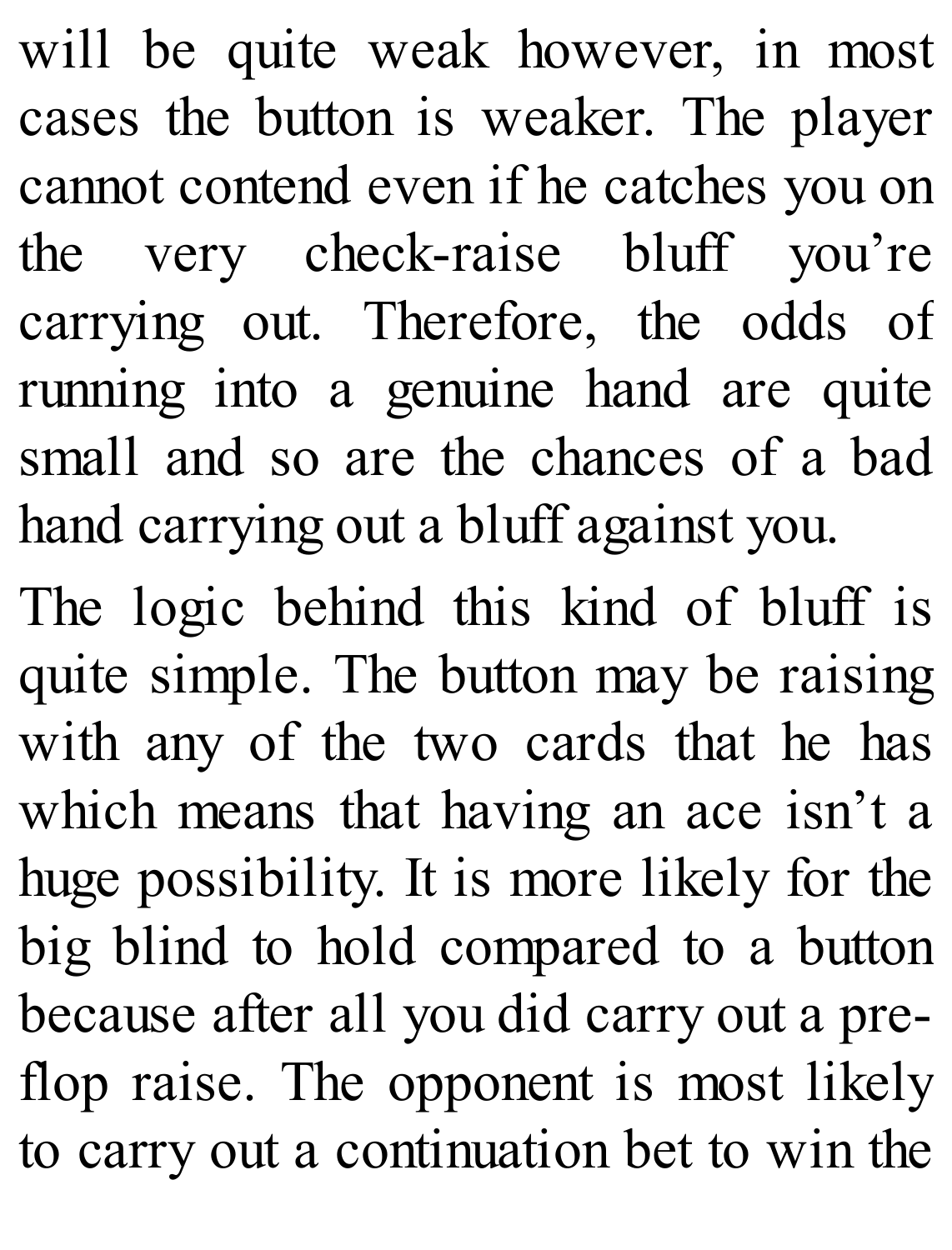will be quite weak however, in most cases the button is weaker. The player cannot contend even if he catches you on the very check-raise bluff you're carrying out. Therefore, the odds of running into a genuine hand are quite small and so are the chances of a bad hand carrying out a bluff against you.

The logic behind this kind of bluff is quite simple. The button may be raising with any of the two cards that he has which means that having an ace isn't a huge possibility. It is more likely for the big blind to hold compared to a button because after all you did carry out a pre-flop raise. The opponent is most likely to carry out a continuation bet to win the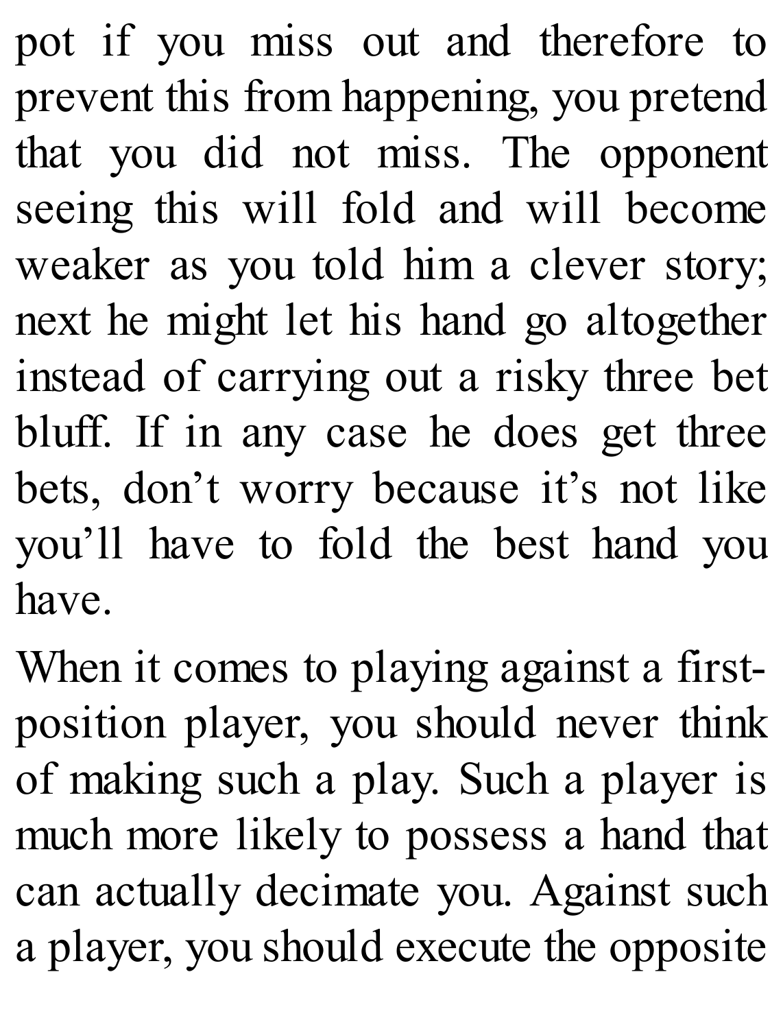pot if you miss out and therefore to prevent this from happening, you pretend that you did not miss. The opponent seeing this will fold and will become weaker as you told him a clever story; next he might let his hand go altogether instead of carrying out a risky three bet bluff. If in any case he does get three bets, don't worry because it's not like you'll have to fold the best hand you have.

When it comes to playing against a first-position player, you should never think of making such a play. Such a player is much more likely to possess a hand that can actually decimate you. Against such a player, you should execute the opposite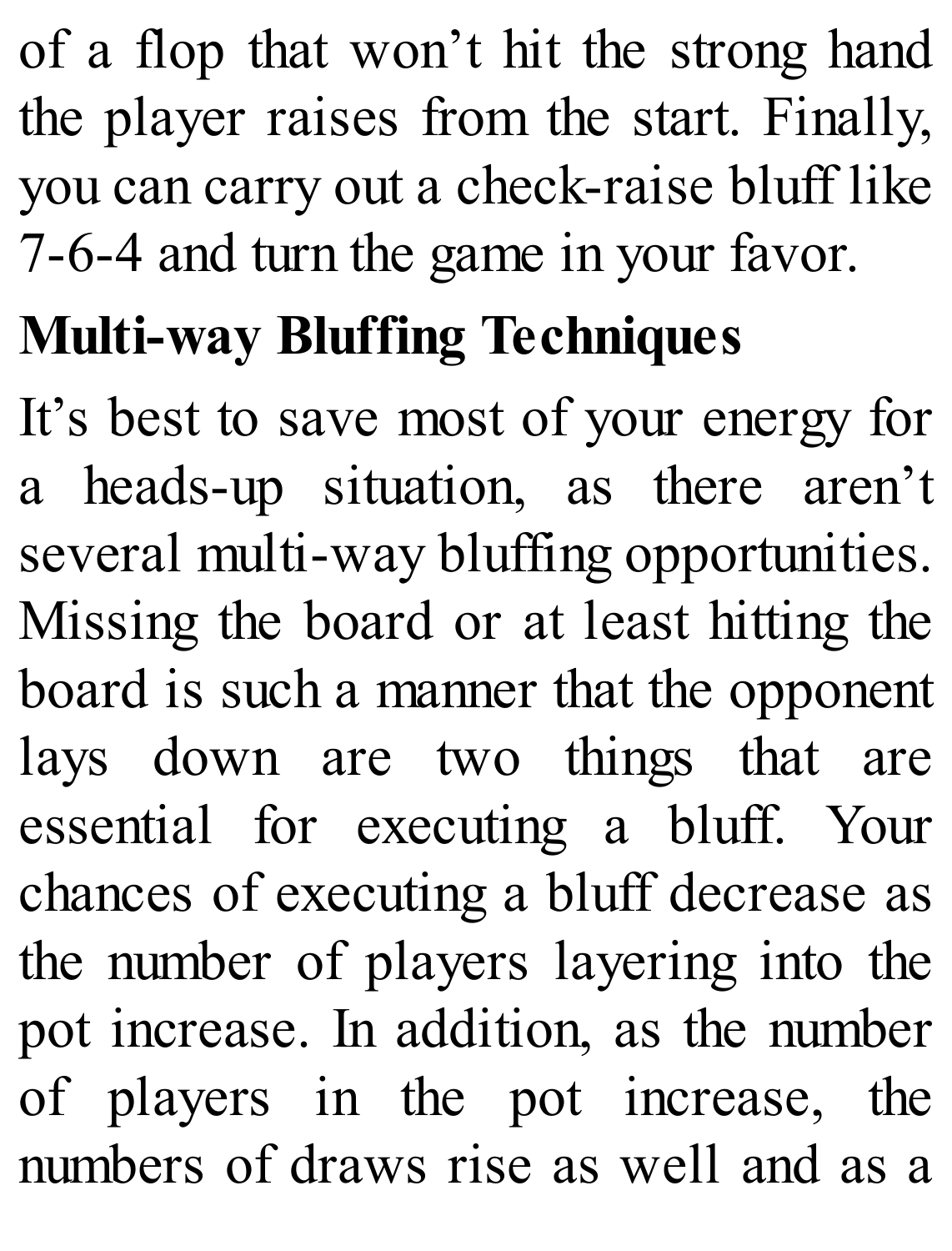of a flop that won't hit the strong hand the player raises from the start. Finally, you can carry out a check-raise bluff like 7-6-4 and turn the game in your favor.

## Multi-way Bluffing Techniques

It's best to save most of your energy for a heads-up situation, as there aren't several multi-way bluffing opportunities. Missing the board or at least hitting the board is such a manner that the opponent lays down are two things that are essential for executing a bluff. Your chances of executing a bluff decrease as the number of players layering into the pot increase. In addition, as the number of players in the pot increase, the numbers of draws rise as well and as a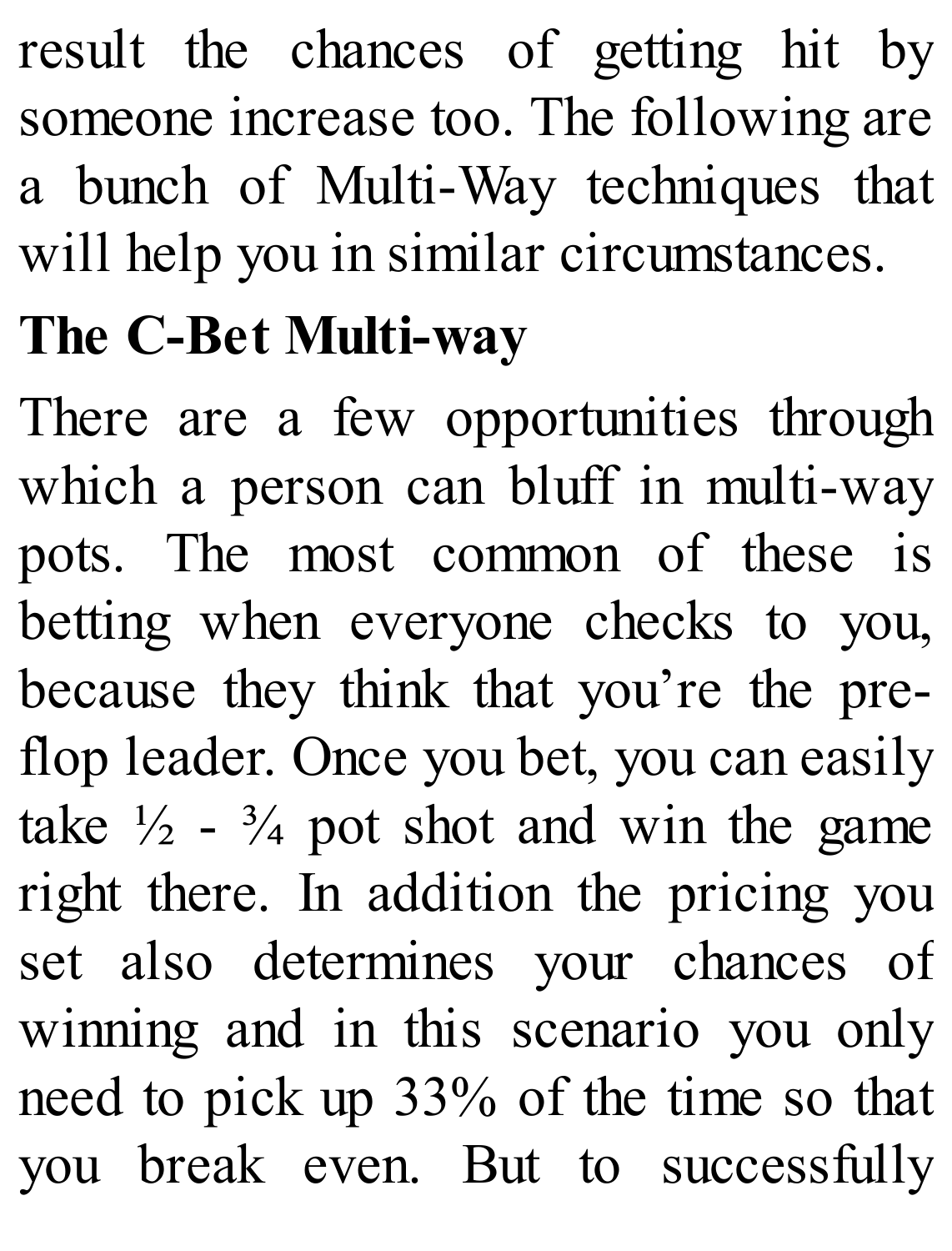result the chances of getting hit by someone increase too. The following are a bunch of Multi-Way techniques that will help you in similar circumstances.

## The C-Bet Multi-way

There are a few opportunities through which a person can bluff in multi-way pots. The most common of these is betting when everyone checks to you, because they think that you're the pre-flop leader. Once you bet, you can easily take ½ - ¾ pot shot and win the game right there. In addition the pricing you set also determines your chances of winning and in this scenario you only need to pick up 33% of the time so that you break even. But to successfully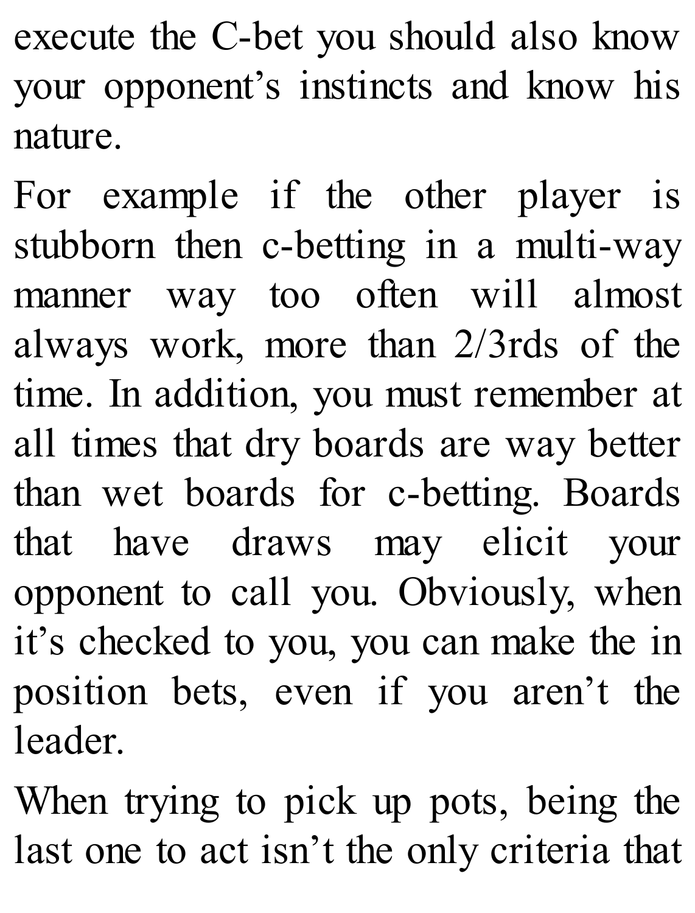execute the C-bet you should also know your opponent's instincts and know his nature.

For example if the other player is stubborn then c-betting in a multi-way manner way too often will almost always work, more than 2/3rds of the time. In addition, you must remember at all times that dry boards are way better than wet boards for c-betting. Boards that have draws may elicit your opponent to call you. Obviously, when it's checked to you, you can make the in position bets, even if you aren't the leader.

When trying to pick up pots, being the last one to act isn't the only criteria that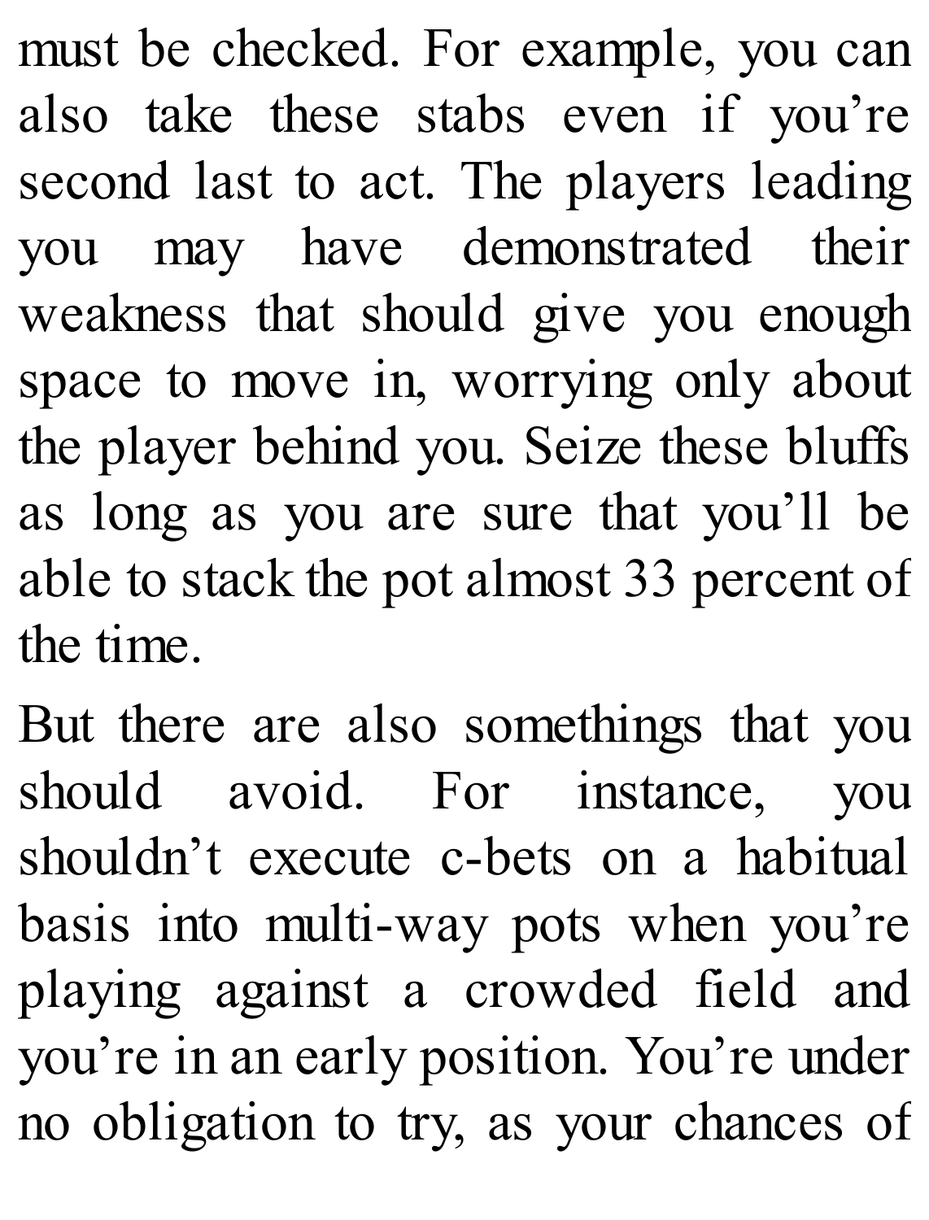must be checked. For example, you can also take these stabs even if you're second last to act. The players leading you may have demonstrated their weakness that should give you enough space to move in, worrying only about the player behind you. Seize these bluffs as long as you are sure that you'll be able to stack the pot almost 33 percent of the time.

But there are also somethings that you should avoid. For instance, you shouldn't execute c-bets on a habitual basis into multi-way pots when you're playing against a crowded field and you're in an early position. You're under no obligation to try, as your chances of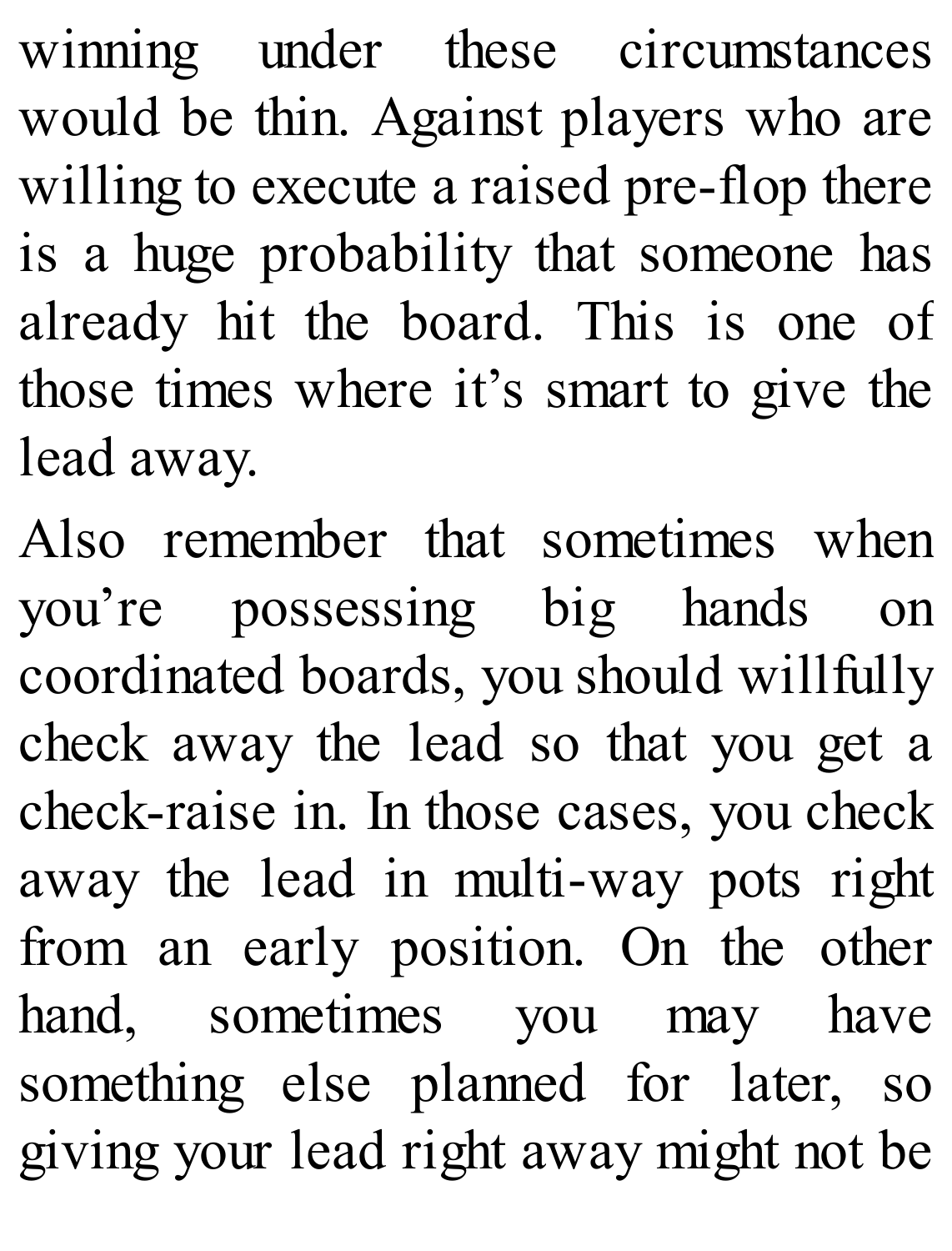winning under these circumstances would be thin. Against players who are willing to execute a raised pre-flop there is a huge probability that someone has already hit the board. This is one of those times where it’s smart to give the lead away.

Also remember that sometimes when you’re possessing big hands on coordinated boards, you should willfully check away the lead so that you get a check-raise in. In those cases, you check away the lead in multi-way pots right from an early position. On the other hand, sometimes you may have something else planned for later, so giving your lead right away might not be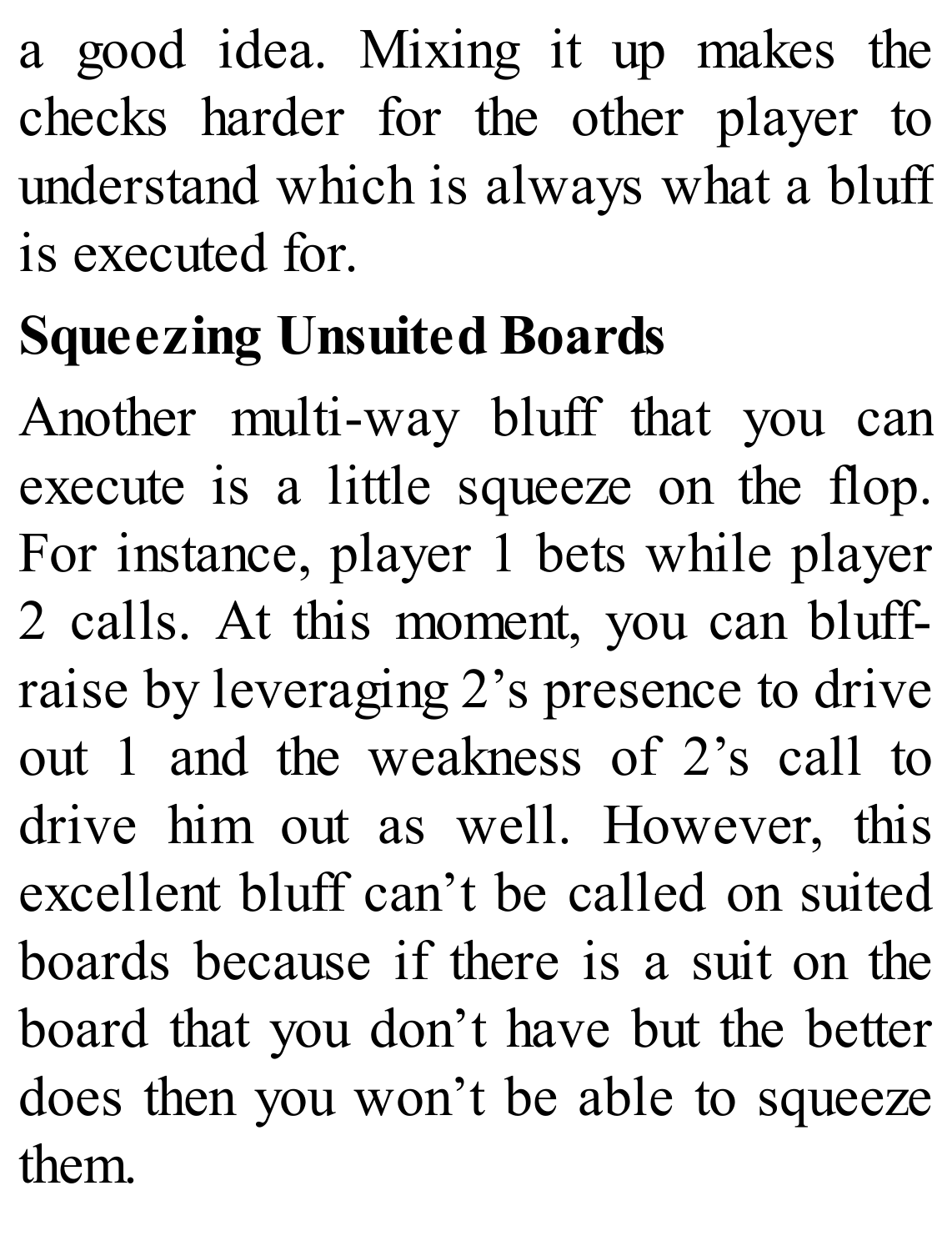a good idea. Mixing it up makes the checks harder for the other player to understand which is always what a bluff is executed for.

## Squeezing Unsuited Boards

Another multi-way bluff that you can execute is a little squeeze on the flop. For instance, player 1 bets while player 2 calls. At this moment, you can bluff-raise by leveraging 2's presence to drive out 1 and the weakness of 2's call to drive him out as well. However, this excellent bluff can't be called on suited boards because if there is a suit on the board that you don't have but the better does then you won't be able to squeeze them.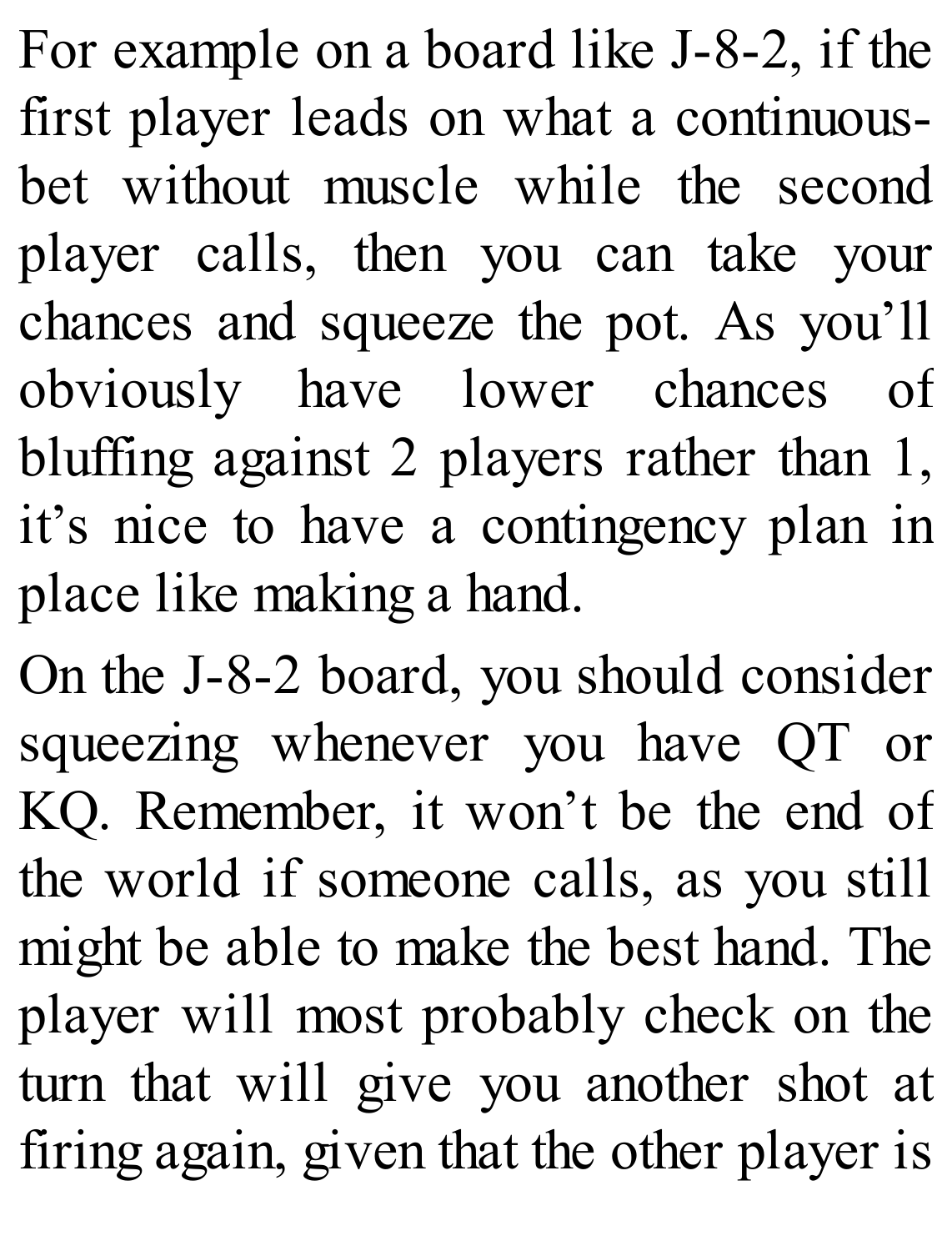For example on a board like J-8-2, if the first player leads on what a continuous-bet without muscle while the second player calls, then you can take your chances and squeeze the pot. As you'll obviously have lower chances of bluffing against 2 players rather than 1, it's nice to have a contingency plan in place like making a hand.

On the J-8-2 board, you should consider squeezing whenever you have QT or KQ. Remember, it won't be the end of the world if someone calls, as you still might be able to make the best hand. The player will most probably check on the turn that will give you another shot at firing again, given that the other player is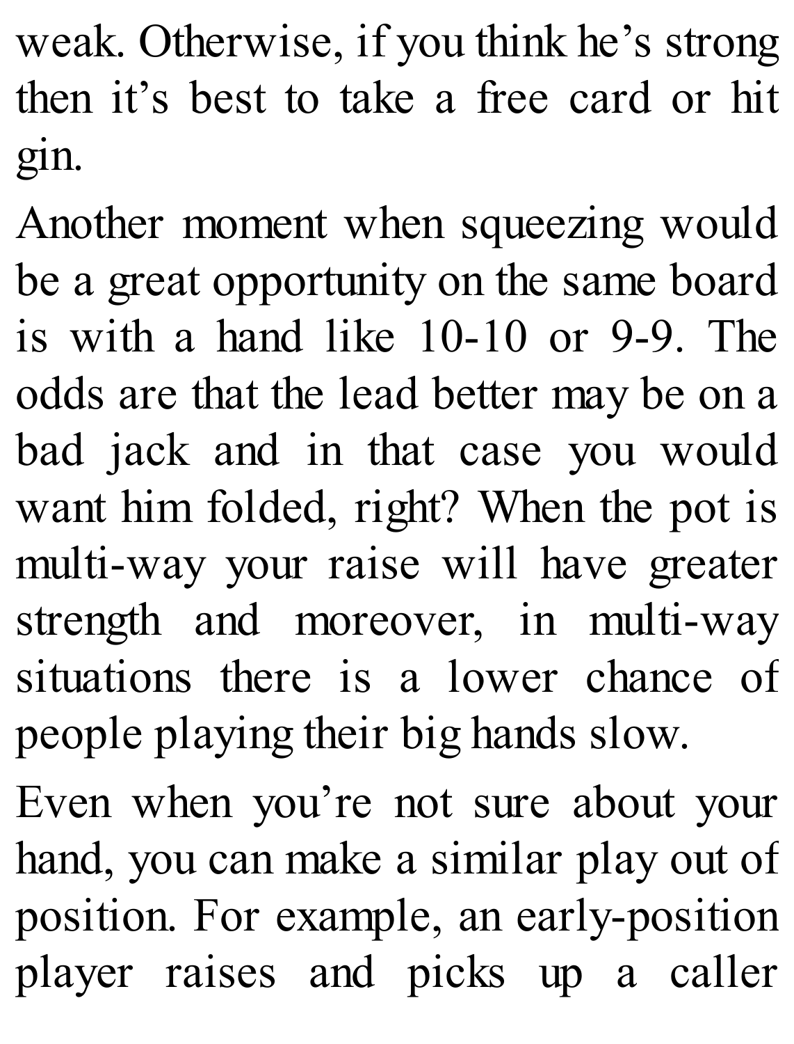weak. Otherwise, if you think he's strong then it's best to take a free card or hit gin.

Another moment when squeezing would be a great opportunity on the same board is with a hand like 10-10 or 9-9. The odds are that the lead better may be on a bad jack and in that case you would want him folded, right? When the pot is multi-way your raise will have greater strength and moreover, in multi-way situations there is a lower chance of people playing their big hands slow.

Even when you're not sure about your hand, you can make a similar play out of position. For example, an early-position player raises and picks up a caller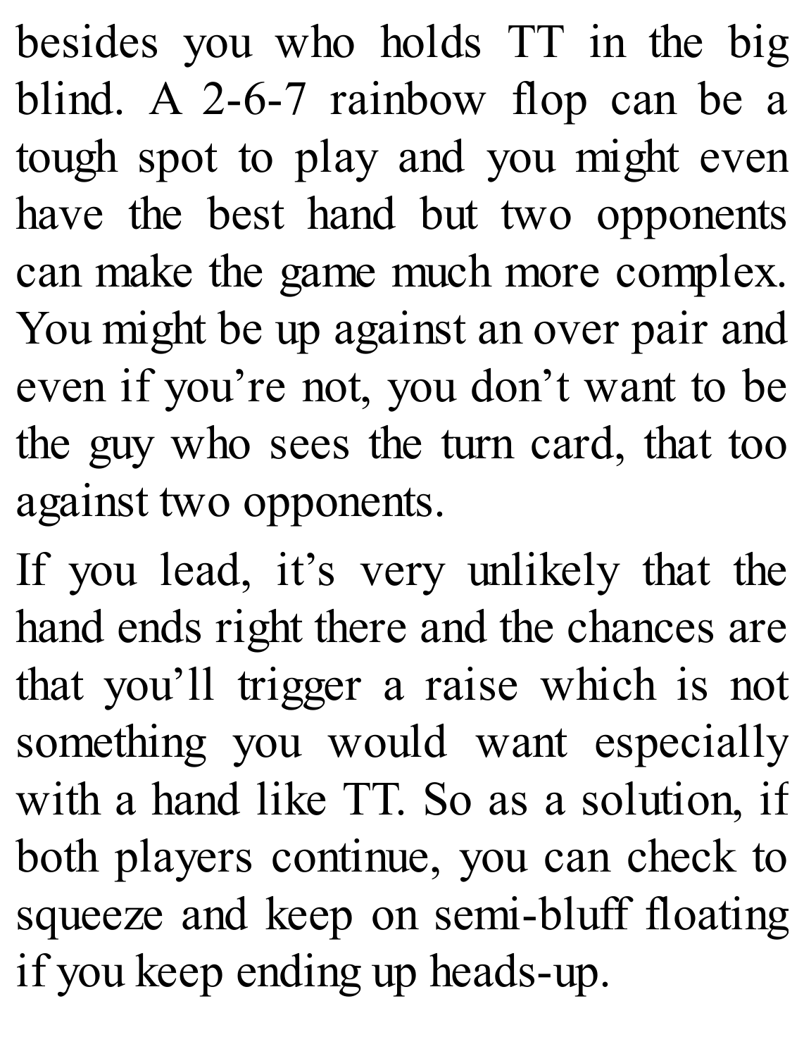besides you who holds TT in the big blind. A 2-6-7 rainbow flop can be a tough spot to play and you might even have the best hand but two opponents can make the game much more complex. You might be up against an over pair and even if you're not, you don't want to be the guy who sees the turn card, that too against two opponents.

If you lead, it's very unlikely that the hand ends right there and the chances are that you'll trigger a raise which is not something you would want especially with a hand like TT. So as a solution, if both players continue, you can check to squeeze and keep on semi-bluff floating if you keep ending up heads-up.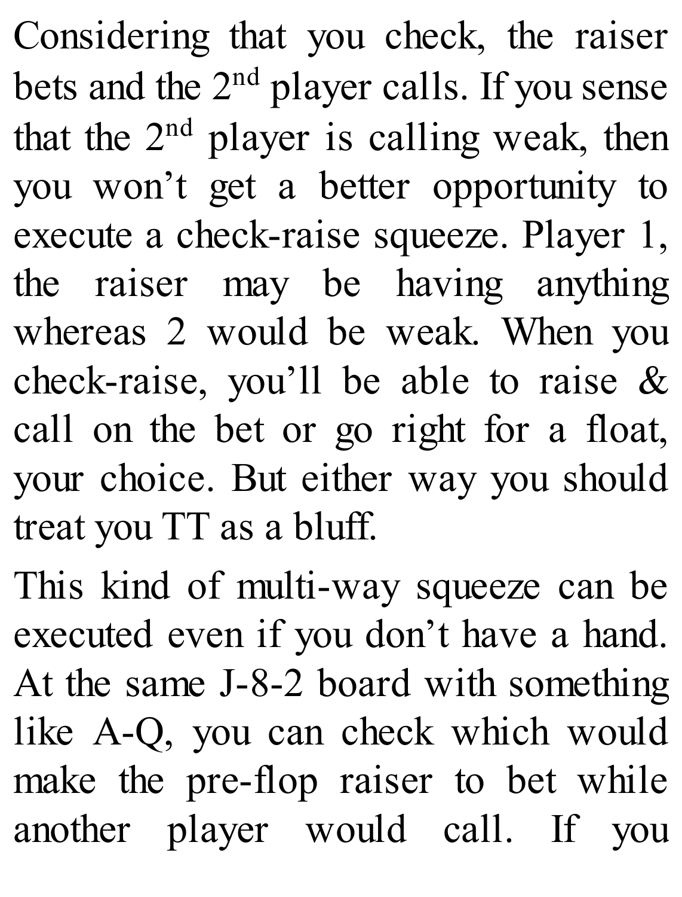Considering that you check, the raiser bets and the 2nd player calls. If you sense that the 2nd player is calling weak, then you won't get a better opportunity to execute a check-raise squeeze. Player 1, the raiser may be having anything whereas 2 would be weak. When you check-raise, you'll be able to raise & call on the bet or go right for a float, your choice. But either way you should treat you TT as a bluff.

This kind of multi-way squeeze can be executed even if you don't have a hand. At the same J-8-2 board with something like A-Q, you can check which would make the pre-flop raiser to bet while another player would call. If you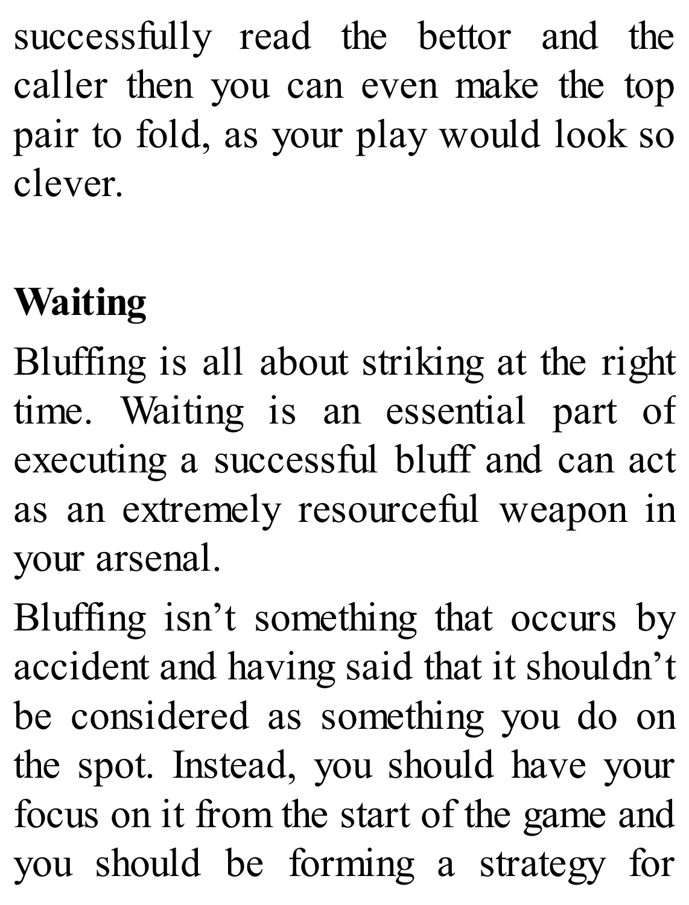successfully read the bettor and the caller then you can even make the top pair to fold, as your play would look so clever.

## Waiting

Bluffing is all about striking at the right time. Waiting is an essential part of executing a successful bluff and can act as an extremely resourceful weapon in your arsenal.

Bluffing isn't something that occurs by accident and having said that it shouldn't be considered as something you do on the spot. Instead, you should have your focus on it from the start of the game and you should be forming a strategy for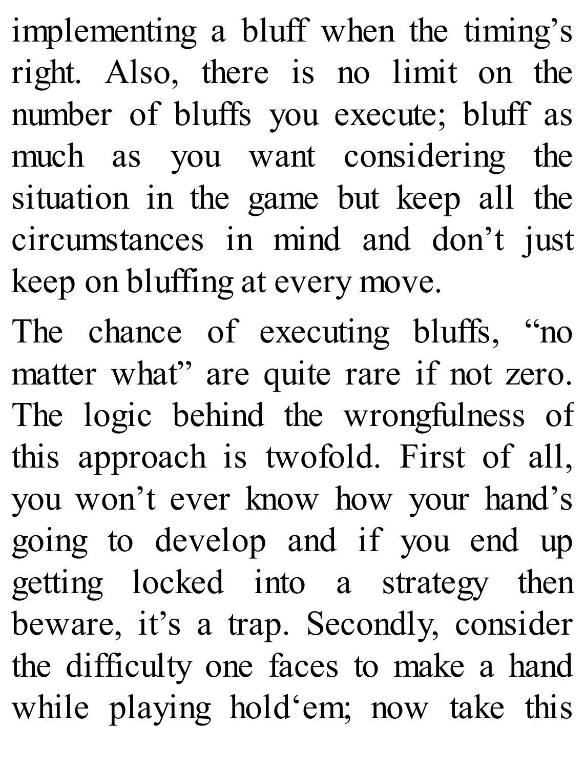implementing a bluff when the timing's right. Also, there is no limit on the number of bluffs you execute; bluff as much as you want considering the situation in the game but keep all the circumstances in mind and don't just keep on bluffing at every move.

The chance of executing bluffs, "no matter what" are quite rare if not zero. The logic behind the wrongfulness of this approach is twofold. First of all, you won't ever know how your hand's going to develop and if you end up getting locked into a strategy then beware, it's a trap. Secondly, consider the difficulty one faces to make a hand while playing hold'em; now take this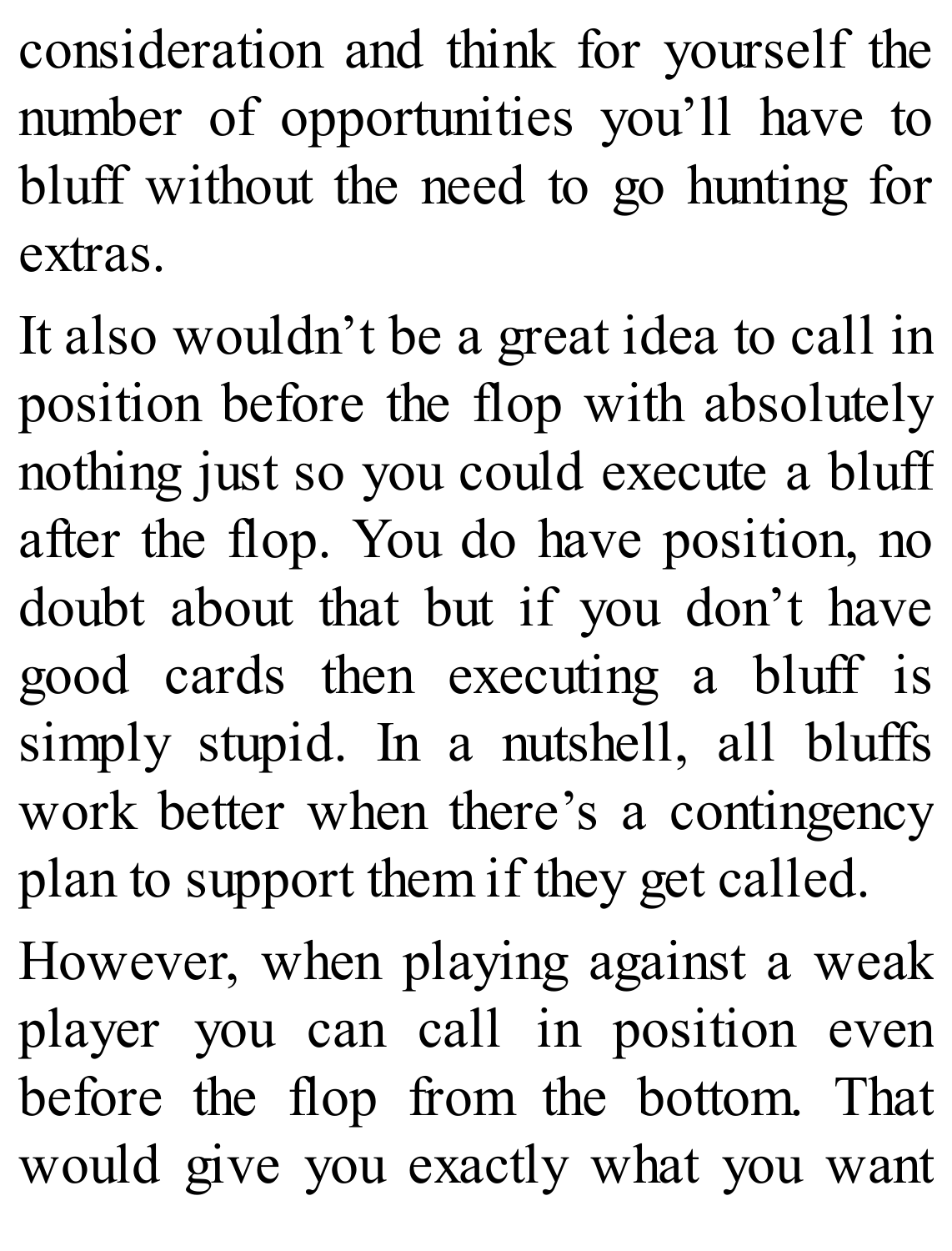consideration and think for yourself the number of opportunities you'll have to bluff without the need to go hunting for extras.

It also wouldn't be a great idea to call in position before the flop with absolutely nothing just so you could execute a bluff after the flop. You do have position, no doubt about that but if you don't have good cards then executing a bluff is simply stupid. In a nutshell, all bluffs work better when there's a contingency plan to support them if they get called.

However, when playing against a weak player you can call in position even before the flop from the bottom. That would give you exactly what you want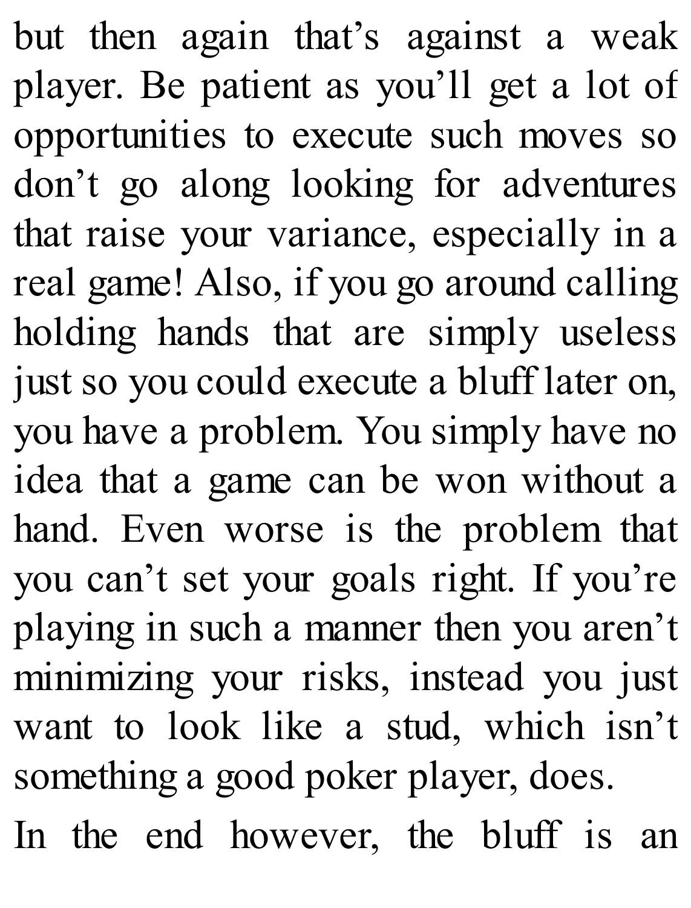but then again that's against a weak player. Be patient as you'll get a lot of opportunities to execute such moves so don't go along looking for adventures that raise your variance, especially in a real game! Also, if you go around calling holding hands that are simply useless just so you could execute a bluff later on, you have a problem. You simply have no idea that a game can be won without a hand. Even worse is the problem that you can't set your goals right. If you're playing in such a manner then you aren't minimizing your risks, instead you just want to look like a stud, which isn't something a good poker player, does.

In the end however, the bluff is an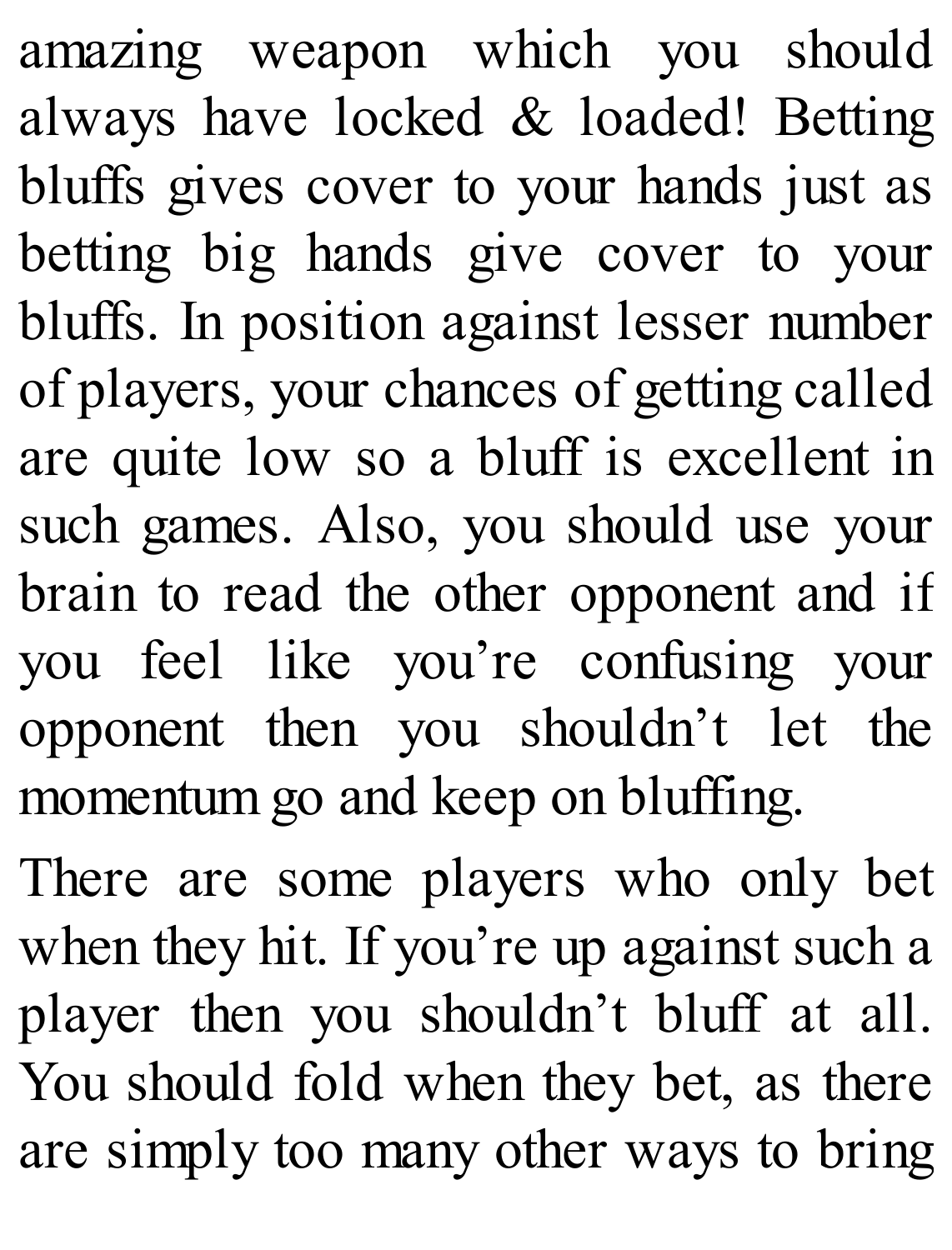amazing weapon which you should always have locked & loaded! Betting bluffs gives cover to your hands just as betting big hands give cover to your bluffs. In position against lesser number of players, your chances of getting called are quite low so a bluff is excellent in such games. Also, you should use your brain to read the other opponent and if you feel like you're confusing your opponent then you shouldn't let the momentum go and keep on bluffing.

There are some players who only bet when they hit. If you're up against such a player then you shouldn't bluff at all. You should fold when they bet, as there are simply too many other ways to bring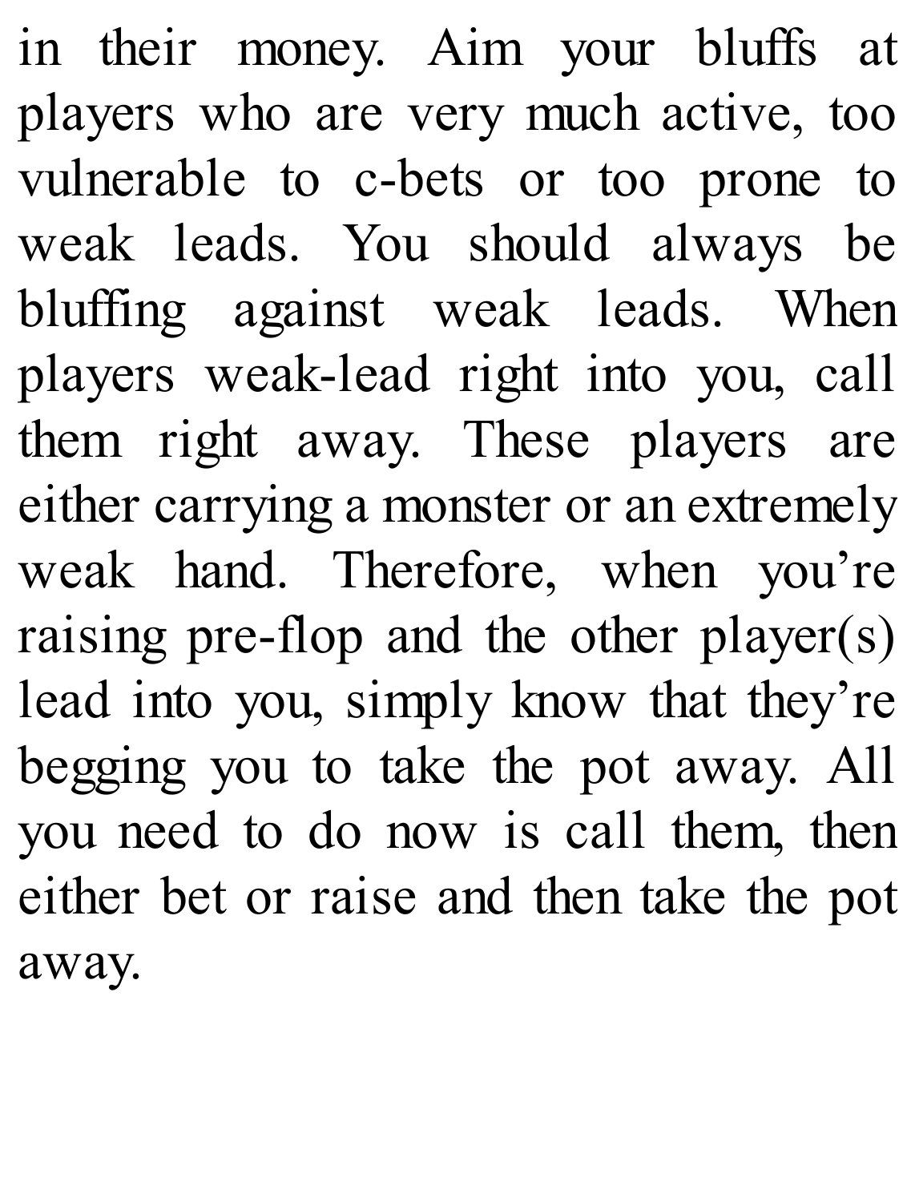in their money. Aim your bluffs at players who are very much active, too vulnerable to c-bets or too prone to weak leads. You should always be bluffing against weak leads. When players weak-lead right into you, call them right away. These players are either carrying a monster or an extremely weak hand. Therefore, when you're raising pre-flop and the other player(s) lead into you, simply know that they're begging you to take the pot away. All you need to do now is call them, then either bet or raise and then take the pot away.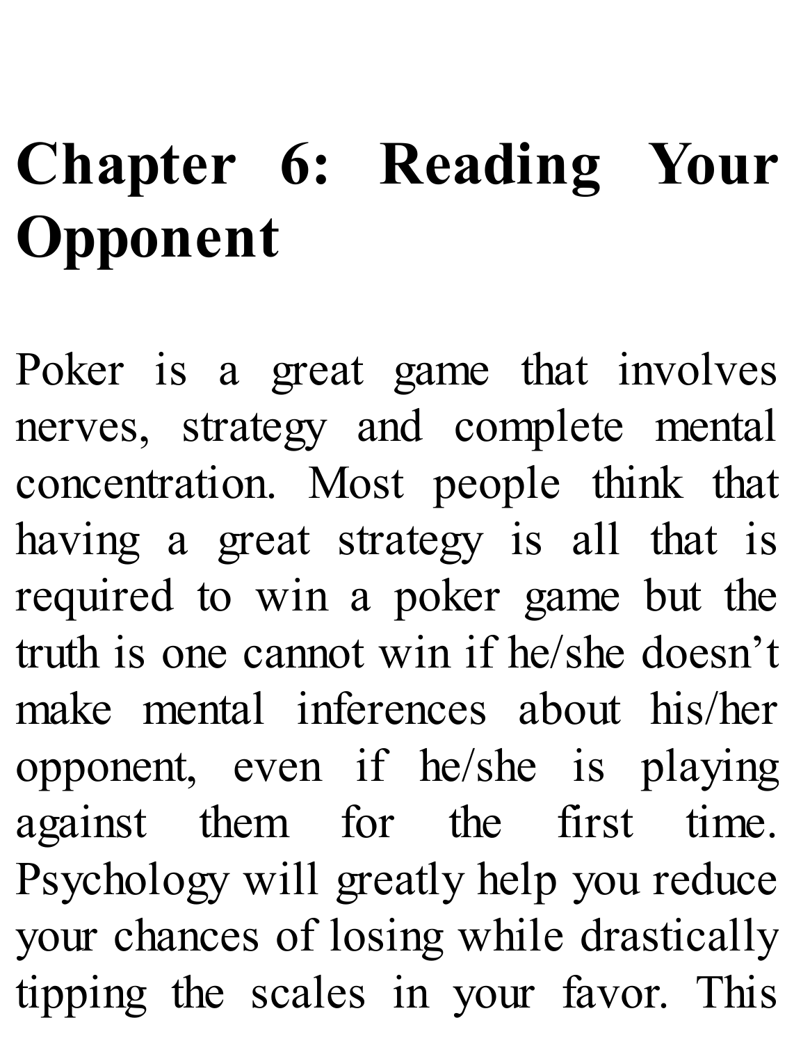# Chapter 6: Reading Your Opponent

Poker is a great game that involves nerves, strategy and complete mental concentration. Most people think that having a great strategy is all that is required to win a poker game but the truth is one cannot win if he/she doesn't make mental inferences about his/her opponent, even if he/she is playing against them for the first time. Psychology will greatly help you reduce your chances of losing while drastically tipping the scales in your favor. This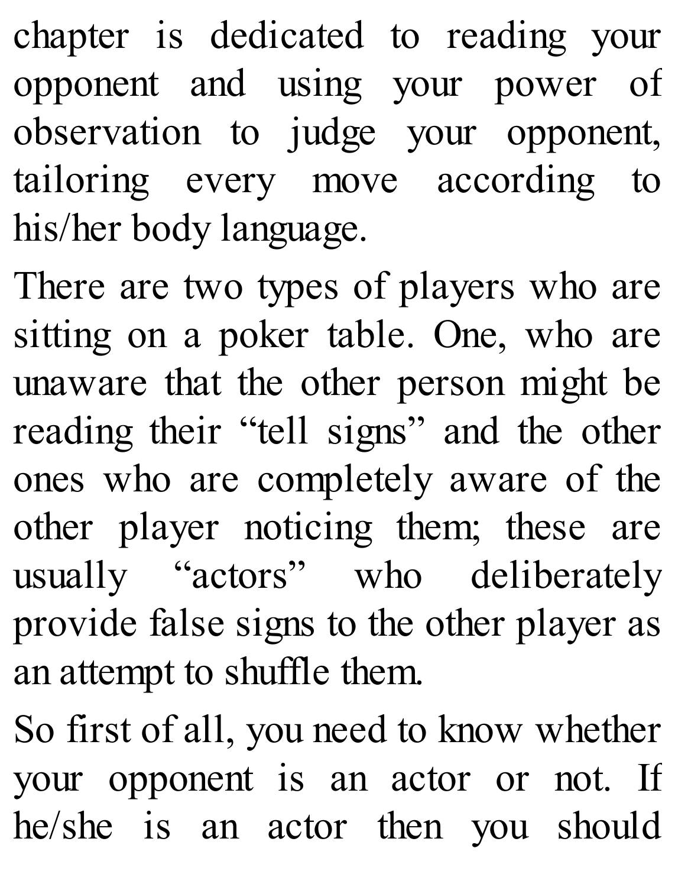chapter is dedicated to reading your opponent and using your power of observation to judge your opponent, tailoring every move according to his/her body language.

There are two types of players who are sitting on a poker table. One, who are unaware that the other person might be reading their "tell signs" and the other ones who are completely aware of the other player noticing them; these are usually "actors" who deliberately provide false signs to the other player as an attempt to shuffle them.

So first of all, you need to know whether your opponent is an actor or not. If he/she is an actor then you should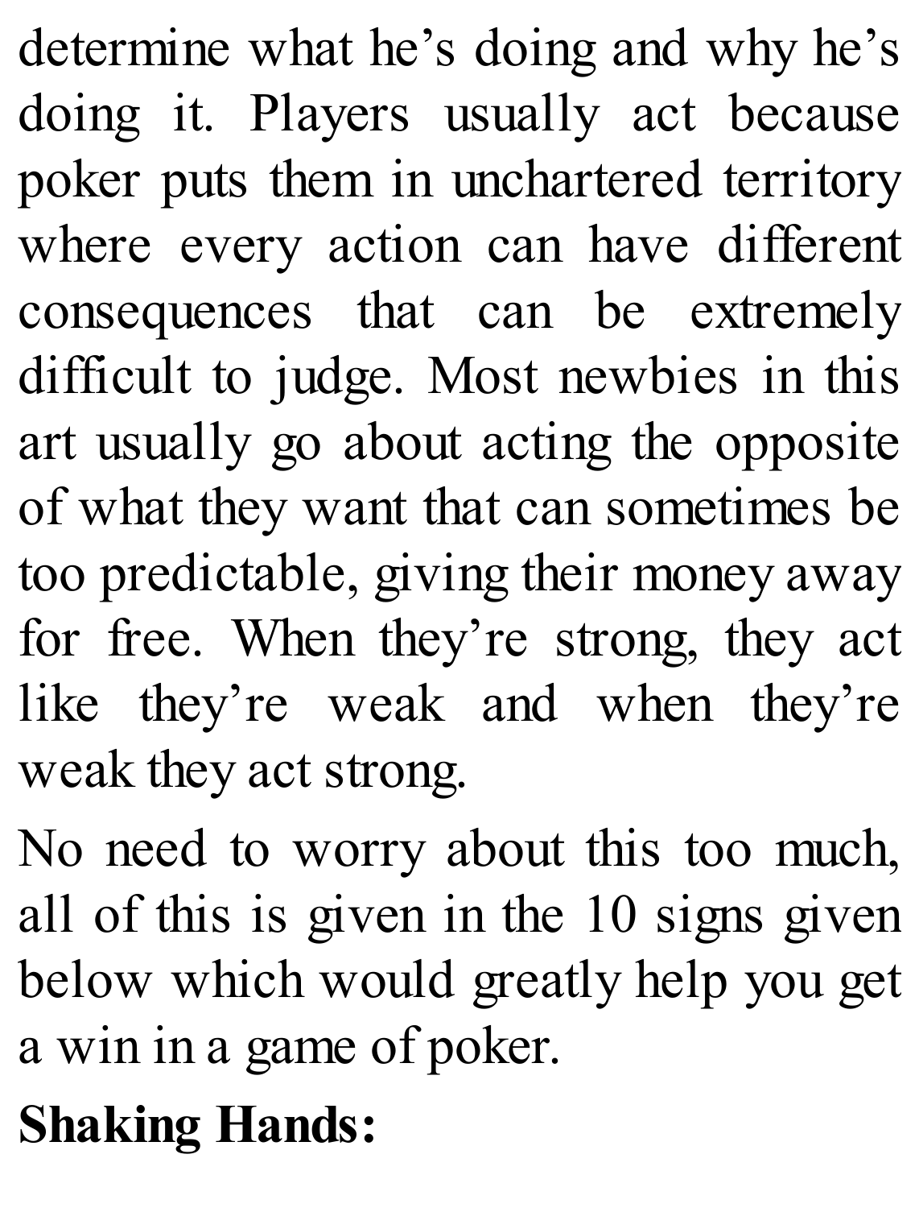determine what he's doing and why he's doing it. Players usually act because poker puts them in unchartered territory where every action can have different consequences that can be extremely difficult to judge. Most newbies in this art usually go about acting the opposite of what they want that can sometimes be too predictable, giving their money away for free. When they're strong, they act like they're weak and when they're weak they act strong.

No need to worry about this too much, all of this is given in the 10 signs given below which would greatly help you get a win in a game of poker.

**Shaking Hands:**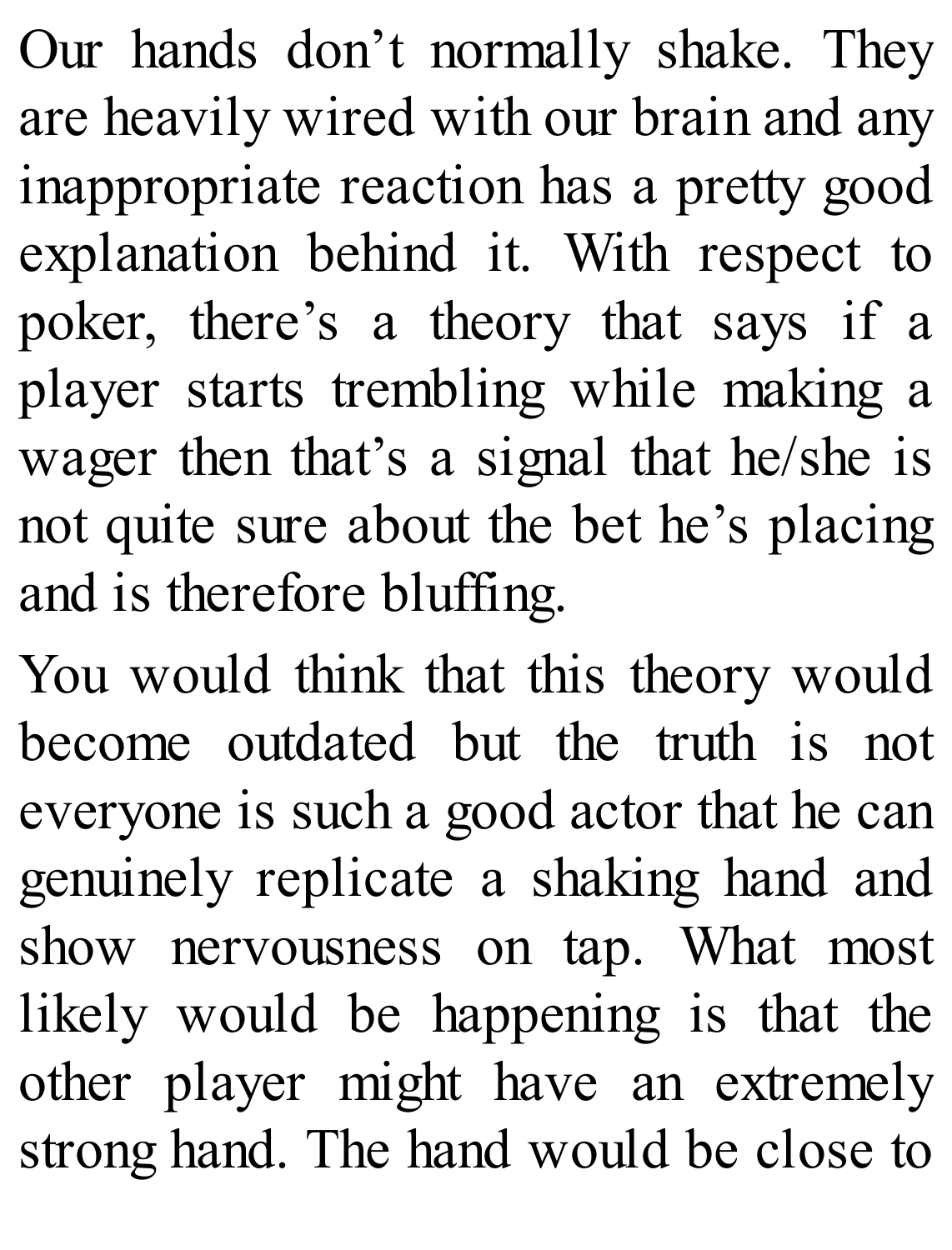Our hands don’t normally shake. They are heavily wired with our brain and any inappropriate reaction has a pretty good explanation behind it. With respect to poker, there’s a theory that says if a player starts trembling while making a wager then that’s a signal that he/she is not quite sure about the bet he’s placing and is therefore bluffing.

You would think that this theory would become outdated but the truth is not everyone is such a good actor that he can genuinely replicate a shaking hand and show nervousness on tap. What most likely would be happening is that the other player might have an extremely strong hand. The hand would be close to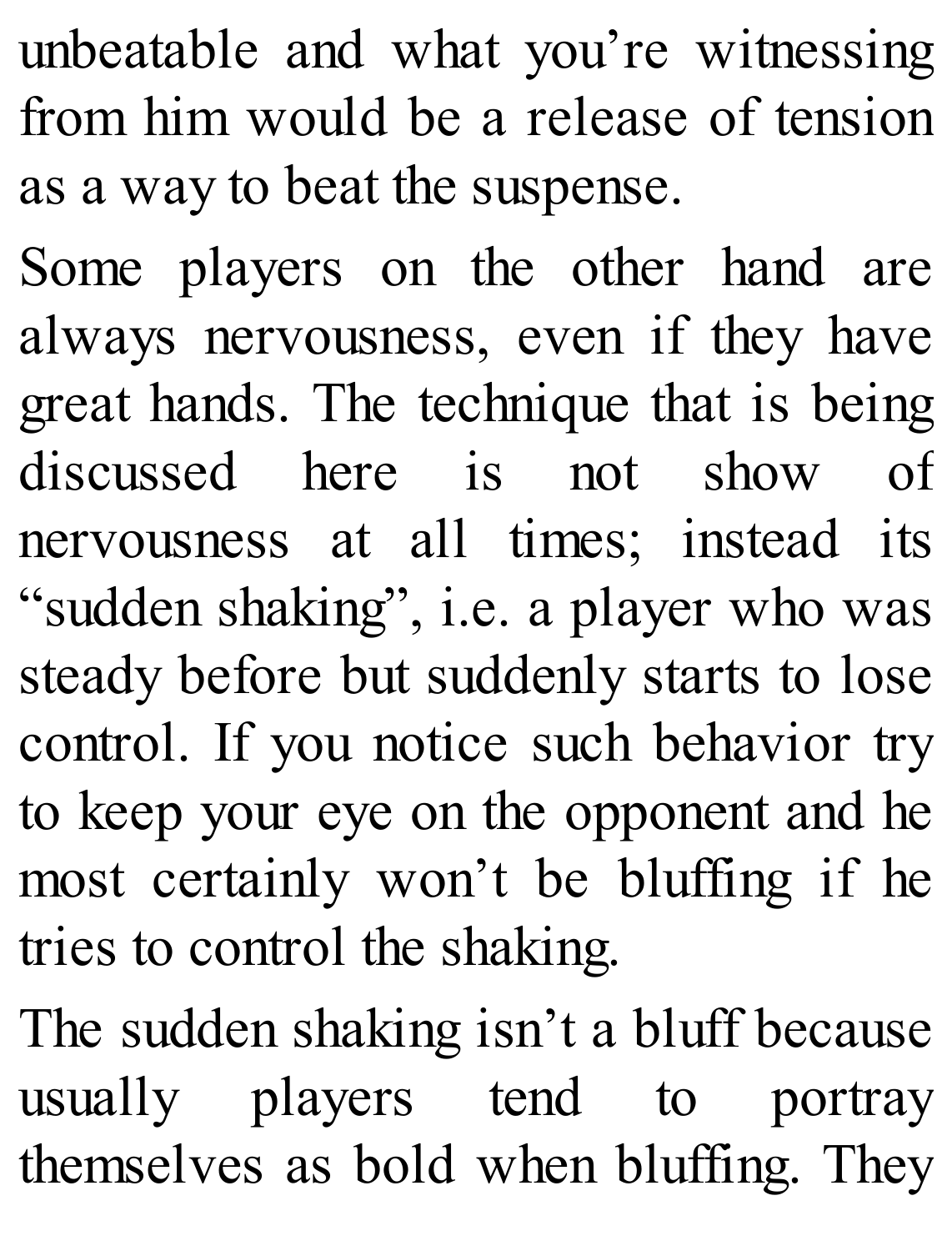unbeatable and what you're witnessing from him would be a release of tension as a way to beat the suspense.

Some players on the other hand are always nervousness, even if they have great hands. The technique that is being discussed here is not show of nervousness at all times; instead its "sudden shaking", i.e. a player who was steady before but suddenly starts to lose control. If you notice such behavior try to keep your eye on the opponent and he most certainly won't be bluffing if he tries to control the shaking.

The sudden shaking isn't a bluff because usually players tend to portray themselves as bold when bluffing. They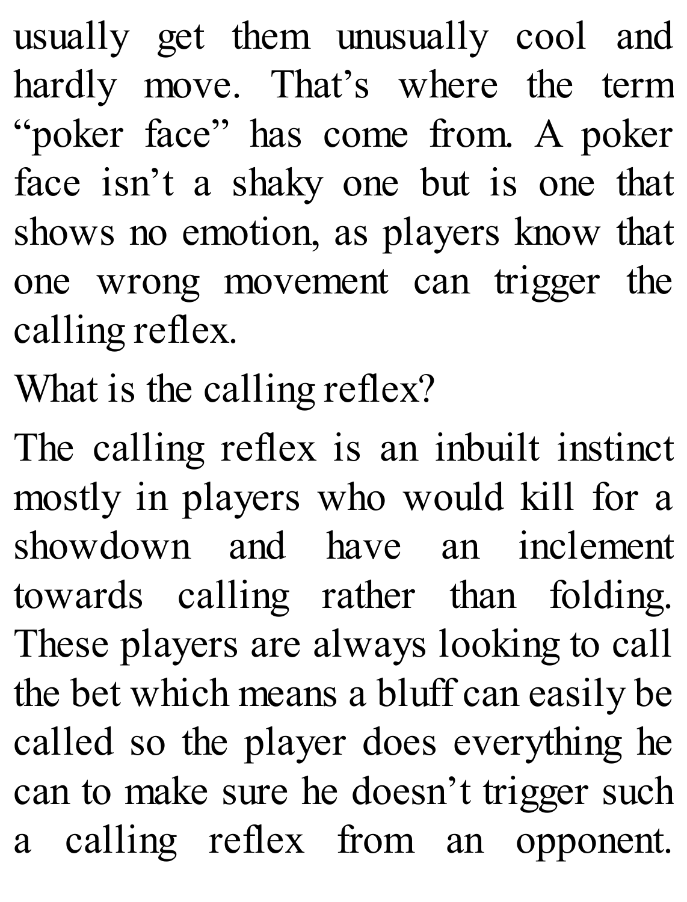usually get them unusually cool and hardly move. That's where the term "poker face" has come from. A poker face isn't a shaky one but is one that shows no emotion, as players know that one wrong movement can trigger the calling reflex.

What is the calling reflex?

The calling reflex is an inbuilt instinct mostly in players who would kill for a showdown and have an inclement towards calling rather than folding. These players are always looking to call the bet which means a bluff can easily be called so the player does everything he can to make sure he doesn't trigger such a calling reflex from an opponent.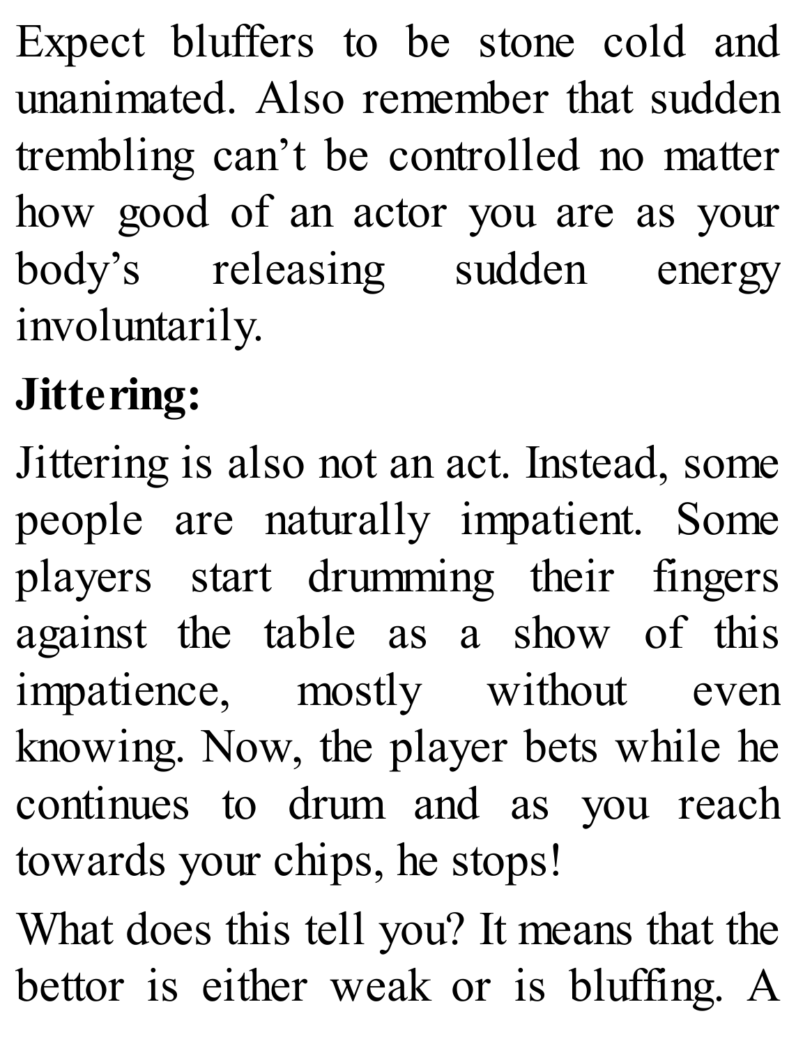Expect bluffers to be stone cold and unanimated. Also remember that sudden trembling can't be controlled no matter how good of an actor you are as your body's releasing sudden energy involuntarily.

**Jittering:**

Jittering is also not an act. Instead, some people are naturally impatient. Some players start drumming their fingers against the table as a show of this impatience, mostly without even knowing. Now, the player bets while he continues to drum and as you reach towards your chips, he stops!

What does this tell you? It means that the bettor is either weak or is bluffing. A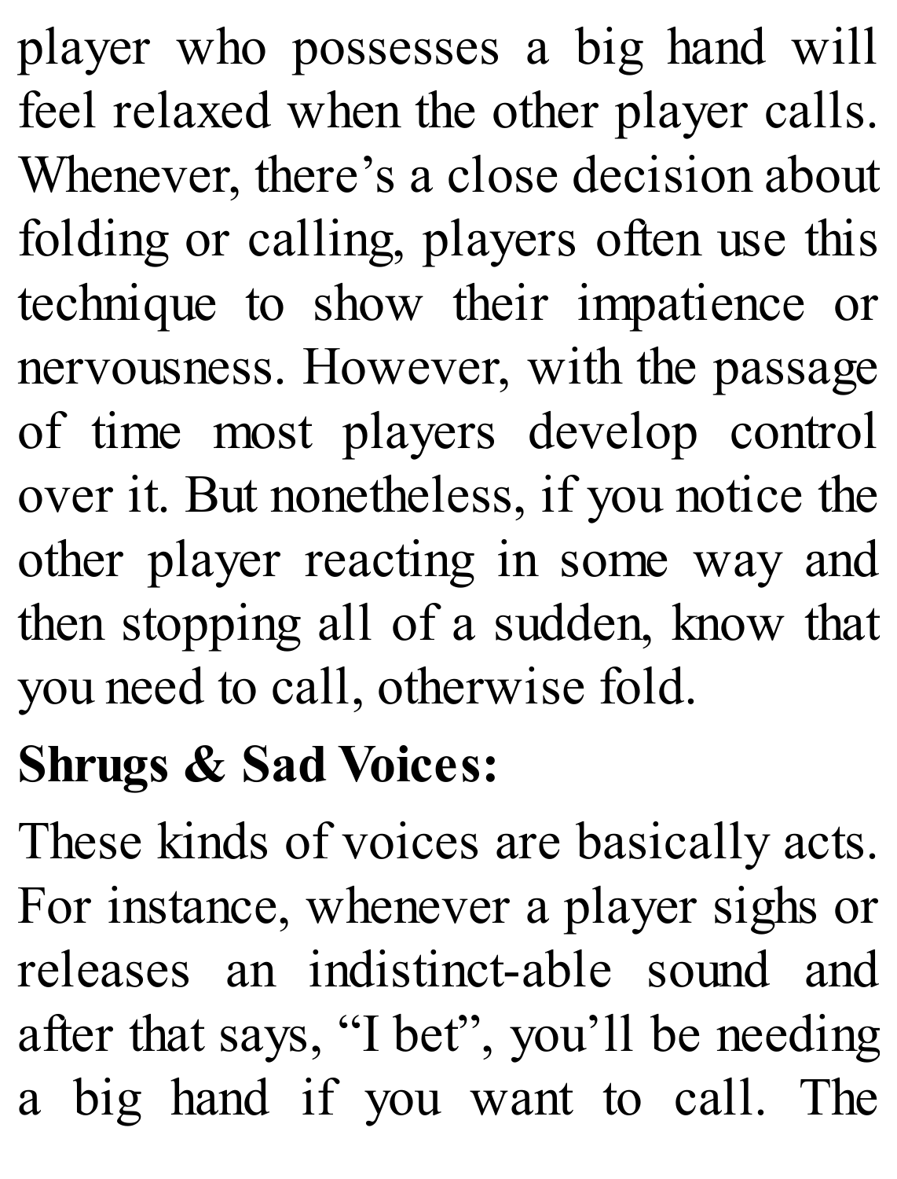player who possesses a big hand will feel relaxed when the other player calls. Whenever, there's a close decision about folding or calling, players often use this technique to show their impatience or nervousness. However, with the passage of time most players develop control over it. But nonetheless, if you notice the other player reacting in some way and then stopping all of a sudden, know that you need to call, otherwise fold.

**Shrugs & Sad Voices:**

These kinds of voices are basically acts. For instance, whenever a player sighs or releases an indistinct-able sound and after that says, "I bet", you'll be needing a big hand if you want to call. The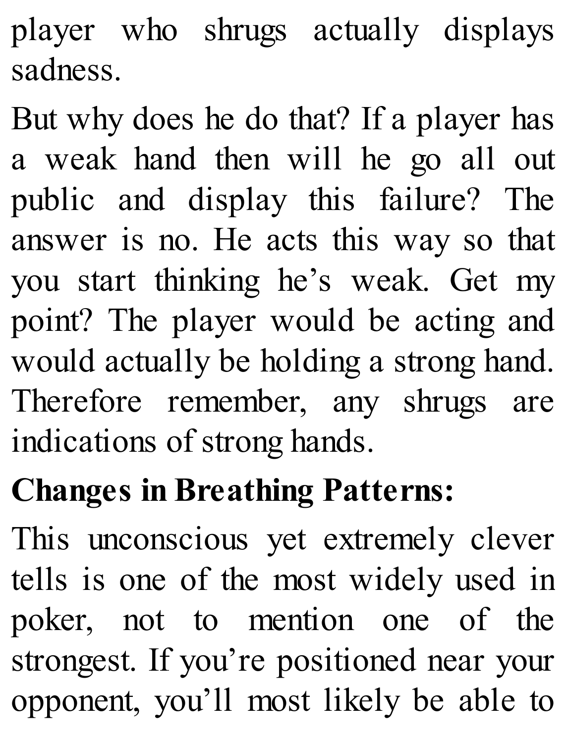player who shrugs actually displays sadness.

But why does he do that? If a player has a weak hand then will he go all out public and display this failure? The answer is no. He acts this way so that you start thinking he's weak. Get my point? The player would be acting and would actually be holding a strong hand. Therefore remember, any shrugs are indications of strong hands.

**Changes in Breathing Patterns:**

This unconscious yet extremely clever tells is one of the most widely used in poker, not to mention one of the strongest. If you're positioned near your opponent, you'll most likely be able to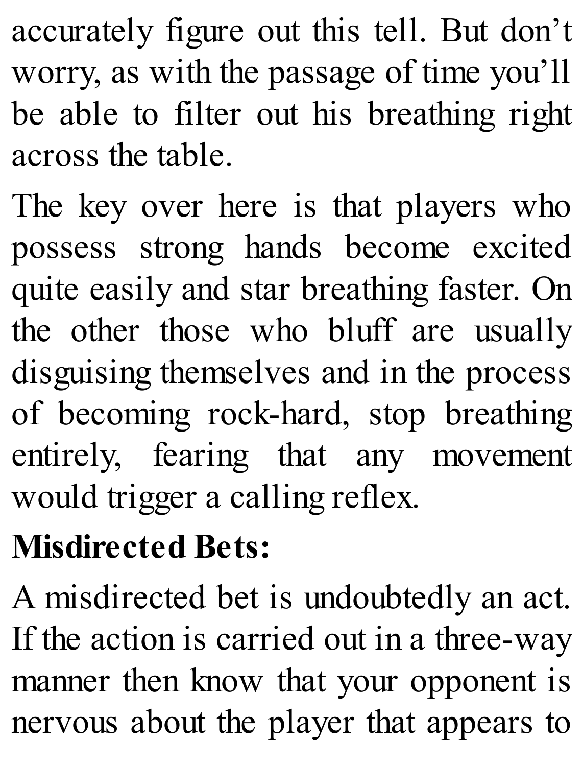accurately figure out this tell. But don't worry, as with the passage of time you'll be able to filter out his breathing right across the table.

The key over here is that players who possess strong hands become excited quite easily and star breathing faster. On the other those who bluff are usually disguising themselves and in the process of becoming rock-hard, stop breathing entirely, fearing that any movement would trigger a calling reflex.

**Misdirected Bets:**

A misdirected bet is undoubtedly an act. If the action is carried out in a three-way manner then know that your opponent is nervous about the player that appears to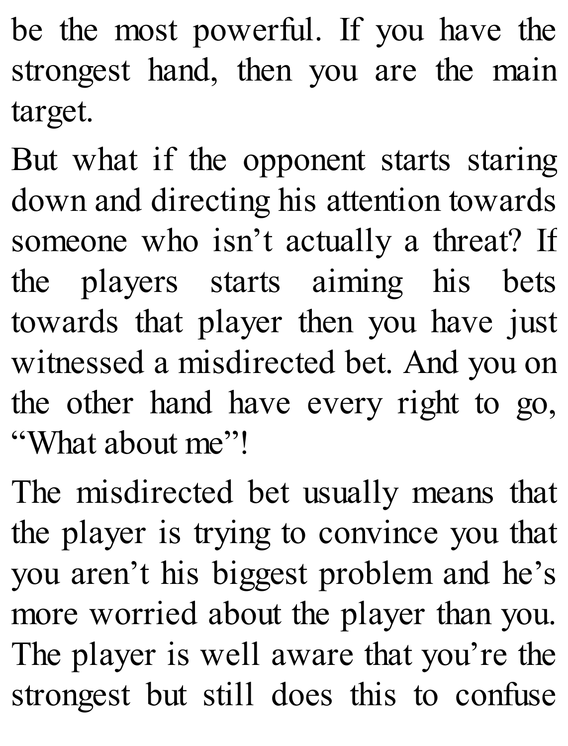be the most powerful. If you have the strongest hand, then you are the main target.

But what if the opponent starts staring down and directing his attention towards someone who isn't actually a threat? If the players starts aiming his bets towards that player then you have just witnessed a misdirected bet. And you on the other hand have every right to go, "What about me"!

The misdirected bet usually means that the player is trying to convince you that you aren't his biggest problem and he's more worried about the player than you. The player is well aware that you're the strongest but still does this to confuse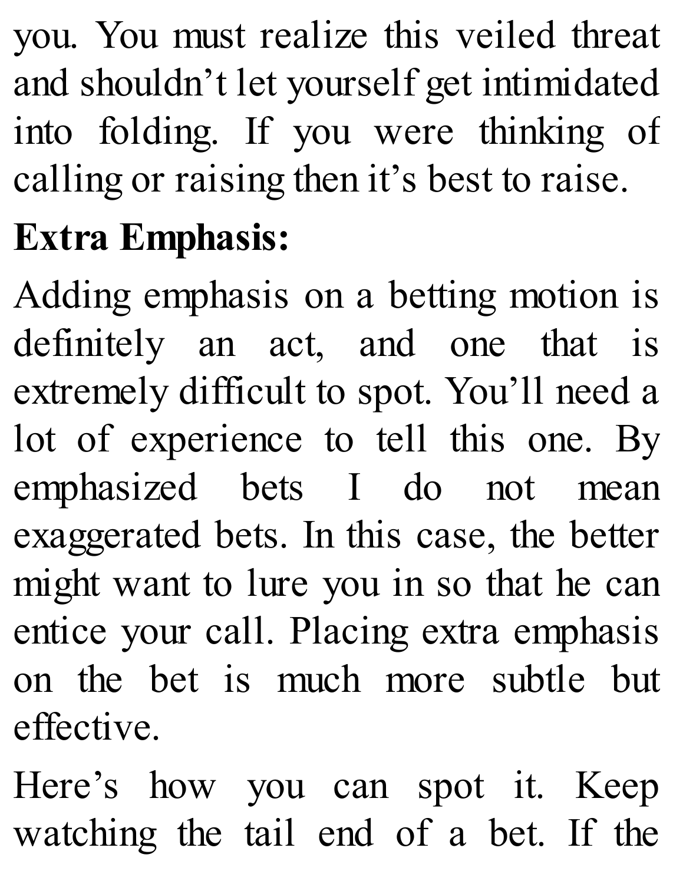you. You must realize this veiled threat and shouldn't let yourself get intimidated into folding. If you were thinking of calling or raising then it's best to raise.

**Extra Emphasis:**

Adding emphasis on a betting motion is definitely an act, and one that is extremely difficult to spot. You'll need a lot of experience to tell this one. By emphasized bets I do not mean exaggerated bets. In this case, the better might want to lure you in so that he can entice your call. Placing extra emphasis on the bet is much more subtle but effective.

Here's how you can spot it. Keep watching the tail end of a bet. If the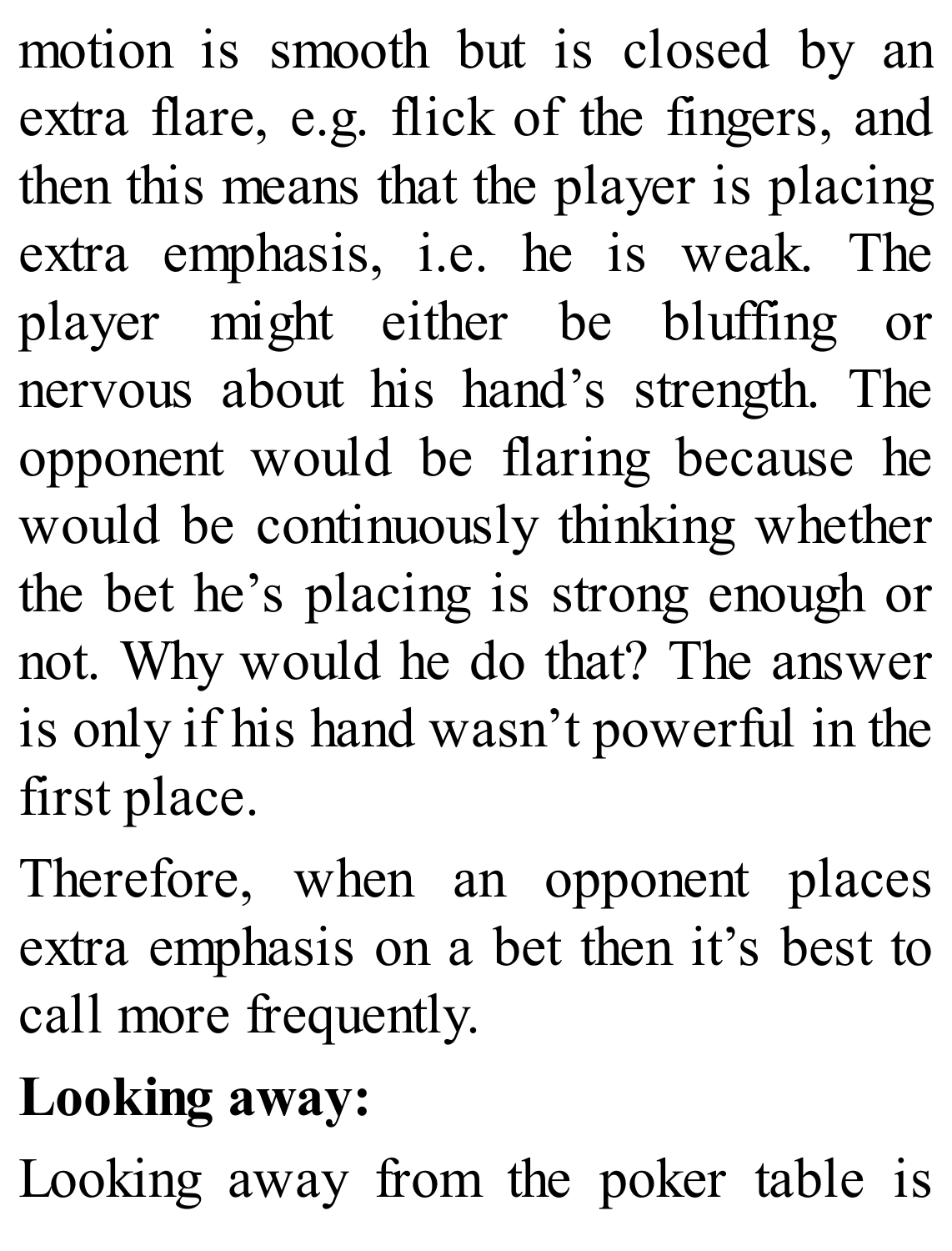motion is smooth but is closed by an extra flare, e.g. flick of the fingers, and then this means that the player is placing extra emphasis, i.e. he is weak. The player might either be bluffing or nervous about his hand's strength. The opponent would be flaring because he would be continuously thinking whether the bet he's placing is strong enough or not. Why would he do that? The answer is only if his hand wasn't powerful in the first place.

Therefore, when an opponent places extra emphasis on a bet then it's best to call more frequently.

**Looking away:**

Looking away from the poker table is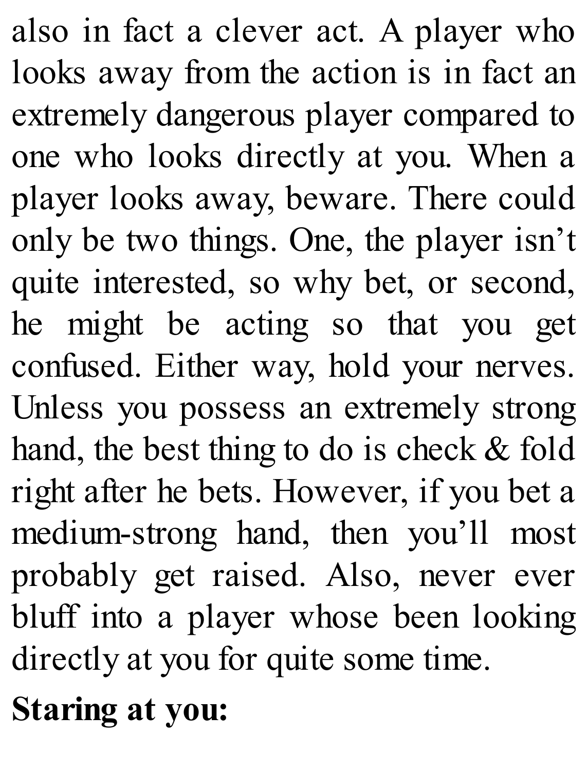also in fact a clever act. A player who looks away from the action is in fact an extremely dangerous player compared to one who looks directly at you. When a player looks away, beware. There could only be two things. One, the player isn't quite interested, so why bet, or second, he might be acting so that you get confused. Either way, hold your nerves. Unless you possess an extremely strong hand, the best thing to do is check & fold right after he bets. However, if you bet a medium-strong hand, then you'll most probably get raised. Also, never ever bluff into a player whose been looking directly at you for quite some time.

**Staring at you:**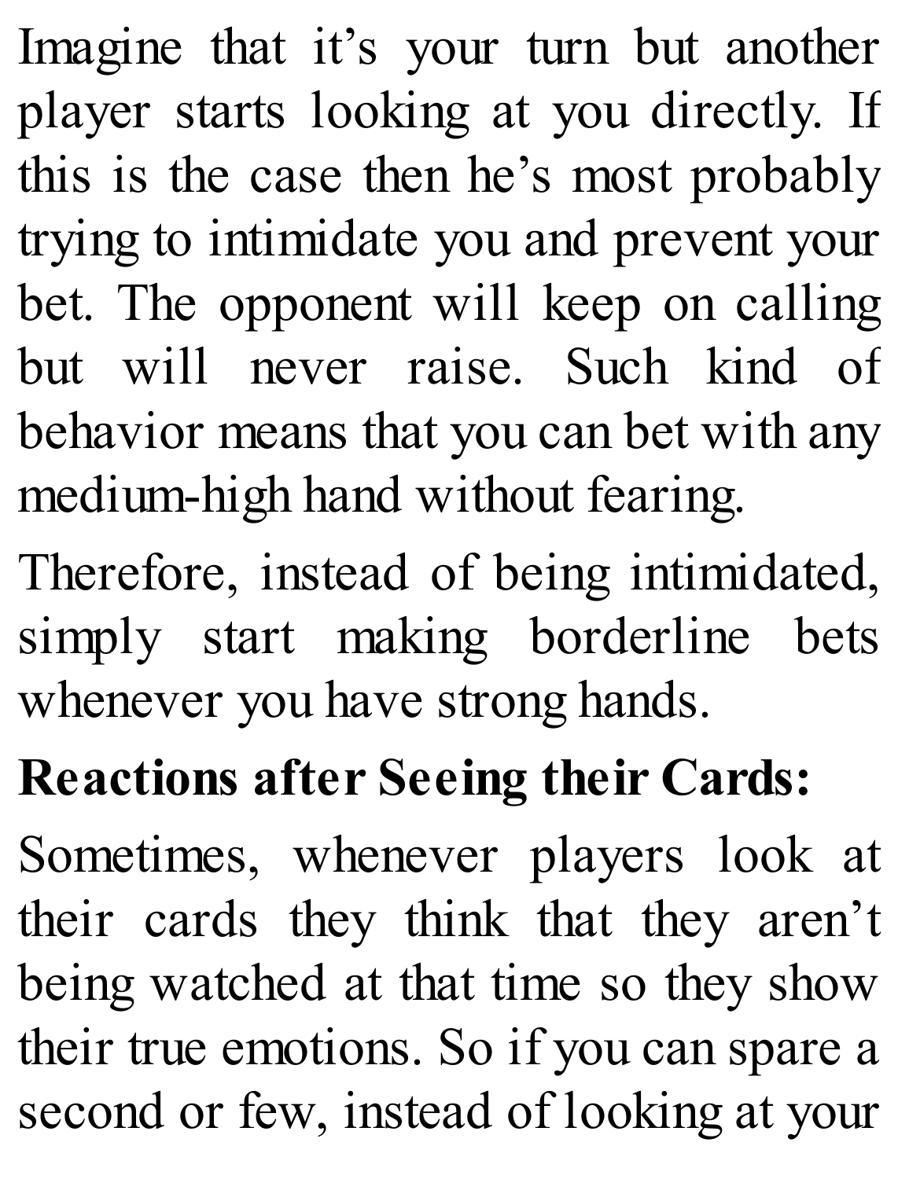Imagine that it’s your turn but another player starts looking at you directly. If this is the case then he’s most probably trying to intimidate you and prevent your bet. The opponent will keep on calling but will never raise. Such kind of behavior means that you can bet with any medium-high hand without fearing.

Therefore, instead of being intimidated, simply start making borderline bets whenever you have strong hands.

**Reactions after Seeing their Cards:**

Sometimes, whenever players look at their cards they think that they aren’t being watched at that time so they show their true emotions. So if you can spare a second or few, instead of looking at your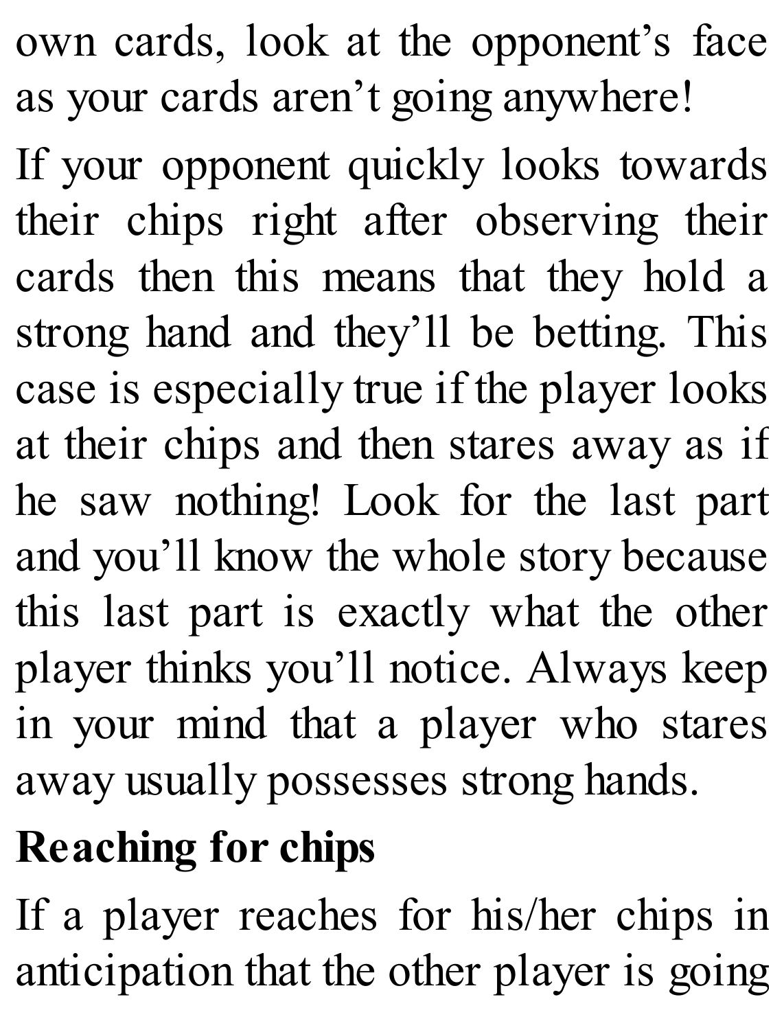own cards, look at the opponent's face as your cards aren't going anywhere!

If your opponent quickly looks towards their chips right after observing their cards then this means that they hold a strong hand and they'll be betting. This case is especially true if the player looks at their chips and then stares away as if he saw nothing! Look for the last part and you'll know the whole story because this last part is exactly what the other player thinks you'll notice. Always keep in your mind that a player who stares away usually possesses strong hands.

**Reaching for chips**

If a player reaches for his/her chips in anticipation that the other player is going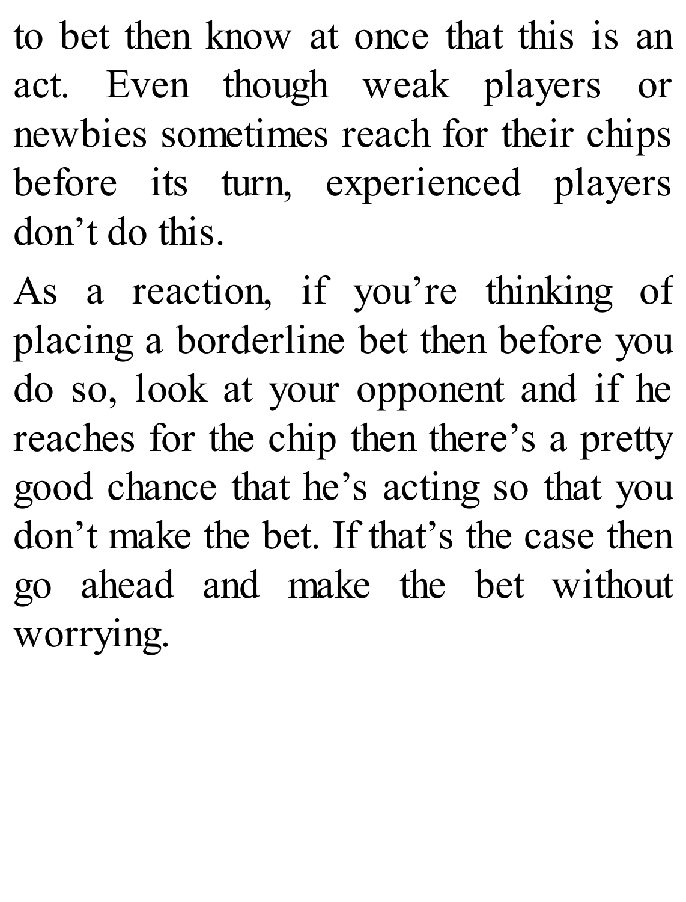to bet then know at once that this is an act. Even though weak players or newbies sometimes reach for their chips before its turn, experienced players don't do this.

As a reaction, if you're thinking of placing a borderline bet then before you do so, look at your opponent and if he reaches for the chip then there's a pretty good chance that he's acting so that you don't make the bet. If that's the case then go ahead and make the bet without worrying.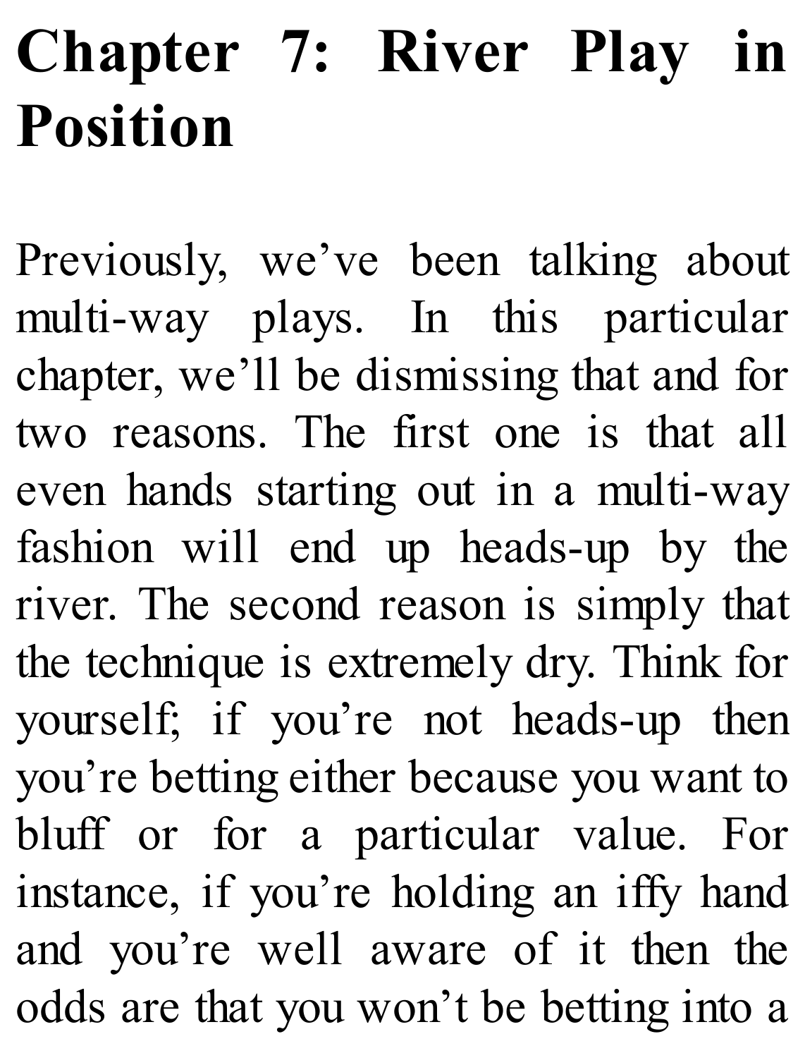# Chapter 7: River Play in Position

Previously, we've been talking about multi-way plays. In this particular chapter, we'll be dismissing that and for two reasons. The first one is that all even hands starting out in a multi-way fashion will end up heads-up by the river. The second reason is simply that the technique is extremely dry. Think for yourself; if you're not heads-up then you're betting either because you want to bluff or for a particular value. For instance, if you're holding an iffy hand and you're well aware of it then the odds are that you won't be betting into a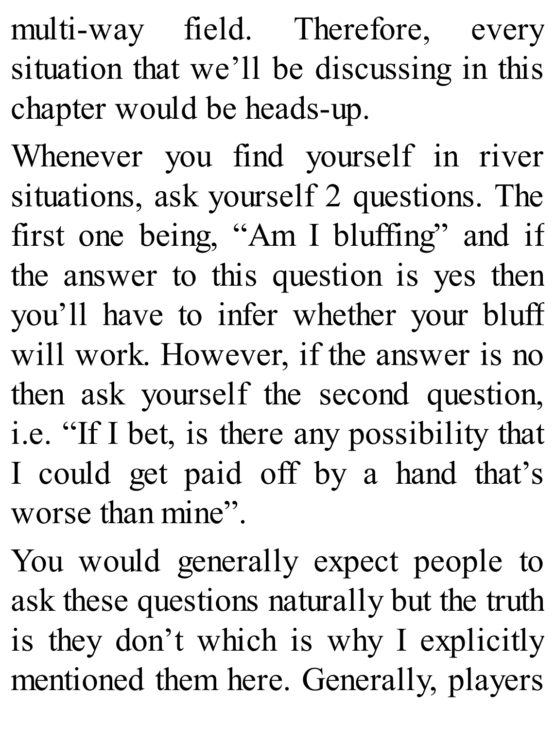multi-way field. Therefore, every situation that we'll be discussing in this chapter would be heads-up.

Whenever you find yourself in river situations, ask yourself 2 questions. The first one being, "Am I bluffing" and if the answer to this question is yes then you'll have to infer whether your bluff will work. However, if the answer is no then ask yourself the second question, i.e. "If I bet, is there any possibility that I could get paid off by a hand that's worse than mine".

You would generally expect people to ask these questions naturally but the truth is they don't which is why I explicitly mentioned them here. Generally, players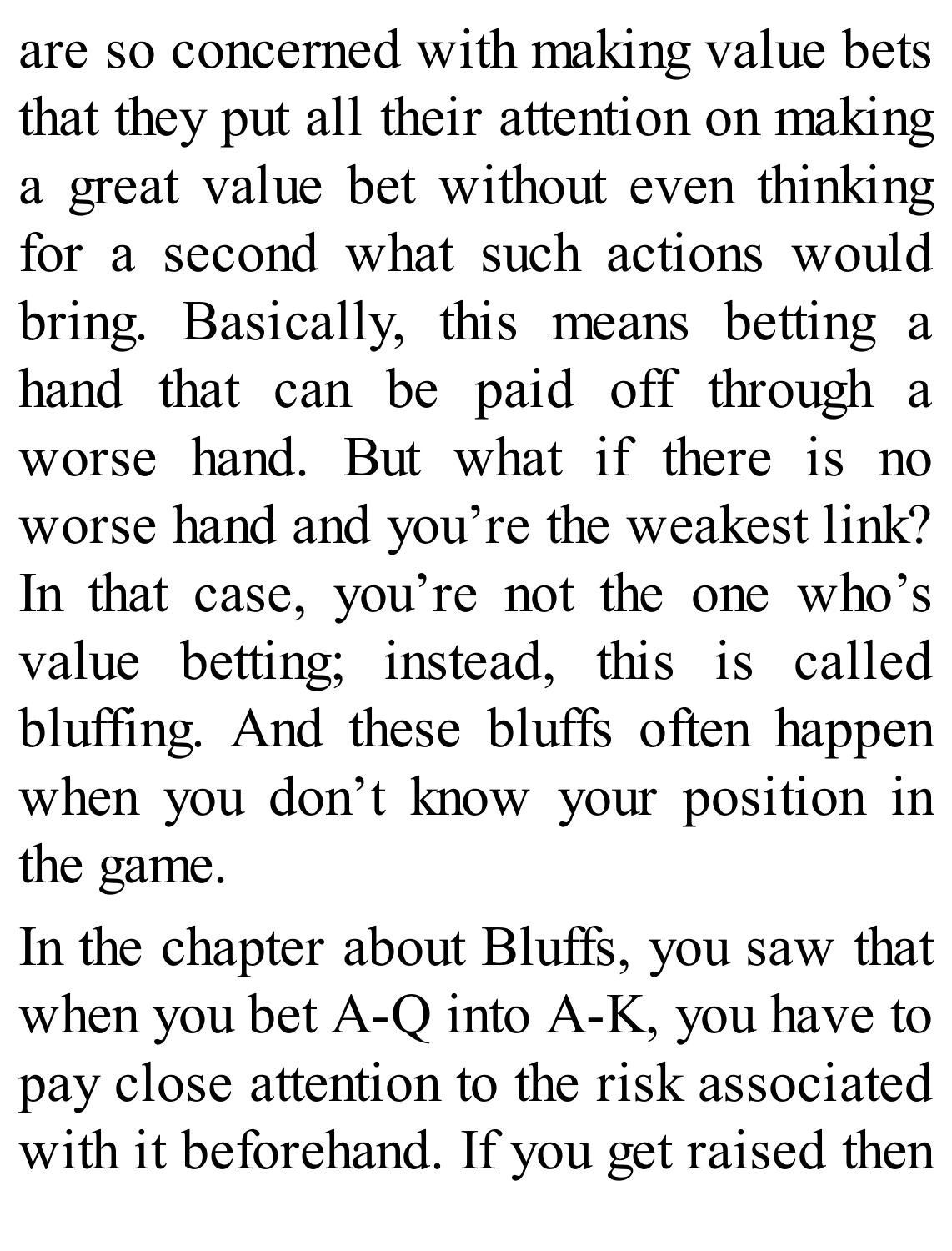are so concerned with making value bets that they put all their attention on making a great value bet without even thinking for a second what such actions would bring. Basically, this means betting a hand that can be paid off through a worse hand. But what if there is no worse hand and you're the weakest link? In that case, you're not the one who's value betting; instead, this is called bluffing. And these bluffs often happen when you don't know your position in the game.

In the chapter about Bluffs, you saw that when you bet A-Q into A-K, you have to pay close attention to the risk associated with it beforehand. If you get raised then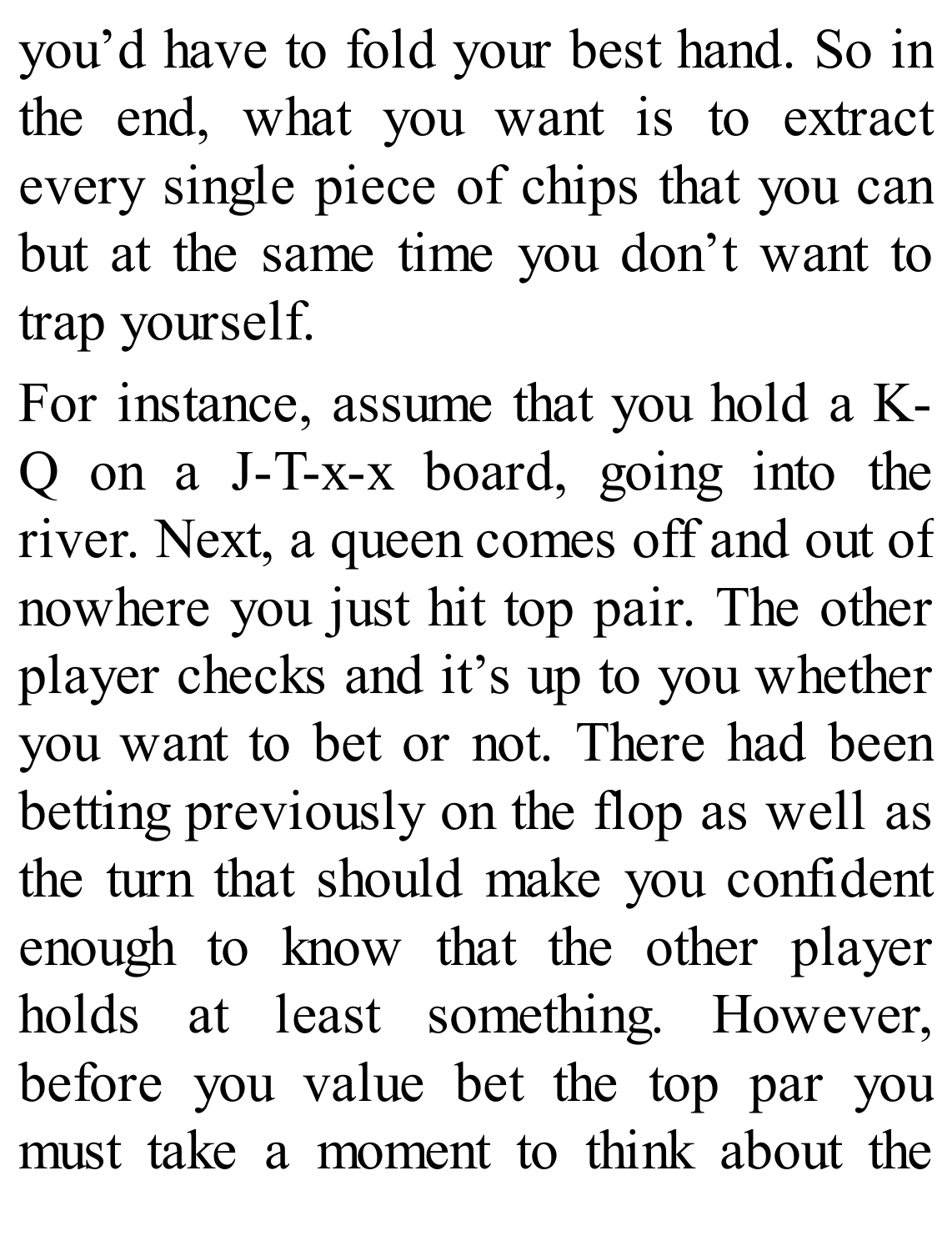you'd have to fold your best hand. So in the end, what you want is to extract every single piece of chips that you can but at the same time you don't want to trap yourself.

For instance, assume that you hold a K-Q on a J-T-x-x board, going into the river. Next, a queen comes off and out of nowhere you just hit top pair. The other player checks and it's up to you whether you want to bet or not. There had been betting previously on the flop as well as the turn that should make you confident enough to know that the other player holds at least something. However, before you value bet the top par you must take a moment to think about the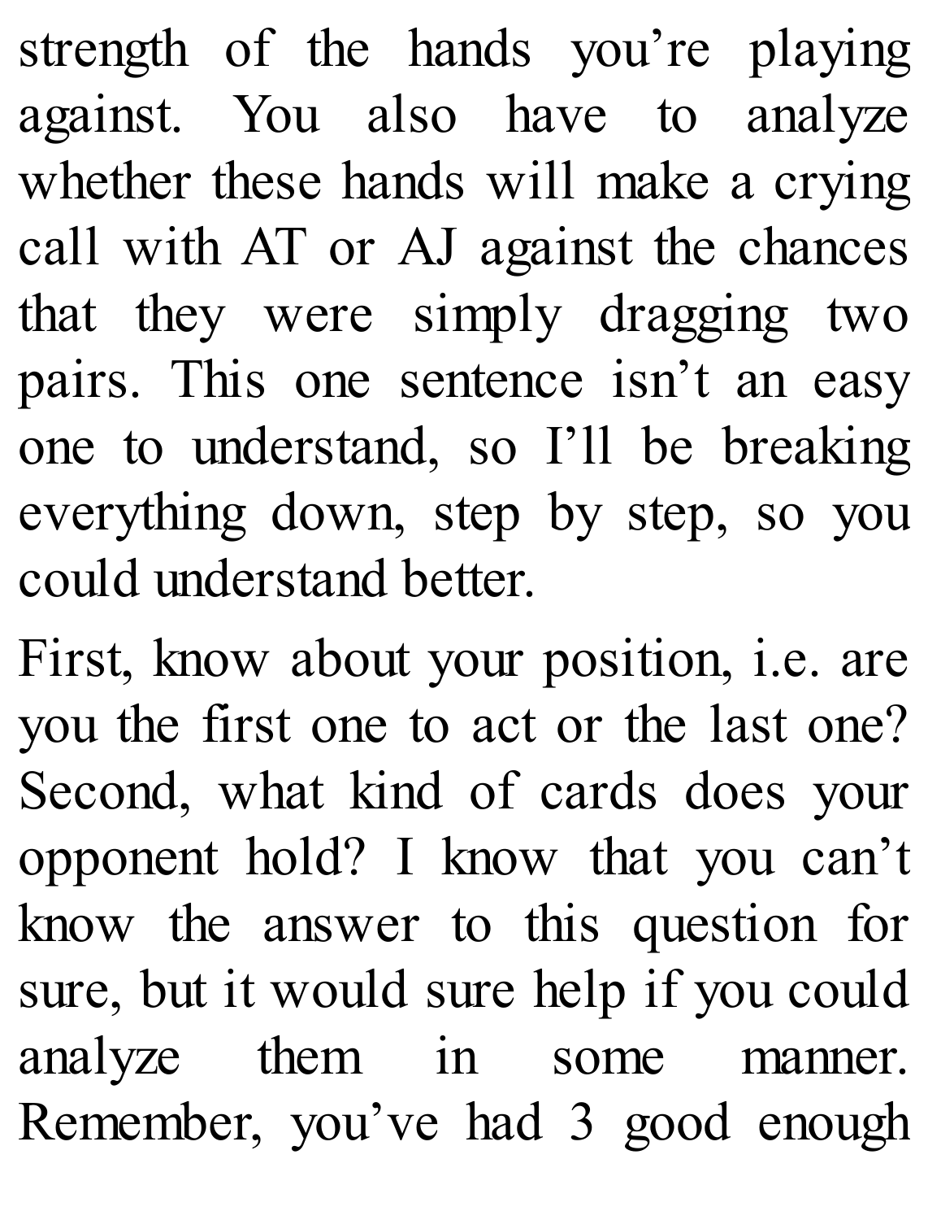strength of the hands you're playing against. You also have to analyze whether these hands will make a crying call with AT or AJ against the chances that they were simply dragging two pairs. This one sentence isn't an easy one to understand, so I'll be breaking everything down, step by step, so you could understand better.

First, know about your position, i.e. are you the first one to act or the last one? Second, what kind of cards does your opponent hold? I know that you can't know the answer to this question for sure, but it would sure help if you could analyze them in some manner. Remember, you've had 3 good enough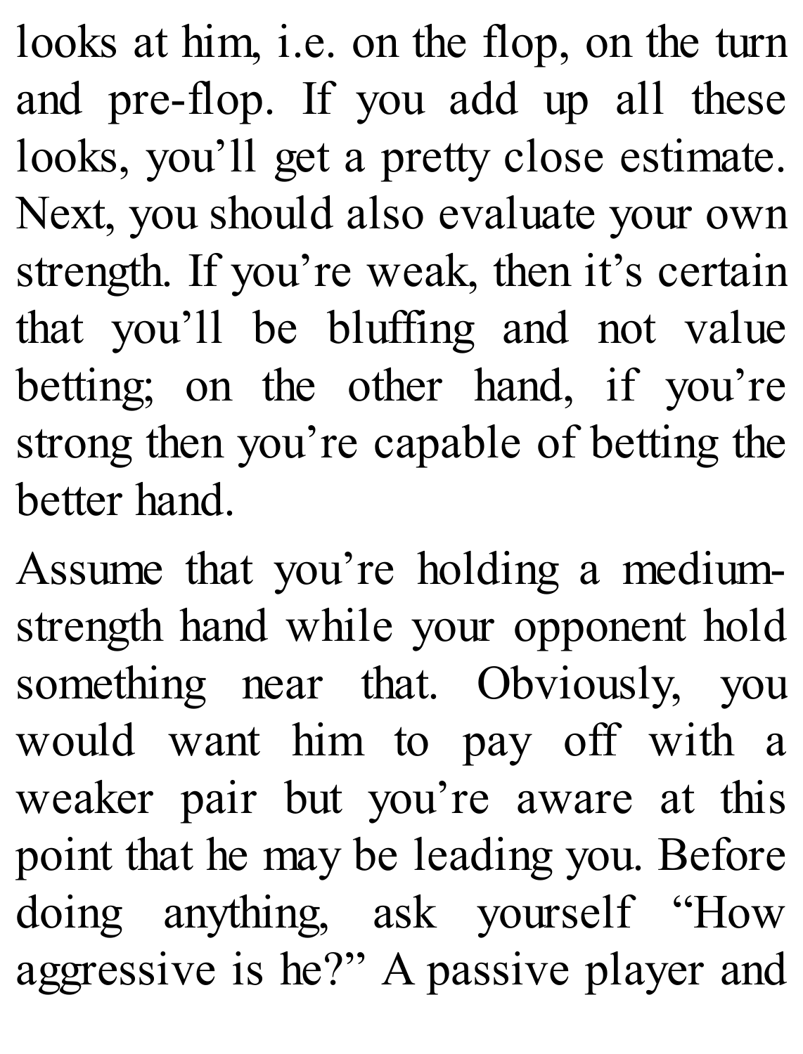looks at him, i.e. on the flop, on the turn and pre-flop. If you add up all these looks, you'll get a pretty close estimate. Next, you should also evaluate your own strength. If you're weak, then it's certain that you'll be bluffing and not value betting; on the other hand, if you're strong then you're capable of betting the better hand.

Assume that you're holding a medium-strength hand while your opponent hold something near that. Obviously, you would want him to pay off with a weaker pair but you're aware at this point that he may be leading you. Before doing anything, ask yourself "How aggressive is he?" A passive player and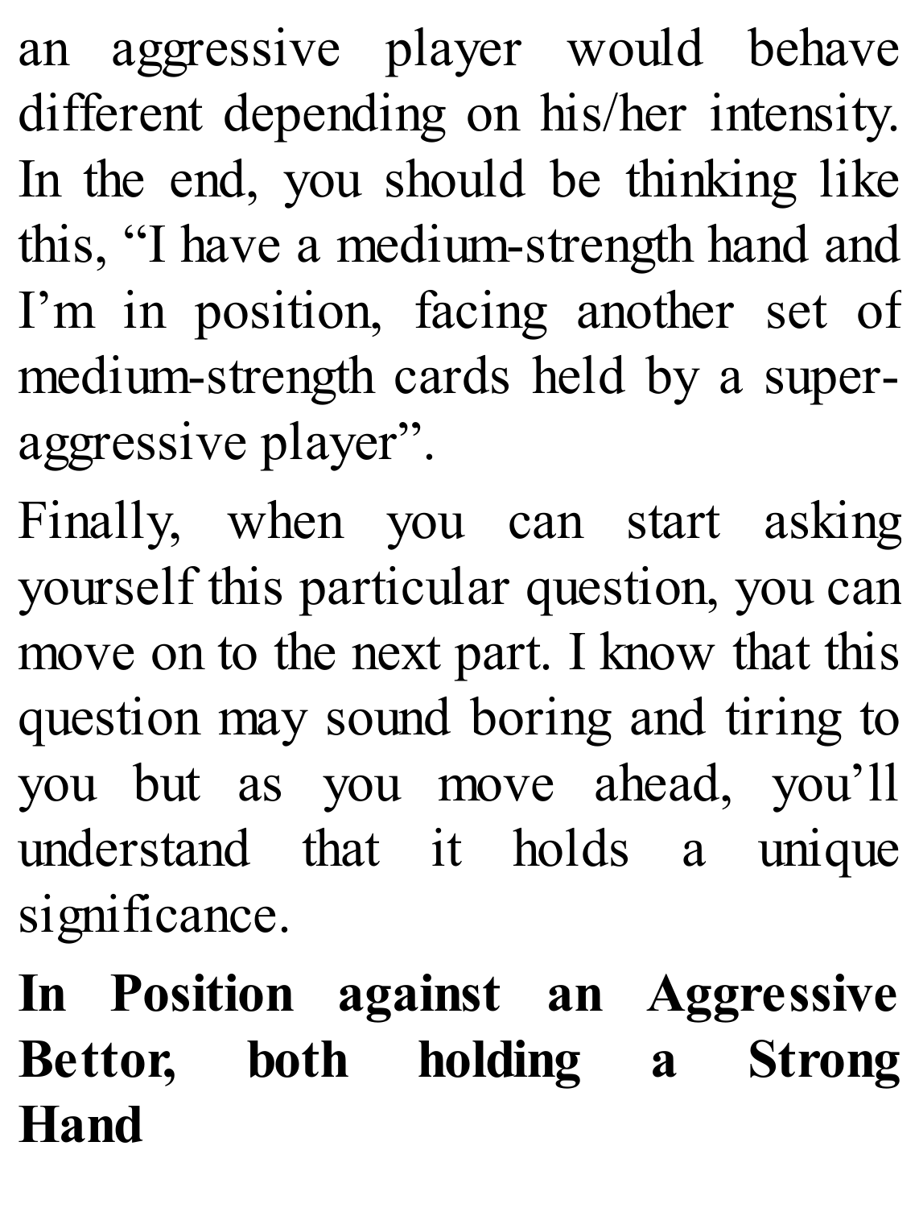an aggressive player would behave different depending on his/her intensity. In the end, you should be thinking like this, "I have a medium-strength hand and I'm in position, facing another set of medium-strength cards held by a super-aggressive player".

Finally, when you can start asking yourself this particular question, you can move on to the next part. I know that this question may sound boring and tiring to you but as you move ahead, you'll understand that it holds a unique significance.

**In Position against an Aggressive Bettor, both holding a Strong Hand**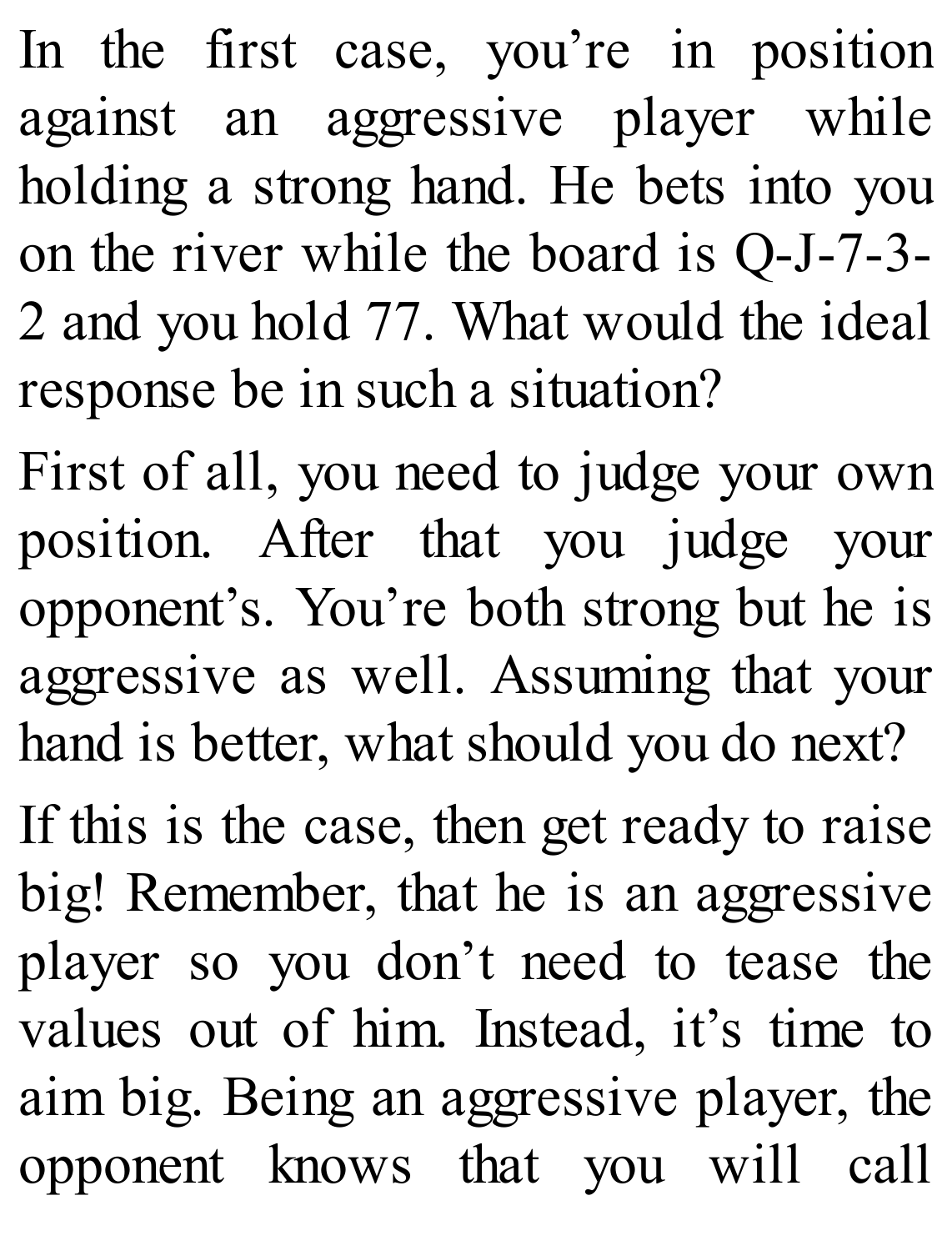In the first case, you're in position against an aggressive player while holding a strong hand. He bets into you on the river while the board is Q-J-7-3-2 and you hold 77. What would the ideal response be in such a situation?

First of all, you need to judge your own position. After that you judge your opponent's. You're both strong but he is aggressive as well. Assuming that your hand is better, what should you do next?

If this is the case, then get ready to raise big! Remember, that he is an aggressive player so you don't need to tease the values out of him. Instead, it's time to aim big. Being an aggressive player, the opponent knows that you will call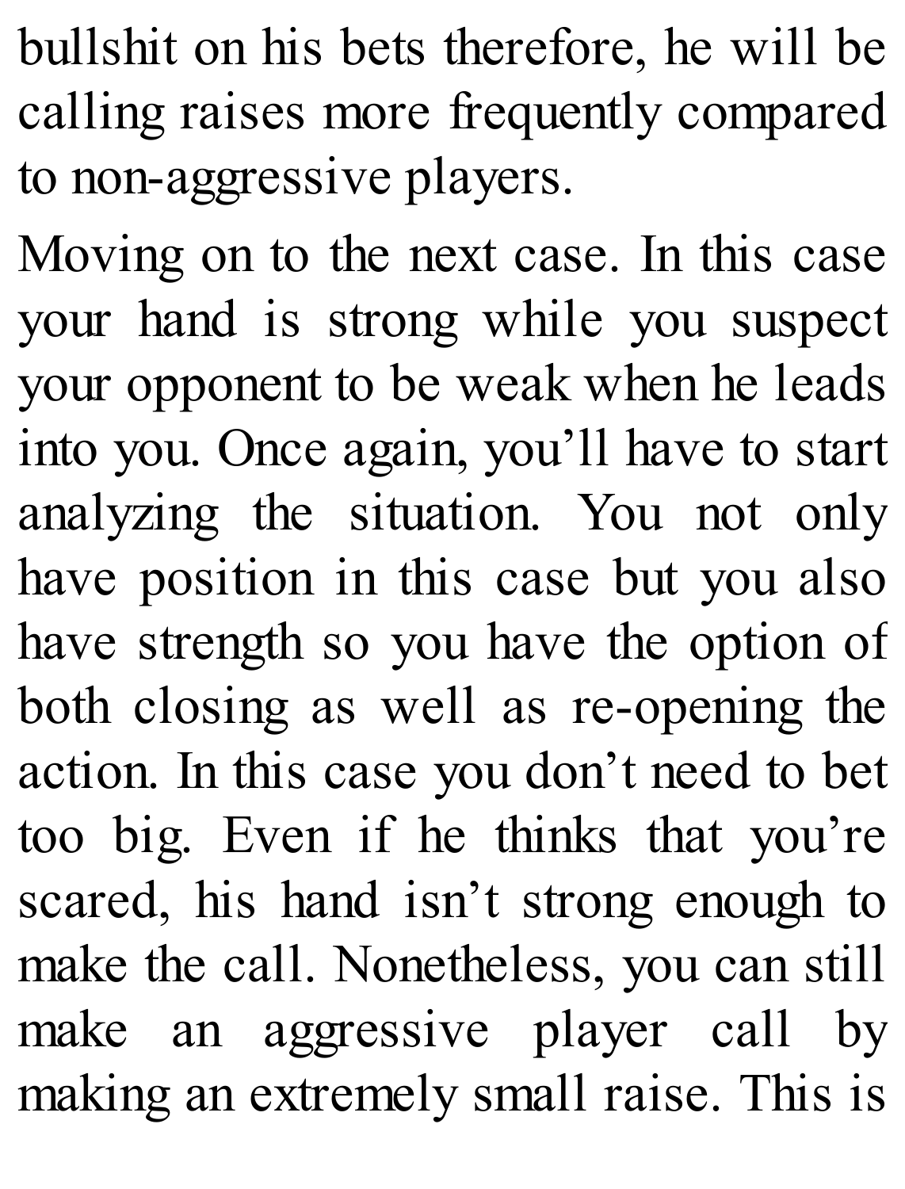bullshit on his bets therefore, he will be calling raises more frequently compared to non-aggressive players.

Moving on to the next case. In this case your hand is strong while you suspect your opponent to be weak when he leads into you. Once again, you'll have to start analyzing the situation. You not only have position in this case but you also have strength so you have the option of both closing as well as re-opening the action. In this case you don't need to bet too big. Even if he thinks that you're scared, his hand isn't strong enough to make the call. Nonetheless, you can still make an aggressive player call by making an extremely small raise. This is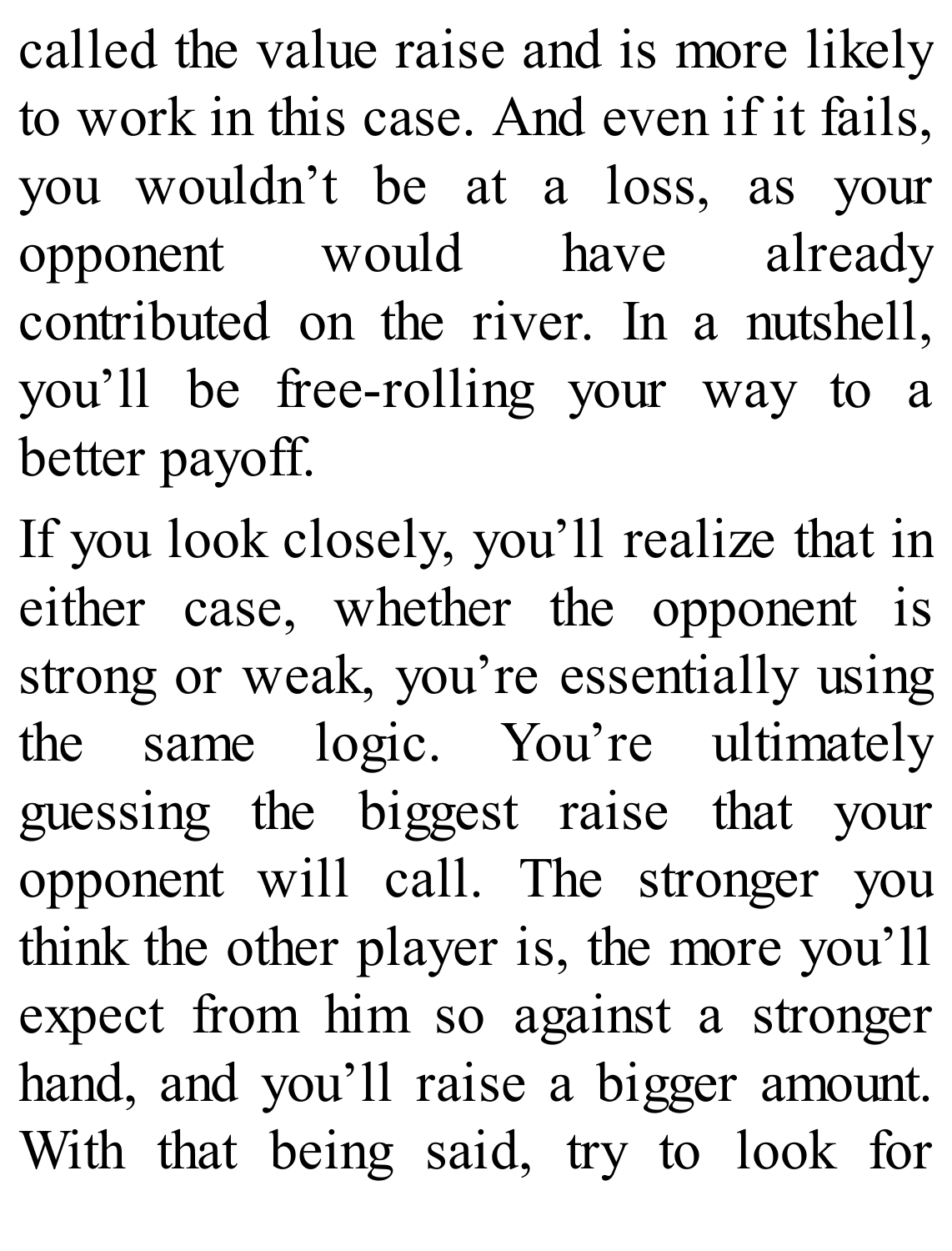called the value raise and is more likely to work in this case. And even if it fails, you wouldn't be at a loss, as your opponent would have already contributed on the river. In a nutshell, you'll be free-rolling your way to a better payoff.

If you look closely, you'll realize that in either case, whether the opponent is strong or weak, you're essentially using the same logic. You're ultimately guessing the biggest raise that your opponent will call. The stronger you think the other player is, the more you'll expect from him so against a stronger hand, and you'll raise a bigger amount. With that being said, try to look for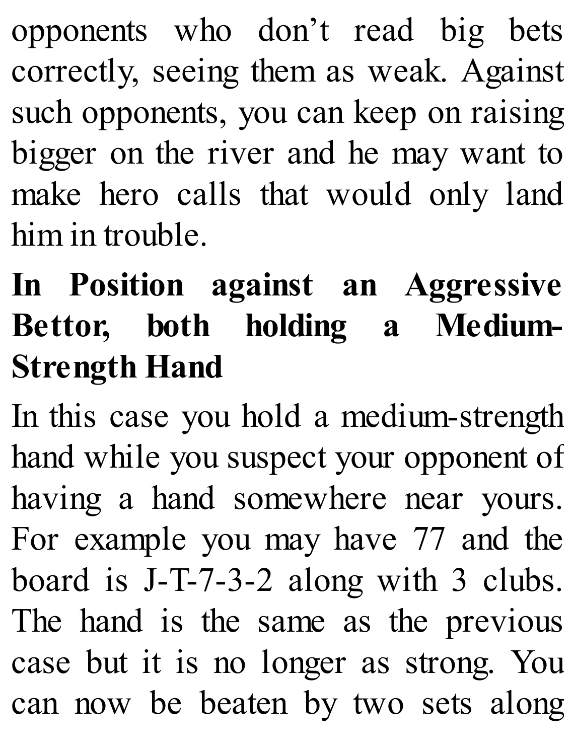opponents who don't read big bets correctly, seeing them as weak. Against such opponents, you can keep on raising bigger on the river and he may want to make hero calls that would only land him in trouble.

## In Position against an Aggressive Bettor, both holding a Medium-Strength Hand

In this case you hold a medium-strength hand while you suspect your opponent of having a hand somewhere near yours. For example you may have 77 and the board is J-T-7-3-2 along with 3 clubs. The hand is the same as the previous case but it is no longer as strong. You can now be beaten by two sets along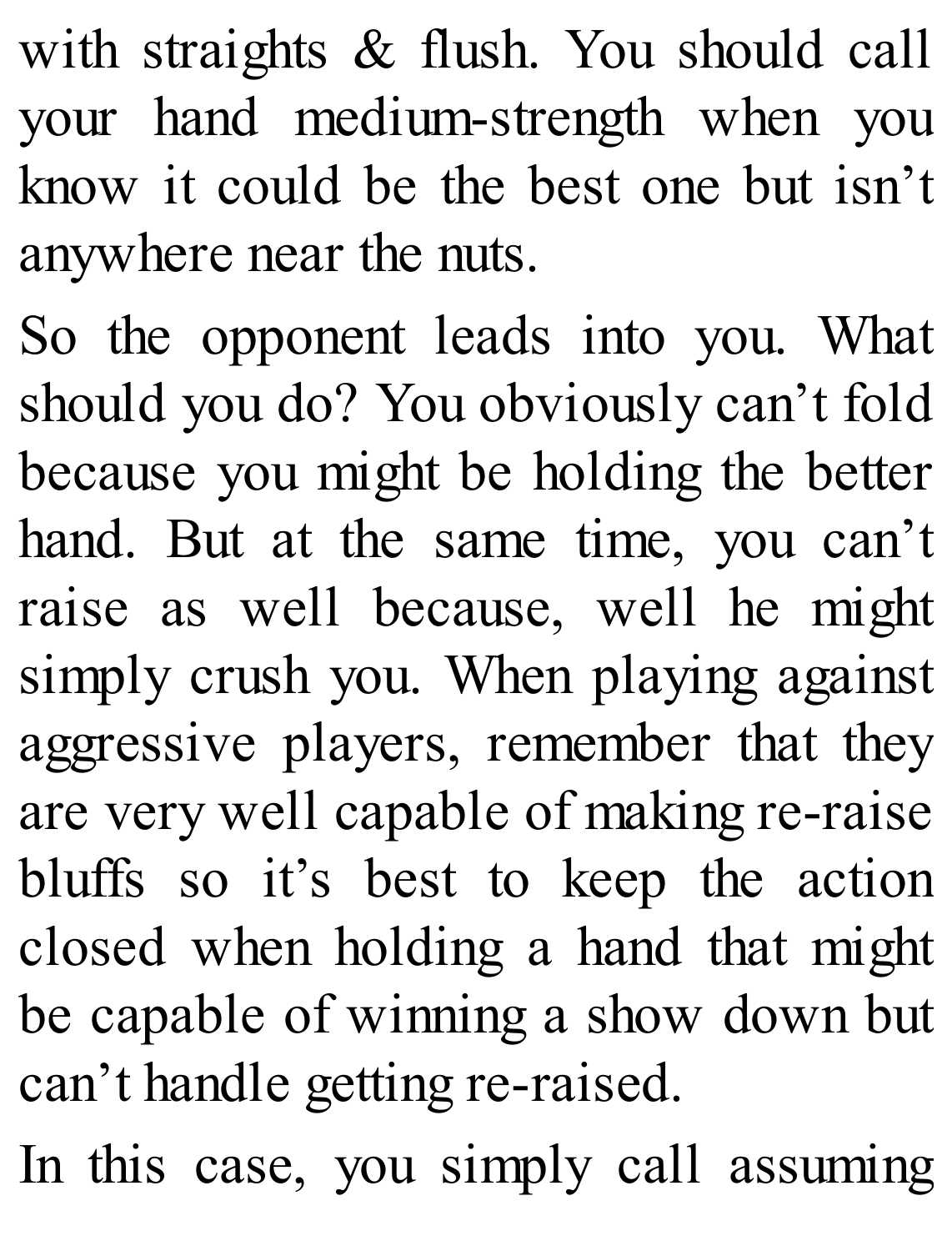with straights & flush. You should call your hand medium-strength when you know it could be the best one but isn't anywhere near the nuts.

So the opponent leads into you. What should you do? You obviously can't fold because you might be holding the better hand. But at the same time, you can't raise as well because, well he might simply crush you. When playing against aggressive players, remember that they are very well capable of making re-raise bluffs so it's best to keep the action closed when holding a hand that might be capable of winning a show down but can't handle getting re-raised.

In this case, you simply call assuming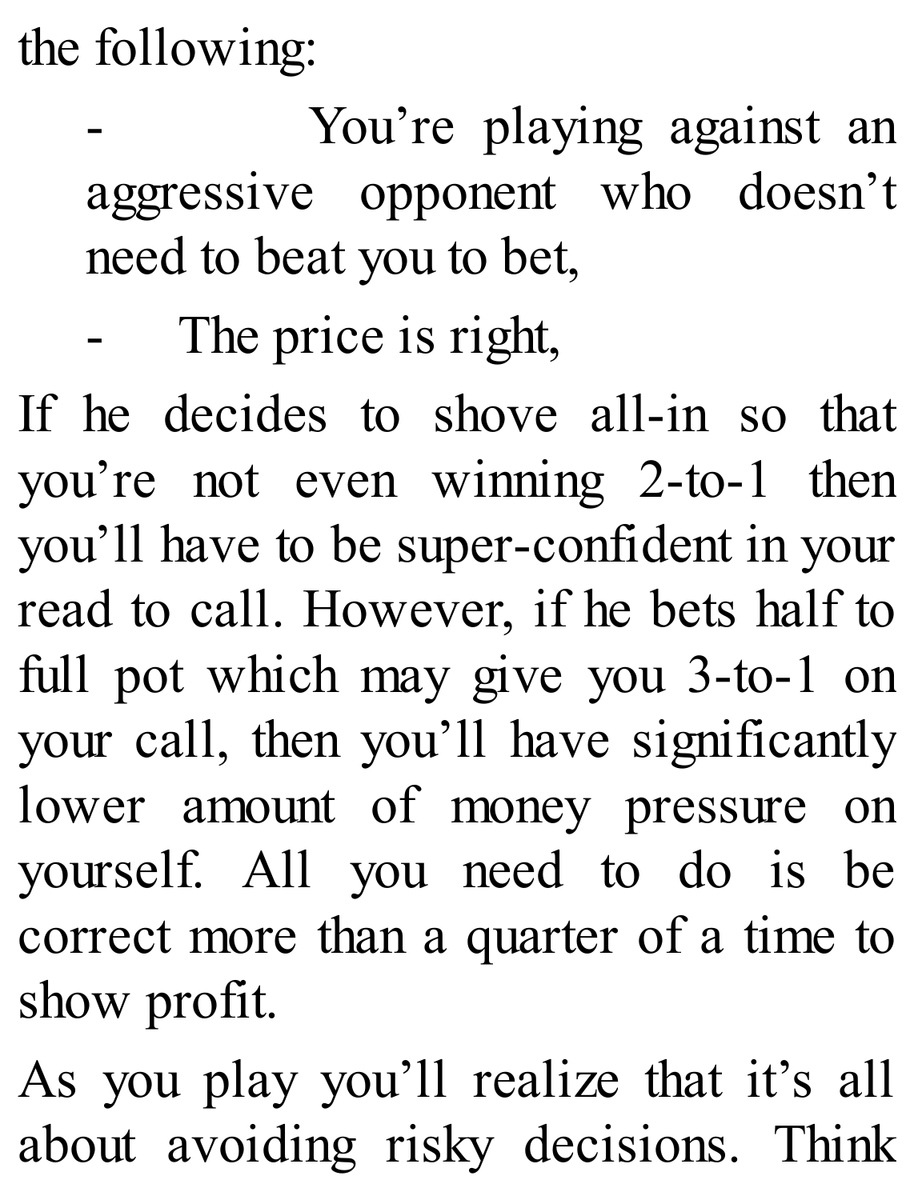the following:

- You're playing against an aggressive opponent who doesn't need to beat you to bet,
- The price is right,

If he decides to shove all-in so that you're not even winning 2-to-1 then you'll have to be super-confident in your read to call. However, if he bets half to full pot which may give you 3-to-1 on your call, then you'll have significantly lower amount of money pressure on yourself. All you need to do is be correct more than a quarter of a time to show profit.

As you play you'll realize that it's all about avoiding risky decisions. Think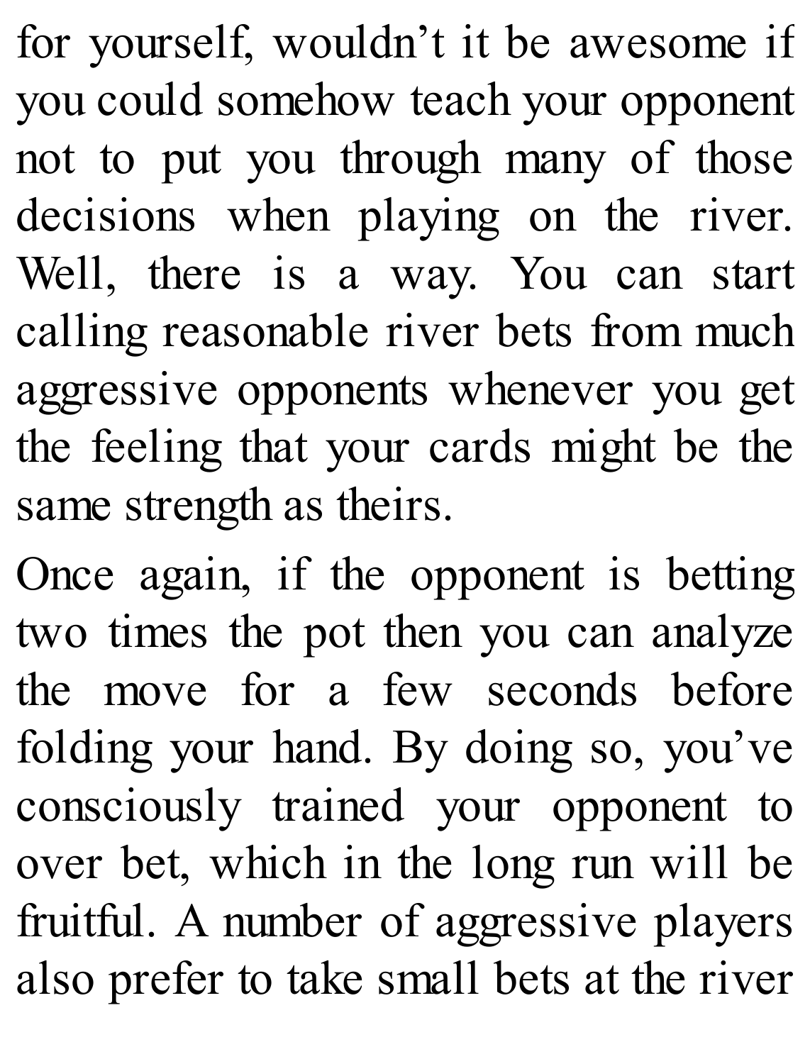for yourself, wouldn't it be awesome if you could somehow teach your opponent not to put you through many of those decisions when playing on the river. Well, there is a way. You can start calling reasonable river bets from much aggressive opponents whenever you get the feeling that your cards might be the same strength as theirs.

Once again, if the opponent is betting two times the pot then you can analyze the move for a few seconds before folding your hand. By doing so, you've consciously trained your opponent to over bet, which in the long run will be fruitful. A number of aggressive players also prefer to take small bets at the river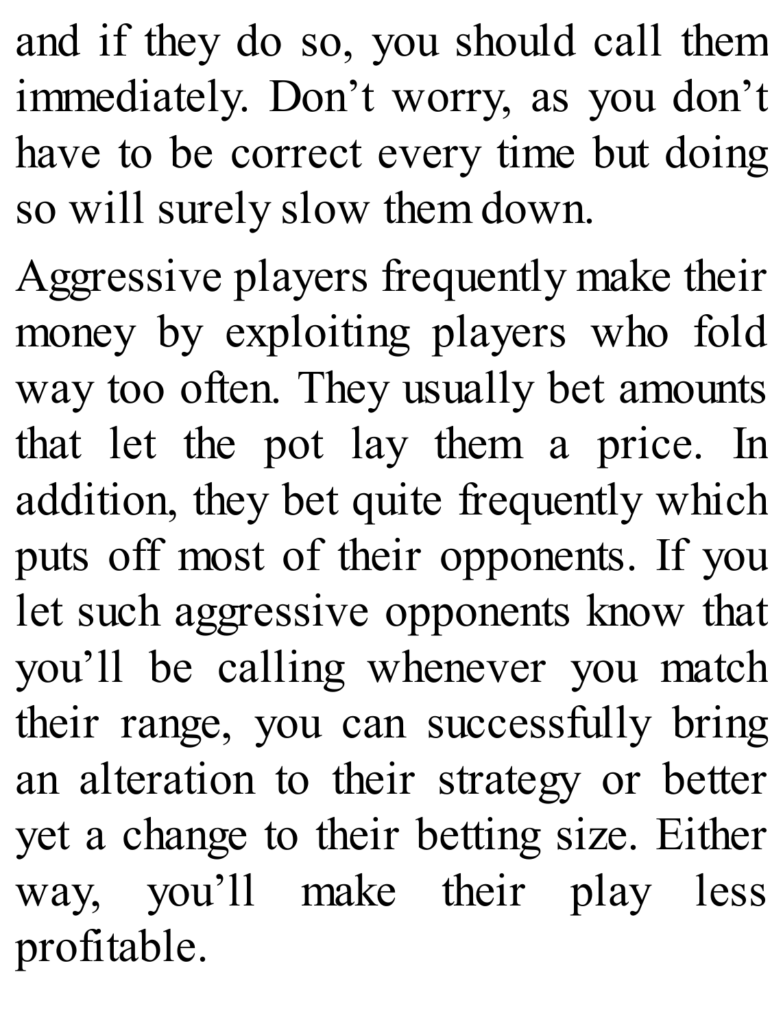and if they do so, you should call them immediately. Don’t worry, as you don’t have to be correct every time but doing so will surely slow them down.

Aggressive players frequently make their money by exploiting players who fold way too often. They usually bet amounts that let the pot lay them a price. In addition, they bet quite frequently which puts off most of their opponents. If you let such aggressive opponents know that you’ll be calling whenever you match their range, you can successfully bring an alteration to their strategy or better yet a change to their betting size. Either way, you’ll make their play less profitable.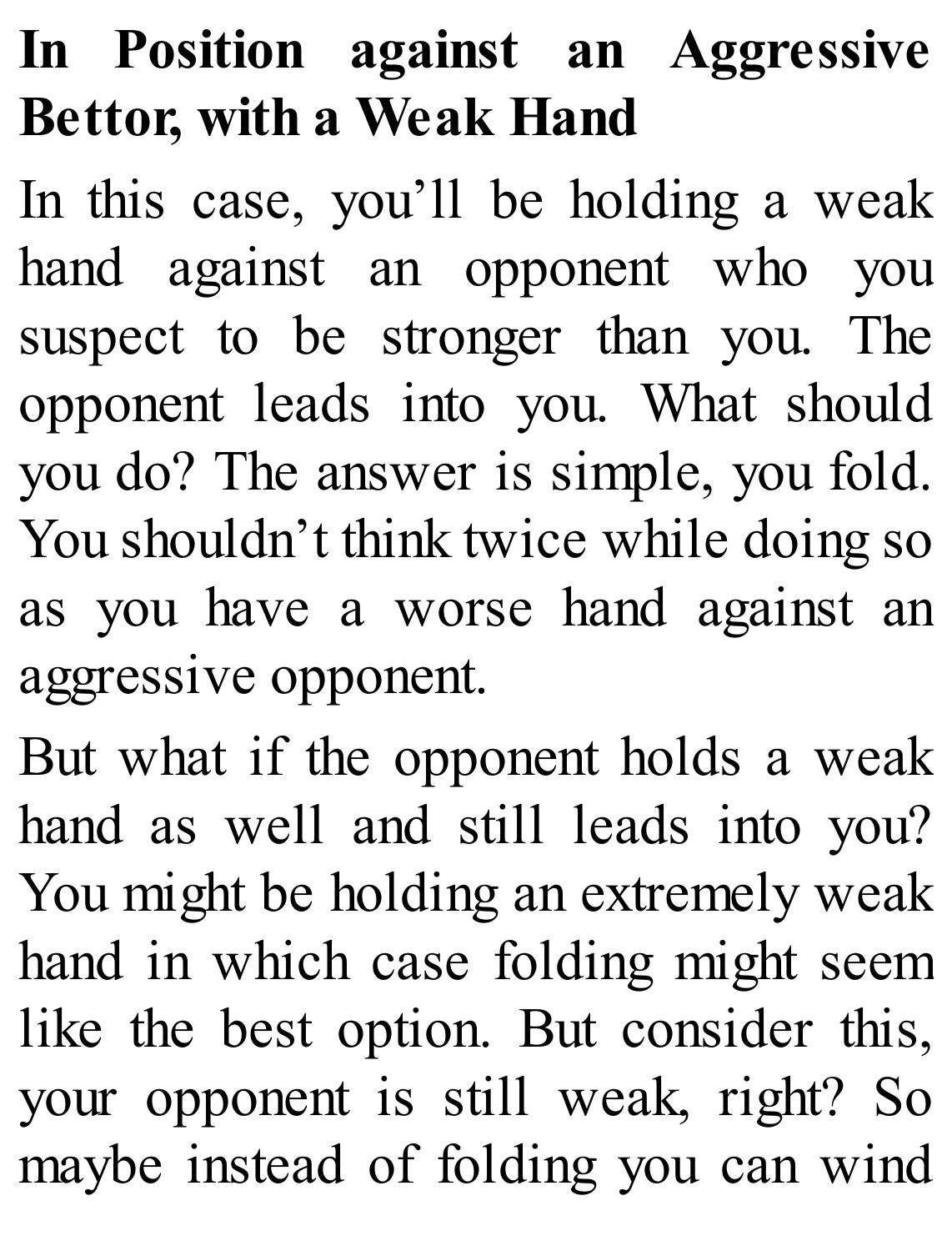## In Position against an Aggressive Bettor, with a Weak Hand

In this case, you'll be holding a weak hand against an opponent who you suspect to be stronger than you. The opponent leads into you. What should you do? The answer is simple, you fold. You shouldn't think twice while doing so as you have a worse hand against an aggressive opponent.

But what if the opponent holds a weak hand as well and still leads into you? You might be holding an extremely weak hand in which case folding might seem like the best option. But consider this, your opponent is still weak, right? So maybe instead of folding you can wind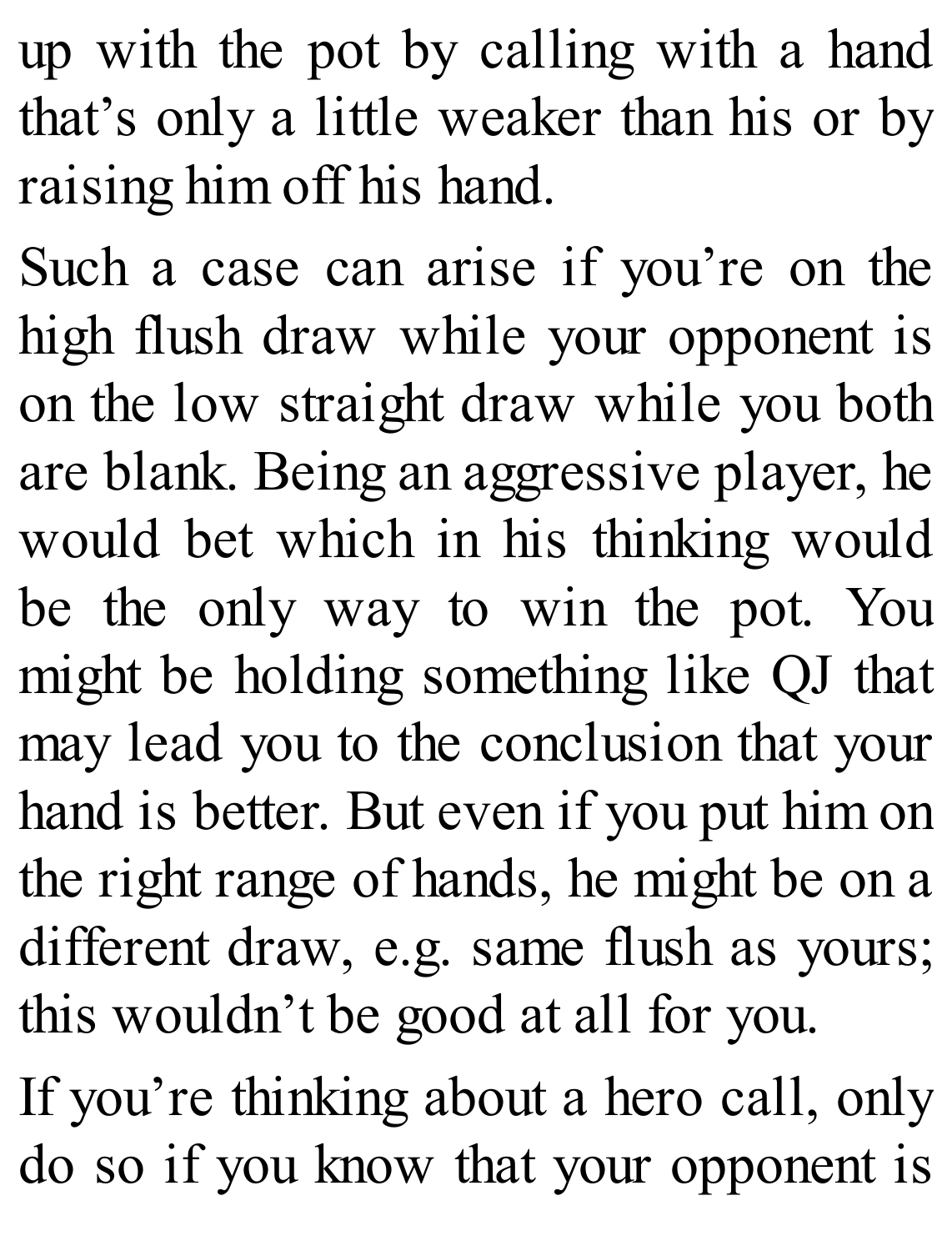up with the pot by calling with a hand that's only a little weaker than his or by raising him off his hand.

Such a case can arise if you're on the high flush draw while your opponent is on the low straight draw while you both are blank. Being an aggressive player, he would bet which in his thinking would be the only way to win the pot. You might be holding something like QJ that may lead you to the conclusion that your hand is better. But even if you put him on the right range of hands, he might be on a different draw, e.g. same flush as yours; this wouldn't be good at all for you.

If you're thinking about a hero call, only do so if you know that your opponent is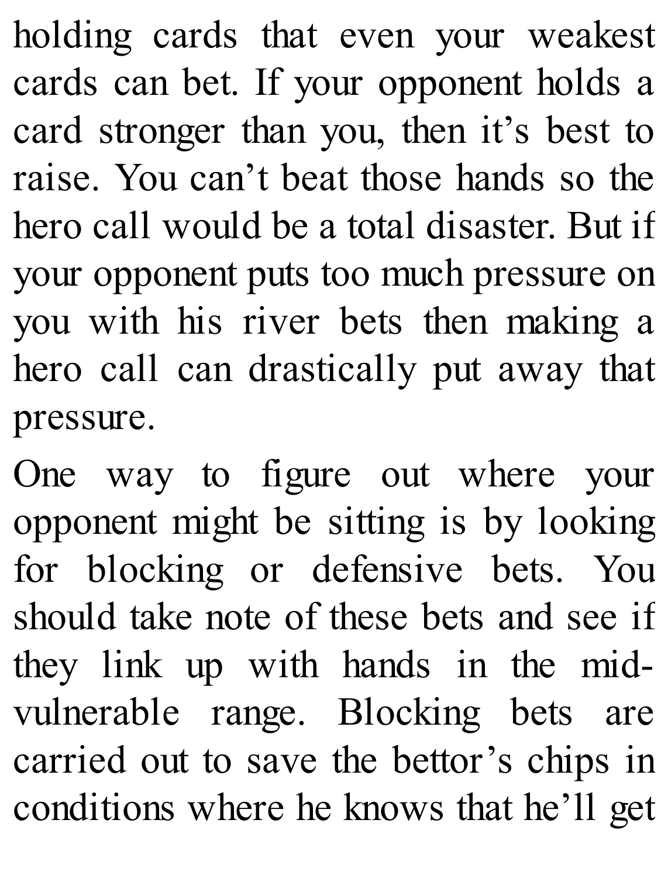holding cards that even your weakest cards can bet. If your opponent holds a card stronger than you, then it’s best to raise. You can’t beat those hands so the hero call would be a total disaster. But if your opponent puts too much pressure on you with his river bets then making a hero call can drastically put away that pressure.

One way to figure out where your opponent might be sitting is by looking for blocking or defensive bets. You should take note of these bets and see if they link up with hands in the mid-vulnerable range. Blocking bets are carried out to save the bettor’s chips in conditions where he knows that he’ll get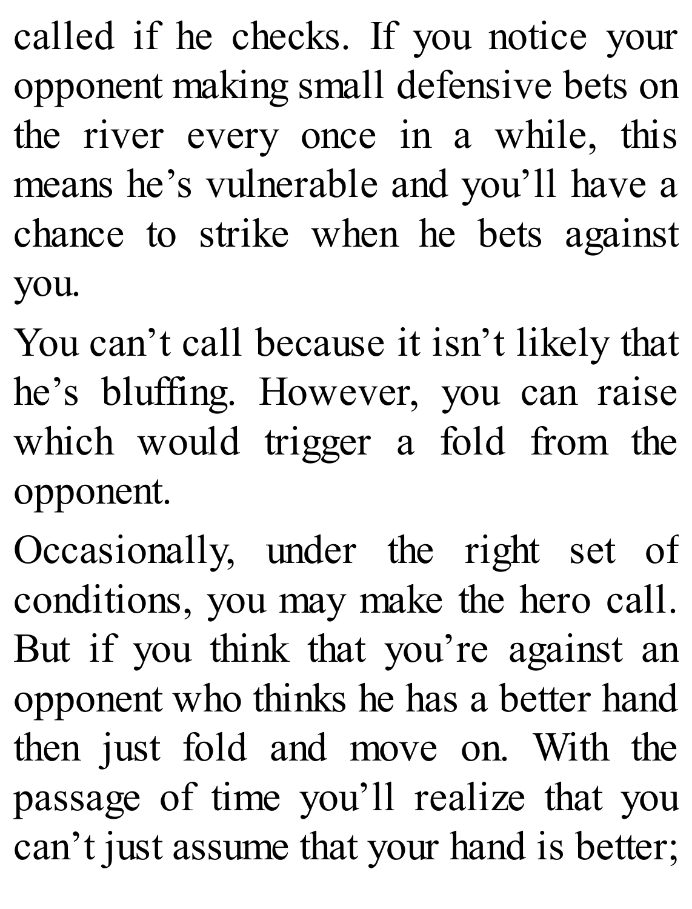called if he checks. If you notice your opponent making small defensive bets on the river every once in a while, this means he's vulnerable and you'll have a chance to strike when he bets against you.

You can't call because it isn't likely that he's bluffing. However, you can raise which would trigger a fold from the opponent.

Occasionally, under the right set of conditions, you may make the hero call. But if you think that you're against an opponent who thinks he has a better hand then just fold and move on. With the passage of time you'll realize that you can't just assume that your hand is better;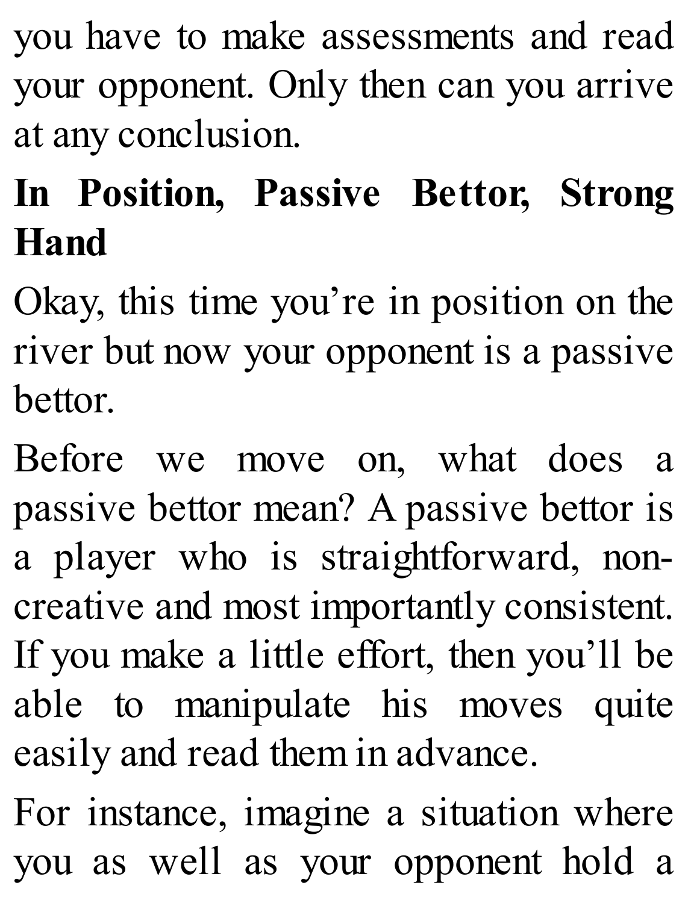you have to make assessments and read your opponent. Only then can you arrive at any conclusion.

## In Position, Passive Bettor, Strong Hand

Okay, this time you're in position on the river but now your opponent is a passive bettor.

Before we move on, what does a passive bettor mean? A passive bettor is a player who is straightforward, non-creative and most importantly consistent. If you make a little effort, then you'll be able to manipulate his moves quite easily and read them in advance.

For instance, imagine a situation where you as well as your opponent hold a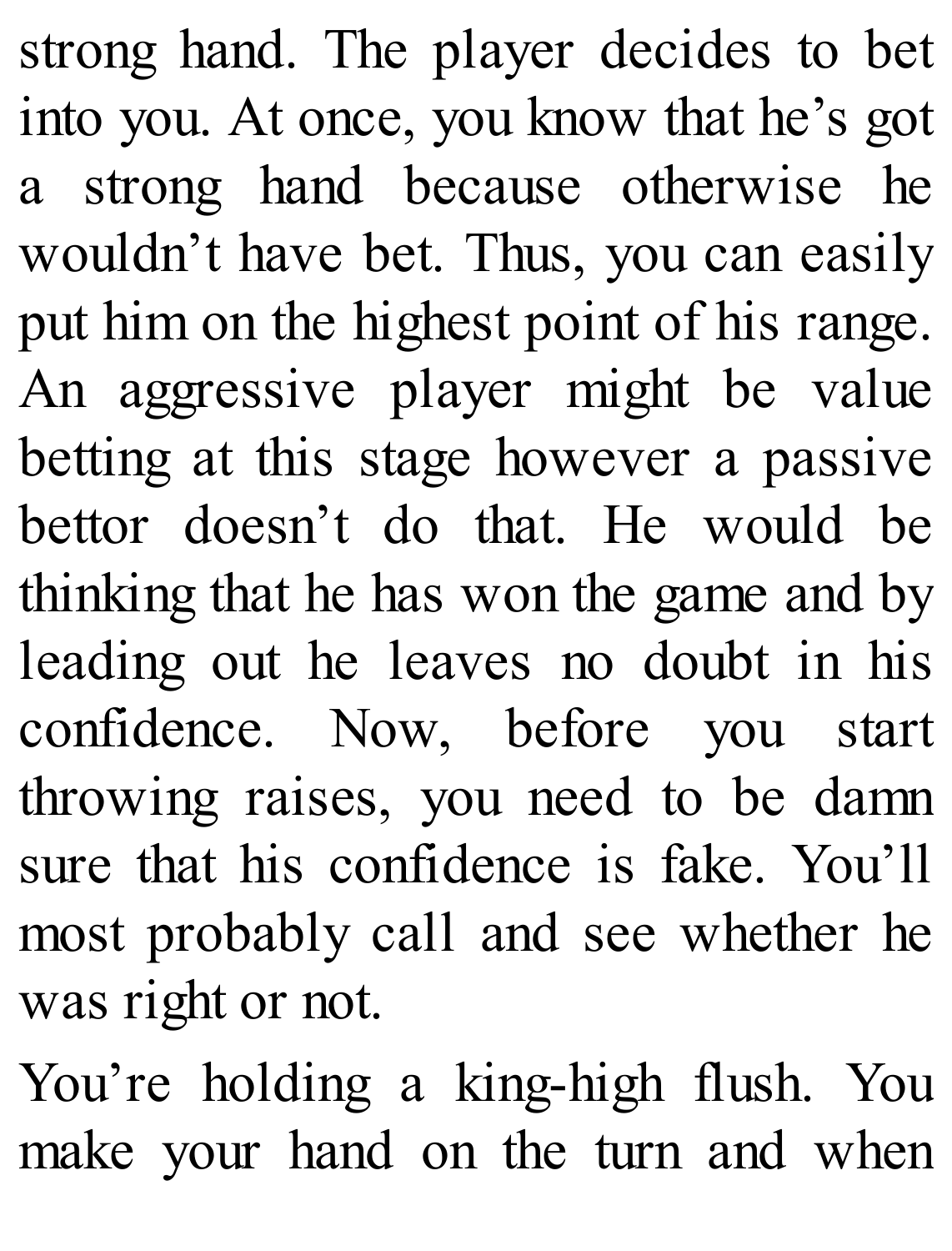strong hand. The player decides to bet into you. At once, you know that he’s got a strong hand because otherwise he wouldn’t have bet. Thus, you can easily put him on the highest point of his range. An aggressive player might be value betting at this stage however a passive bettor doesn’t do that. He would be thinking that he has won the game and by leading out he leaves no doubt in his confidence. Now, before you start throwing raises, you need to be damn sure that his confidence is fake. You’ll most probably call and see whether he was right or not.

You’re holding a king-high flush. You make your hand on the turn and when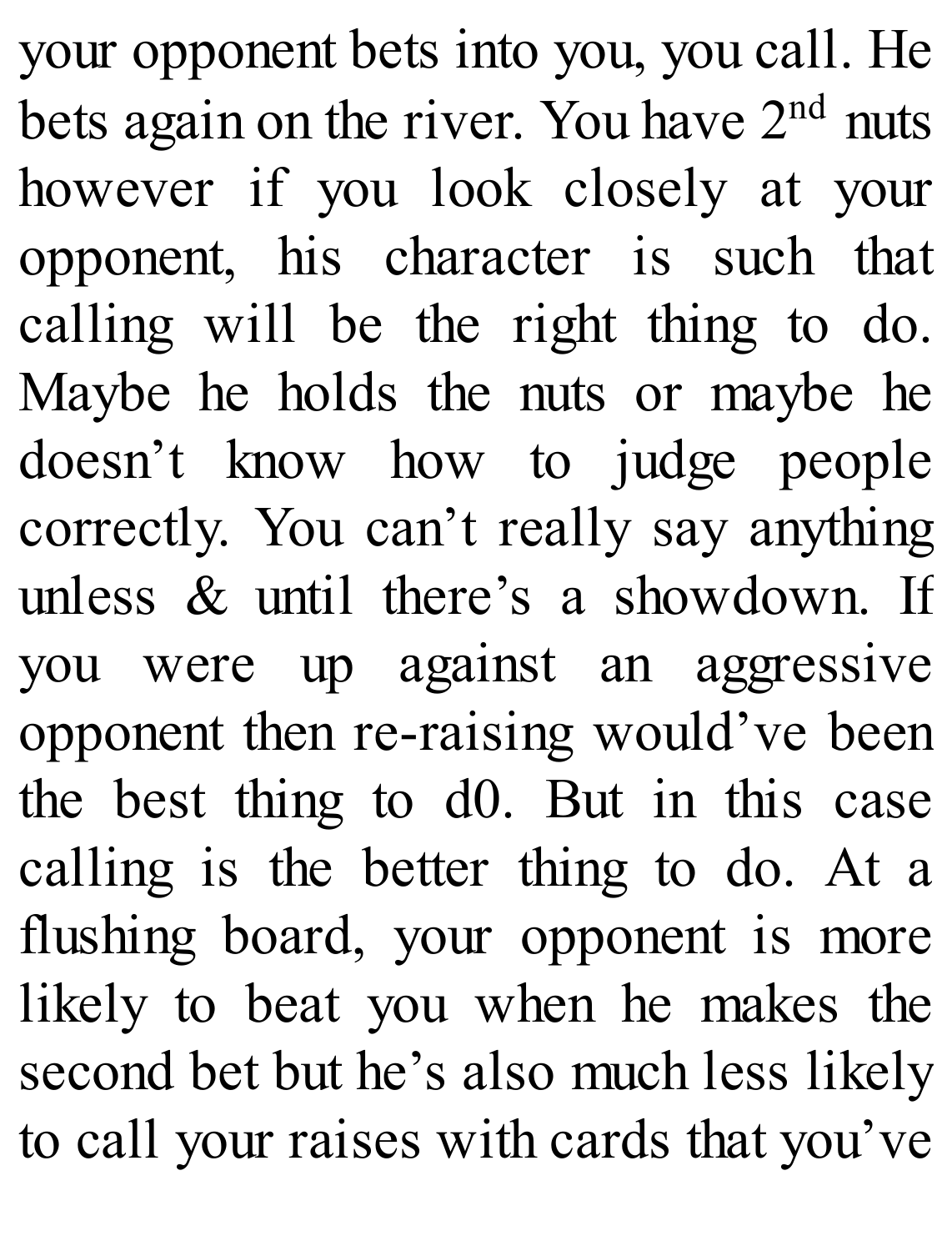your opponent bets into you, you call. He bets again on the river. You have 2nd nuts however if you look closely at your opponent, his character is such that calling will be the right thing to do. Maybe he holds the nuts or maybe he doesn't know how to judge people correctly. You can't really say anything unless & until there's a showdown. If you were up against an aggressive opponent then re-raising would've been the best thing to d0. But in this case calling is the better thing to do. At a flushing board, your opponent is more likely to beat you when he makes the second bet but he's also much less likely to call your raises with cards that you've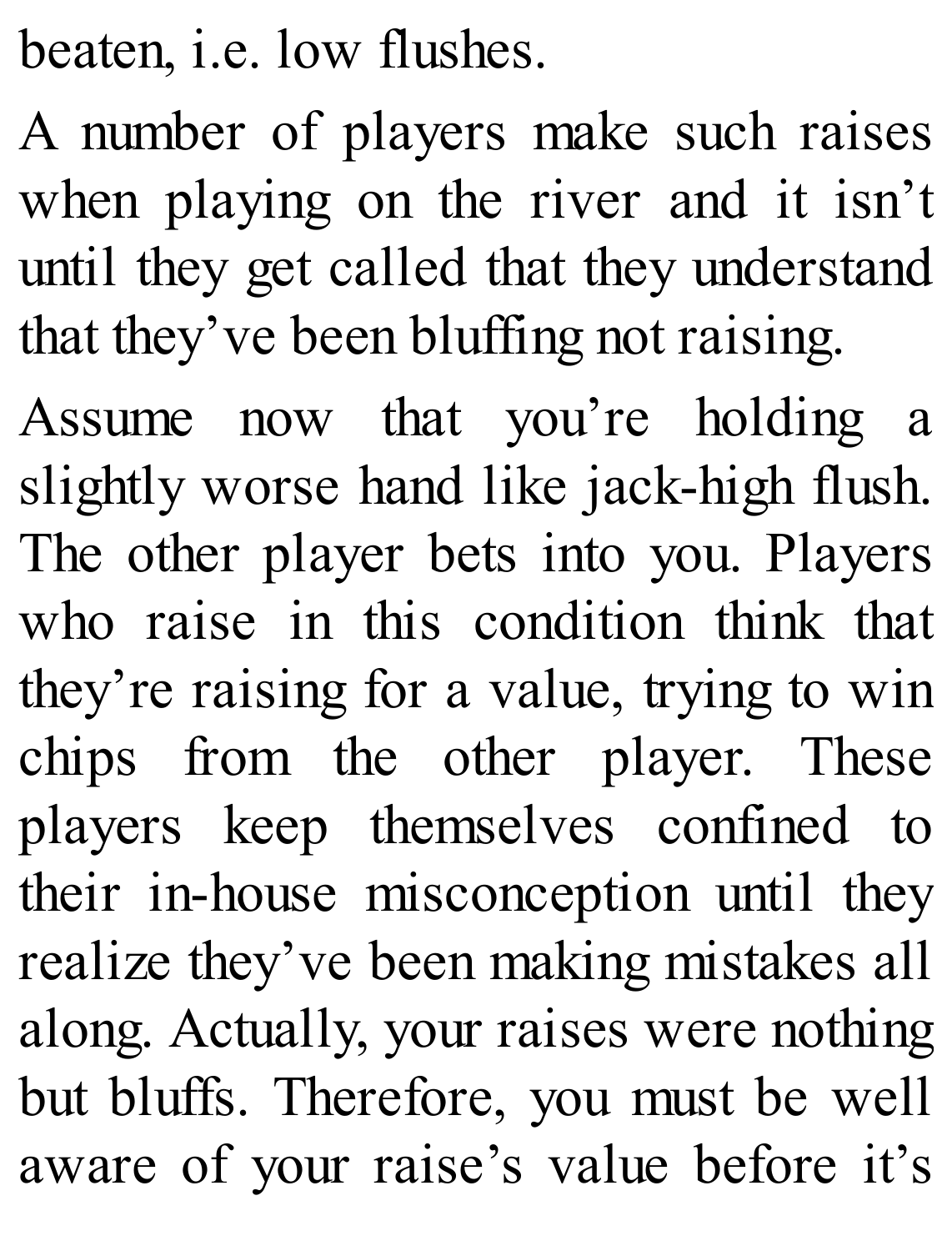beaten, i.e. low flushes.

A number of players make such raises when playing on the river and it isn't until they get called that they understand that they've been bluffing not raising.

Assume now that you're holding a slightly worse hand like jack-high flush. The other player bets into you. Players who raise in this condition think that they're raising for a value, trying to win chips from the other player. These players keep themselves confined to their in-house misconception until they realize they've been making mistakes all along. Actually, your raises were nothing but bluffs. Therefore, you must be well aware of your raise's value before it's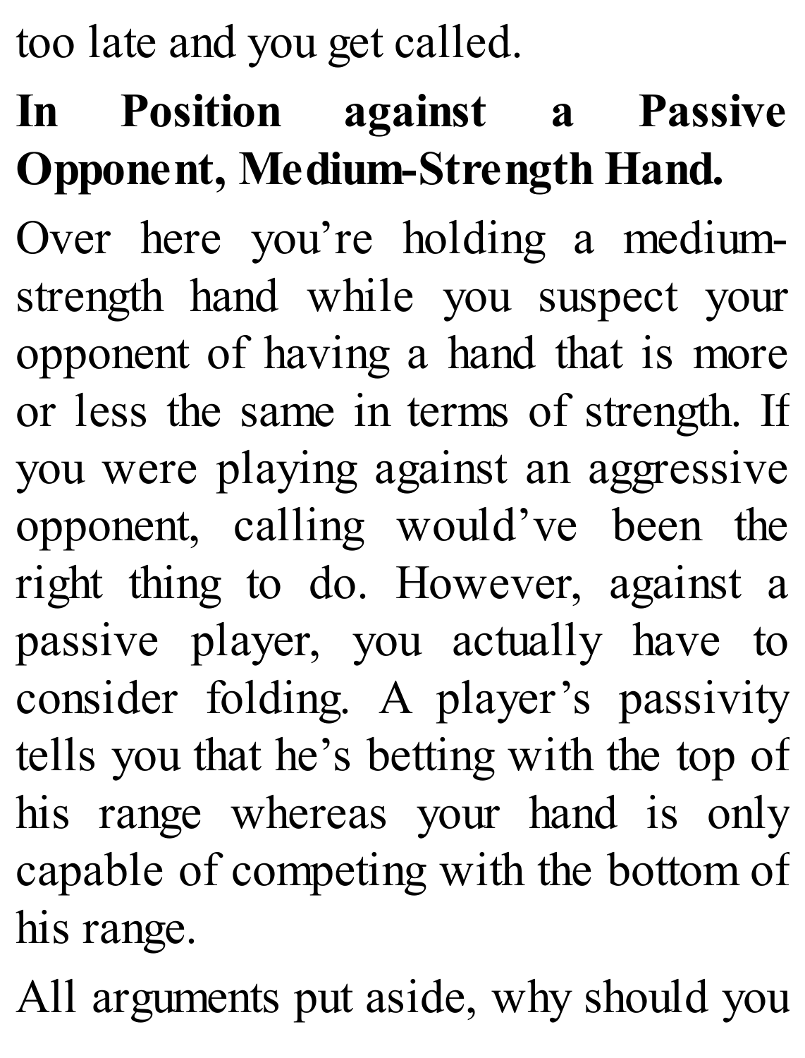too late and you get called.

**In Position against a Passive Opponent, Medium-Strength Hand.**

Over here you’re holding a medium-strength hand while you suspect your opponent of having a hand that is more or less the same in terms of strength. If you were playing against an aggressive opponent, calling would’ve been the right thing to do. However, against a passive player, you actually have to consider folding. A player’s passivity tells you that he’s betting with the top of his range whereas your hand is only capable of competing with the bottom of his range.

All arguments put aside, why should you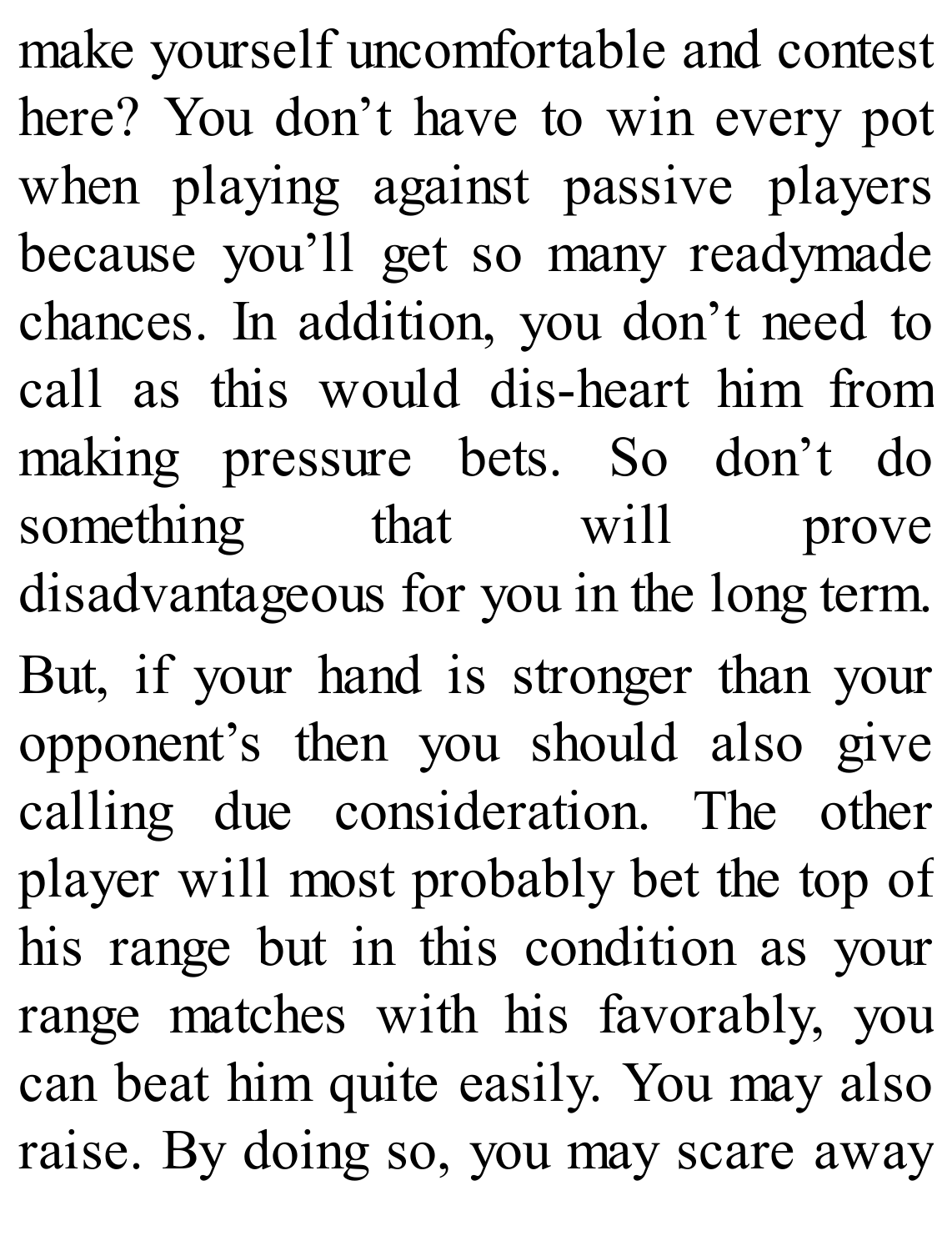make yourself uncomfortable and contest here? You don’t have to win every pot when playing against passive players because you’ll get so many readymade chances. In addition, you don’t need to call as this would dis-heart him from making pressure bets. So don’t do something that will prove disadvantageous for you in the long term.

But, if your hand is stronger than your opponent’s then you should also give calling due consideration. The other player will most probably bet the top of his range but in this condition as your range matches with his favorably, you can beat him quite easily. You may also raise. By doing so, you may scare away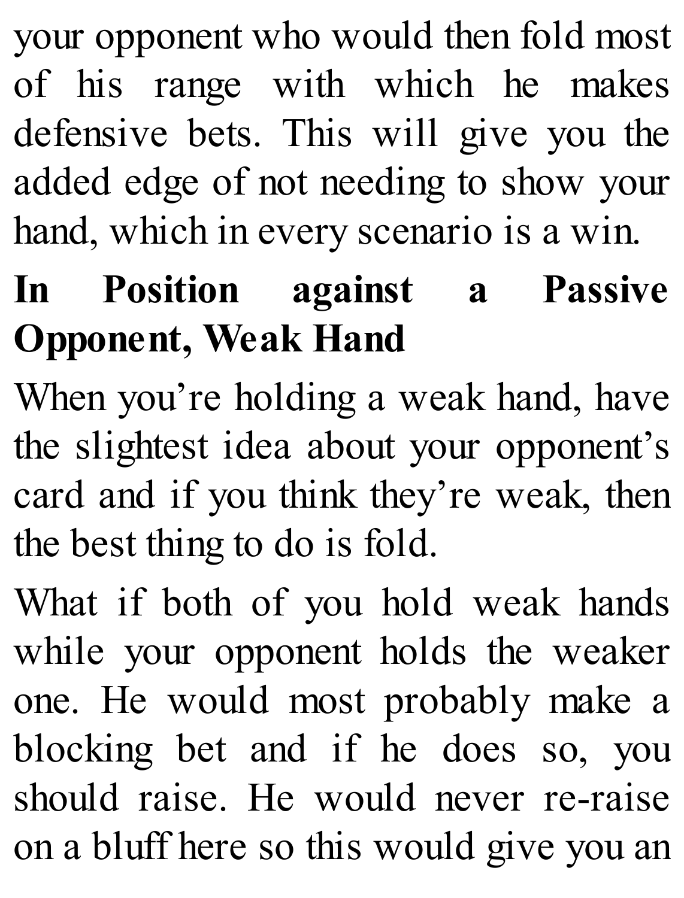your opponent who would then fold most of his range with which he makes defensive bets. This will give you the added edge of not needing to show your hand, which in every scenario is a win.

## In Position against a Passive Opponent, Weak Hand

When you're holding a weak hand, have the slightest idea about your opponent's card and if you think they're weak, then the best thing to do is fold.

What if both of you hold weak hands while your opponent holds the weaker one. He would most probably make a blocking bet and if he does so, you should raise. He would never re-raise on a bluff here so this would give you an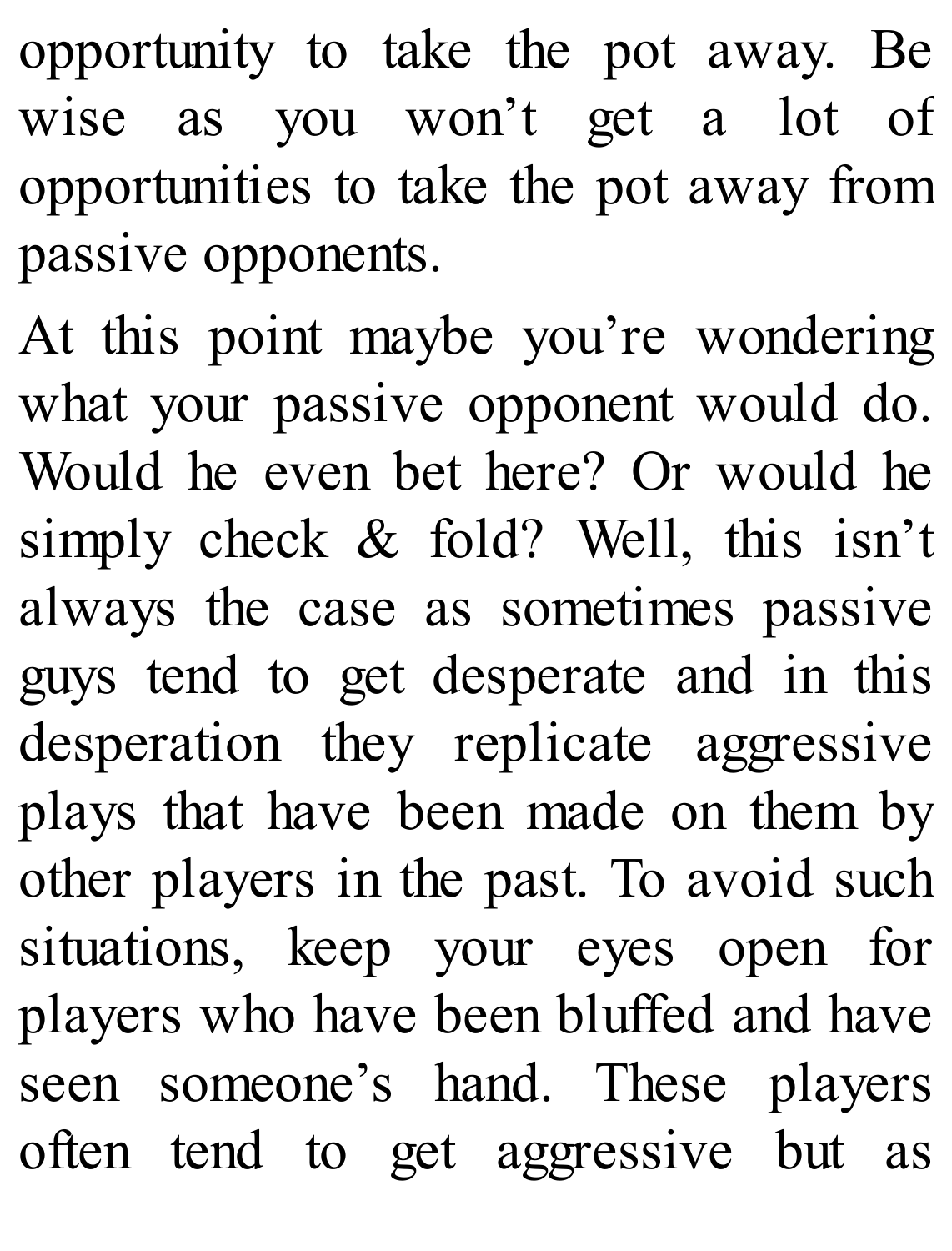opportunity to take the pot away. Be wise as you won’t get a lot of opportunities to take the pot away from passive opponents.

At this point maybe you’re wondering what your passive opponent would do. Would he even bet here? Or would he simply check & fold? Well, this isn’t always the case as sometimes passive guys tend to get desperate and in this desperation they replicate aggressive plays that have been made on them by other players in the past. To avoid such situations, keep your eyes open for players who have been bluffed and have seen someone’s hand. These players often tend to get aggressive but as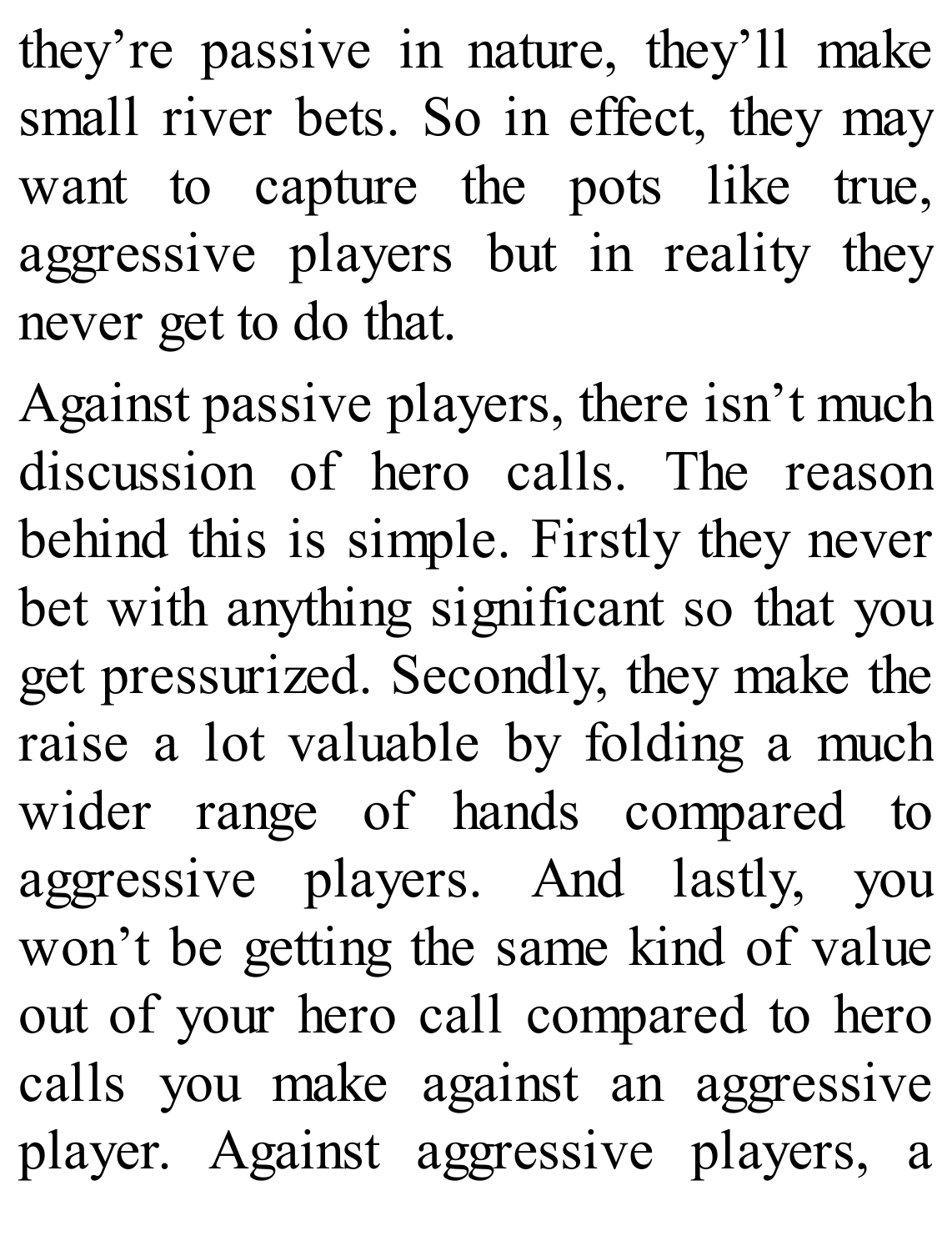they're passive in nature, they'll make small river bets. So in effect, they may want to capture the pots like true, aggressive players but in reality they never get to do that.

Against passive players, there isn't much discussion of hero calls. The reason behind this is simple. Firstly they never bet with anything significant so that you get pressurized. Secondly, they make the raise a lot valuable by folding a much wider range of hands compared to aggressive players. And lastly, you won't be getting the same kind of value out of your hero call compared to hero calls you make against an aggressive player. Against aggressive players, a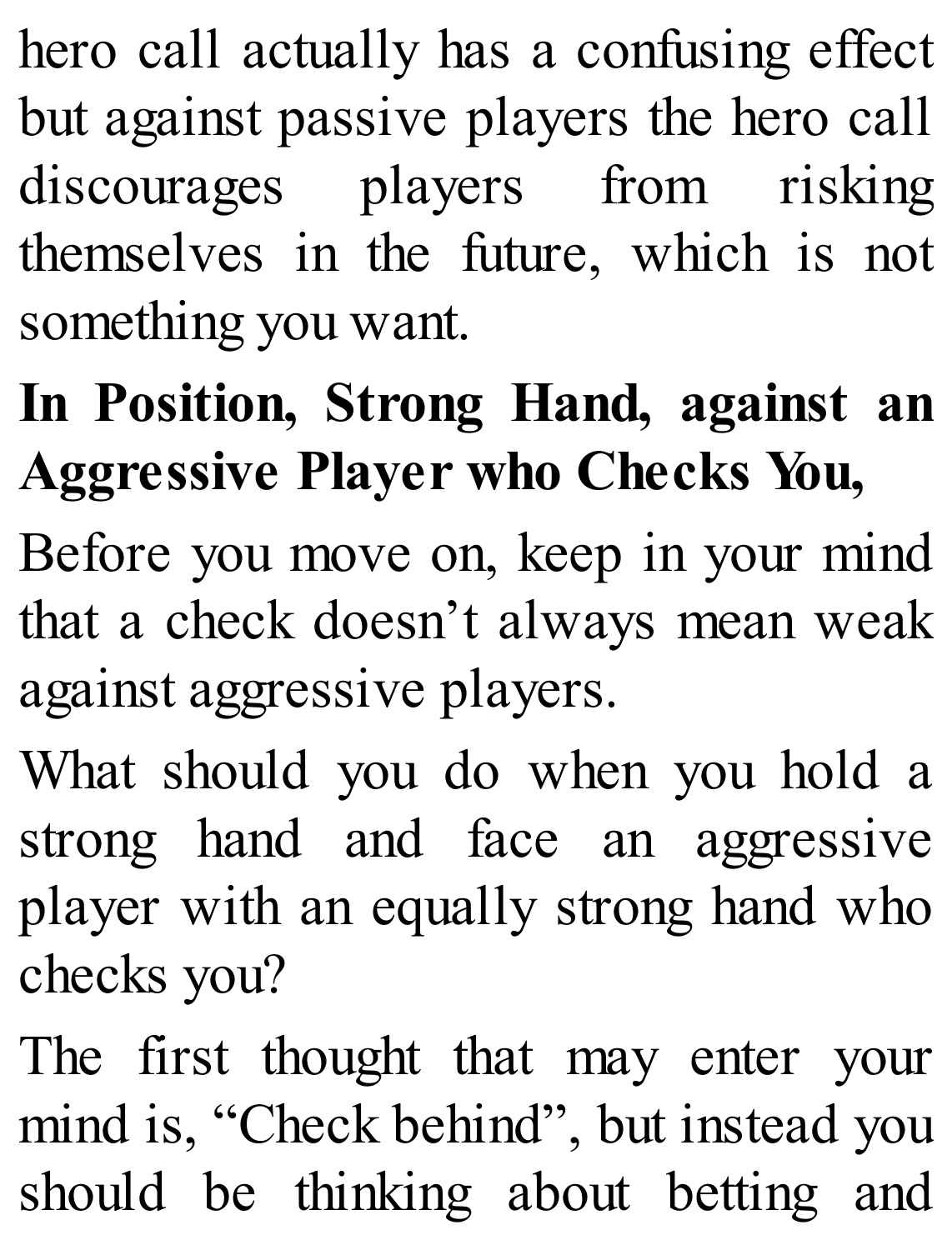hero call actually has a confusing effect but against passive players the hero call discourages players from risking themselves in the future, which is not something you want.

**In Position, Strong Hand, against an Aggressive Player who Checks You,**

Before you move on, keep in your mind that a check doesn't always mean weak against aggressive players.

What should you do when you hold a strong hand and face an aggressive player with an equally strong hand who checks you?

The first thought that may enter your mind is, "Check behind", but instead you should be thinking about betting and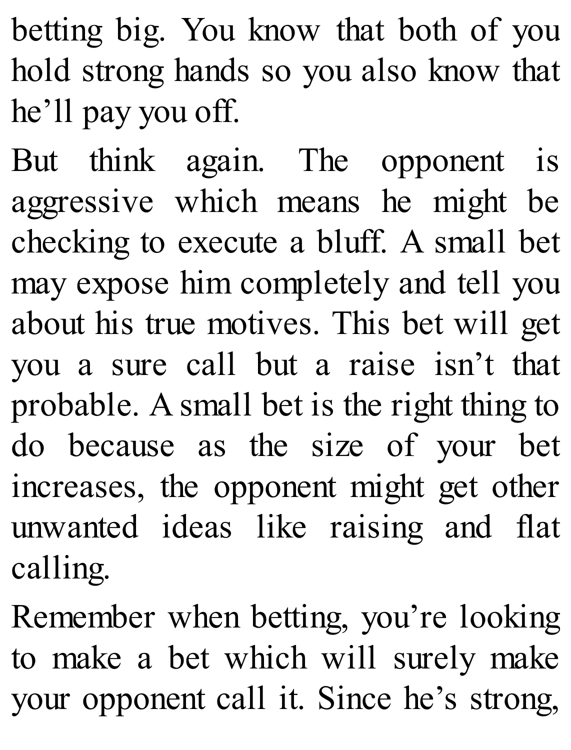betting big. You know that both of you hold strong hands so you also know that he'll pay you off.

But think again. The opponent is aggressive which means he might be checking to execute a bluff. A small bet may expose him completely and tell you about his true motives. This bet will get you a sure call but a raise isn't that probable. A small bet is the right thing to do because as the size of your bet increases, the opponent might get other unwanted ideas like raising and flat calling.

Remember when betting, you're looking to make a bet which will surely make your opponent call it. Since he's strong,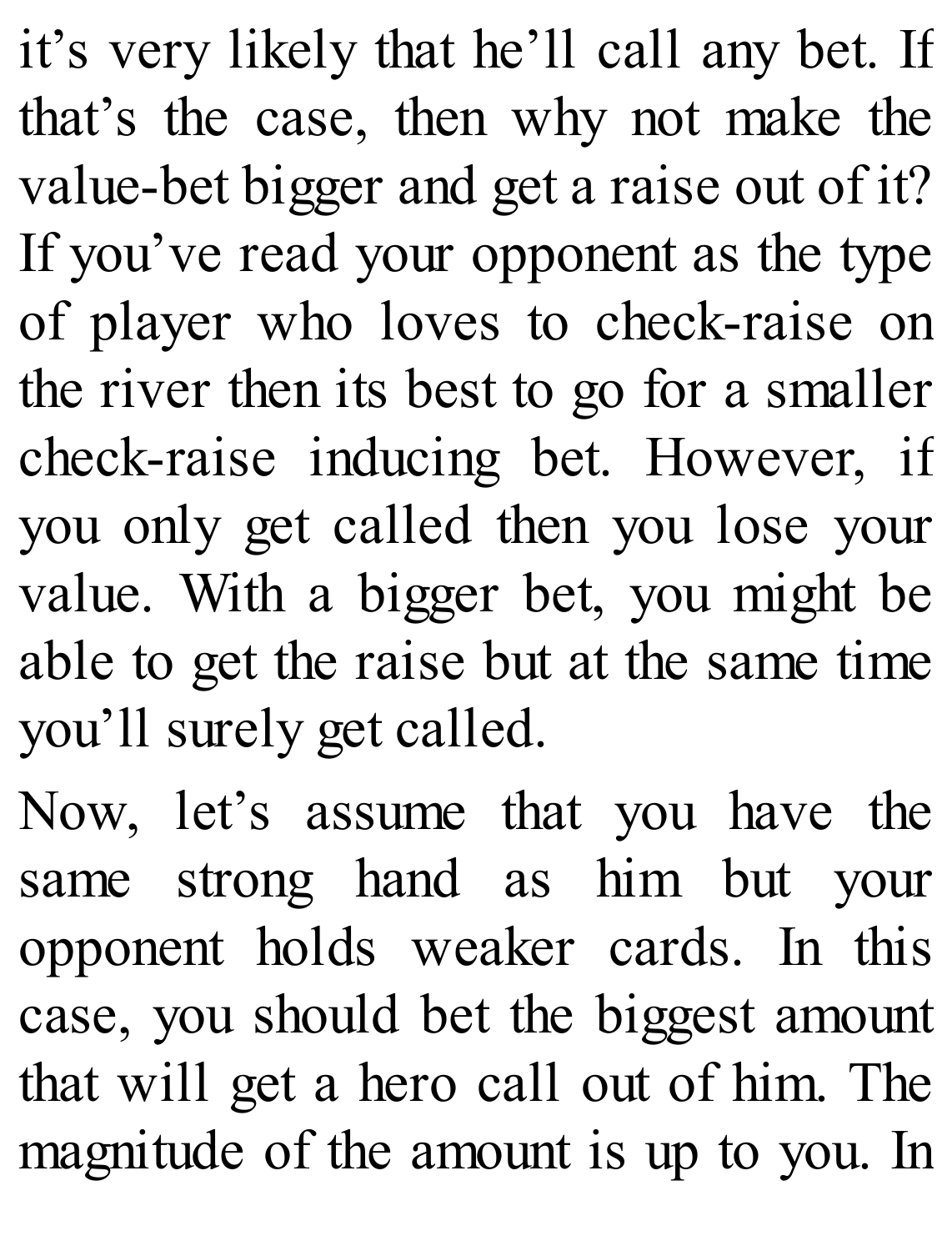it's very likely that he'll call any bet. If that's the case, then why not make the value-bet bigger and get a raise out of it? If you've read your opponent as the type of player who loves to check-raise on the river then its best to go for a smaller check-raise inducing bet. However, if you only get called then you lose your value. With a bigger bet, you might be able to get the raise but at the same time you'll surely get called.

Now, let's assume that you have the same strong hand as him but your opponent holds weaker cards. In this case, you should bet the biggest amount that will get a hero call out of him. The magnitude of the amount is up to you. In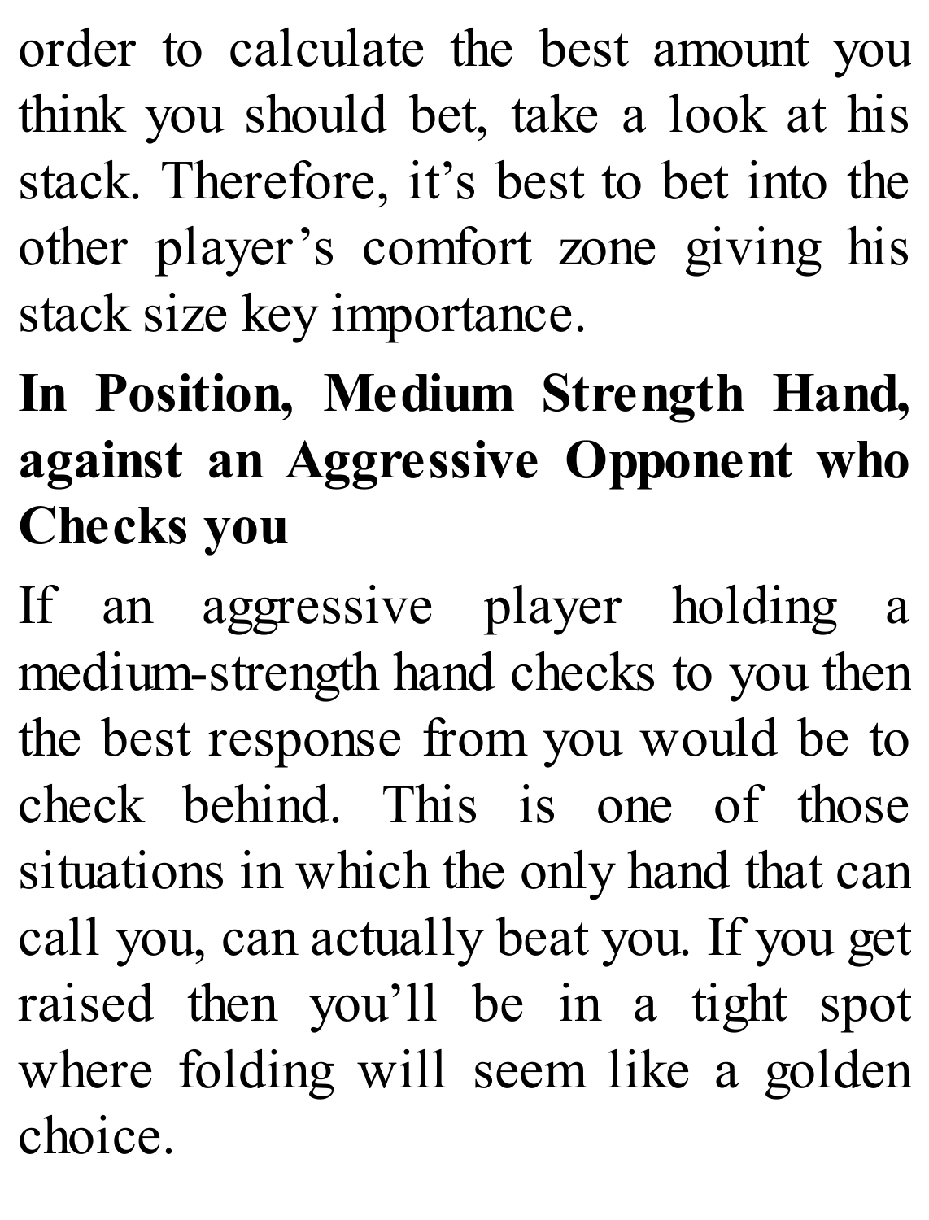order to calculate the best amount you think you should bet, take a look at his stack. Therefore, it's best to bet into the other player's comfort zone giving his stack size key importance.

### In Position, Medium Strength Hand, against an Aggressive Opponent who Checks you

If an aggressive player holding a medium-strength hand checks to you then the best response from you would be to check behind. This is one of those situations in which the only hand that can call you, can actually beat you. If you get raised then you'll be in a tight spot where folding will seem like a golden choice.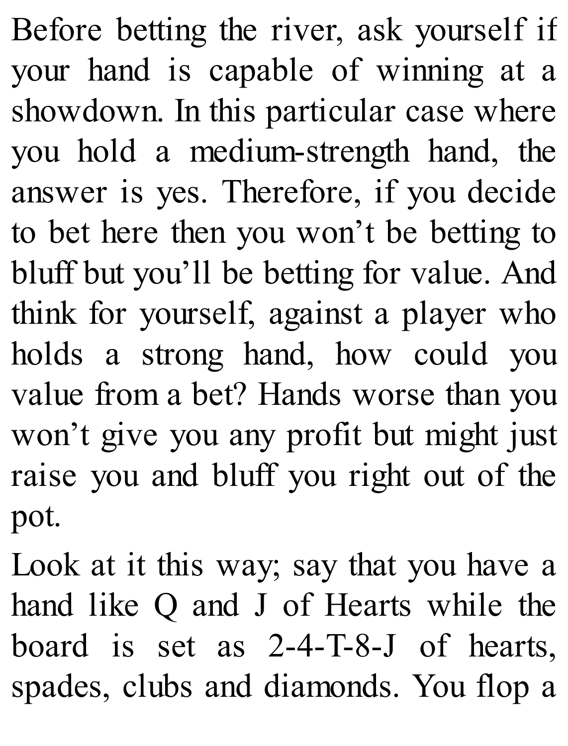Before betting the river, ask yourself if your hand is capable of winning at a showdown. In this particular case where you hold a medium-strength hand, the answer is yes. Therefore, if you decide to bet here then you won't be betting to bluff but you'll be betting for value. And think for yourself, against a player who holds a strong hand, how could you value from a bet? Hands worse than you won't give you any profit but might just raise you and bluff you right out of the pot.

Look at it this way; say that you have a hand like Q and J of Hearts while the board is set as 2-4-T-8-J of hearts, spades, clubs and diamonds. You flop a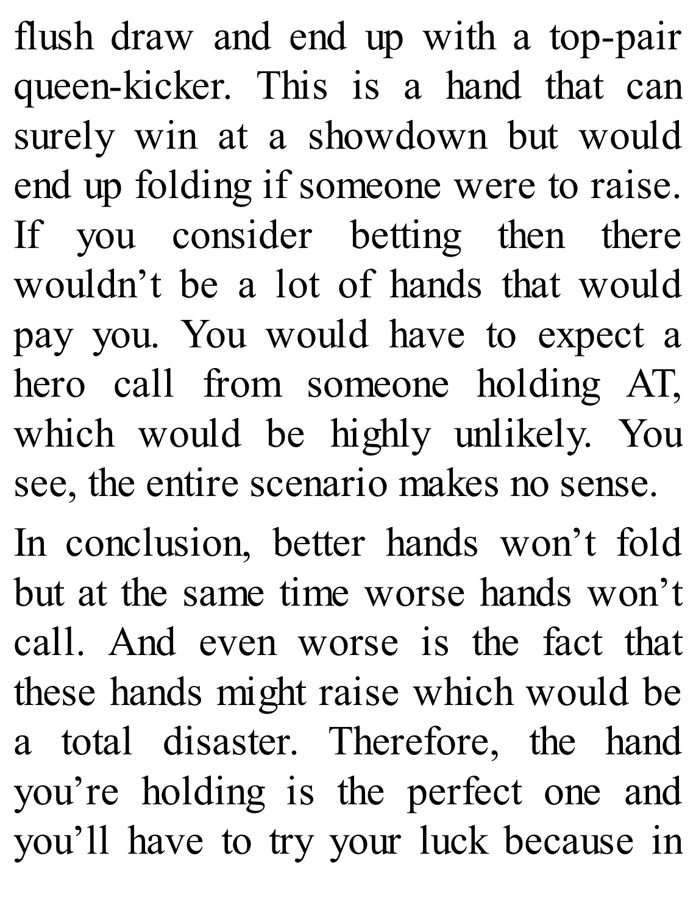flush draw and end up with a top-pair queen-kicker. This is a hand that can surely win at a showdown but would end up folding if someone were to raise. If you consider betting then there wouldn't be a lot of hands that would pay you. You would have to expect a hero call from someone holding AT, which would be highly unlikely. You see, the entire scenario makes no sense.

In conclusion, better hands won't fold but at the same time worse hands won't call. And even worse is the fact that these hands might raise which would be a total disaster. Therefore, the hand you're holding is the perfect one and you'll have to try your luck because in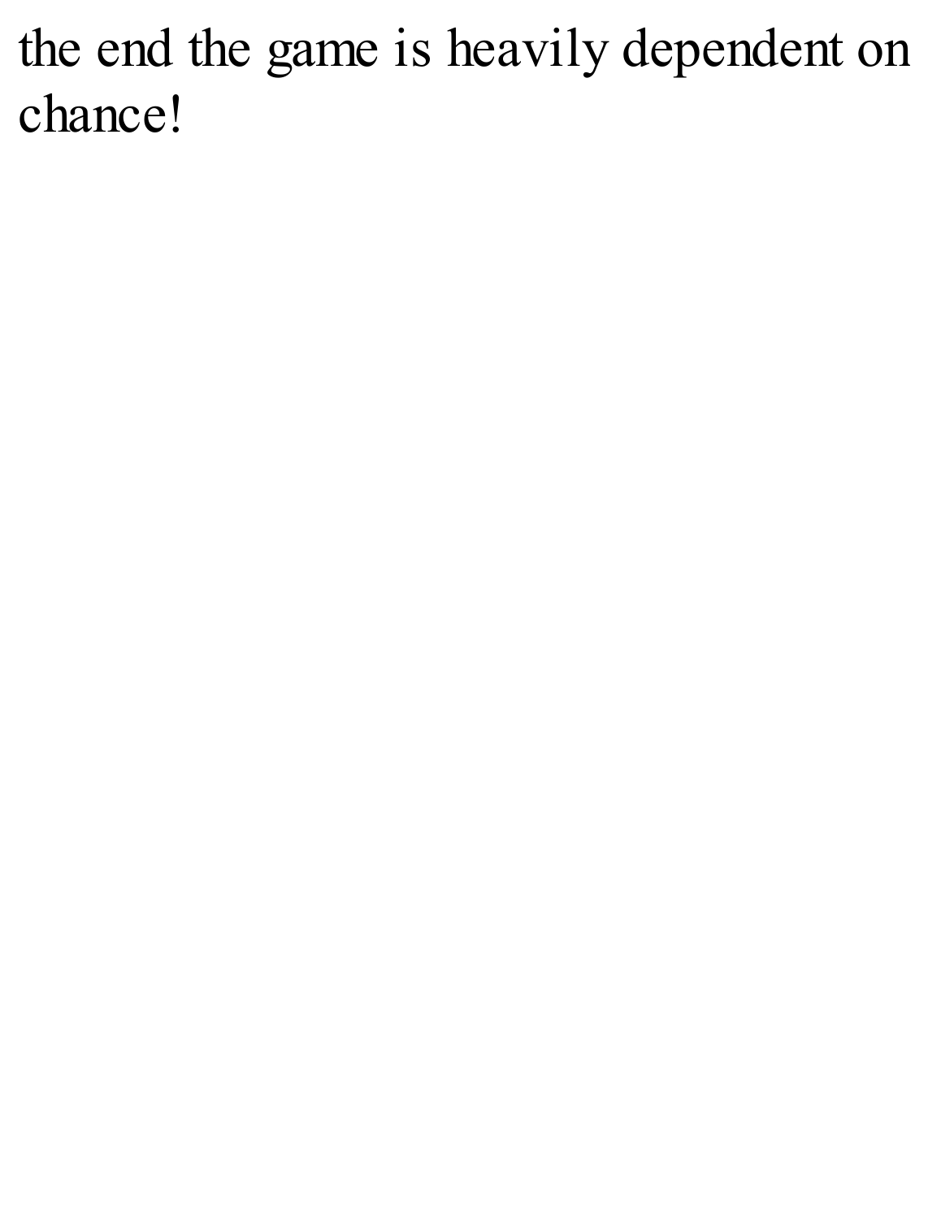the end the game is heavily dependent on chance!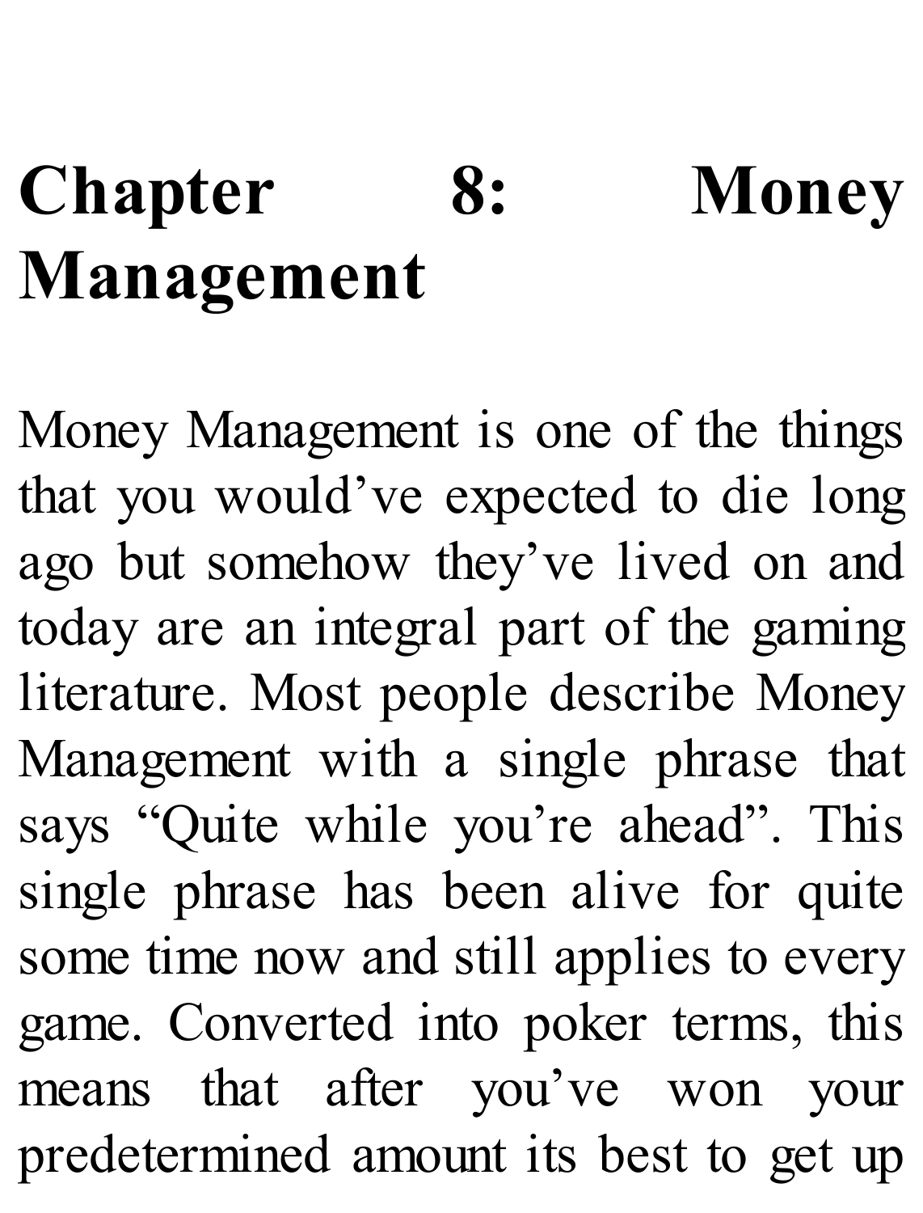# Chapter 8: Money Management

Money Management is one of the things that you would've expected to die long ago but somehow they've lived on and today are an integral part of the gaming literature. Most people describe Money Management with a single phrase that says "Quite while you're ahead". This single phrase has been alive for quite some time now and still applies to every game. Converted into poker terms, this means that after you've won your predetermined amount its best to get up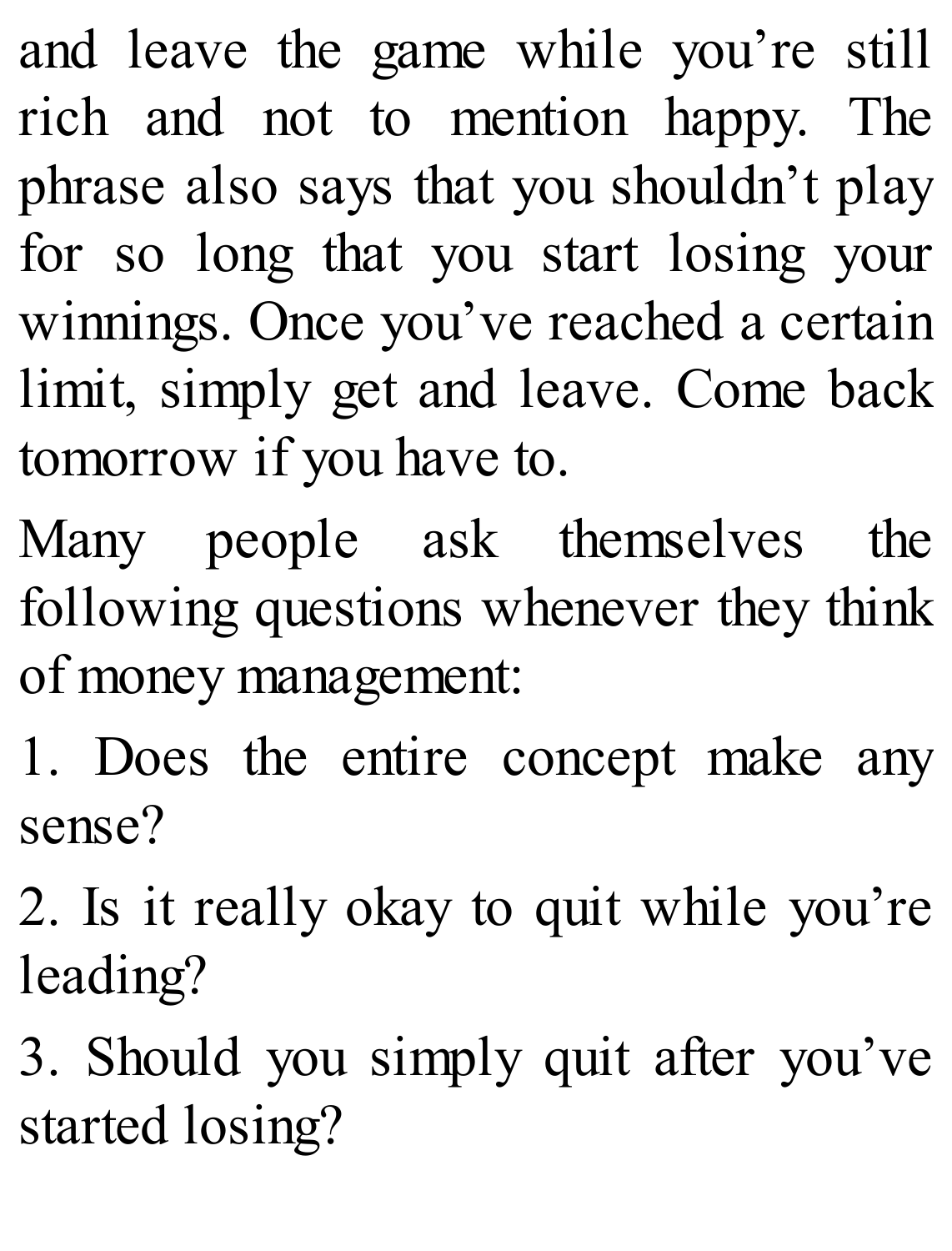and leave the game while you're still rich and not to mention happy. The phrase also says that you shouldn't play for so long that you start losing your winnings. Once you've reached a certain limit, simply get and leave. Come back tomorrow if you have to.

Many people ask themselves the following questions whenever they think of money management:

1. Does the entire concept make any sense?
2. Is it really okay to quit while you're leading?
3. Should you simply quit after you've started losing?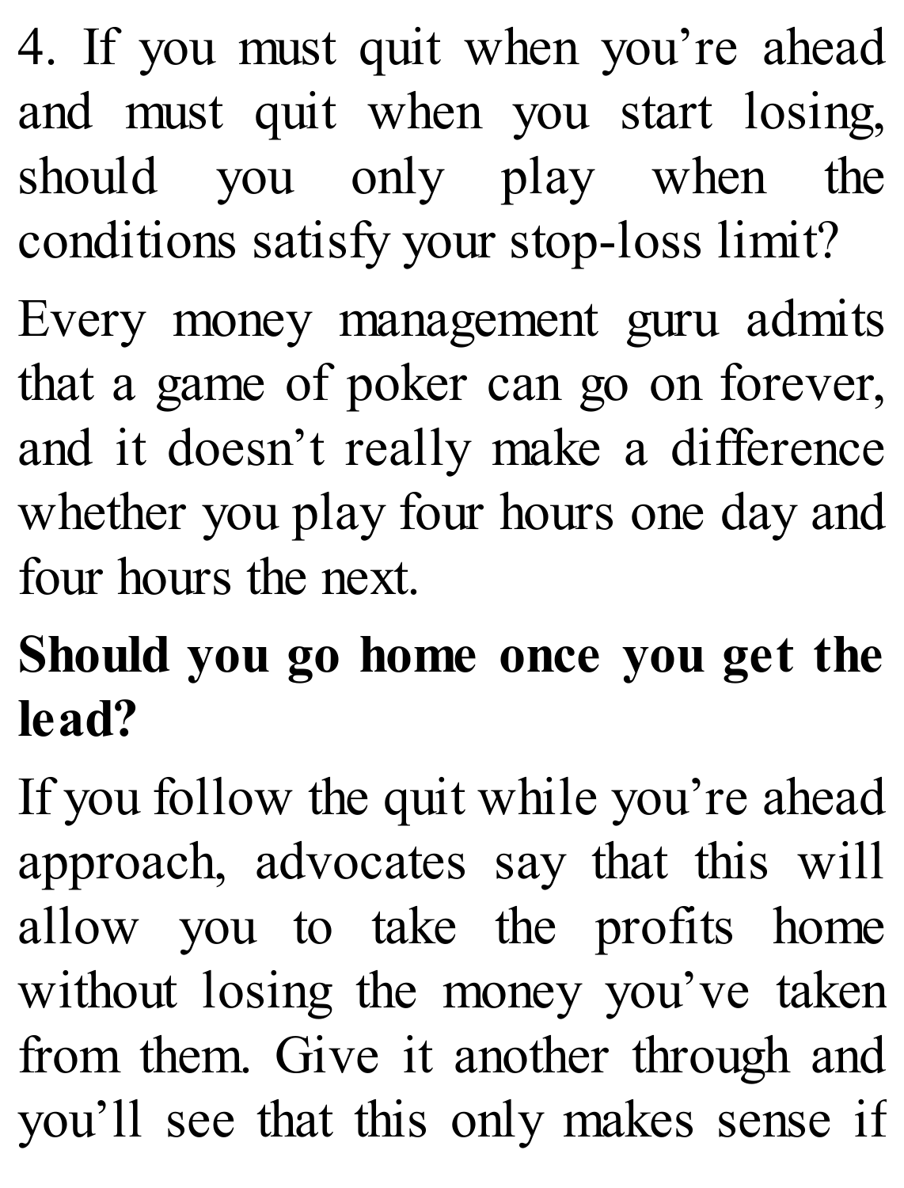4. If you must quit when you're ahead and must quit when you start losing, should you only play when the conditions satisfy your stop-loss limit?

Every money management guru admits that a game of poker can go on forever, and it doesn't really make a difference whether you play four hours one day and four hours the next.

**Should you go home once you get the lead?**

If you follow the quit while you're ahead approach, advocates say that this will allow you to take the profits home without losing the money you've taken from them. Give it another through and you'll see that this only makes sense if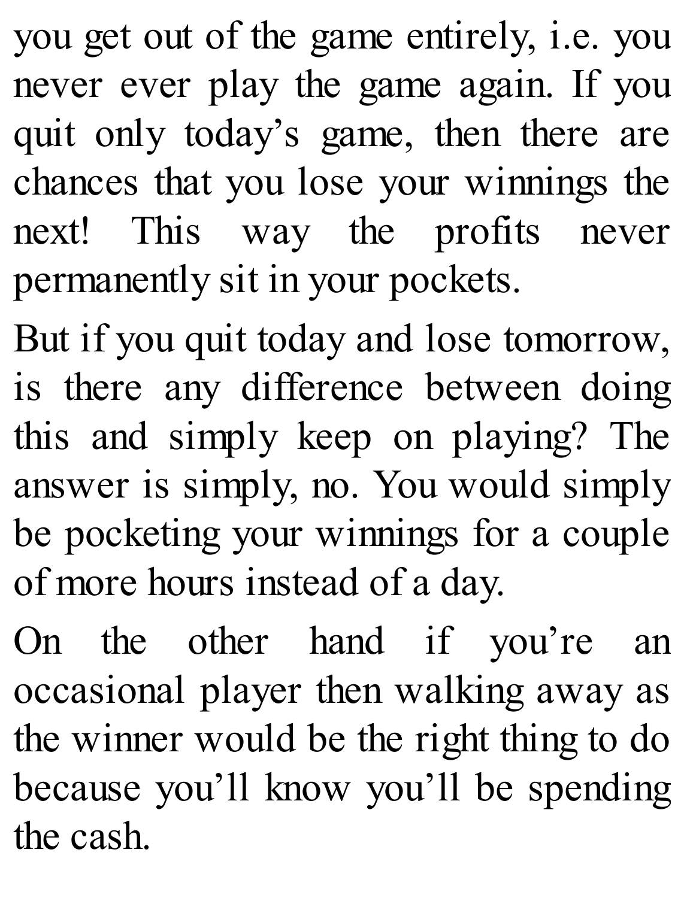you get out of the game entirely, i.e. you never ever play the game again. If you quit only today's game, then there are chances that you lose your winnings the next! This way the profits never permanently sit in your pockets.

But if you quit today and lose tomorrow, is there any difference between doing this and simply keep on playing? The answer is simply, no. You would simply be pocketing your winnings for a couple of more hours instead of a day.

On the other hand if you're an occasional player then walking away as the winner would be the right thing to do because you'll know you'll be spending the cash.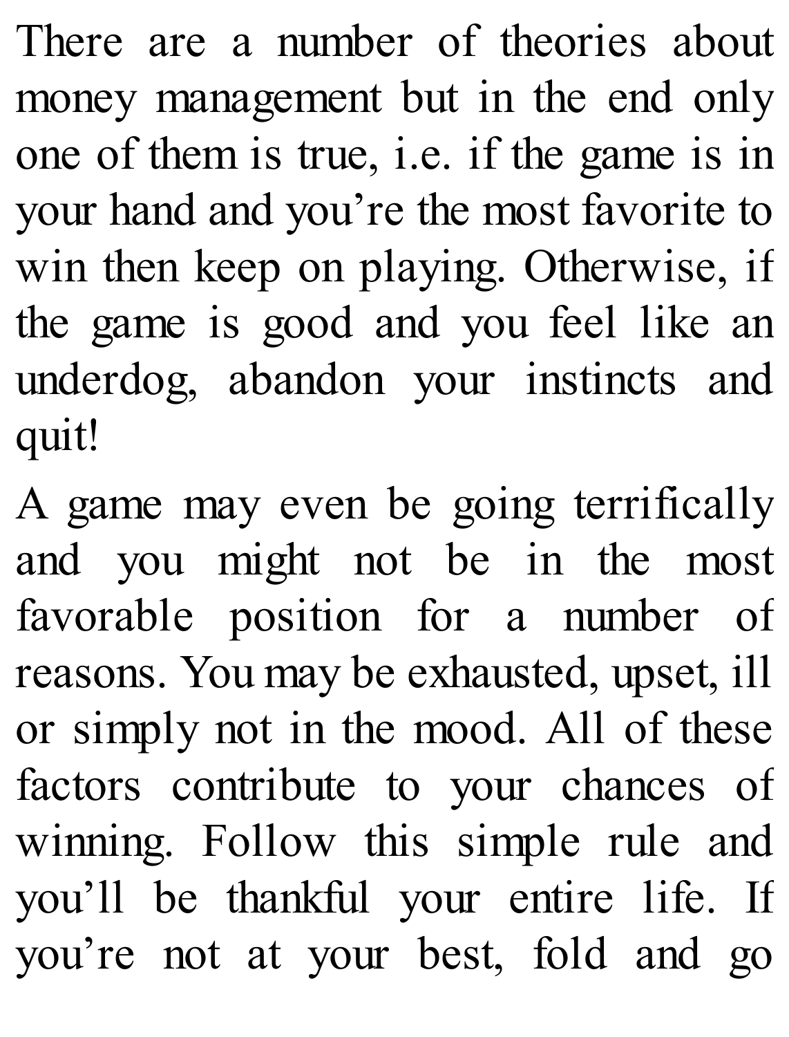There are a number of theories about money management but in the end only one of them is true, i.e. if the game is in your hand and you're the most favorite to win then keep on playing. Otherwise, if the game is good and you feel like an underdog, abandon your instincts and quit!

A game may even be going terrifically and you might not be in the most favorable position for a number of reasons. You may be exhausted, upset, ill or simply not in the mood. All of these factors contribute to your chances of winning. Follow this simple rule and you'll be thankful your entire life. If you're not at your best, fold and go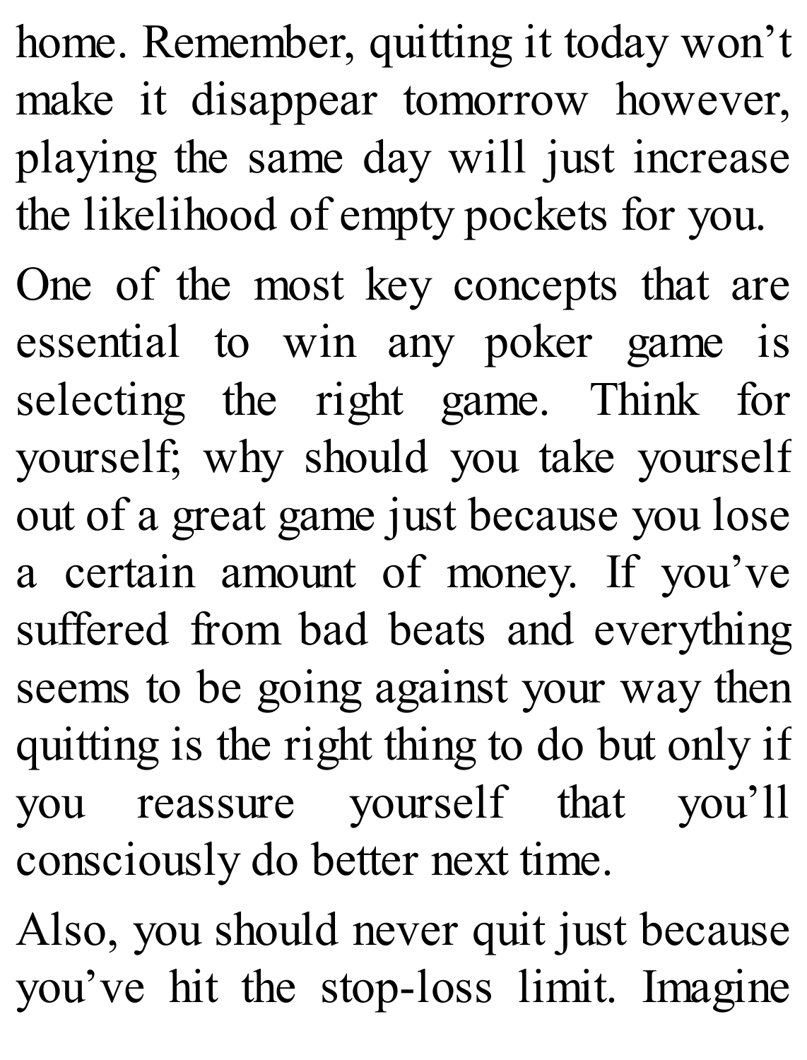home. Remember, quitting it today won't make it disappear tomorrow however, playing the same day will just increase the likelihood of empty pockets for you.

One of the most key concepts that are essential to win any poker game is selecting the right game. Think for yourself; why should you take yourself out of a great game just because you lose a certain amount of money. If you've suffered from bad beats and everything seems to be going against your way then quitting is the right thing to do but only if you reassure yourself that you'll consciously do better next time.

Also, you should never quit just because you've hit the stop-loss limit. Imagine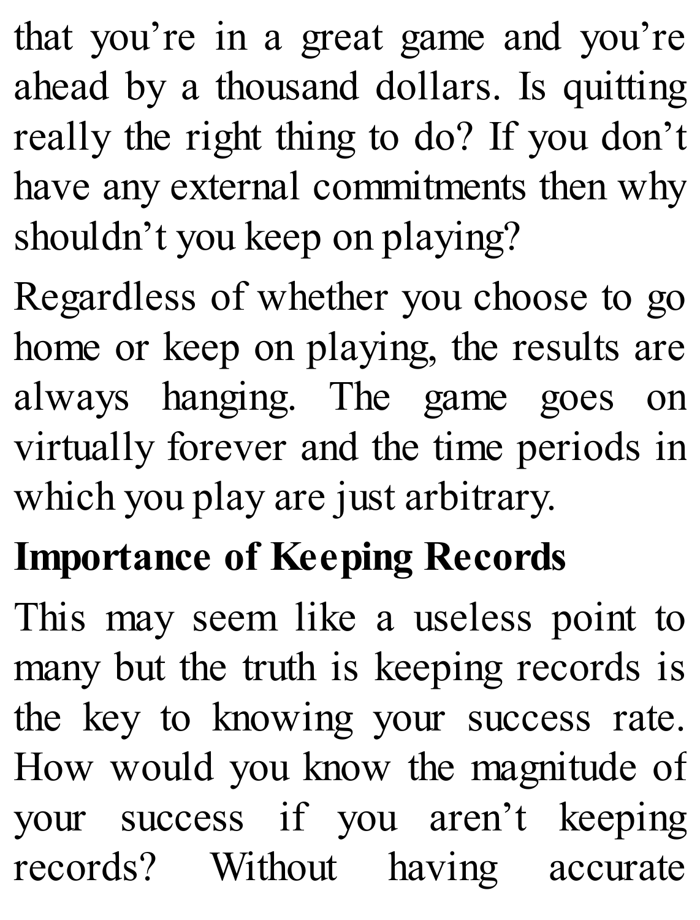that you’re in a great game and you’re ahead by a thousand dollars. Is quitting really the right thing to do? If you don’t have any external commitments then why shouldn’t you keep on playing?

Regardless of whether you choose to go home or keep on playing, the results are always hanging. The game goes on virtually forever and the time periods in which you play are just arbitrary.

## Importance of Keeping Records

This may seem like a useless point to many but the truth is keeping records is the key to knowing your success rate. How would you know the magnitude of your success if you aren’t keeping records? Without having accurate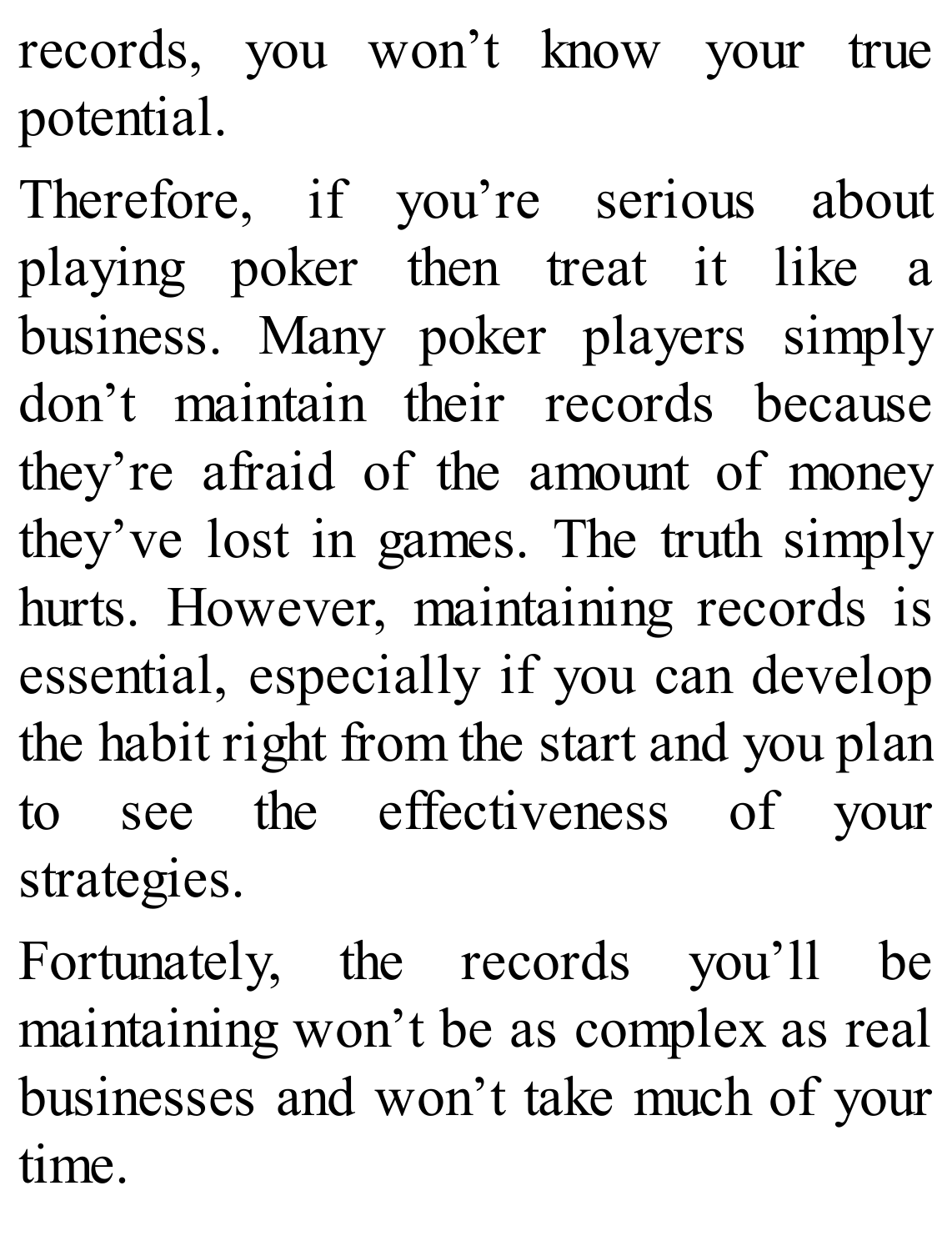records, you won’t know your true potential.

Therefore, if you’re serious about playing poker then treat it like a business. Many poker players simply don’t maintain their records because they’re afraid of the amount of money they’ve lost in games. The truth simply hurts. However, maintaining records is essential, especially if you can develop the habit right from the start and you plan to see the effectiveness of your strategies.

Fortunately, the records you’ll be maintaining won’t be as complex as real businesses and won’t take much of your time.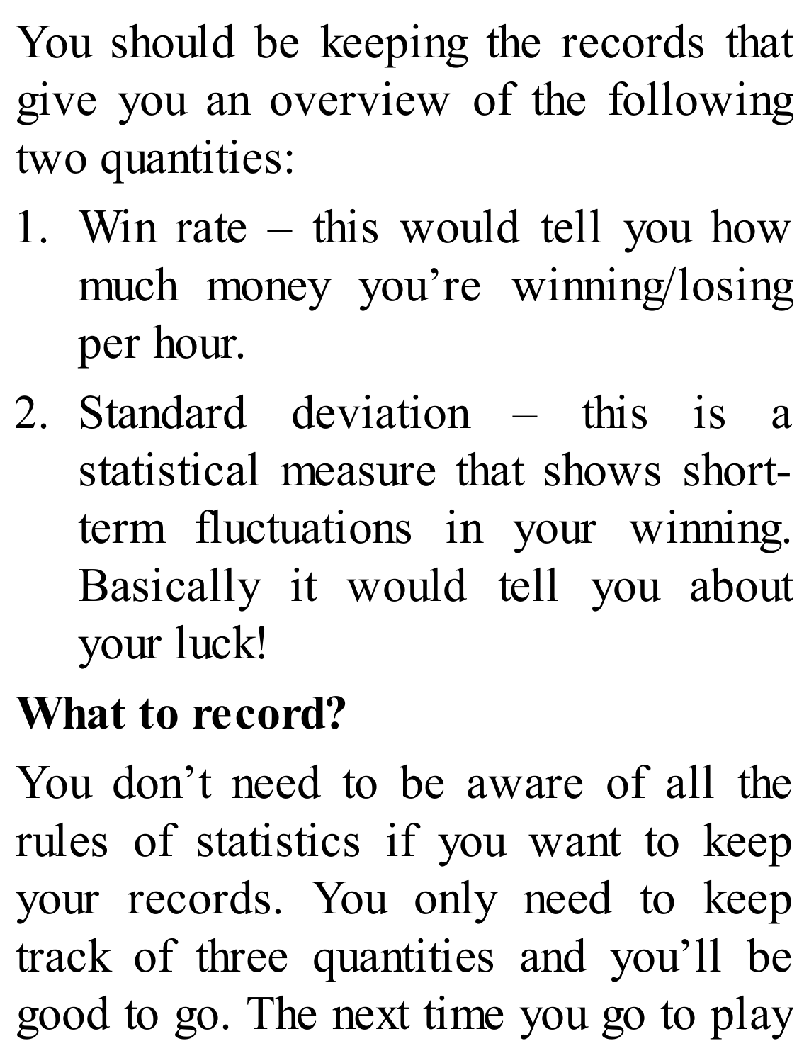You should be keeping the records that give you an overview of the following two quantities:

1. Win rate – this would tell you how much money you're winning/losing per hour.
2. Standard deviation – this is a statistical measure that shows short-term fluctuations in your winning. Basically it would tell you about your luck!

**What to record?**

You don't need to be aware of all the rules of statistics if you want to keep your records. You only need to keep track of three quantities and you'll be good to go. The next time you go to play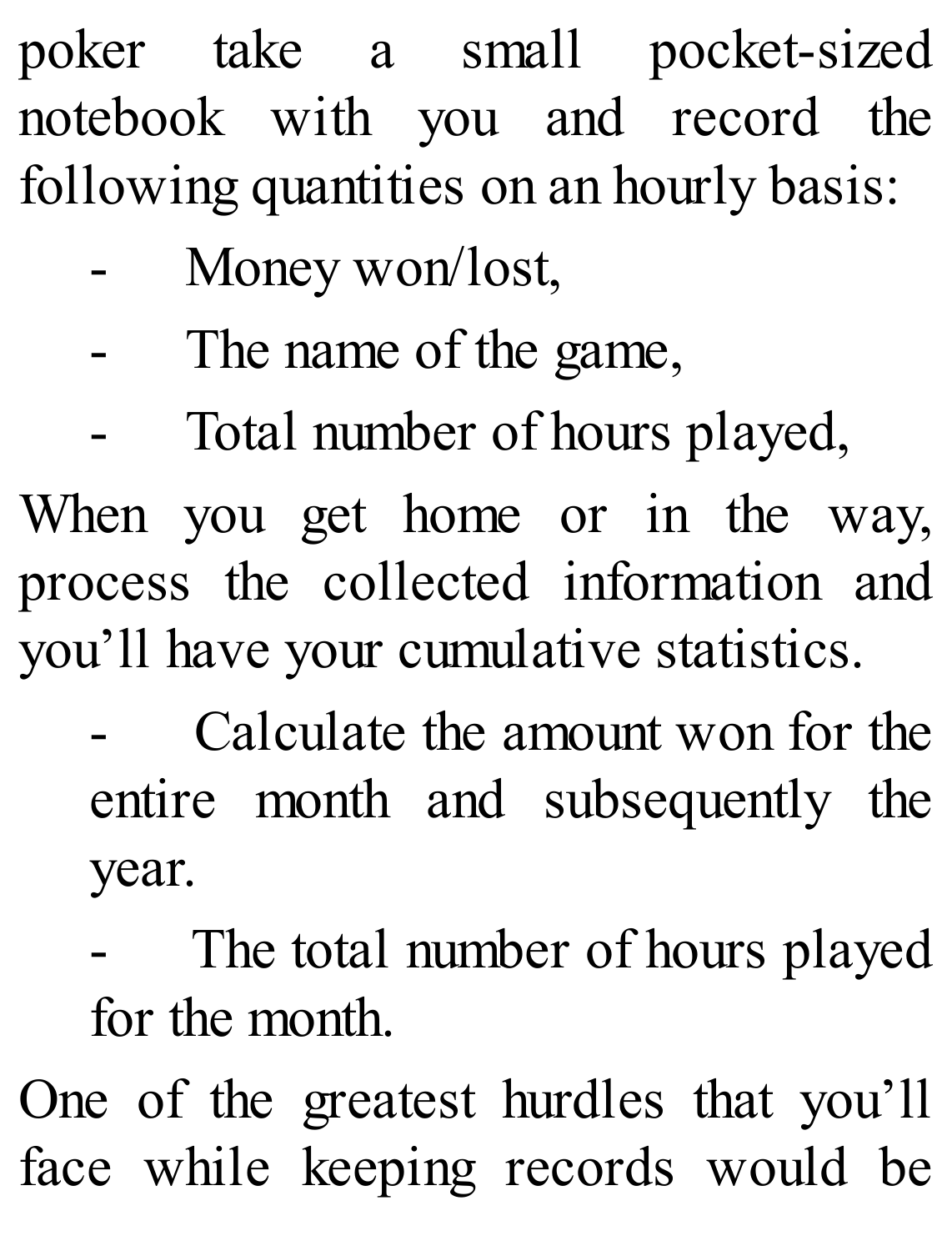poker take a small pocket-sized notebook with you and record the following quantities on an hourly basis:

- Money won/lost,
- The name of the game,
- Total number of hours played,

When you get home or in the way, process the collected information and you'll have your cumulative statistics.

- Calculate the amount won for the entire month and subsequently the year.
- The total number of hours played for the month.

One of the greatest hurdles that you'll face while keeping records would be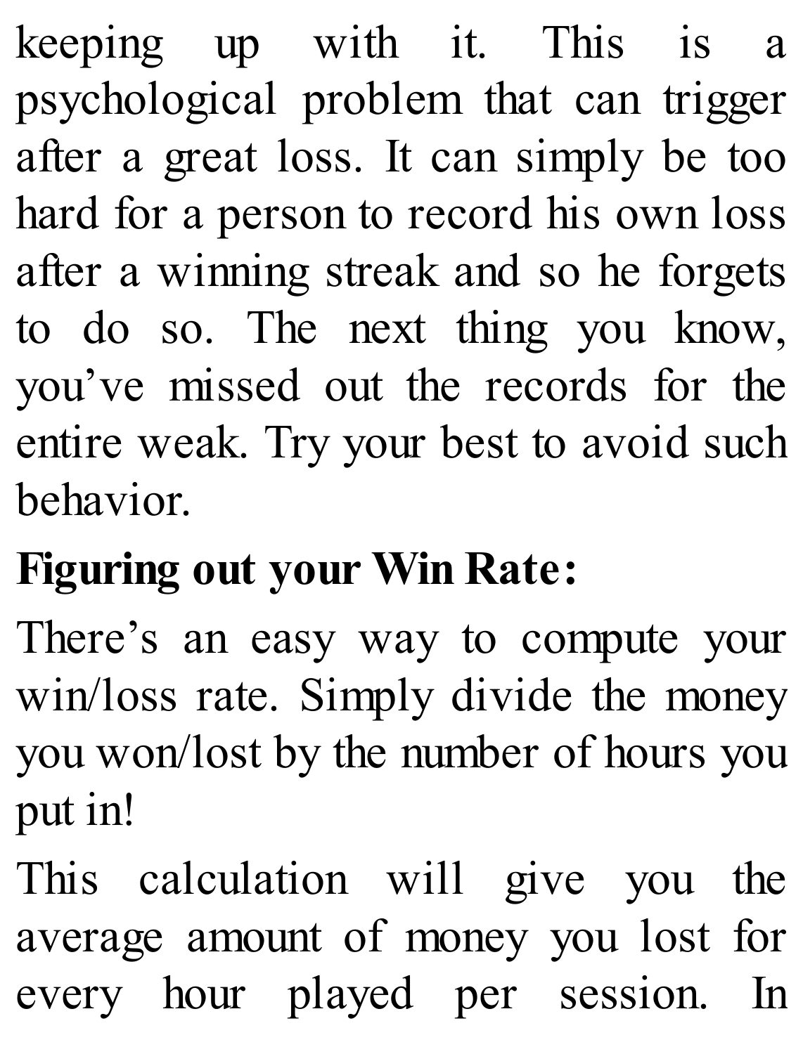keeping up with it. This is a psychological problem that can trigger after a great loss. It can simply be too hard for a person to record his own loss after a winning streak and so he forgets to do so. The next thing you know, you've missed out the records for the entire weak. Try your best to avoid such behavior.

**Figuring out your Win Rate:**

There's an easy way to compute your win/loss rate. Simply divide the money you won/lost by the number of hours you put in!

This calculation will give you the average amount of money you lost for every hour played per session. In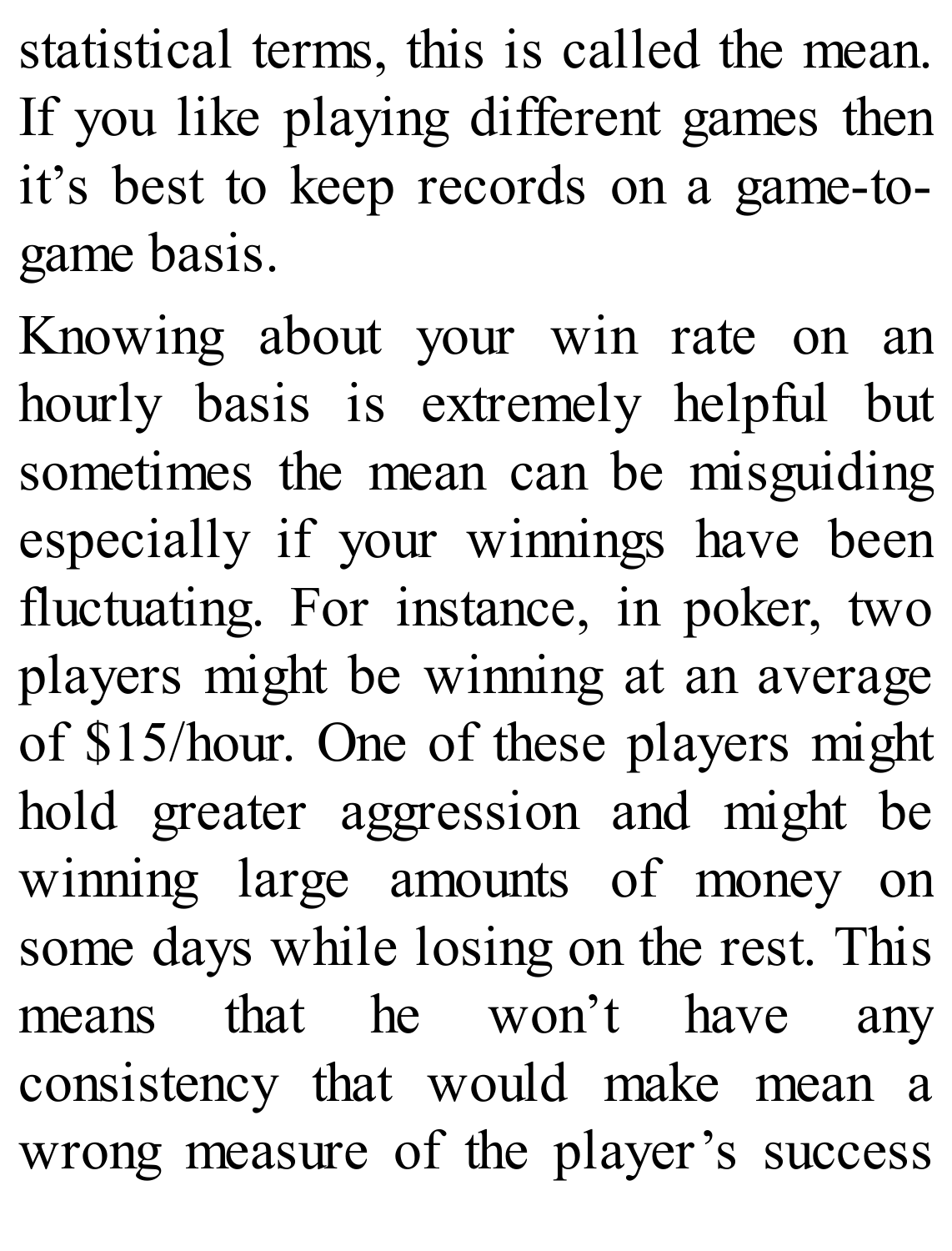statistical terms, this is called the mean. If you like playing different games then it's best to keep records on a game-to-game basis.

Knowing about your win rate on an hourly basis is extremely helpful but sometimes the mean can be misguiding especially if your winnings have been fluctuating. For instance, in poker, two players might be winning at an average of $15/hour. One of these players might hold greater aggression and might be winning large amounts of money on some days while losing on the rest. This means that he won't have any consistency that would make mean a wrong measure of the player's success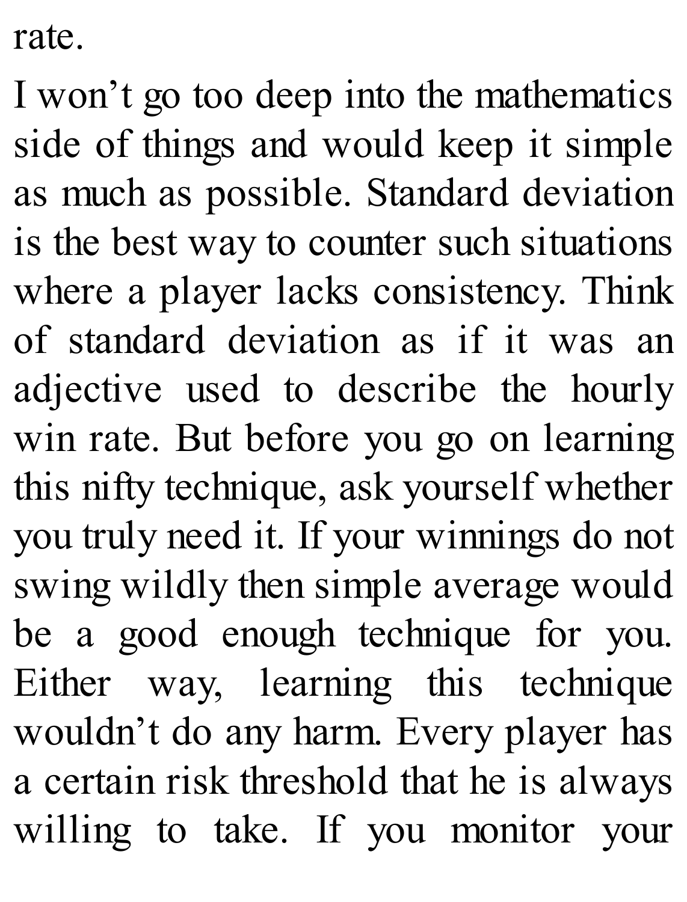rate.

I won't go too deep into the mathematics side of things and would keep it simple as much as possible. Standard deviation is the best way to counter such situations where a player lacks consistency. Think of standard deviation as if it was an adjective used to describe the hourly win rate. But before you go on learning this nifty technique, ask yourself whether you truly need it. If your winnings do not swing wildly then simple average would be a good enough technique for you. Either way, learning this technique wouldn't do any harm. Every player has a certain risk threshold that he is always willing to take. If you monitor your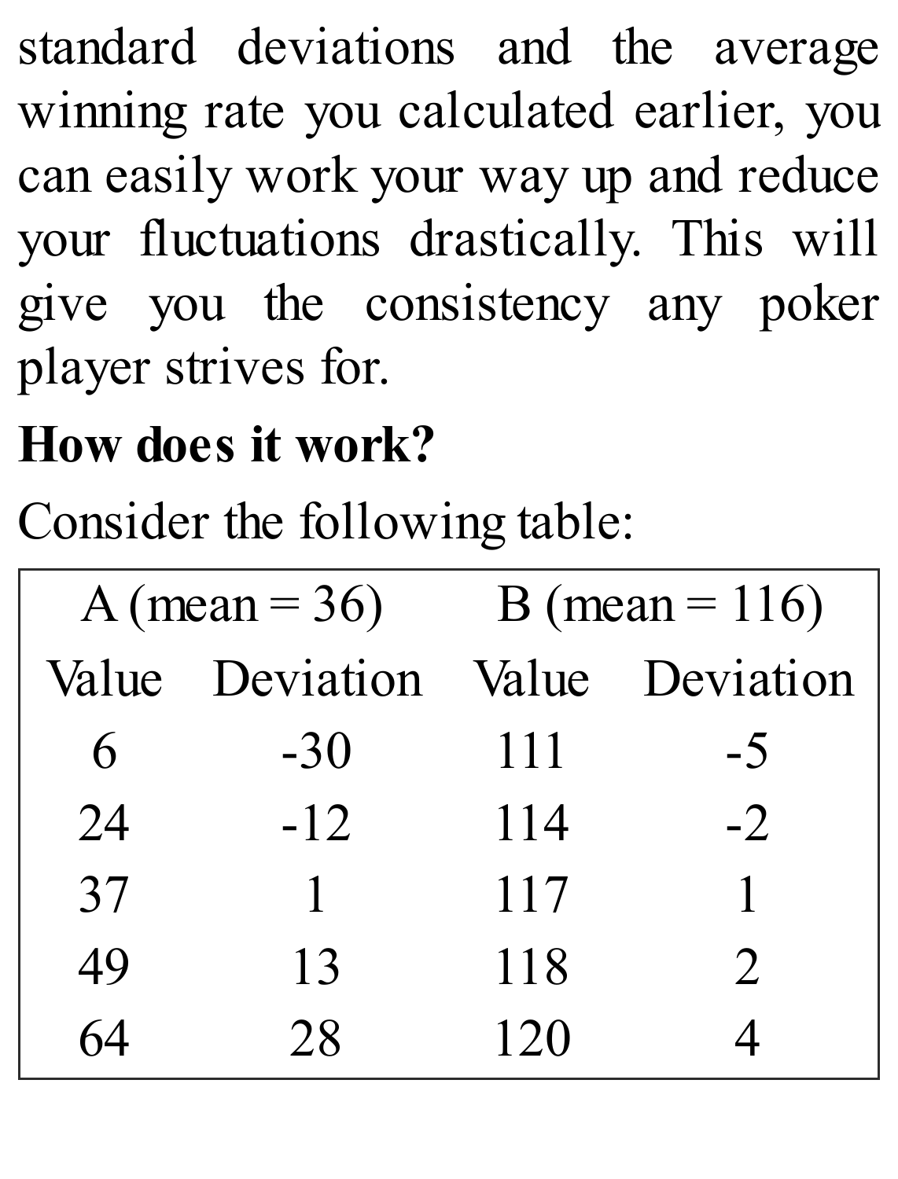standard deviations and the average winning rate you calculated earlier, you can easily work your way up and reduce your fluctuations drastically. This will give you the consistency any poker player strives for.

**How does it work?**

Consider the following table:

| A (mean = 36) | | B (mean = 116) | |
|---|---|---|---|
| Value | Deviation | Value | Deviation |
| 6 | -30 | 111 | -5 |
| 24 | -12 | 114 | -2 |
| 37 | 1 | 117 | 1 |
| 49 | 13 | 118 | 2 |
| 64 | 28 | 120 | 4 |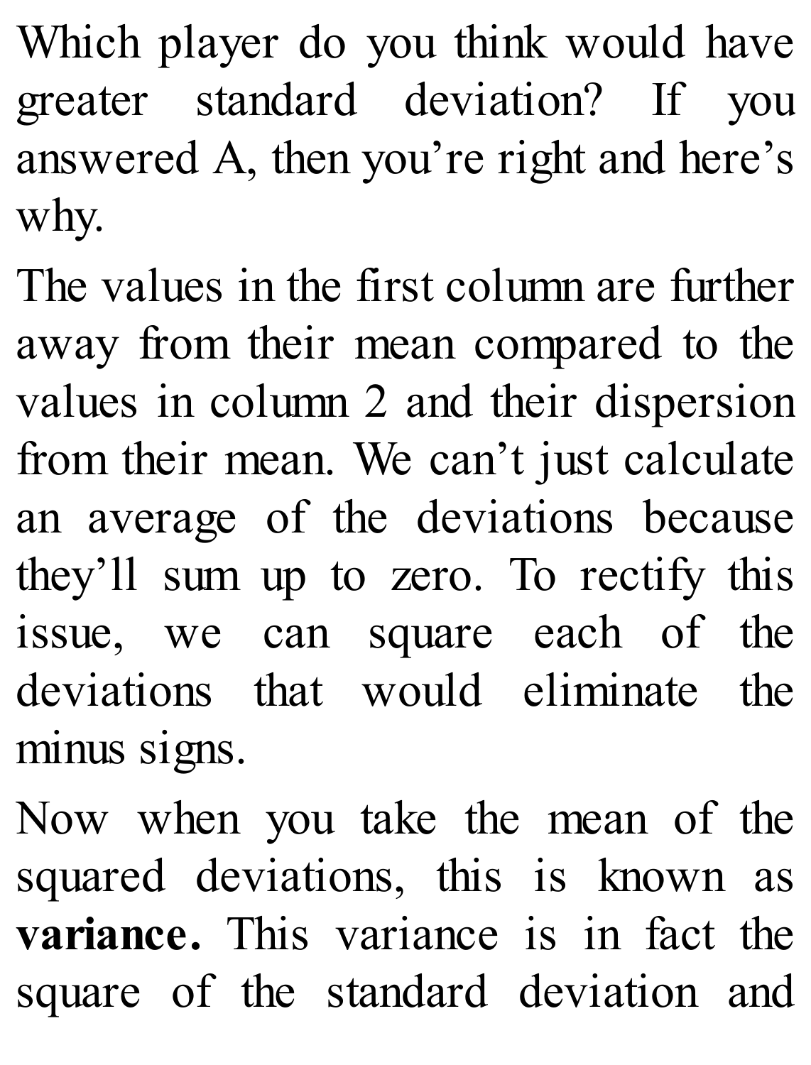Which player do you think would have greater standard deviation? If you answered A, then you're right and here's why.

The values in the first column are further away from their mean compared to the values in column 2 and their dispersion from their mean. We can't just calculate an average of the deviations because they'll sum up to zero. To rectify this issue, we can square each of the deviations that would eliminate the minus signs.

Now when you take the mean of the squared deviations, this is known as **variance.** This variance is in fact the square of the standard deviation and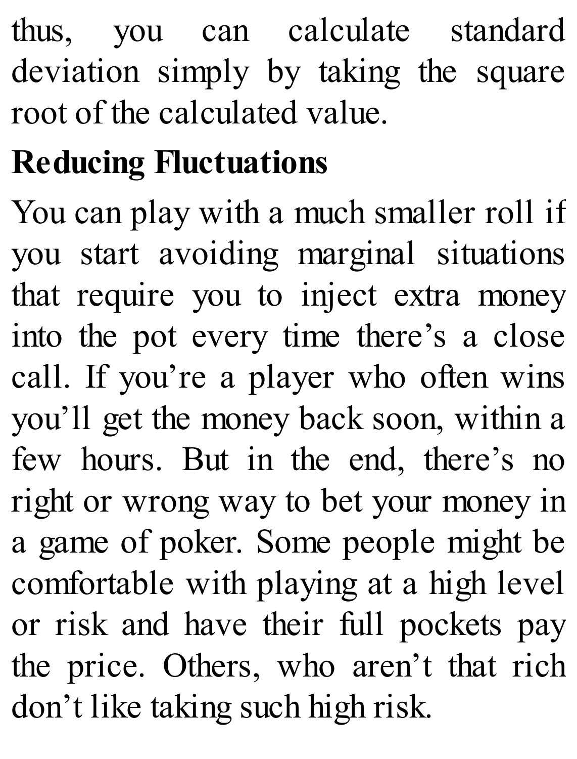thus, you can calculate standard deviation simply by taking the square root of the calculated value.

## Reducing Fluctuations

You can play with a much smaller roll if you start avoiding marginal situations that require you to inject extra money into the pot every time there's a close call. If you're a player who often wins you'll get the money back soon, within a few hours. But in the end, there's no right or wrong way to bet your money in a game of poker. Some people might be comfortable with playing at a high level or risk and have their full pockets pay the price. Others, who aren't that rich don't like taking such high risk.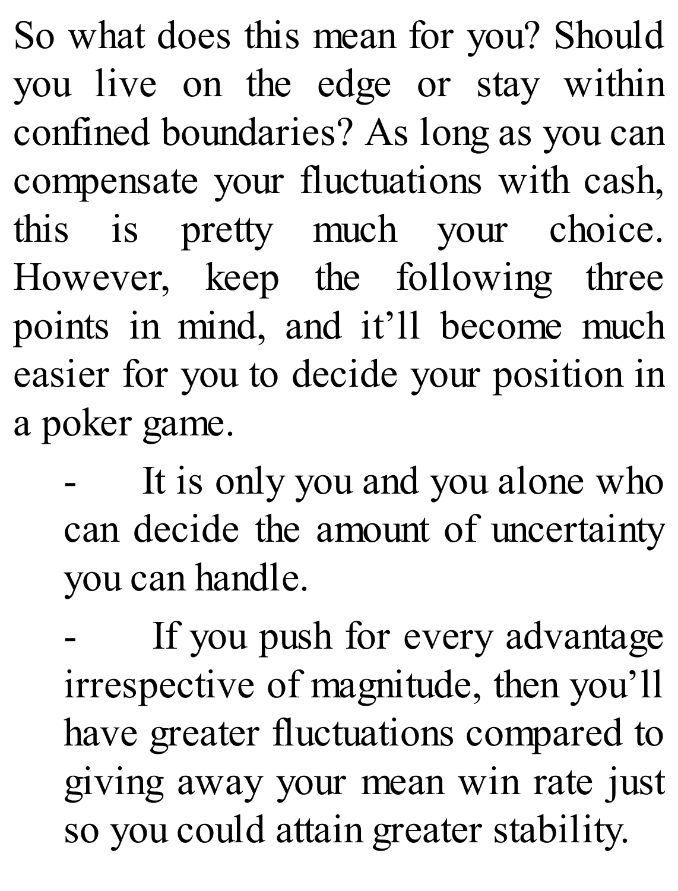So what does this mean for you? Should you live on the edge or stay within confined boundaries? As long as you can compensate your fluctuations with cash, this is pretty much your choice. However, keep the following three points in mind, and it'll become much easier for you to decide your position in a poker game.

- It is only you and you alone who can decide the amount of uncertainty you can handle.
- If you push for every advantage irrespective of magnitude, then you'll have greater fluctuations compared to giving away your mean win rate just so you could attain greater stability.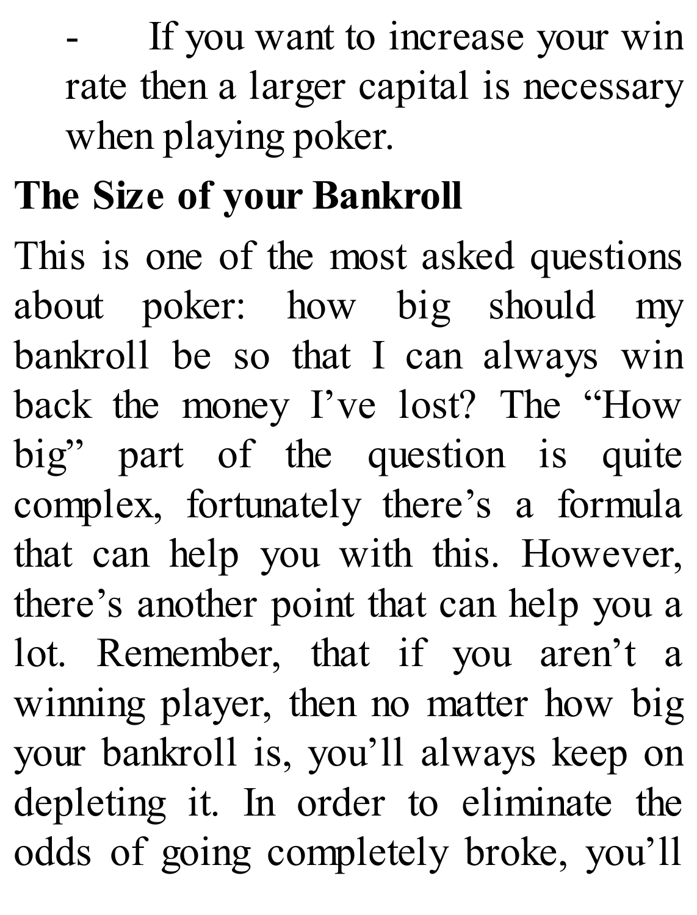- If you want to increase your win rate then a larger capital is necessary when playing poker.

**The Size of your Bankroll**

This is one of the most asked questions about poker: how big should my bankroll be so that I can always win back the money I've lost? The "How big" part of the question is quite complex, fortunately there's a formula that can help you with this. However, there's another point that can help you a lot. Remember, that if you aren't a winning player, then no matter how big your bankroll is, you'll always keep on depleting it. In order to eliminate the odds of going completely broke, you'll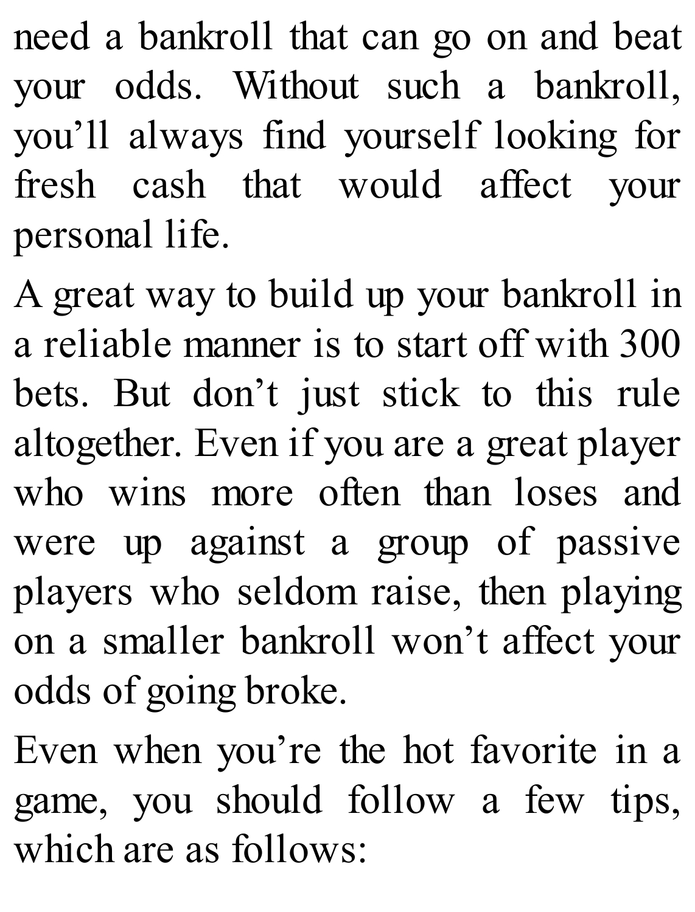need a bankroll that can go on and beat your odds. Without such a bankroll, you'll always find yourself looking for fresh cash that would affect your personal life.

A great way to build up your bankroll in a reliable manner is to start off with 300 bets. But don't just stick to this rule altogether. Even if you are a great player who wins more often than loses and were up against a group of passive players who seldom raise, then playing on a smaller bankroll won't affect your odds of going broke.

Even when you're the hot favorite in a game, you should follow a few tips, which are as follows: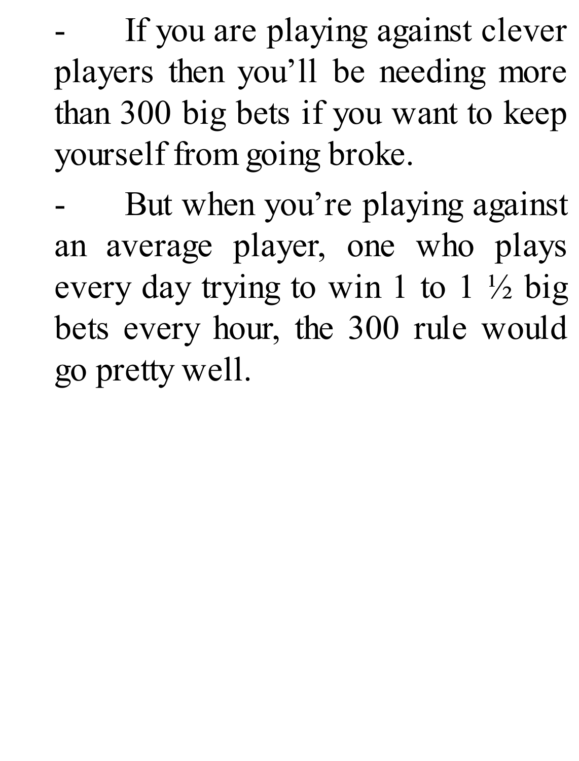- If you are playing against clever players then you'll be needing more than 300 big bets if you want to keep yourself from going broke.
- But when you're playing against an average player, one who plays every day trying to win 1 to 1 ½ big bets every hour, the 300 rule would go pretty well.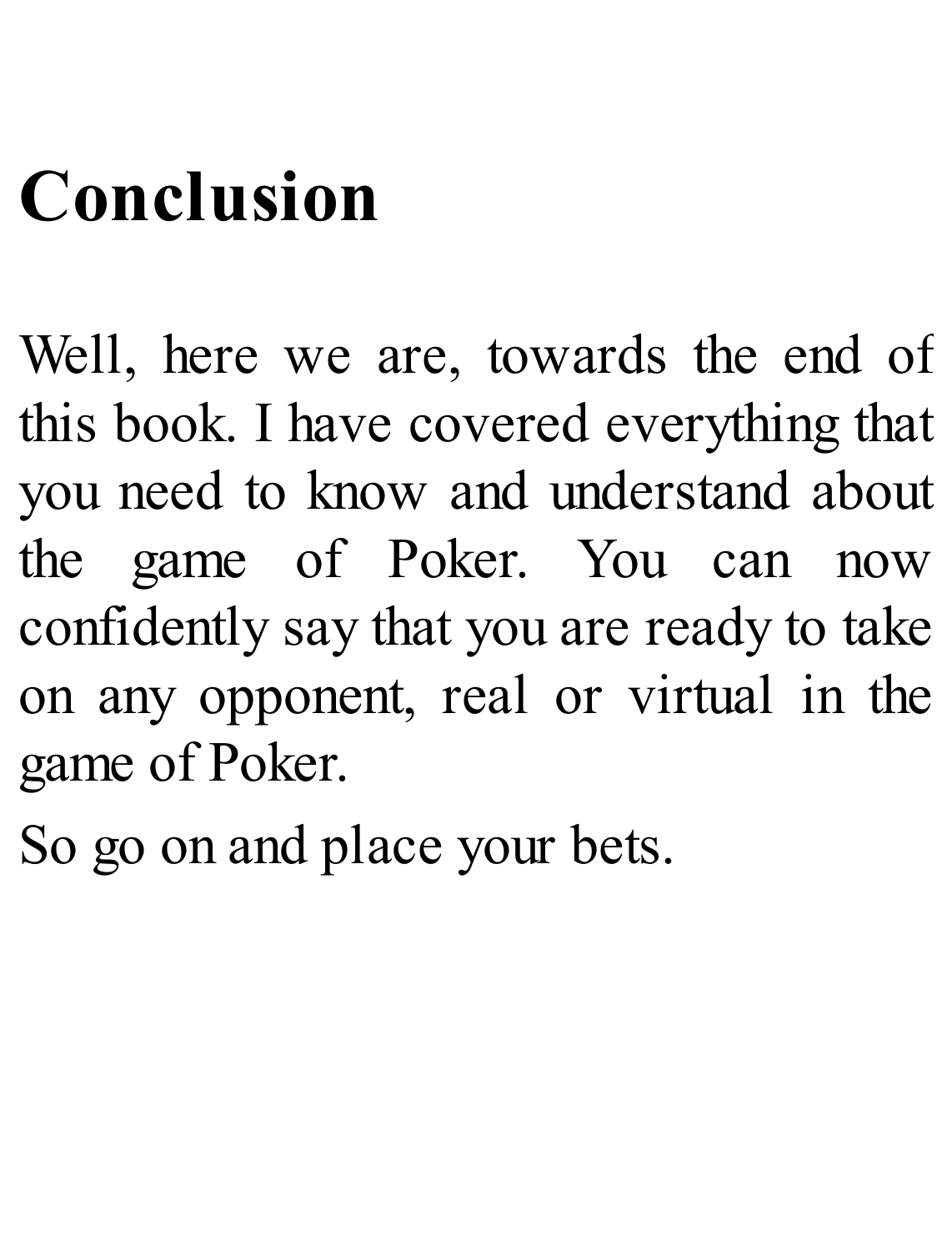# Conclusion

Well, here we are, towards the end of this book. I have covered everything that you need to know and understand about the game of Poker. You can now confidently say that you are ready to take on any opponent, real or virtual in the game of Poker.

So go on and place your bets.